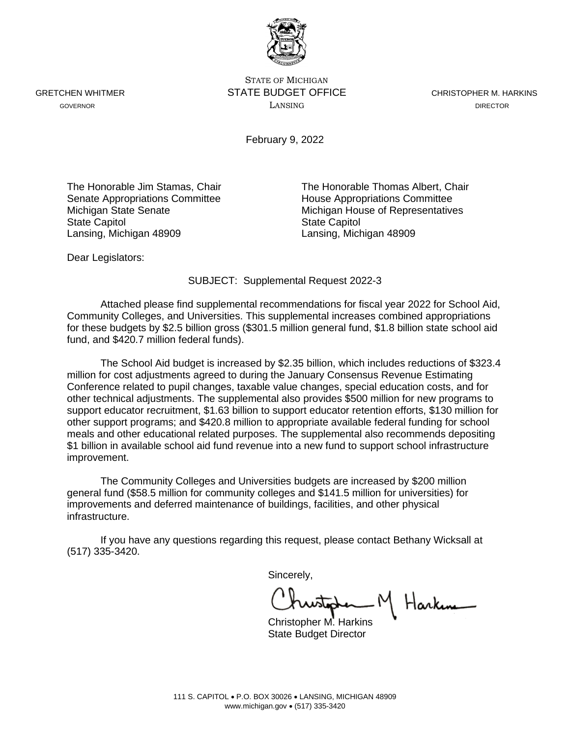STATE OF MICHIGAN

GRETCHEN WHITMER
GOVERNOR

STATE BUDGET OFFICE
LANSING

CHRISTOPHER M. HARKINS
DIRECTOR

February 9, 2022

The Honorable Jim Stamas, Chair
Senate Appropriations Committee
Michigan State Senate
State Capitol
Lansing, Michigan 48909

The Honorable Thomas Albert, Chair
House Appropriations Committee
Michigan House of Representatives
State Capitol
Lansing, Michigan 48909

Dear Legislators:

SUBJECT: Supplemental Request 2022-3

Attached please find supplemental recommendations for fiscal year 2022 for School Aid, Community Colleges, and Universities. This supplemental increases combined appropriations for these budgets by $2.5 billion gross ($301.5 million general fund, $1.8 billion state school aid fund, and $420.7 million federal funds).

The School Aid budget is increased by $2.35 billion, which includes reductions of $323.4 million for cost adjustments agreed to during the January Consensus Revenue Estimating Conference related to pupil changes, taxable value changes, special education costs, and for other technical adjustments. The supplemental also provides $500 million for new programs to support educator recruitment, $1.63 billion to support educator retention efforts, $130 million for other support programs; and $420.8 million to appropriate available federal funding for school meals and other educational related purposes. The supplemental also recommends depositing $1 billion in available school aid fund revenue into a new fund to support school infrastructure improvement.

The Community Colleges and Universities budgets are increased by $200 million general fund ($58.5 million for community colleges and $141.5 million for universities) for improvements and deferred maintenance of buildings, facilities, and other physical infrastructure.

If you have any questions regarding this request, please contact Bethany Wicksall at (517) 335-3420.

Sincerely,

Christopher M. Harkins
State Budget Director

111 S. CAPITOL • P.O. BOX 30026 • LANSING, MICHIGAN 48909
www.michigan.gov • (517) 335-3420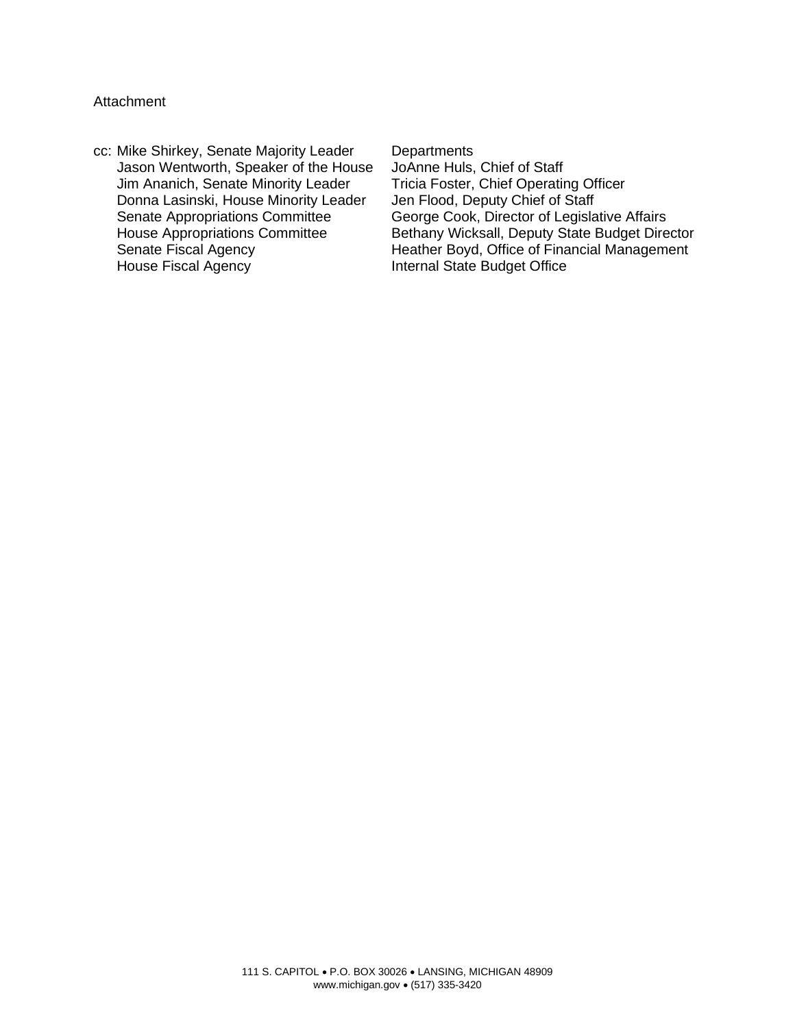Attachment

cc: Mike Shirkey, Senate Majority Leader
Jason Wentworth, Speaker of the House
Jim Ananich, Senate Minority Leader
Donna Lasinski, House Minority Leader
Senate Appropriations Committee
House Appropriations Committee
Senate Fiscal Agency
House Fiscal Agency

Departments
JoAnne Huls, Chief of Staff
Tricia Foster, Chief Operating Officer
Jen Flood, Deputy Chief of Staff
George Cook, Director of Legislative Affairs
Bethany Wicksall, Deputy State Budget Director
Heather Boyd, Office of Financial Management
Internal State Budget Office

111 S. CAPITOL • P.O. BOX 30026 • LANSING, MICHIGAN 48909
www.michigan.gov • (517) 335-3420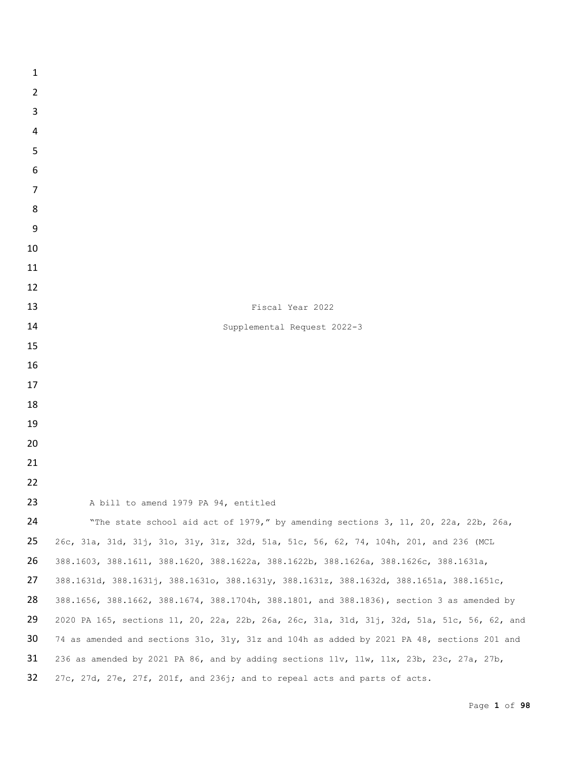Fiscal Year 2022

Supplemental Request 2022-3

A bill to amend 1979 PA 94, entitled

"The state school aid act of 1979," by amending sections 3, 11, 20, 22a, 22b, 26a, 26c, 31a, 31d, 31j, 31o, 31y, 31z, 32d, 51a, 51c, 56, 62, 74, 104h, 201, and 236 (MCL 388.1603, 388.1611, 388.1620, 388.1622a, 388.1622b, 388.1626a, 388.1626c, 388.1631a, 388.1631d, 388.1631j, 388.1631o, 388.1631y, 388.1631z, 388.1632d, 388.1651a, 388.1651c, 388.1656, 388.1662, 388.1674, 388.1704h, 388.1801, and 388.1836), section 3 as amended by 2020 PA 165, sections 11, 20, 22a, 22b, 26a, 26c, 31a, 31d, 31j, 32d, 51a, 51c, 56, 62, and 74 as amended and sections 31o, 31y, 31z and 104h as added by 2021 PA 48, sections 201 and 236 as amended by 2021 PA 86, and by adding sections 11v, 11w, 11x, 23b, 23c, 27a, 27b, 27c, 27d, 27e, 27f, 201f, and 236j; and to repeal acts and parts of acts.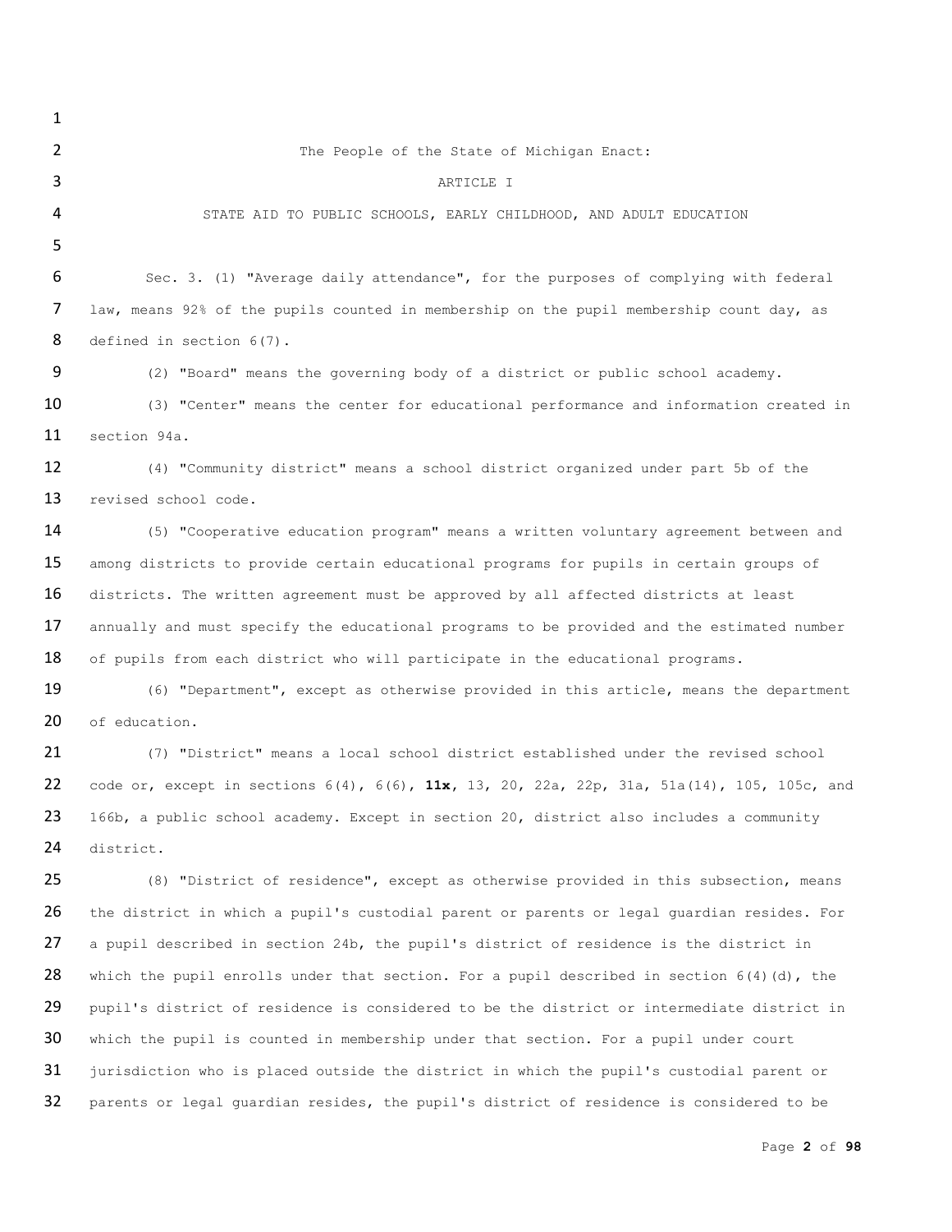The People of the State of Michigan Enact:

ARTICLE I

STATE AID TO PUBLIC SCHOOLS, EARLY CHILDHOOD, AND ADULT EDUCATION

Sec. 3. (1) "Average daily attendance", for the purposes of complying with federal law, means 92% of the pupils counted in membership on the pupil membership count day, as defined in section 6(7).

(2) "Board" means the governing body of a district or public school academy.

(3) "Center" means the center for educational performance and information created in section 94a.

(4) "Community district" means a school district organized under part 5b of the revised school code.

(5) "Cooperative education program" means a written voluntary agreement between and among districts to provide certain educational programs for pupils in certain groups of districts. The written agreement must be approved by all affected districts at least annually and must specify the educational programs to be provided and the estimated number of pupils from each district who will participate in the educational programs.

(6) "Department", except as otherwise provided in this article, means the department of education.

(7) "District" means a local school district established under the revised school code or, except in sections 6(4), 6(6), **11x**, 13, 20, 22a, 22p, 31a, 51a(14), 105, 105c, and 166b, a public school academy. Except in section 20, district also includes a community district.

(8) "District of residence", except as otherwise provided in this subsection, means the district in which a pupil's custodial parent or parents or legal guardian resides. For a pupil described in section 24b, the pupil's district of residence is the district in which the pupil enrolls under that section. For a pupil described in section 6(4)(d), the pupil's district of residence is considered to be the district or intermediate district in which the pupil is counted in membership under that section. For a pupil under court jurisdiction who is placed outside the district in which the pupil's custodial parent or parents or legal guardian resides, the pupil's district of residence is considered to be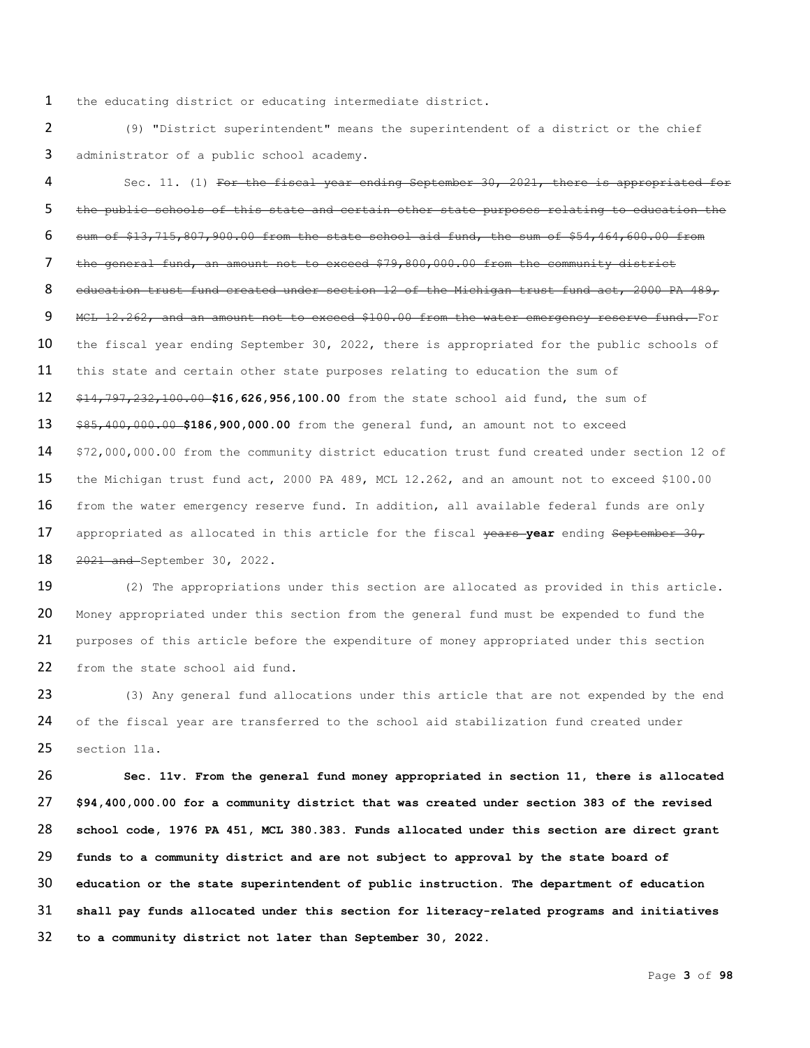the educating district or educating intermediate district.

(9) "District superintendent" means the superintendent of a district or the chief administrator of a public school academy.

Sec. 11. (1) ~~For the fiscal year ending September 30, 2021, there is appropriated for the public schools of this state and certain other state purposes relating to education the sum of $13,715,807,900.00 from the state school aid fund, the sum of $54,464,600.00 from the general fund, an amount not to exceed $79,800,000.00 from the community district education trust fund created under section 12 of the Michigan trust fund act, 2000 PA 489, MCL 12.262, and an amount not to exceed $100.00 from the water emergency reserve fund.~~ For the fiscal year ending September 30, 2022, there is appropriated for the public schools of this state and certain other state purposes relating to education the sum of ~~$14,797,232,100.00~~ **$16,626,956,100.00** from the state school aid fund, the sum of ~~$85,400,000.00~~ **$186,900,000.00** from the general fund, an amount not to exceed $72,000,000.00 from the community district education trust fund created under section 12 of the Michigan trust fund act, 2000 PA 489, MCL 12.262, and an amount not to exceed $100.00 from the water emergency reserve fund. In addition, all available federal funds are only appropriated as allocated in this article for the fiscal ~~years~~ **year** ending ~~September 30, 2021 and~~ September 30, 2022.

(2) The appropriations under this section are allocated as provided in this article. Money appropriated under this section from the general fund must be expended to fund the purposes of this article before the expenditure of money appropriated under this section from the state school aid fund.

(3) Any general fund allocations under this article that are not expended by the end of the fiscal year are transferred to the school aid stabilization fund created under section 11a.

**Sec. 11v. From the general fund money appropriated in section 11, there is allocated $94,400,000.00 for a community district that was created under section 383 of the revised school code, 1976 PA 451, MCL 380.383. Funds allocated under this section are direct grant funds to a community district and are not subject to approval by the state board of education or the state superintendent of public instruction. The department of education shall pay funds allocated under this section for literacy-related programs and initiatives to a community district not later than September 30, 2022.**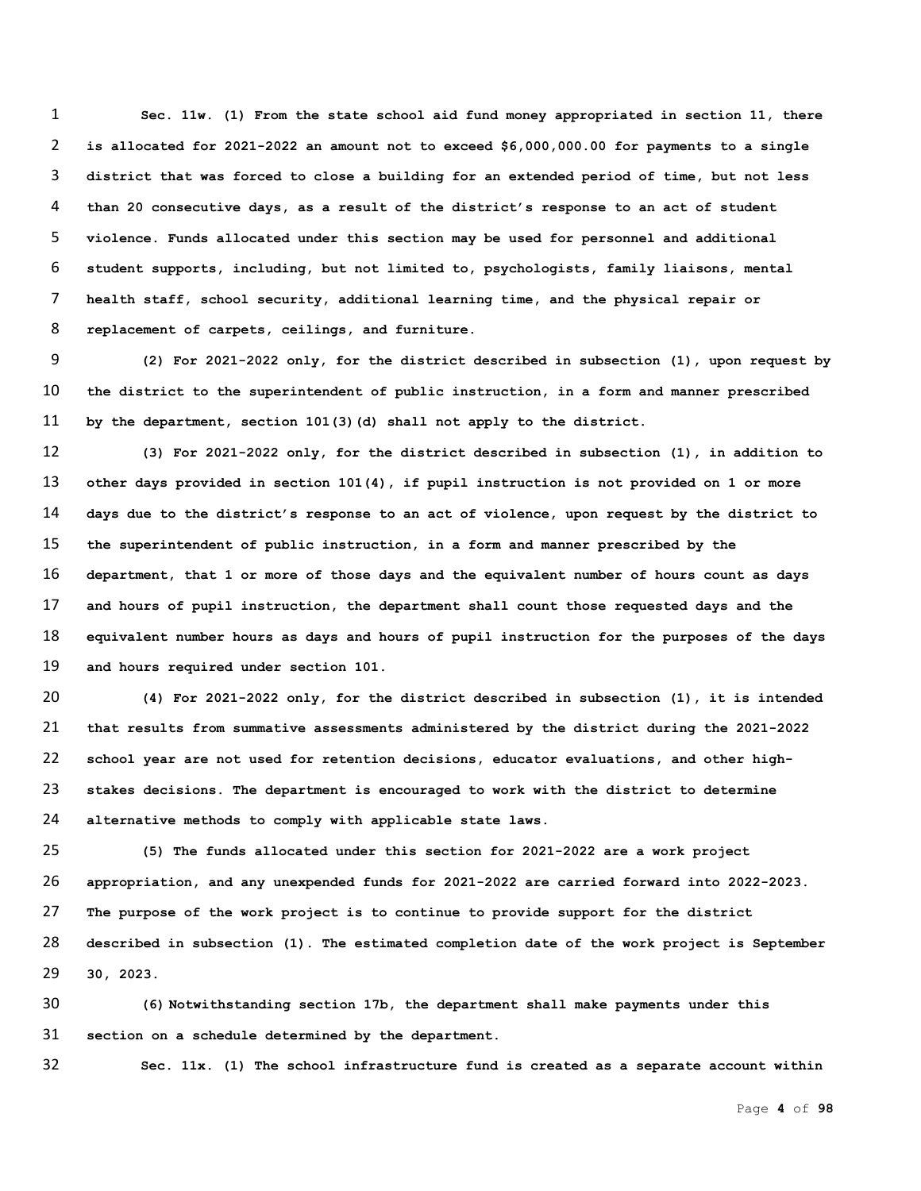**Sec. 11w. (1) From the state school aid fund money appropriated in section 11, there is allocated for 2021-2022 an amount not to exceed $6,000,000.00 for payments to a single district that was forced to close a building for an extended period of time, but not less than 20 consecutive days, as a result of the district's response to an act of student violence. Funds allocated under this section may be used for personnel and additional student supports, including, but not limited to, psychologists, family liaisons, mental health staff, school security, additional learning time, and the physical repair or replacement of carpets, ceilings, and furniture.**

**(2) For 2021-2022 only, for the district described in subsection (1), upon request by the district to the superintendent of public instruction, in a form and manner prescribed by the department, section 101(3)(d) shall not apply to the district.**

**(3) For 2021-2022 only, for the district described in subsection (1), in addition to other days provided in section 101(4), if pupil instruction is not provided on 1 or more days due to the district's response to an act of violence, upon request by the district to the superintendent of public instruction, in a form and manner prescribed by the department, that 1 or more of those days and the equivalent number of hours count as days and hours of pupil instruction, the department shall count those requested days and the equivalent number hours as days and hours of pupil instruction for the purposes of the days and hours required under section 101.**

**(4) For 2021-2022 only, for the district described in subsection (1), it is intended that results from summative assessments administered by the district during the 2021-2022 school year are not used for retention decisions, educator evaluations, and other high-stakes decisions. The department is encouraged to work with the district to determine alternative methods to comply with applicable state laws.**

**(5) The funds allocated under this section for 2021-2022 are a work project appropriation, and any unexpended funds for 2021-2022 are carried forward into 2022-2023. The purpose of the work project is to continue to provide support for the district described in subsection (1). The estimated completion date of the work project is September 30, 2023.**

**(6) Notwithstanding section 17b, the department shall make payments under this section on a schedule determined by the department.**

**Sec. 11x. (1) The school infrastructure fund is created as a separate account within**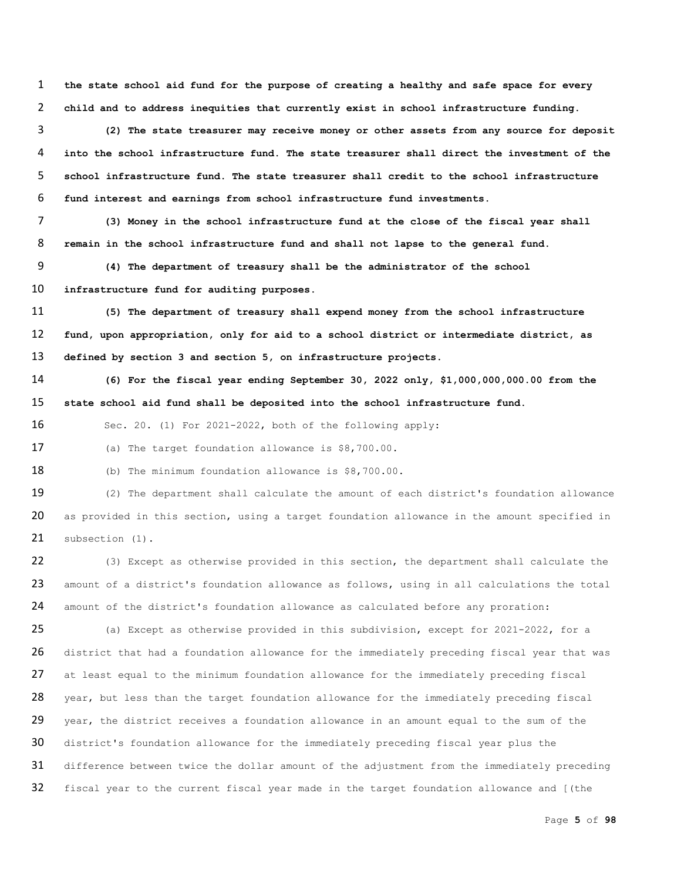**the state school aid fund for the purpose of creating a healthy and safe space for every child and to address inequities that currently exist in school infrastructure funding.**

**(2) The state treasurer may receive money or other assets from any source for deposit into the school infrastructure fund. The state treasurer shall direct the investment of the school infrastructure fund. The state treasurer shall credit to the school infrastructure fund interest and earnings from school infrastructure fund investments.**

**(3) Money in the school infrastructure fund at the close of the fiscal year shall remain in the school infrastructure fund and shall not lapse to the general fund.**

**(4) The department of treasury shall be the administrator of the school infrastructure fund for auditing purposes.**

**(5) The department of treasury shall expend money from the school infrastructure fund, upon appropriation, only for aid to a school district or intermediate district, as defined by section 3 and section 5, on infrastructure projects.**

**(6) For the fiscal year ending September 30, 2022 only, $1,000,000,000.00 from the state school aid fund shall be deposited into the school infrastructure fund.**

Sec. 20. (1) For 2021-2022, both of the following apply:

(a) The target foundation allowance is $8,700.00.

(b) The minimum foundation allowance is $8,700.00.

(2) The department shall calculate the amount of each district's foundation allowance as provided in this section, using a target foundation allowance in the amount specified in subsection (1).

(3) Except as otherwise provided in this section, the department shall calculate the amount of a district's foundation allowance as follows, using in all calculations the total amount of the district's foundation allowance as calculated before any proration:

(a) Except as otherwise provided in this subdivision, except for 2021-2022, for a district that had a foundation allowance for the immediately preceding fiscal year that was at least equal to the minimum foundation allowance for the immediately preceding fiscal year, but less than the target foundation allowance for the immediately preceding fiscal year, the district receives a foundation allowance in an amount equal to the sum of the district's foundation allowance for the immediately preceding fiscal year plus the difference between twice the dollar amount of the adjustment from the immediately preceding fiscal year to the current fiscal year made in the target foundation allowance and [(the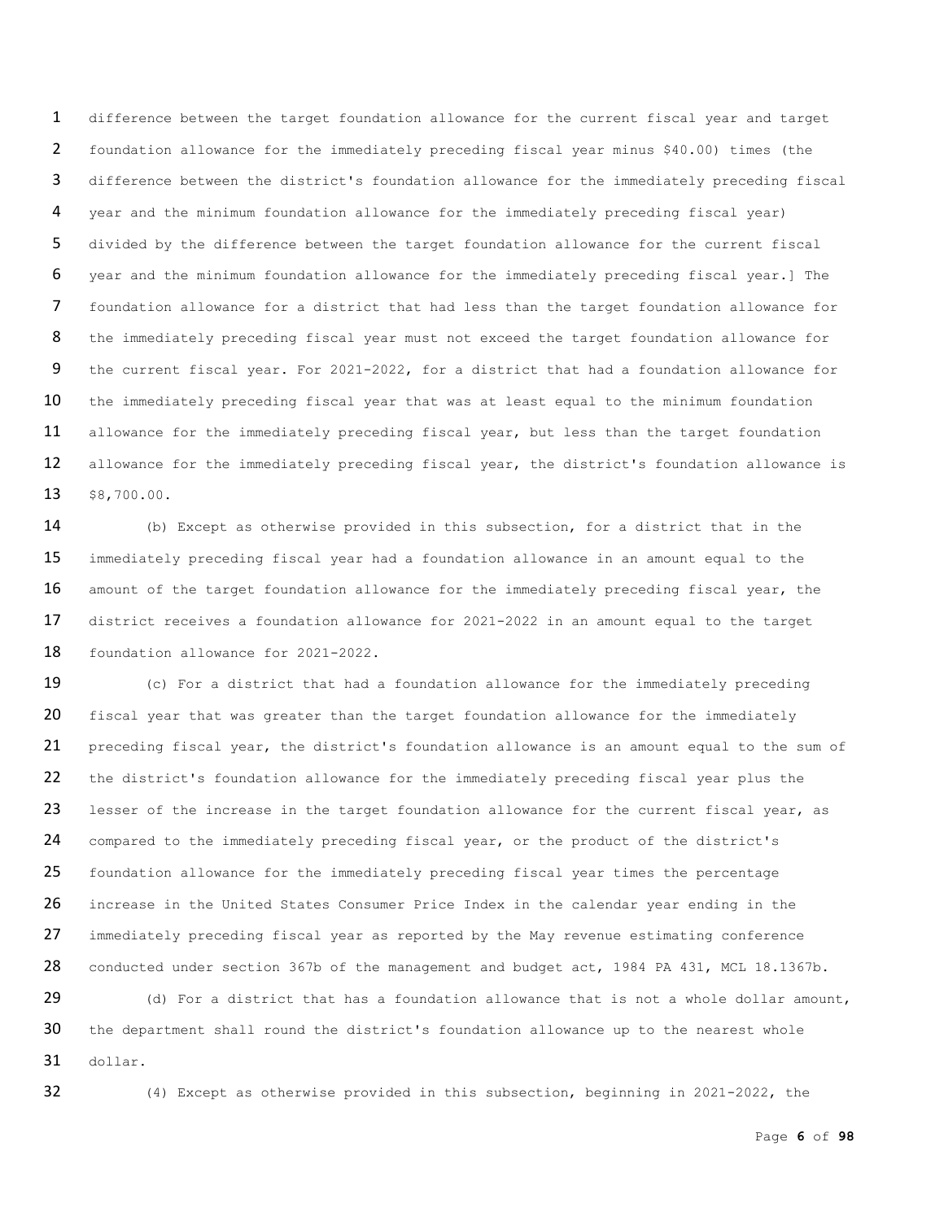difference between the target foundation allowance for the current fiscal year and target foundation allowance for the immediately preceding fiscal year minus $40.00) times (the difference between the district's foundation allowance for the immediately preceding fiscal year and the minimum foundation allowance for the immediately preceding fiscal year) divided by the difference between the target foundation allowance for the current fiscal year and the minimum foundation allowance for the immediately preceding fiscal year.] The foundation allowance for a district that had less than the target foundation allowance for the immediately preceding fiscal year must not exceed the target foundation allowance for the current fiscal year. For 2021-2022, for a district that had a foundation allowance for the immediately preceding fiscal year that was at least equal to the minimum foundation allowance for the immediately preceding fiscal year, but less than the target foundation allowance for the immediately preceding fiscal year, the district's foundation allowance is $8,700.00.

(b) Except as otherwise provided in this subsection, for a district that in the immediately preceding fiscal year had a foundation allowance in an amount equal to the amount of the target foundation allowance for the immediately preceding fiscal year, the district receives a foundation allowance for 2021-2022 in an amount equal to the target foundation allowance for 2021-2022.

(c) For a district that had a foundation allowance for the immediately preceding fiscal year that was greater than the target foundation allowance for the immediately preceding fiscal year, the district's foundation allowance is an amount equal to the sum of the district's foundation allowance for the immediately preceding fiscal year plus the lesser of the increase in the target foundation allowance for the current fiscal year, as compared to the immediately preceding fiscal year, or the product of the district's foundation allowance for the immediately preceding fiscal year times the percentage increase in the United States Consumer Price Index in the calendar year ending in the immediately preceding fiscal year as reported by the May revenue estimating conference conducted under section 367b of the management and budget act, 1984 PA 431, MCL 18.1367b.

(d) For a district that has a foundation allowance that is not a whole dollar amount, the department shall round the district's foundation allowance up to the nearest whole dollar.

(4) Except as otherwise provided in this subsection, beginning in 2021-2022, the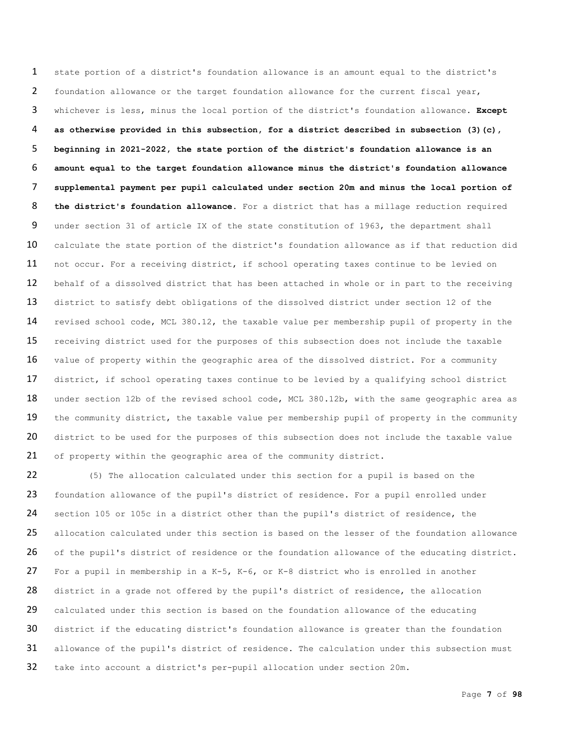state portion of a district's foundation allowance is an amount equal to the district's foundation allowance or the target foundation allowance for the current fiscal year, whichever is less, minus the local portion of the district's foundation allowance. **Except as otherwise provided in this subsection, for a district described in subsection (3)(c), beginning in 2021-2022, the state portion of the district's foundation allowance is an amount equal to the target foundation allowance minus the district's foundation allowance supplemental payment per pupil calculated under section 20m and minus the local portion of the district's foundation allowance.** For a district that has a millage reduction required under section 31 of article IX of the state constitution of 1963, the department shall calculate the state portion of the district's foundation allowance as if that reduction did not occur. For a receiving district, if school operating taxes continue to be levied on behalf of a dissolved district that has been attached in whole or in part to the receiving district to satisfy debt obligations of the dissolved district under section 12 of the revised school code, MCL 380.12, the taxable value per membership pupil of property in the receiving district used for the purposes of this subsection does not include the taxable value of property within the geographic area of the dissolved district. For a community district, if school operating taxes continue to be levied by a qualifying school district under section 12b of the revised school code, MCL 380.12b, with the same geographic area as the community district, the taxable value per membership pupil of property in the community district to be used for the purposes of this subsection does not include the taxable value of property within the geographic area of the community district.

(5) The allocation calculated under this section for a pupil is based on the foundation allowance of the pupil's district of residence. For a pupil enrolled under section 105 or 105c in a district other than the pupil's district of residence, the allocation calculated under this section is based on the lesser of the foundation allowance of the pupil's district of residence or the foundation allowance of the educating district. For a pupil in membership in a K-5, K-6, or K-8 district who is enrolled in another district in a grade not offered by the pupil's district of residence, the allocation calculated under this section is based on the foundation allowance of the educating district if the educating district's foundation allowance is greater than the foundation allowance of the pupil's district of residence. The calculation under this subsection must take into account a district's per-pupil allocation under section 20m.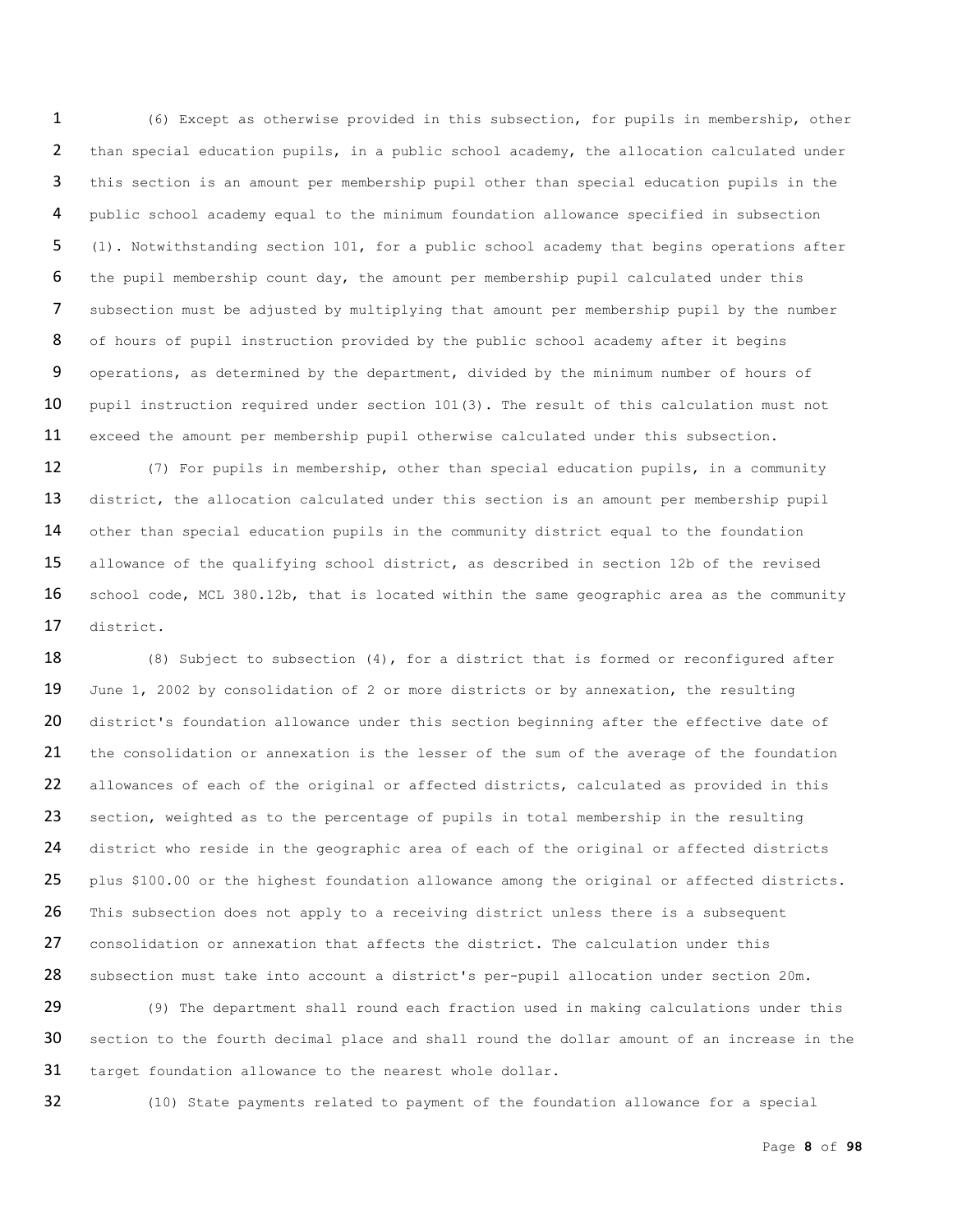(6) Except as otherwise provided in this subsection, for pupils in membership, other than special education pupils, in a public school academy, the allocation calculated under this section is an amount per membership pupil other than special education pupils in the public school academy equal to the minimum foundation allowance specified in subsection (1). Notwithstanding section 101, for a public school academy that begins operations after the pupil membership count day, the amount per membership pupil calculated under this subsection must be adjusted by multiplying that amount per membership pupil by the number of hours of pupil instruction provided by the public school academy after it begins operations, as determined by the department, divided by the minimum number of hours of pupil instruction required under section 101(3). The result of this calculation must not exceed the amount per membership pupil otherwise calculated under this subsection.

(7) For pupils in membership, other than special education pupils, in a community district, the allocation calculated under this section is an amount per membership pupil other than special education pupils in the community district equal to the foundation allowance of the qualifying school district, as described in section 12b of the revised school code, MCL 380.12b, that is located within the same geographic area as the community district.

(8) Subject to subsection (4), for a district that is formed or reconfigured after June 1, 2002 by consolidation of 2 or more districts or by annexation, the resulting district's foundation allowance under this section beginning after the effective date of the consolidation or annexation is the lesser of the sum of the average of the foundation allowances of each of the original or affected districts, calculated as provided in this section, weighted as to the percentage of pupils in total membership in the resulting district who reside in the geographic area of each of the original or affected districts plus $100.00 or the highest foundation allowance among the original or affected districts. This subsection does not apply to a receiving district unless there is a subsequent consolidation or annexation that affects the district. The calculation under this subsection must take into account a district's per-pupil allocation under section 20m.

(9) The department shall round each fraction used in making calculations under this section to the fourth decimal place and shall round the dollar amount of an increase in the target foundation allowance to the nearest whole dollar.

(10) State payments related to payment of the foundation allowance for a special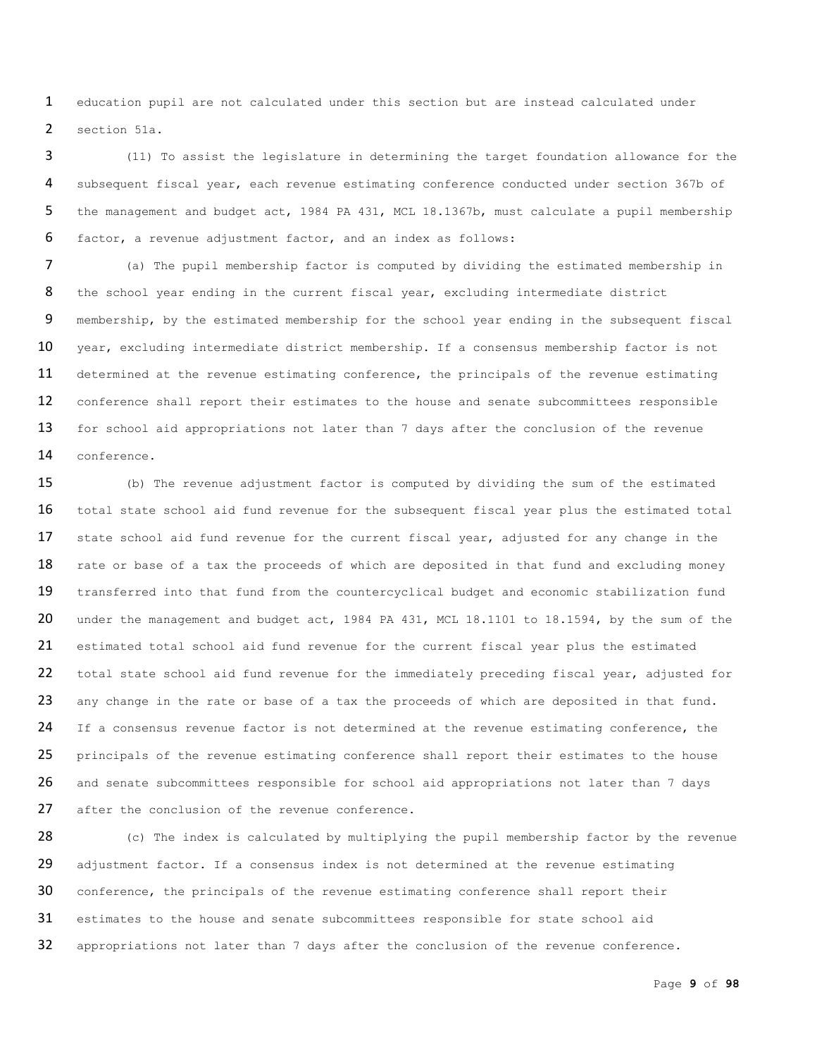education pupil are not calculated under this section but are instead calculated under section 51a.

(11) To assist the legislature in determining the target foundation allowance for the subsequent fiscal year, each revenue estimating conference conducted under section 367b of the management and budget act, 1984 PA 431, MCL 18.1367b, must calculate a pupil membership factor, a revenue adjustment factor, and an index as follows:

(a) The pupil membership factor is computed by dividing the estimated membership in the school year ending in the current fiscal year, excluding intermediate district membership, by the estimated membership for the school year ending in the subsequent fiscal year, excluding intermediate district membership. If a consensus membership factor is not determined at the revenue estimating conference, the principals of the revenue estimating conference shall report their estimates to the house and senate subcommittees responsible for school aid appropriations not later than 7 days after the conclusion of the revenue conference.

(b) The revenue adjustment factor is computed by dividing the sum of the estimated total state school aid fund revenue for the subsequent fiscal year plus the estimated total state school aid fund revenue for the current fiscal year, adjusted for any change in the rate or base of a tax the proceeds of which are deposited in that fund and excluding money transferred into that fund from the countercyclical budget and economic stabilization fund under the management and budget act, 1984 PA 431, MCL 18.1101 to 18.1594, by the sum of the estimated total school aid fund revenue for the current fiscal year plus the estimated total state school aid fund revenue for the immediately preceding fiscal year, adjusted for any change in the rate or base of a tax the proceeds of which are deposited in that fund. If a consensus revenue factor is not determined at the revenue estimating conference, the principals of the revenue estimating conference shall report their estimates to the house and senate subcommittees responsible for school aid appropriations not later than 7 days after the conclusion of the revenue conference.

(c) The index is calculated by multiplying the pupil membership factor by the revenue adjustment factor. If a consensus index is not determined at the revenue estimating conference, the principals of the revenue estimating conference shall report their estimates to the house and senate subcommittees responsible for state school aid appropriations not later than 7 days after the conclusion of the revenue conference.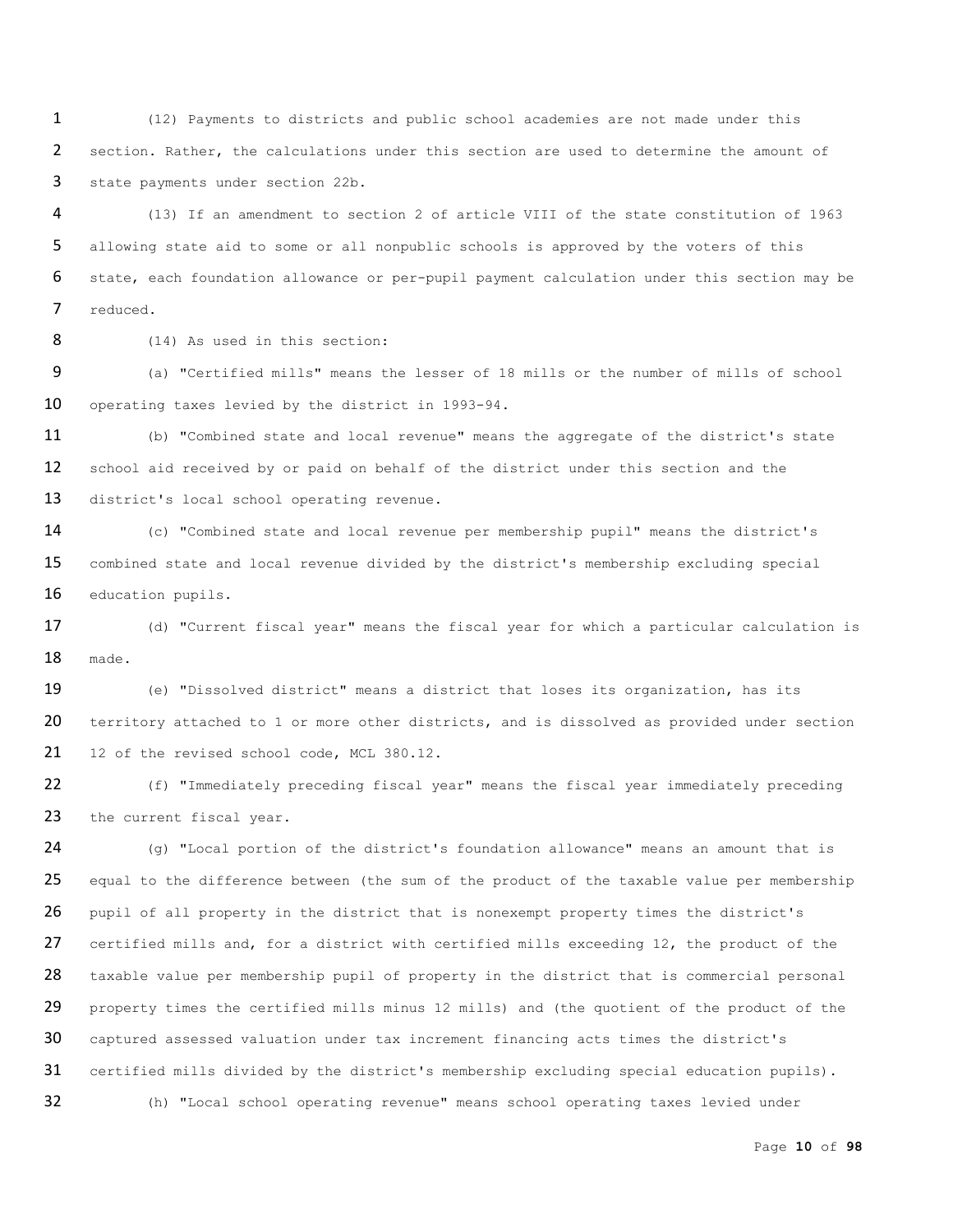(12) Payments to districts and public school academies are not made under this section. Rather, the calculations under this section are used to determine the amount of state payments under section 22b.

(13) If an amendment to section 2 of article VIII of the state constitution of 1963 allowing state aid to some or all nonpublic schools is approved by the voters of this state, each foundation allowance or per-pupil payment calculation under this section may be reduced.

(14) As used in this section:

(a) "Certified mills" means the lesser of 18 mills or the number of mills of school operating taxes levied by the district in 1993-94.

(b) "Combined state and local revenue" means the aggregate of the district's state school aid received by or paid on behalf of the district under this section and the district's local school operating revenue.

(c) "Combined state and local revenue per membership pupil" means the district's combined state and local revenue divided by the district's membership excluding special education pupils.

(d) "Current fiscal year" means the fiscal year for which a particular calculation is made.

(e) "Dissolved district" means a district that loses its organization, has its territory attached to 1 or more other districts, and is dissolved as provided under section 12 of the revised school code, MCL 380.12.

(f) "Immediately preceding fiscal year" means the fiscal year immediately preceding the current fiscal year.

(g) "Local portion of the district's foundation allowance" means an amount that is equal to the difference between (the sum of the product of the taxable value per membership pupil of all property in the district that is nonexempt property times the district's certified mills and, for a district with certified mills exceeding 12, the product of the taxable value per membership pupil of property in the district that is commercial personal property times the certified mills minus 12 mills) and (the quotient of the product of the captured assessed valuation under tax increment financing acts times the district's certified mills divided by the district's membership excluding special education pupils).

(h) "Local school operating revenue" means school operating taxes levied under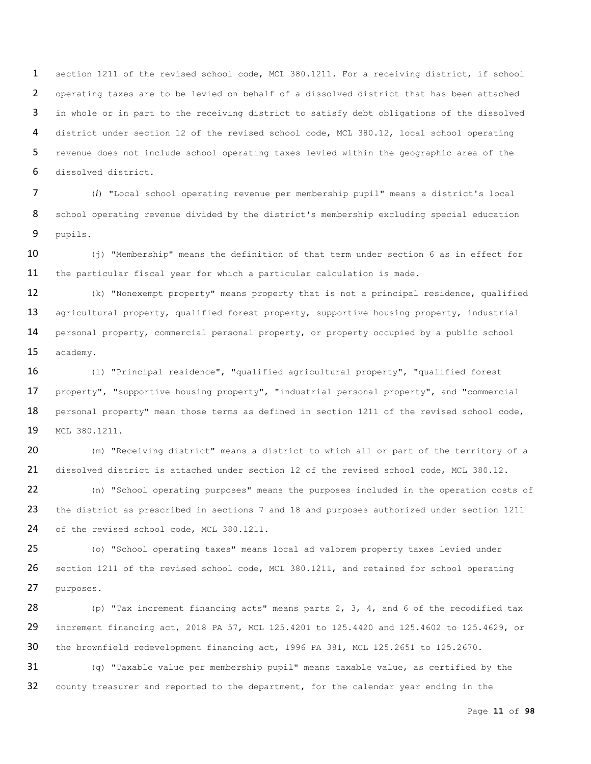section 1211 of the revised school code, MCL 380.1211. For a receiving district, if school operating taxes are to be levied on behalf of a dissolved district that has been attached in whole or in part to the receiving district to satisfy debt obligations of the dissolved district under section 12 of the revised school code, MCL 380.12, local school operating revenue does not include school operating taxes levied within the geographic area of the dissolved district.

(*i*) "Local school operating revenue per membership pupil" means a district's local school operating revenue divided by the district's membership excluding special education pupils.

(j) "Membership" means the definition of that term under section 6 as in effect for the particular fiscal year for which a particular calculation is made.

(k) "Nonexempt property" means property that is not a principal residence, qualified agricultural property, qualified forest property, supportive housing property, industrial personal property, commercial personal property, or property occupied by a public school academy.

(l) "Principal residence", "qualified agricultural property", "qualified forest property", "supportive housing property", "industrial personal property", and "commercial personal property" mean those terms as defined in section 1211 of the revised school code, MCL 380.1211.

(m) "Receiving district" means a district to which all or part of the territory of a dissolved district is attached under section 12 of the revised school code, MCL 380.12.

(n) "School operating purposes" means the purposes included in the operation costs of the district as prescribed in sections 7 and 18 and purposes authorized under section 1211 of the revised school code, MCL 380.1211.

(o) "School operating taxes" means local ad valorem property taxes levied under section 1211 of the revised school code, MCL 380.1211, and retained for school operating purposes.

(p) "Tax increment financing acts" means parts 2, 3, 4, and 6 of the recodified tax increment financing act, 2018 PA 57, MCL 125.4201 to 125.4420 and 125.4602 to 125.4629, or the brownfield redevelopment financing act, 1996 PA 381, MCL 125.2651 to 125.2670.

(q) "Taxable value per membership pupil" means taxable value, as certified by the county treasurer and reported to the department, for the calendar year ending in the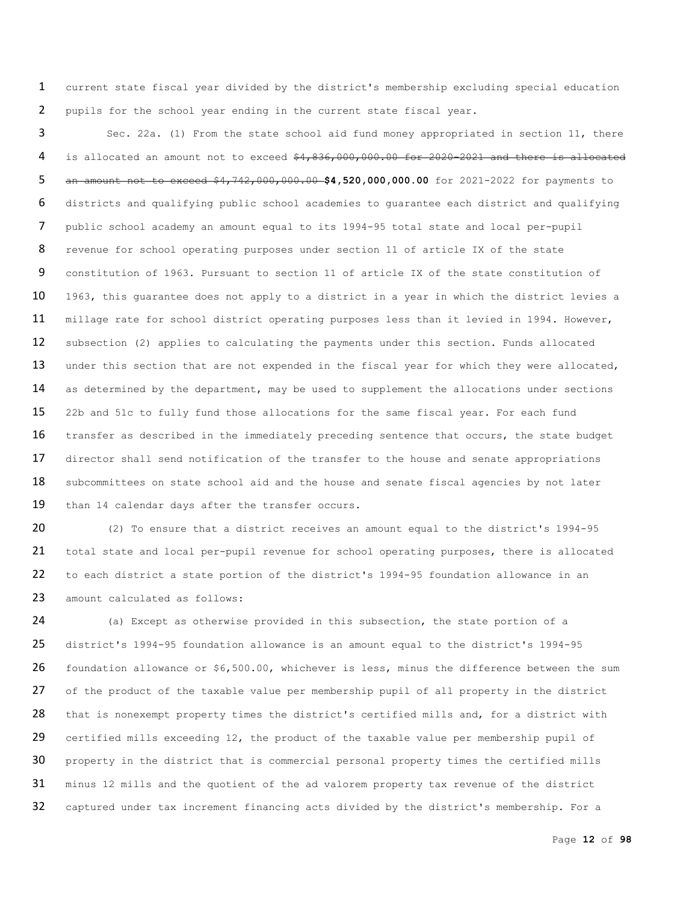current state fiscal year divided by the district's membership excluding special education pupils for the school year ending in the current state fiscal year.

Sec. 22a. (1) From the state school aid fund money appropriated in section 11, there is allocated an amount not to exceed ~~$4,836,000,000.00 for 2020-2021 and there is allocated an amount not to exceed $4,742,000,000.00~~ **$4,520,000,000.00** for 2021-2022 for payments to districts and qualifying public school academies to guarantee each district and qualifying public school academy an amount equal to its 1994-95 total state and local per-pupil revenue for school operating purposes under section 11 of article IX of the state constitution of 1963. Pursuant to section 11 of article IX of the state constitution of 1963, this guarantee does not apply to a district in a year in which the district levies a millage rate for school district operating purposes less than it levied in 1994. However, subsection (2) applies to calculating the payments under this section. Funds allocated under this section that are not expended in the fiscal year for which they were allocated, as determined by the department, may be used to supplement the allocations under sections 22b and 51c to fully fund those allocations for the same fiscal year. For each fund transfer as described in the immediately preceding sentence that occurs, the state budget director shall send notification of the transfer to the house and senate appropriations subcommittees on state school aid and the house and senate fiscal agencies by not later than 14 calendar days after the transfer occurs.

(2) To ensure that a district receives an amount equal to the district's 1994-95 total state and local per-pupil revenue for school operating purposes, there is allocated to each district a state portion of the district's 1994-95 foundation allowance in an amount calculated as follows:

(a) Except as otherwise provided in this subsection, the state portion of a district's 1994-95 foundation allowance is an amount equal to the district's 1994-95 foundation allowance or $6,500.00, whichever is less, minus the difference between the sum of the product of the taxable value per membership pupil of all property in the district that is nonexempt property times the district's certified mills and, for a district with certified mills exceeding 12, the product of the taxable value per membership pupil of property in the district that is commercial personal property times the certified mills minus 12 mills and the quotient of the ad valorem property tax revenue of the district captured under tax increment financing acts divided by the district's membership. For a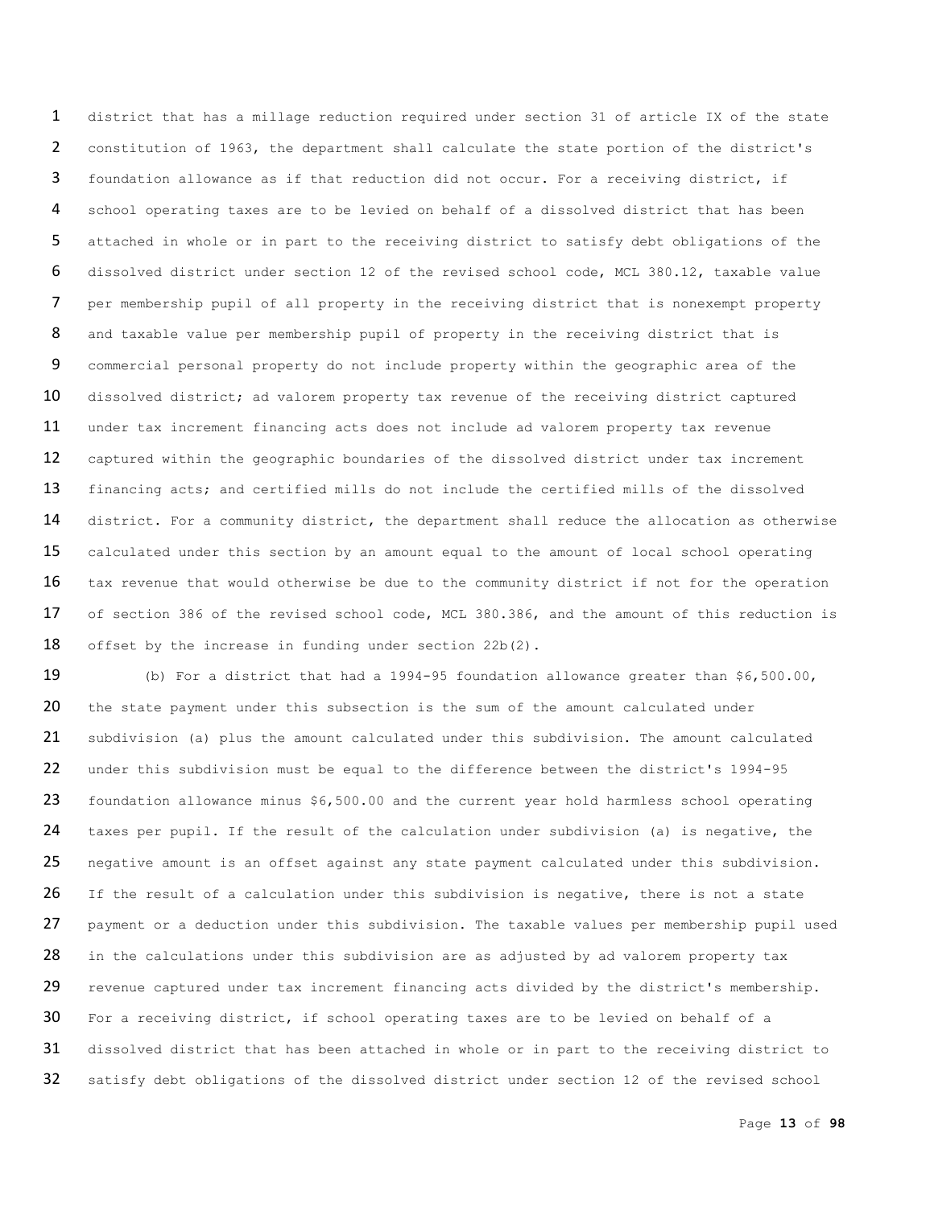district that has a millage reduction required under section 31 of article IX of the state constitution of 1963, the department shall calculate the state portion of the district's foundation allowance as if that reduction did not occur. For a receiving district, if school operating taxes are to be levied on behalf of a dissolved district that has been attached in whole or in part to the receiving district to satisfy debt obligations of the dissolved district under section 12 of the revised school code, MCL 380.12, taxable value per membership pupil of all property in the receiving district that is nonexempt property and taxable value per membership pupil of property in the receiving district that is commercial personal property do not include property within the geographic area of the dissolved district; ad valorem property tax revenue of the receiving district captured under tax increment financing acts does not include ad valorem property tax revenue captured within the geographic boundaries of the dissolved district under tax increment financing acts; and certified mills do not include the certified mills of the dissolved district. For a community district, the department shall reduce the allocation as otherwise calculated under this section by an amount equal to the amount of local school operating tax revenue that would otherwise be due to the community district if not for the operation of section 386 of the revised school code, MCL 380.386, and the amount of this reduction is offset by the increase in funding under section 22b(2).

(b) For a district that had a 1994-95 foundation allowance greater than $6,500.00, the state payment under this subsection is the sum of the amount calculated under subdivision (a) plus the amount calculated under this subdivision. The amount calculated under this subdivision must be equal to the difference between the district's 1994-95 foundation allowance minus $6,500.00 and the current year hold harmless school operating taxes per pupil. If the result of the calculation under subdivision (a) is negative, the negative amount is an offset against any state payment calculated under this subdivision. If the result of a calculation under this subdivision is negative, there is not a state payment or a deduction under this subdivision. The taxable values per membership pupil used in the calculations under this subdivision are as adjusted by ad valorem property tax revenue captured under tax increment financing acts divided by the district's membership. For a receiving district, if school operating taxes are to be levied on behalf of a dissolved district that has been attached in whole or in part to the receiving district to satisfy debt obligations of the dissolved district under section 12 of the revised school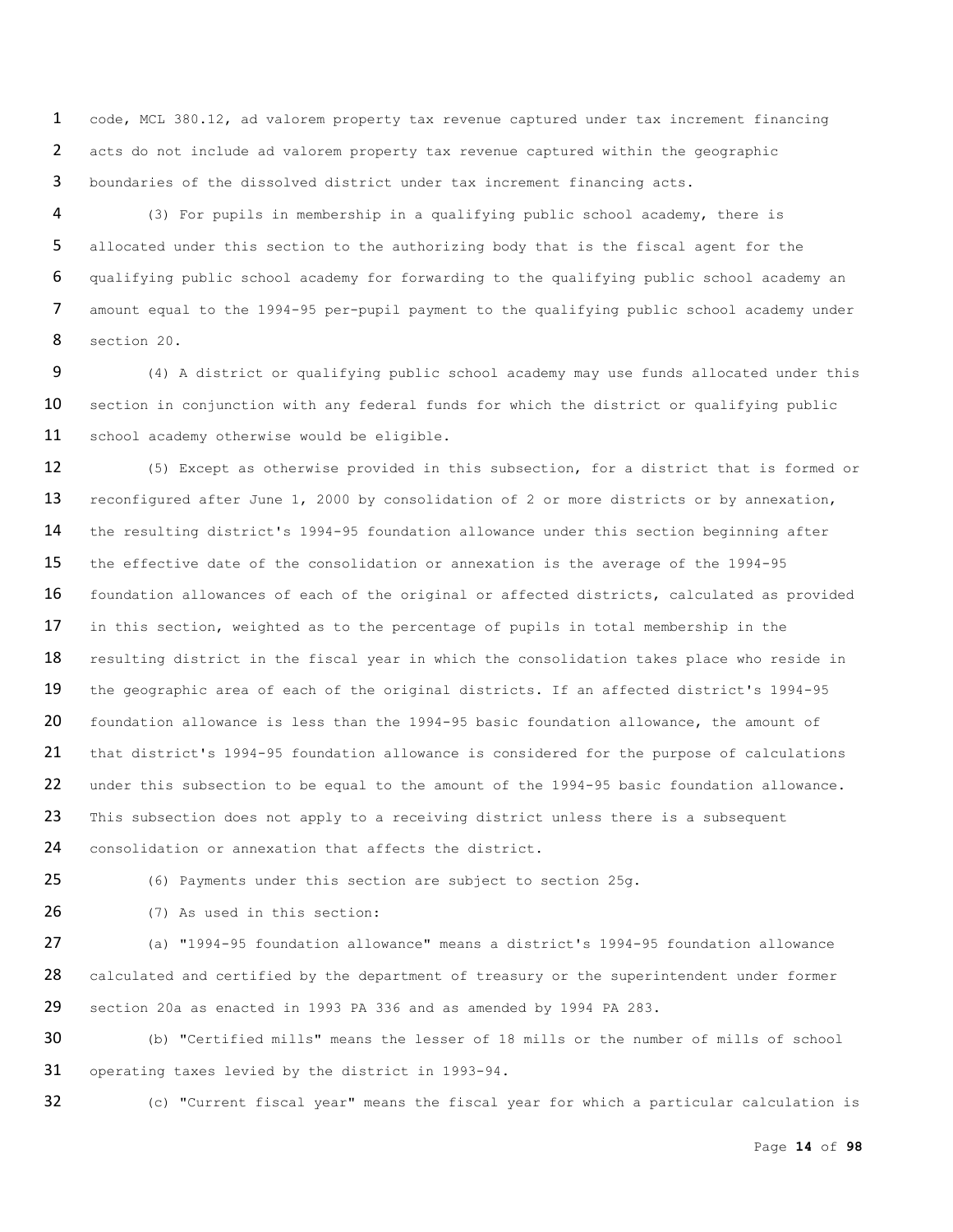code, MCL 380.12, ad valorem property tax revenue captured under tax increment financing acts do not include ad valorem property tax revenue captured within the geographic boundaries of the dissolved district under tax increment financing acts.

(3) For pupils in membership in a qualifying public school academy, there is allocated under this section to the authorizing body that is the fiscal agent for the qualifying public school academy for forwarding to the qualifying public school academy an amount equal to the 1994-95 per-pupil payment to the qualifying public school academy under section 20.

(4) A district or qualifying public school academy may use funds allocated under this section in conjunction with any federal funds for which the district or qualifying public school academy otherwise would be eligible.

(5) Except as otherwise provided in this subsection, for a district that is formed or reconfigured after June 1, 2000 by consolidation of 2 or more districts or by annexation, the resulting district's 1994-95 foundation allowance under this section beginning after the effective date of the consolidation or annexation is the average of the 1994-95 foundation allowances of each of the original or affected districts, calculated as provided in this section, weighted as to the percentage of pupils in total membership in the resulting district in the fiscal year in which the consolidation takes place who reside in the geographic area of each of the original districts. If an affected district's 1994-95 foundation allowance is less than the 1994-95 basic foundation allowance, the amount of that district's 1994-95 foundation allowance is considered for the purpose of calculations under this subsection to be equal to the amount of the 1994-95 basic foundation allowance. This subsection does not apply to a receiving district unless there is a subsequent consolidation or annexation that affects the district.

(6) Payments under this section are subject to section 25g.

(7) As used in this section:

(a) "1994-95 foundation allowance" means a district's 1994-95 foundation allowance calculated and certified by the department of treasury or the superintendent under former section 20a as enacted in 1993 PA 336 and as amended by 1994 PA 283.

(b) "Certified mills" means the lesser of 18 mills or the number of mills of school operating taxes levied by the district in 1993-94.

(c) "Current fiscal year" means the fiscal year for which a particular calculation is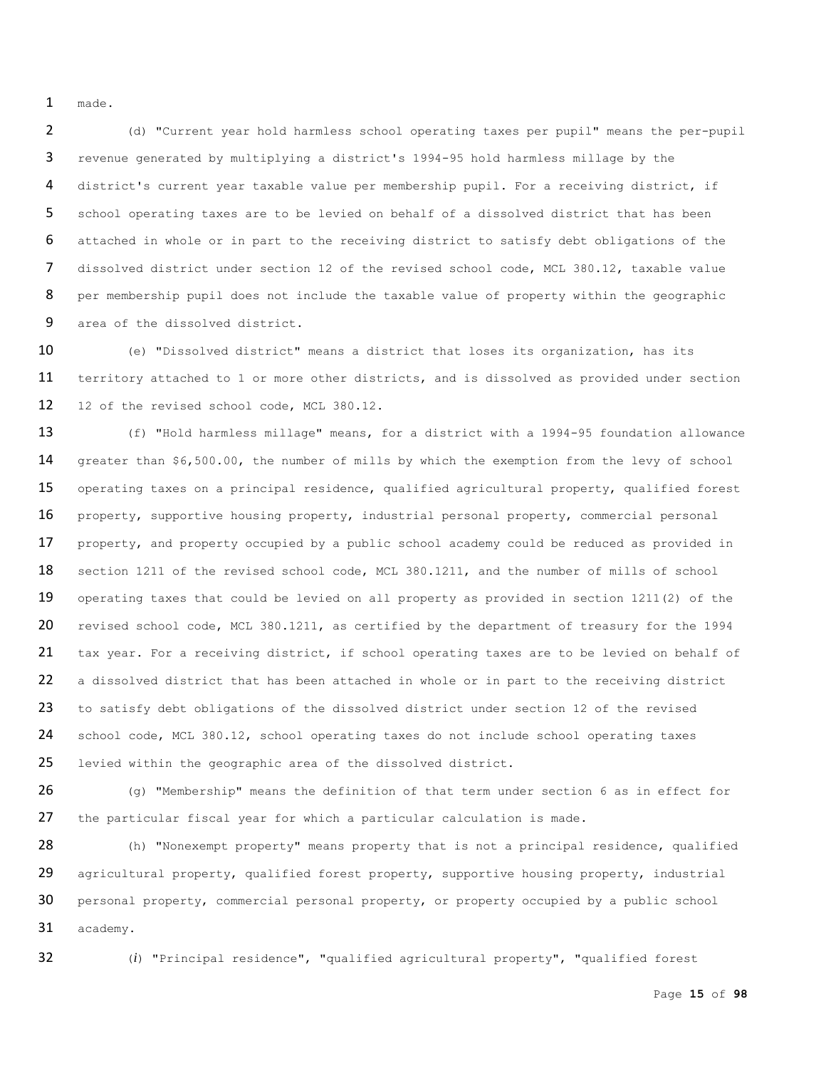made.

(d) "Current year hold harmless school operating taxes per pupil" means the per-pupil revenue generated by multiplying a district's 1994-95 hold harmless millage by the district's current year taxable value per membership pupil. For a receiving district, if school operating taxes are to be levied on behalf of a dissolved district that has been attached in whole or in part to the receiving district to satisfy debt obligations of the dissolved district under section 12 of the revised school code, MCL 380.12, taxable value per membership pupil does not include the taxable value of property within the geographic area of the dissolved district.

(e) "Dissolved district" means a district that loses its organization, has its territory attached to 1 or more other districts, and is dissolved as provided under section 12 of the revised school code, MCL 380.12.

(f) "Hold harmless millage" means, for a district with a 1994-95 foundation allowance greater than $6,500.00, the number of mills by which the exemption from the levy of school operating taxes on a principal residence, qualified agricultural property, qualified forest property, supportive housing property, industrial personal property, commercial personal property, and property occupied by a public school academy could be reduced as provided in section 1211 of the revised school code, MCL 380.1211, and the number of mills of school operating taxes that could be levied on all property as provided in section 1211(2) of the revised school code, MCL 380.1211, as certified by the department of treasury for the 1994 tax year. For a receiving district, if school operating taxes are to be levied on behalf of a dissolved district that has been attached in whole or in part to the receiving district to satisfy debt obligations of the dissolved district under section 12 of the revised school code, MCL 380.12, school operating taxes do not include school operating taxes levied within the geographic area of the dissolved district.

(g) "Membership" means the definition of that term under section 6 as in effect for the particular fiscal year for which a particular calculation is made.

(h) "Nonexempt property" means property that is not a principal residence, qualified agricultural property, qualified forest property, supportive housing property, industrial personal property, commercial personal property, or property occupied by a public school academy.

(*i*) "Principal residence", "qualified agricultural property", "qualified forest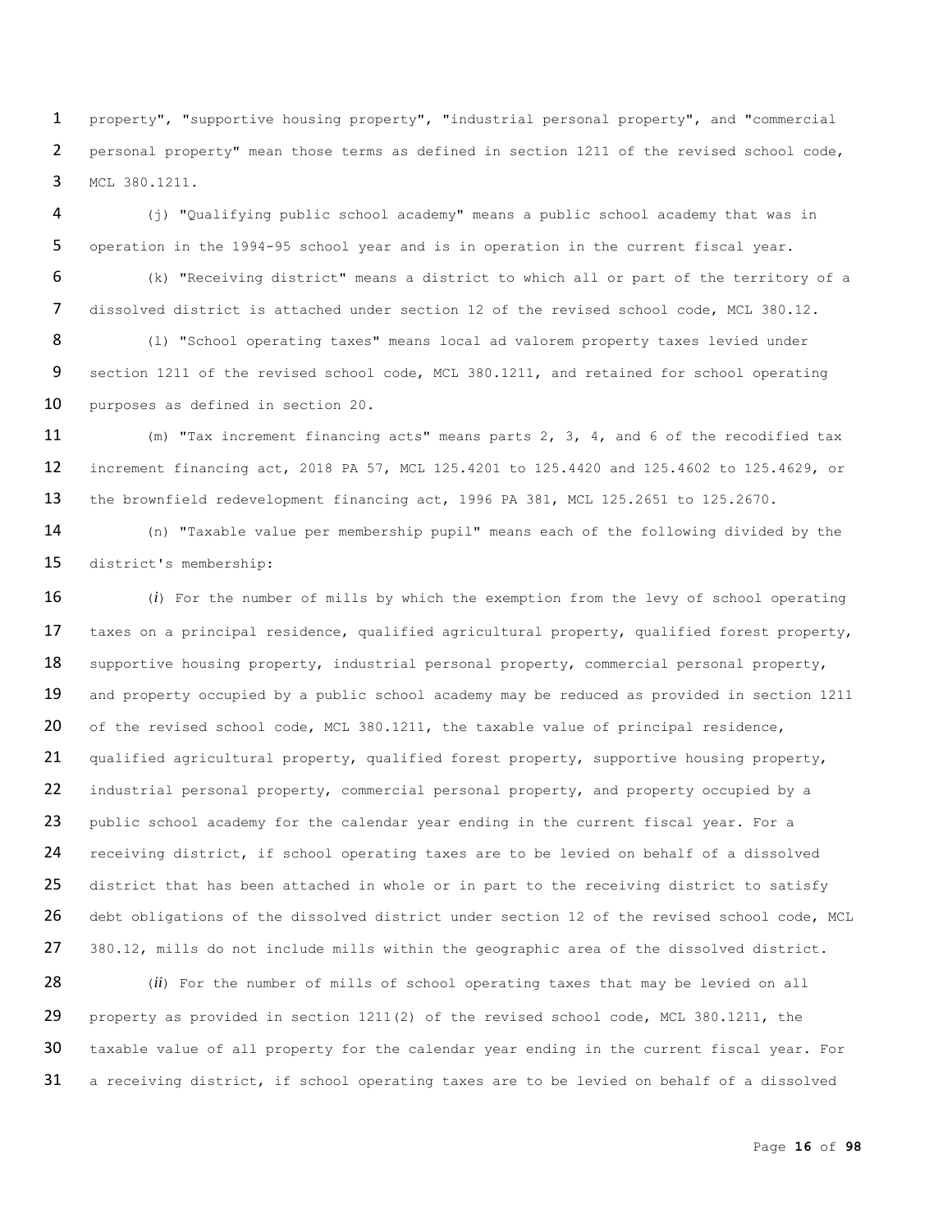property", "supportive housing property", "industrial personal property", and "commercial personal property" mean those terms as defined in section 1211 of the revised school code, MCL 380.1211.

(j) "Qualifying public school academy" means a public school academy that was in operation in the 1994-95 school year and is in operation in the current fiscal year.

(k) "Receiving district" means a district to which all or part of the territory of a dissolved district is attached under section 12 of the revised school code, MCL 380.12.

(l) "School operating taxes" means local ad valorem property taxes levied under section 1211 of the revised school code, MCL 380.1211, and retained for school operating purposes as defined in section 20.

(m) "Tax increment financing acts" means parts 2, 3, 4, and 6 of the recodified tax increment financing act, 2018 PA 57, MCL 125.4201 to 125.4420 and 125.4602 to 125.4629, or the brownfield redevelopment financing act, 1996 PA 381, MCL 125.2651 to 125.2670.

(n) "Taxable value per membership pupil" means each of the following divided by the district's membership:

(*i*) For the number of mills by which the exemption from the levy of school operating taxes on a principal residence, qualified agricultural property, qualified forest property, supportive housing property, industrial personal property, commercial personal property, and property occupied by a public school academy may be reduced as provided in section 1211 of the revised school code, MCL 380.1211, the taxable value of principal residence, qualified agricultural property, qualified forest property, supportive housing property, industrial personal property, commercial personal property, and property occupied by a public school academy for the calendar year ending in the current fiscal year. For a receiving district, if school operating taxes are to be levied on behalf of a dissolved district that has been attached in whole or in part to the receiving district to satisfy debt obligations of the dissolved district under section 12 of the revised school code, MCL 380.12, mills do not include mills within the geographic area of the dissolved district.

(*ii*) For the number of mills of school operating taxes that may be levied on all property as provided in section 1211(2) of the revised school code, MCL 380.1211, the taxable value of all property for the calendar year ending in the current fiscal year. For a receiving district, if school operating taxes are to be levied on behalf of a dissolved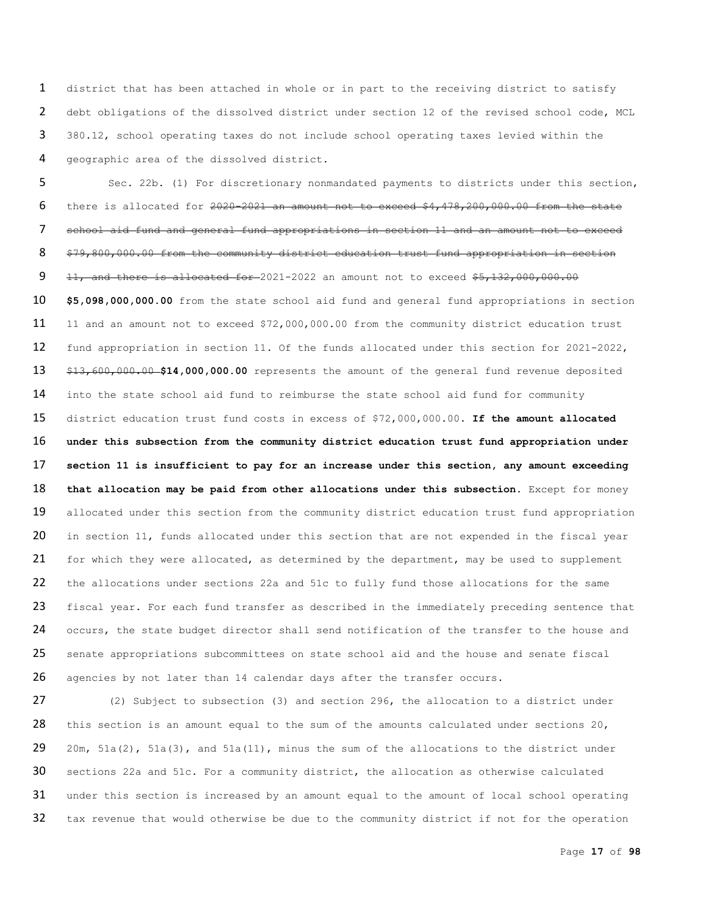district that has been attached in whole or in part to the receiving district to satisfy debt obligations of the dissolved district under section 12 of the revised school code, MCL 380.12, school operating taxes do not include school operating taxes levied within the geographic area of the dissolved district.

Sec. 22b. (1) For discretionary nonmandated payments to districts under this section, there is allocated for ~~2020-2021 an amount not to exceed $4,478,200,000.00 from the state school aid fund and general fund appropriations in section 11 and an amount not to exceed $79,800,000.00 from the community district education trust fund appropriation in section 11, and there is allocated for~~ 2021-2022 an amount not to exceed ~~$5,132,000,000.00~~ **$5,098,000,000.00** from the state school aid fund and general fund appropriations in section 11 and an amount not to exceed $72,000,000.00 from the community district education trust fund appropriation in section 11. Of the funds allocated under this section for 2021-2022, ~~$13,600,000.00~~ **$14,000,000.00** represents the amount of the general fund revenue deposited into the state school aid fund to reimburse the state school aid fund for community district education trust fund costs in excess of $72,000,000.00. **If the amount allocated under this subsection from the community district education trust fund appropriation under section 11 is insufficient to pay for an increase under this section, any amount exceeding that allocation may be paid from other allocations under this subsection.** Except for money allocated under this section from the community district education trust fund appropriation in section 11, funds allocated under this section that are not expended in the fiscal year for which they were allocated, as determined by the department, may be used to supplement the allocations under sections 22a and 51c to fully fund those allocations for the same fiscal year. For each fund transfer as described in the immediately preceding sentence that occurs, the state budget director shall send notification of the transfer to the house and senate appropriations subcommittees on state school aid and the house and senate fiscal agencies by not later than 14 calendar days after the transfer occurs.

(2) Subject to subsection (3) and section 296, the allocation to a district under this section is an amount equal to the sum of the amounts calculated under sections 20, 20m, 51a(2), 51a(3), and 51a(11), minus the sum of the allocations to the district under sections 22a and 51c. For a community district, the allocation as otherwise calculated under this section is increased by an amount equal to the amount of local school operating tax revenue that would otherwise be due to the community district if not for the operation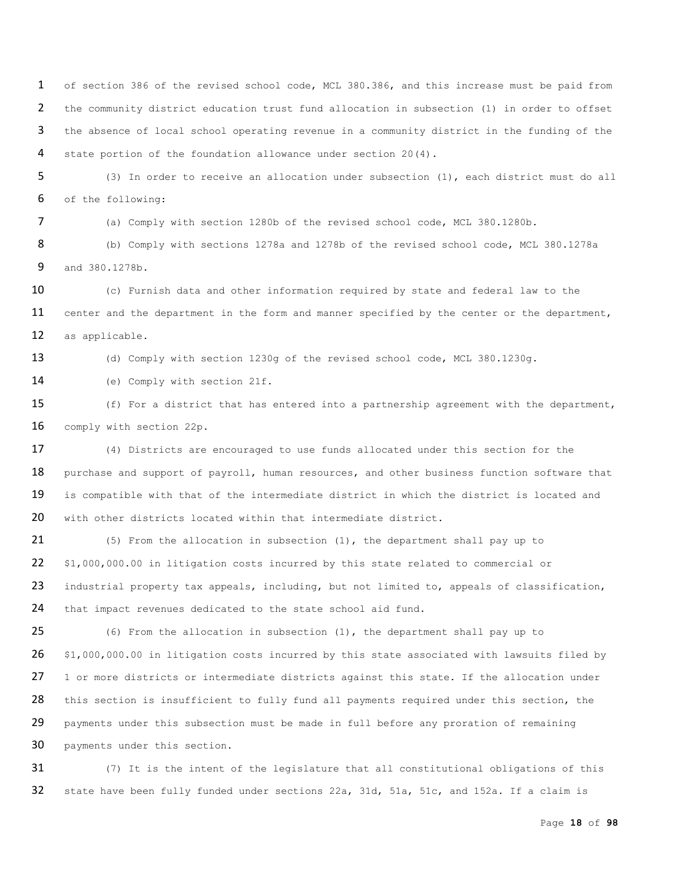of section 386 of the revised school code, MCL 380.386, and this increase must be paid from the community district education trust fund allocation in subsection (1) in order to offset the absence of local school operating revenue in a community district in the funding of the state portion of the foundation allowance under section 20(4).

(3) In order to receive an allocation under subsection (1), each district must do all of the following:

(a) Comply with section 1280b of the revised school code, MCL 380.1280b.

(b) Comply with sections 1278a and 1278b of the revised school code, MCL 380.1278a and 380.1278b.

(c) Furnish data and other information required by state and federal law to the center and the department in the form and manner specified by the center or the department, as applicable.

(d) Comply with section 1230g of the revised school code, MCL 380.1230g.

(e) Comply with section 21f.

(f) For a district that has entered into a partnership agreement with the department, comply with section 22p.

(4) Districts are encouraged to use funds allocated under this section for the purchase and support of payroll, human resources, and other business function software that is compatible with that of the intermediate district in which the district is located and with other districts located within that intermediate district.

(5) From the allocation in subsection (1), the department shall pay up to $1,000,000.00 in litigation costs incurred by this state related to commercial or industrial property tax appeals, including, but not limited to, appeals of classification, that impact revenues dedicated to the state school aid fund.

(6) From the allocation in subsection (1), the department shall pay up to $1,000,000.00 in litigation costs incurred by this state associated with lawsuits filed by 1 or more districts or intermediate districts against this state. If the allocation under this section is insufficient to fully fund all payments required under this section, the payments under this subsection must be made in full before any proration of remaining payments under this section.

(7) It is the intent of the legislature that all constitutional obligations of this state have been fully funded under sections 22a, 31d, 51a, 51c, and 152a. If a claim is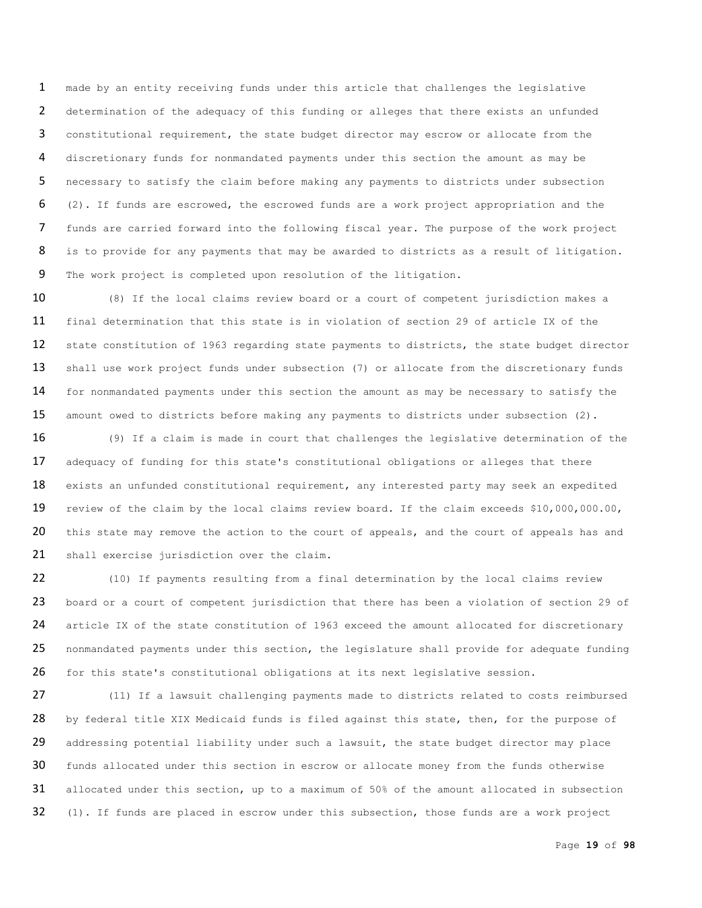made by an entity receiving funds under this article that challenges the legislative determination of the adequacy of this funding or alleges that there exists an unfunded constitutional requirement, the state budget director may escrow or allocate from the discretionary funds for nonmandated payments under this section the amount as may be necessary to satisfy the claim before making any payments to districts under subsection (2). If funds are escrowed, the escrowed funds are a work project appropriation and the funds are carried forward into the following fiscal year. The purpose of the work project is to provide for any payments that may be awarded to districts as a result of litigation. The work project is completed upon resolution of the litigation.

(8) If the local claims review board or a court of competent jurisdiction makes a final determination that this state is in violation of section 29 of article IX of the state constitution of 1963 regarding state payments to districts, the state budget director shall use work project funds under subsection (7) or allocate from the discretionary funds for nonmandated payments under this section the amount as may be necessary to satisfy the amount owed to districts before making any payments to districts under subsection (2).

(9) If a claim is made in court that challenges the legislative determination of the adequacy of funding for this state's constitutional obligations or alleges that there exists an unfunded constitutional requirement, any interested party may seek an expedited review of the claim by the local claims review board. If the claim exceeds $10,000,000.00, this state may remove the action to the court of appeals, and the court of appeals has and shall exercise jurisdiction over the claim.

(10) If payments resulting from a final determination by the local claims review board or a court of competent jurisdiction that there has been a violation of section 29 of article IX of the state constitution of 1963 exceed the amount allocated for discretionary nonmandated payments under this section, the legislature shall provide for adequate funding for this state's constitutional obligations at its next legislative session.

(11) If a lawsuit challenging payments made to districts related to costs reimbursed by federal title XIX Medicaid funds is filed against this state, then, for the purpose of addressing potential liability under such a lawsuit, the state budget director may place funds allocated under this section in escrow or allocate money from the funds otherwise allocated under this section, up to a maximum of 50% of the amount allocated in subsection (1). If funds are placed in escrow under this subsection, those funds are a work project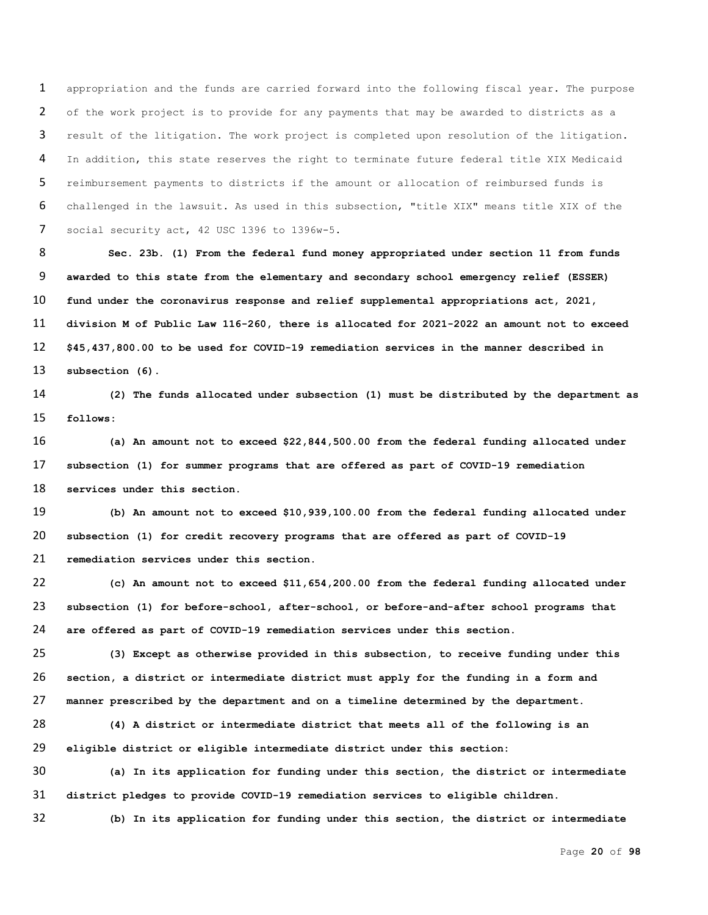appropriation and the funds are carried forward into the following fiscal year. The purpose of the work project is to provide for any payments that may be awarded to districts as a result of the litigation. The work project is completed upon resolution of the litigation. In addition, this state reserves the right to terminate future federal title XIX Medicaid reimbursement payments to districts if the amount or allocation of reimbursed funds is challenged in the lawsuit. As used in this subsection, "title XIX" means title XIX of the social security act, 42 USC 1396 to 1396w-5.

**Sec. 23b. (1) From the federal fund money appropriated under section 11 from funds awarded to this state from the elementary and secondary school emergency relief (ESSER) fund under the coronavirus response and relief supplemental appropriations act, 2021, division M of Public Law 116-260, there is allocated for 2021-2022 an amount not to exceed $45,437,800.00 to be used for COVID-19 remediation services in the manner described in subsection (6).**

**(2) The funds allocated under subsection (1) must be distributed by the department as follows:**

**(a) An amount not to exceed $22,844,500.00 from the federal funding allocated under subsection (1) for summer programs that are offered as part of COVID-19 remediation services under this section.**

**(b) An amount not to exceed $10,939,100.00 from the federal funding allocated under subsection (1) for credit recovery programs that are offered as part of COVID-19 remediation services under this section.**

**(c) An amount not to exceed $11,654,200.00 from the federal funding allocated under subsection (1) for before-school, after-school, or before-and-after school programs that are offered as part of COVID-19 remediation services under this section.**

**(3) Except as otherwise provided in this subsection, to receive funding under this section, a district or intermediate district must apply for the funding in a form and manner prescribed by the department and on a timeline determined by the department.**

**(4) A district or intermediate district that meets all of the following is an eligible district or eligible intermediate district under this section:**

**(a) In its application for funding under this section, the district or intermediate district pledges to provide COVID-19 remediation services to eligible children.**

**(b) In its application for funding under this section, the district or intermediate**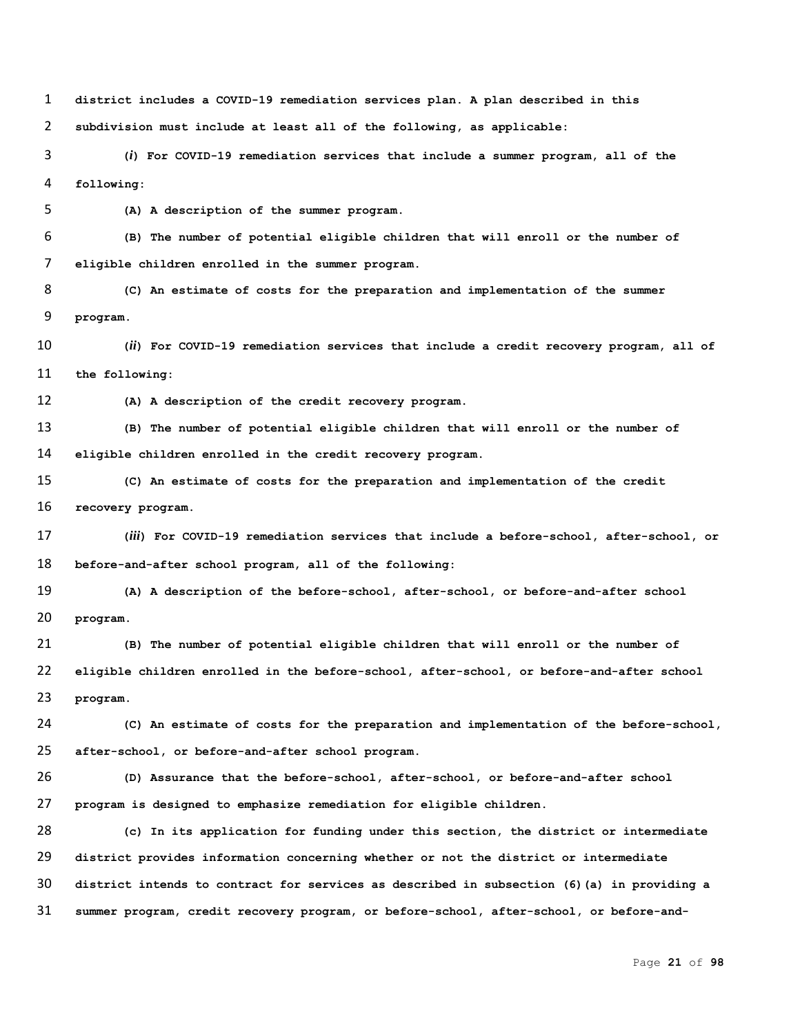**district includes a COVID-19 remediation services plan. A plan described in this subdivision must include at least all of the following, as applicable:**

**(*i*) For COVID-19 remediation services that include a summer program, all of the following:**

**(A) A description of the summer program.**

**(B) The number of potential eligible children that will enroll or the number of eligible children enrolled in the summer program.**

**(C) An estimate of costs for the preparation and implementation of the summer program.**

**(*ii*) For COVID-19 remediation services that include a credit recovery program, all of the following:**

**(A) A description of the credit recovery program.**

**(B) The number of potential eligible children that will enroll or the number of eligible children enrolled in the credit recovery program.**

**(C) An estimate of costs for the preparation and implementation of the credit recovery program.**

**(*iii*) For COVID-19 remediation services that include a before-school, after-school, or before-and-after school program, all of the following:**

**(A) A description of the before-school, after-school, or before-and-after school program.**

**(B) The number of potential eligible children that will enroll or the number of eligible children enrolled in the before-school, after-school, or before-and-after school program.**

**(C) An estimate of costs for the preparation and implementation of the before-school, after-school, or before-and-after school program.**

**(D) Assurance that the before-school, after-school, or before-and-after school program is designed to emphasize remediation for eligible children.**

**(c) In its application for funding under this section, the district or intermediate district provides information concerning whether or not the district or intermediate district intends to contract for services as described in subsection (6)(a) in providing a summer program, credit recovery program, or before-school, after-school, or before-and-**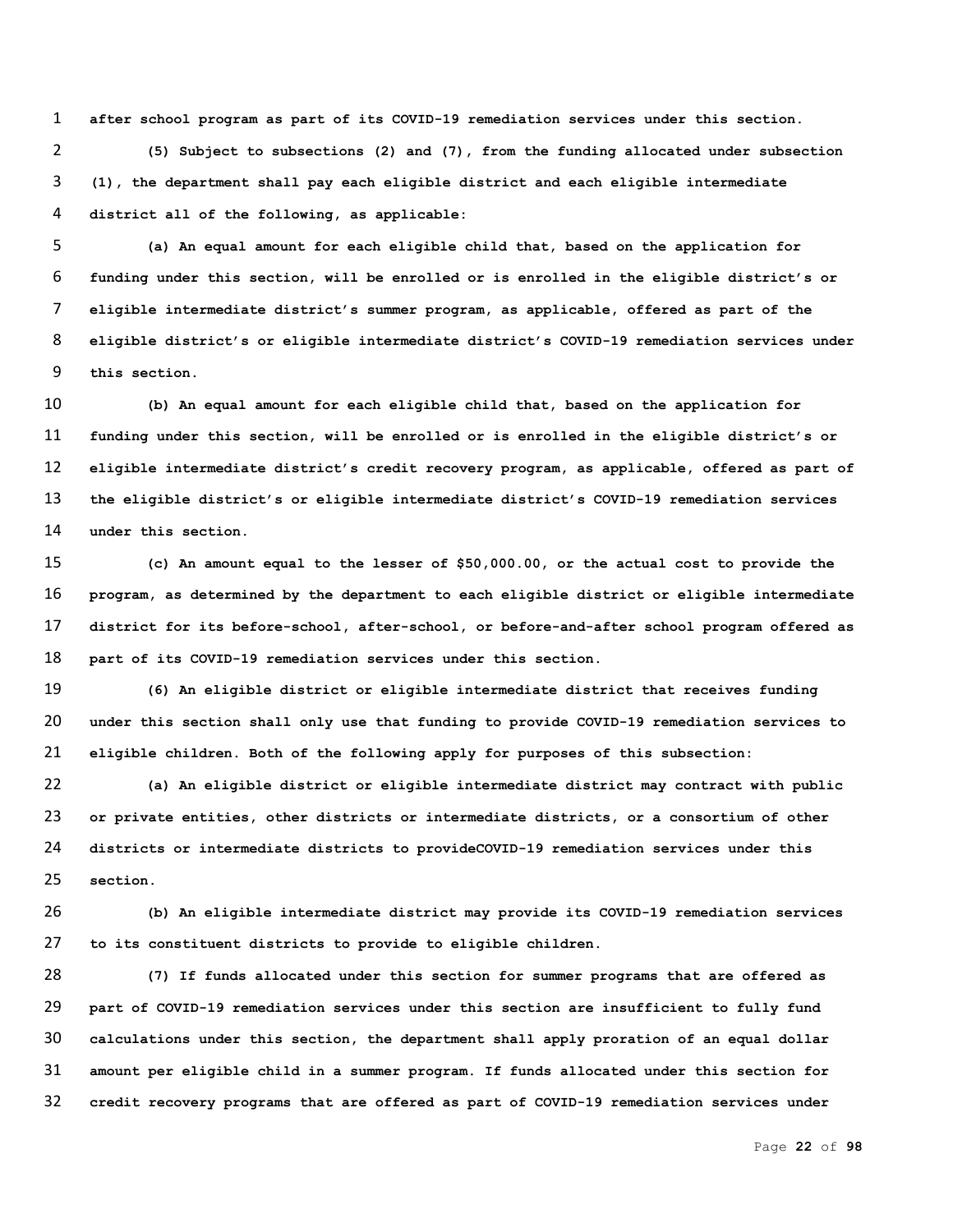**after school program as part of its COVID-19 remediation services under this section.**

**(5) Subject to subsections (2) and (7), from the funding allocated under subsection (1), the department shall pay each eligible district and each eligible intermediate district all of the following, as applicable:**

**(a) An equal amount for each eligible child that, based on the application for funding under this section, will be enrolled or is enrolled in the eligible district's or eligible intermediate district's summer program, as applicable, offered as part of the eligible district's or eligible intermediate district's COVID-19 remediation services under this section.**

**(b) An equal amount for each eligible child that, based on the application for funding under this section, will be enrolled or is enrolled in the eligible district's or eligible intermediate district's credit recovery program, as applicable, offered as part of the eligible district's or eligible intermediate district's COVID-19 remediation services under this section.**

**(c) An amount equal to the lesser of $50,000.00, or the actual cost to provide the program, as determined by the department to each eligible district or eligible intermediate district for its before-school, after-school, or before-and-after school program offered as part of its COVID-19 remediation services under this section.**

**(6) An eligible district or eligible intermediate district that receives funding under this section shall only use that funding to provide COVID-19 remediation services to eligible children. Both of the following apply for purposes of this subsection:**

**(a) An eligible district or eligible intermediate district may contract with public or private entities, other districts or intermediate districts, or a consortium of other districts or intermediate districts to provideCOVID-19 remediation services under this section.**

**(b) An eligible intermediate district may provide its COVID-19 remediation services to its constituent districts to provide to eligible children.**

**(7) If funds allocated under this section for summer programs that are offered as part of COVID-19 remediation services under this section are insufficient to fully fund calculations under this section, the department shall apply proration of an equal dollar amount per eligible child in a summer program. If funds allocated under this section for credit recovery programs that are offered as part of COVID-19 remediation services under**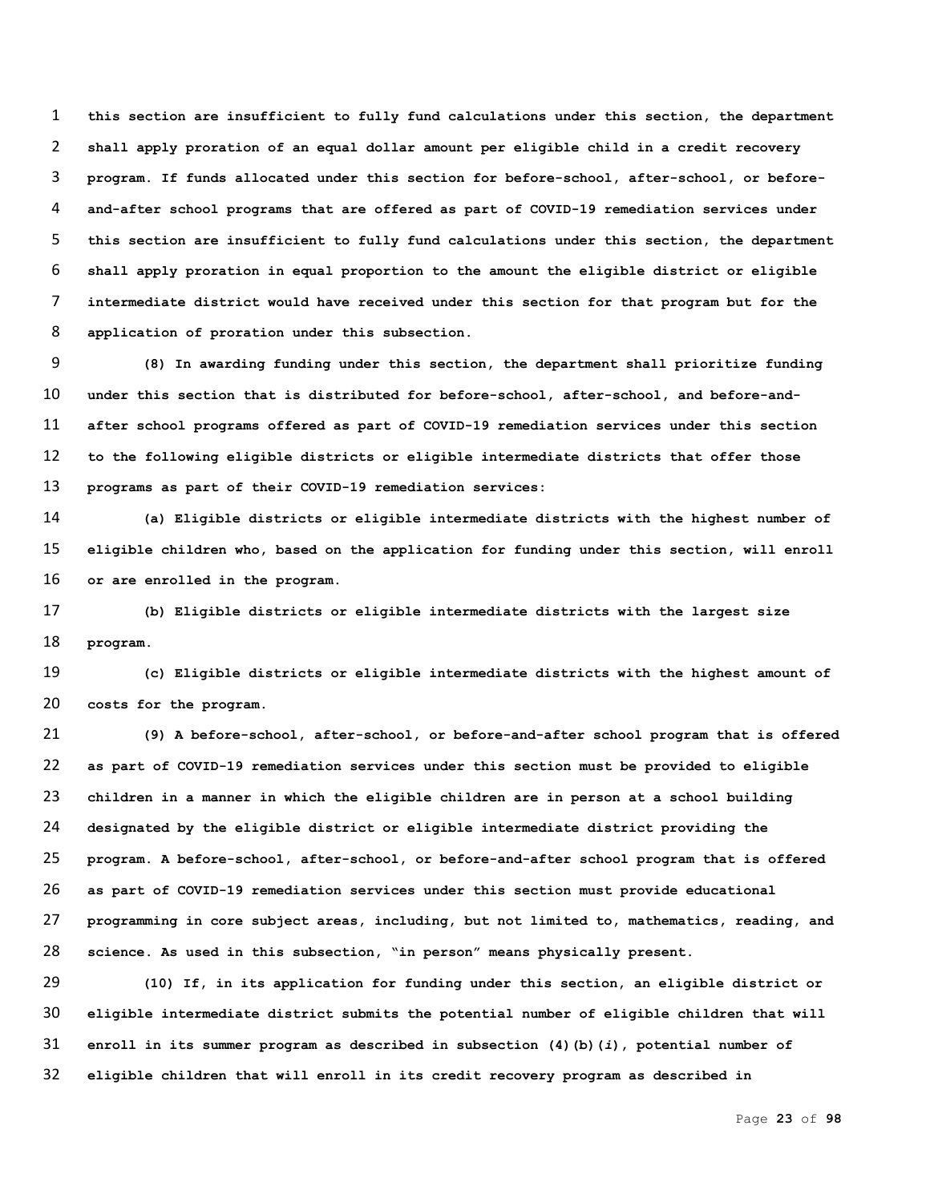**this section are insufficient to fully fund calculations under this section, the department shall apply proration of an equal dollar amount per eligible child in a credit recovery program. If funds allocated under this section for before-school, after-school, or before-and-after school programs that are offered as part of COVID-19 remediation services under this section are insufficient to fully fund calculations under this section, the department shall apply proration in equal proportion to the amount the eligible district or eligible intermediate district would have received under this section for that program but for the application of proration under this subsection.**

**(8) In awarding funding under this section, the department shall prioritize funding under this section that is distributed for before-school, after-school, and before-and-after school programs offered as part of COVID-19 remediation services under this section to the following eligible districts or eligible intermediate districts that offer those programs as part of their COVID-19 remediation services:**

**(a) Eligible districts or eligible intermediate districts with the highest number of eligible children who, based on the application for funding under this section, will enroll or are enrolled in the program.**

**(b) Eligible districts or eligible intermediate districts with the largest size program.**

**(c) Eligible districts or eligible intermediate districts with the highest amount of costs for the program.**

**(9) A before-school, after-school, or before-and-after school program that is offered as part of COVID-19 remediation services under this section must be provided to eligible children in a manner in which the eligible children are in person at a school building designated by the eligible district or eligible intermediate district providing the program. A before-school, after-school, or before-and-after school program that is offered as part of COVID-19 remediation services under this section must provide educational programming in core subject areas, including, but not limited to, mathematics, reading, and science. As used in this subsection, "in person" means physically present.**

**(10) If, in its application for funding under this section, an eligible district or eligible intermediate district submits the potential number of eligible children that will enroll in its summer program as described in subsection (4)(b)(*i*), potential number of eligible children that will enroll in its credit recovery program as described in**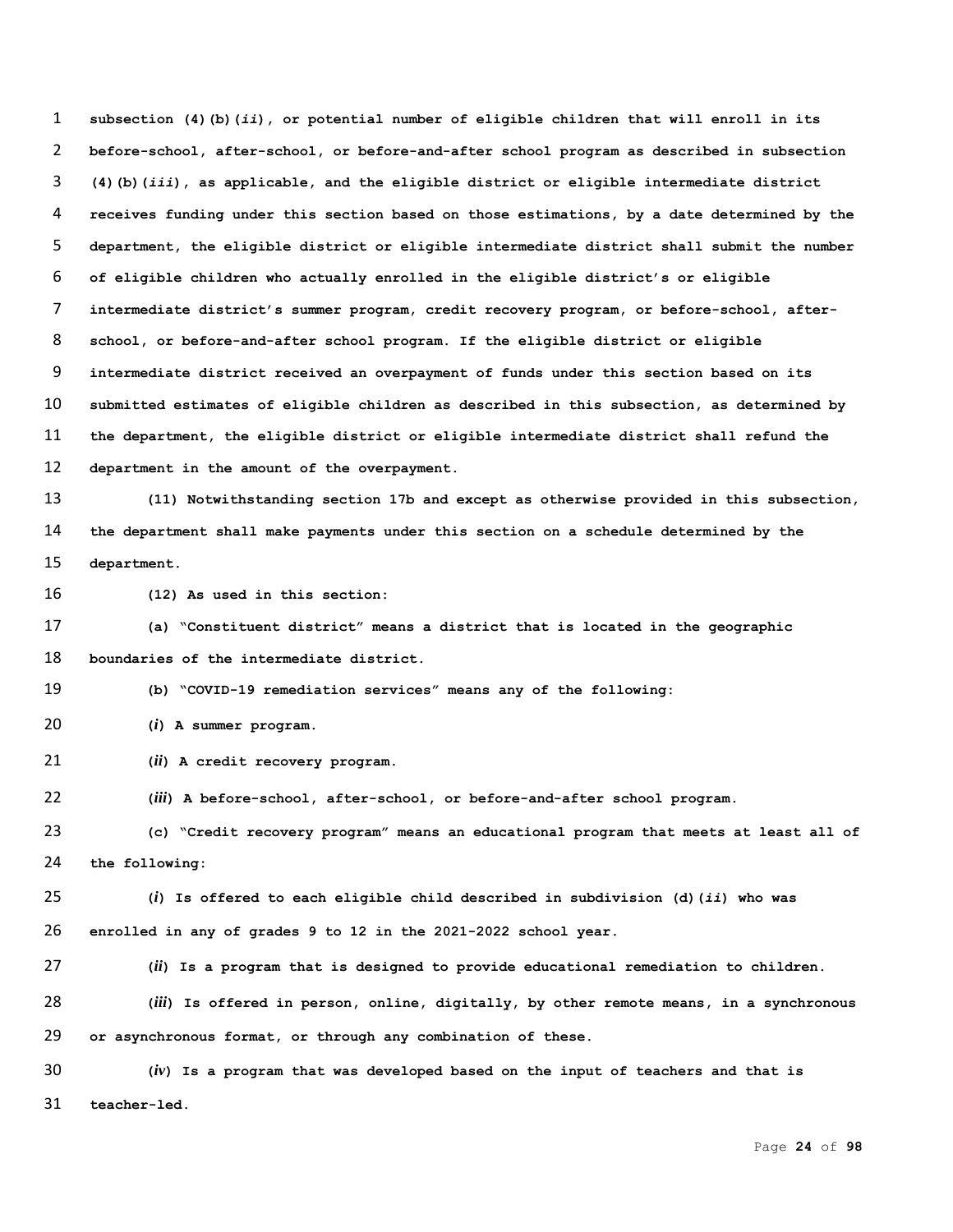**subsection (4)(b)(*ii*), or potential number of eligible children that will enroll in its before-school, after-school, or before-and-after school program as described in subsection (4)(b)(*iii*), as applicable, and the eligible district or eligible intermediate district receives funding under this section based on those estimations, by a date determined by the department, the eligible district or eligible intermediate district shall submit the number of eligible children who actually enrolled in the eligible district's or eligible intermediate district's summer program, credit recovery program, or before-school, after-school, or before-and-after school program. If the eligible district or eligible intermediate district received an overpayment of funds under this section based on its submitted estimates of eligible children as described in this subsection, as determined by the department, the eligible district or eligible intermediate district shall refund the department in the amount of the overpayment.**

**(11) Notwithstanding section 17b and except as otherwise provided in this subsection, the department shall make payments under this section on a schedule determined by the department.**

**(12) As used in this section:**

**(a) "Constituent district" means a district that is located in the geographic boundaries of the intermediate district.**

**(b) "COVID-19 remediation services" means any of the following:**

**(*i*) A summer program.**

**(*ii*) A credit recovery program.**

**(*iii*) A before-school, after-school, or before-and-after school program.**

**(c) "Credit recovery program" means an educational program that meets at least all of the following:**

**(*i*) Is offered to each eligible child described in subdivision (d)(*ii*) who was enrolled in any of grades 9 to 12 in the 2021-2022 school year.**

**(*ii*) Is a program that is designed to provide educational remediation to children.**

**(*iii*) Is offered in person, online, digitally, by other remote means, in a synchronous or asynchronous format, or through any combination of these.**

**(*iv*) Is a program that was developed based on the input of teachers and that is teacher-led.**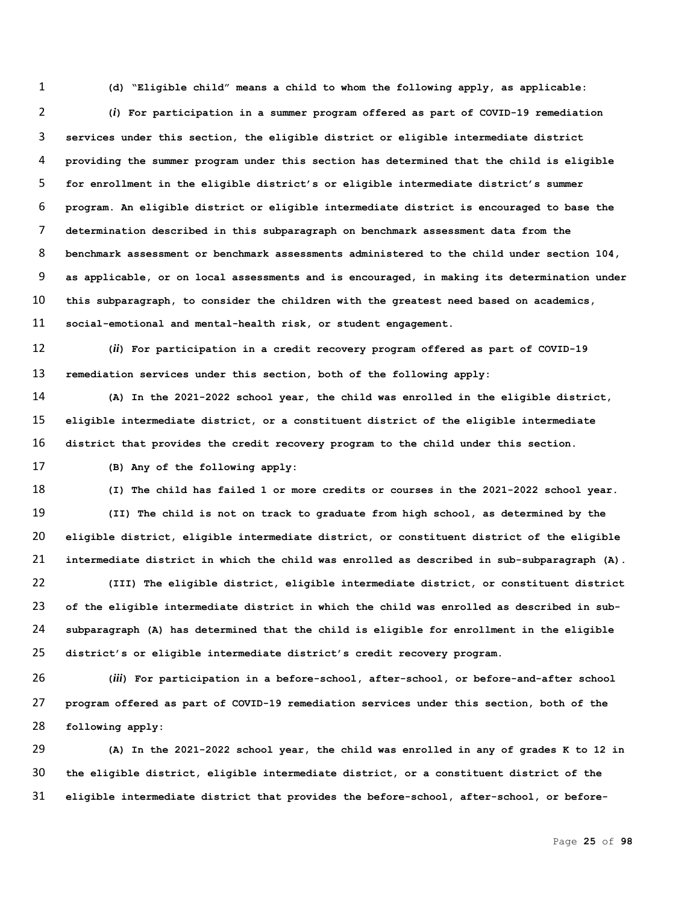**(d) "Eligible child" means a child to whom the following apply, as applicable:**

**(*i*) For participation in a summer program offered as part of COVID-19 remediation services under this section, the eligible district or eligible intermediate district providing the summer program under this section has determined that the child is eligible for enrollment in the eligible district's or eligible intermediate district's summer program. An eligible district or eligible intermediate district is encouraged to base the determination described in this subparagraph on benchmark assessment data from the benchmark assessment or benchmark assessments administered to the child under section 104, as applicable, or on local assessments and is encouraged, in making its determination under this subparagraph, to consider the children with the greatest need based on academics, social-emotional and mental-health risk, or student engagement.**

**(*ii*) For participation in a credit recovery program offered as part of COVID-19 remediation services under this section, both of the following apply:**

**(A) In the 2021-2022 school year, the child was enrolled in the eligible district, eligible intermediate district, or a constituent district of the eligible intermediate district that provides the credit recovery program to the child under this section.**

**(B) Any of the following apply:**

**(I) The child has failed 1 or more credits or courses in the 2021-2022 school year.**

**(II) The child is not on track to graduate from high school, as determined by the eligible district, eligible intermediate district, or constituent district of the eligible intermediate district in which the child was enrolled as described in sub-subparagraph (A).**

**(III) The eligible district, eligible intermediate district, or constituent district of the eligible intermediate district in which the child was enrolled as described in sub-subparagraph (A) has determined that the child is eligible for enrollment in the eligible district's or eligible intermediate district's credit recovery program.**

**(*iii*) For participation in a before-school, after-school, or before-and-after school program offered as part of COVID-19 remediation services under this section, both of the following apply:**

**(A) In the 2021-2022 school year, the child was enrolled in any of grades K to 12 in the eligible district, eligible intermediate district, or a constituent district of the eligible intermediate district that provides the before-school, after-school, or before-**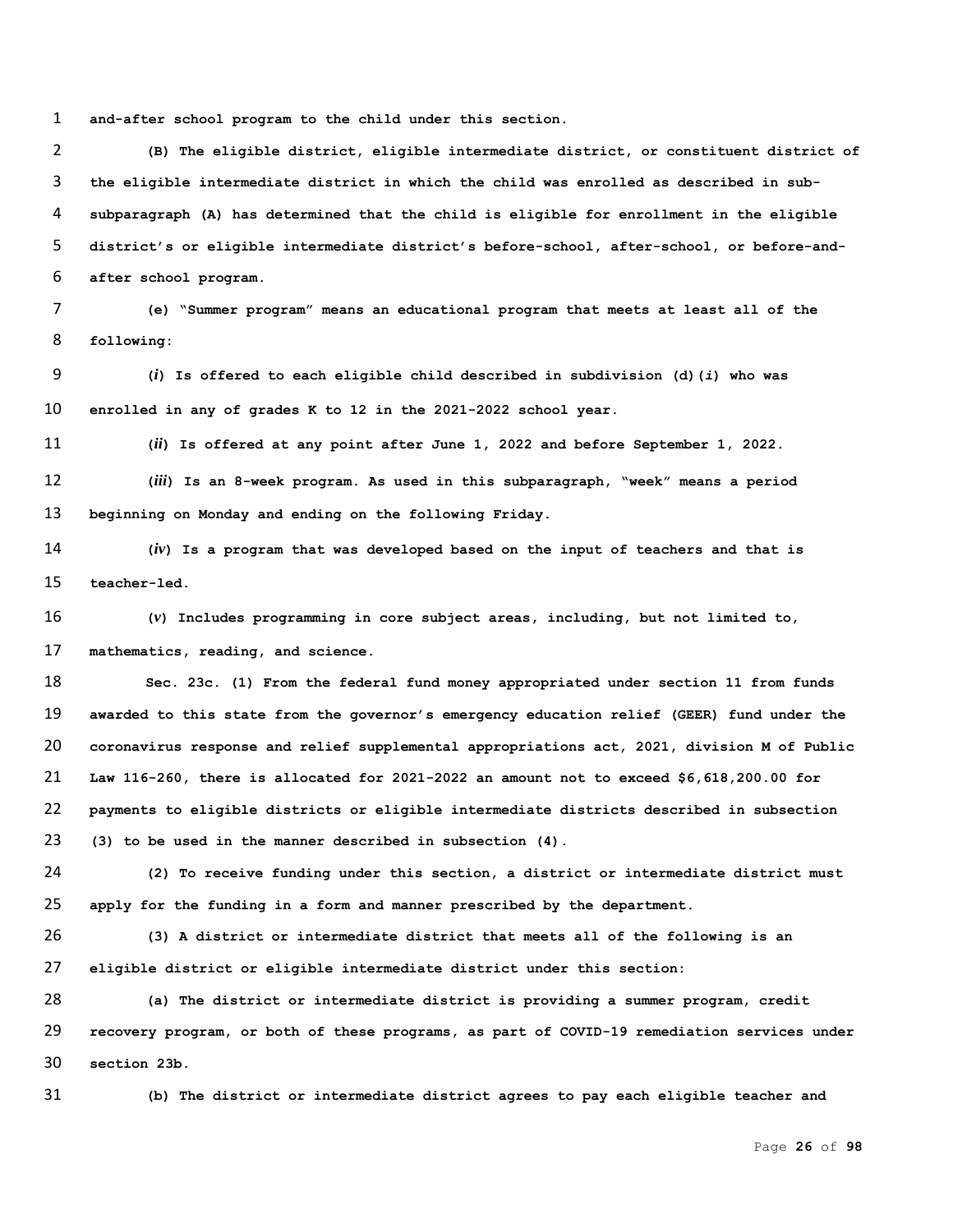and-after school program to the child under this section.

(B) The eligible district, eligible intermediate district, or constituent district of the eligible intermediate district in which the child was enrolled as described in sub-subparagraph (A) has determined that the child is eligible for enrollment in the eligible district's or eligible intermediate district's before-school, after-school, or before-and-after school program.

(e) "Summer program" means an educational program that meets at least all of the following:

(*i*) Is offered to each eligible child described in subdivision (d)(*i*) who was enrolled in any of grades K to 12 in the 2021-2022 school year.

(*ii*) Is offered at any point after June 1, 2022 and before September 1, 2022.

(*iii*) Is an 8-week program. As used in this subparagraph, "week" means a period beginning on Monday and ending on the following Friday.

(*iv*) Is a program that was developed based on the input of teachers and that is teacher-led.

(*v*) Includes programming in core subject areas, including, but not limited to, mathematics, reading, and science.

Sec. 23c. (1) From the federal fund money appropriated under section 11 from funds awarded to this state from the governor's emergency education relief (GEER) fund under the coronavirus response and relief supplemental appropriations act, 2021, division M of Public Law 116-260, there is allocated for 2021-2022 an amount not to exceed $6,618,200.00 for payments to eligible districts or eligible intermediate districts described in subsection (3) to be used in the manner described in subsection (4).

(2) To receive funding under this section, a district or intermediate district must apply for the funding in a form and manner prescribed by the department.

(3) A district or intermediate district that meets all of the following is an eligible district or eligible intermediate district under this section:

(a) The district or intermediate district is providing a summer program, credit recovery program, or both of these programs, as part of COVID-19 remediation services under section 23b.

(b) The district or intermediate district agrees to pay each eligible teacher and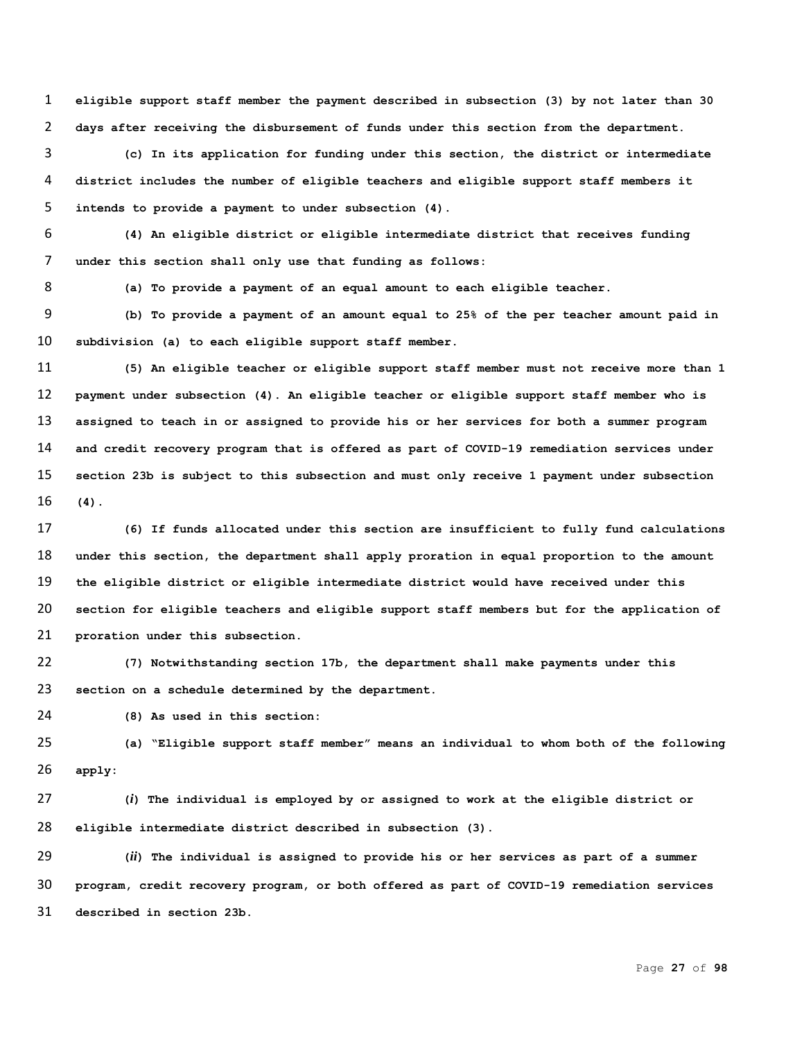**eligible support staff member the payment described in subsection (3) by not later than 30 days after receiving the disbursement of funds under this section from the department.**

**(c) In its application for funding under this section, the district or intermediate district includes the number of eligible teachers and eligible support staff members it intends to provide a payment to under subsection (4).**

**(4) An eligible district or eligible intermediate district that receives funding under this section shall only use that funding as follows:**

**(a) To provide a payment of an equal amount to each eligible teacher.**

**(b) To provide a payment of an amount equal to 25% of the per teacher amount paid in subdivision (a) to each eligible support staff member.**

**(5) An eligible teacher or eligible support staff member must not receive more than 1 payment under subsection (4). An eligible teacher or eligible support staff member who is assigned to teach in or assigned to provide his or her services for both a summer program and credit recovery program that is offered as part of COVID-19 remediation services under section 23b is subject to this subsection and must only receive 1 payment under subsection (4).**

**(6) If funds allocated under this section are insufficient to fully fund calculations under this section, the department shall apply proration in equal proportion to the amount the eligible district or eligible intermediate district would have received under this section for eligible teachers and eligible support staff members but for the application of proration under this subsection.**

**(7) Notwithstanding section 17b, the department shall make payments under this section on a schedule determined by the department.**

**(8) As used in this section:**

**(a) "Eligible support staff member" means an individual to whom both of the following apply:**

**(*i*) The individual is employed by or assigned to work at the eligible district or eligible intermediate district described in subsection (3).**

**(*ii*) The individual is assigned to provide his or her services as part of a summer program, credit recovery program, or both offered as part of COVID-19 remediation services described in section 23b.**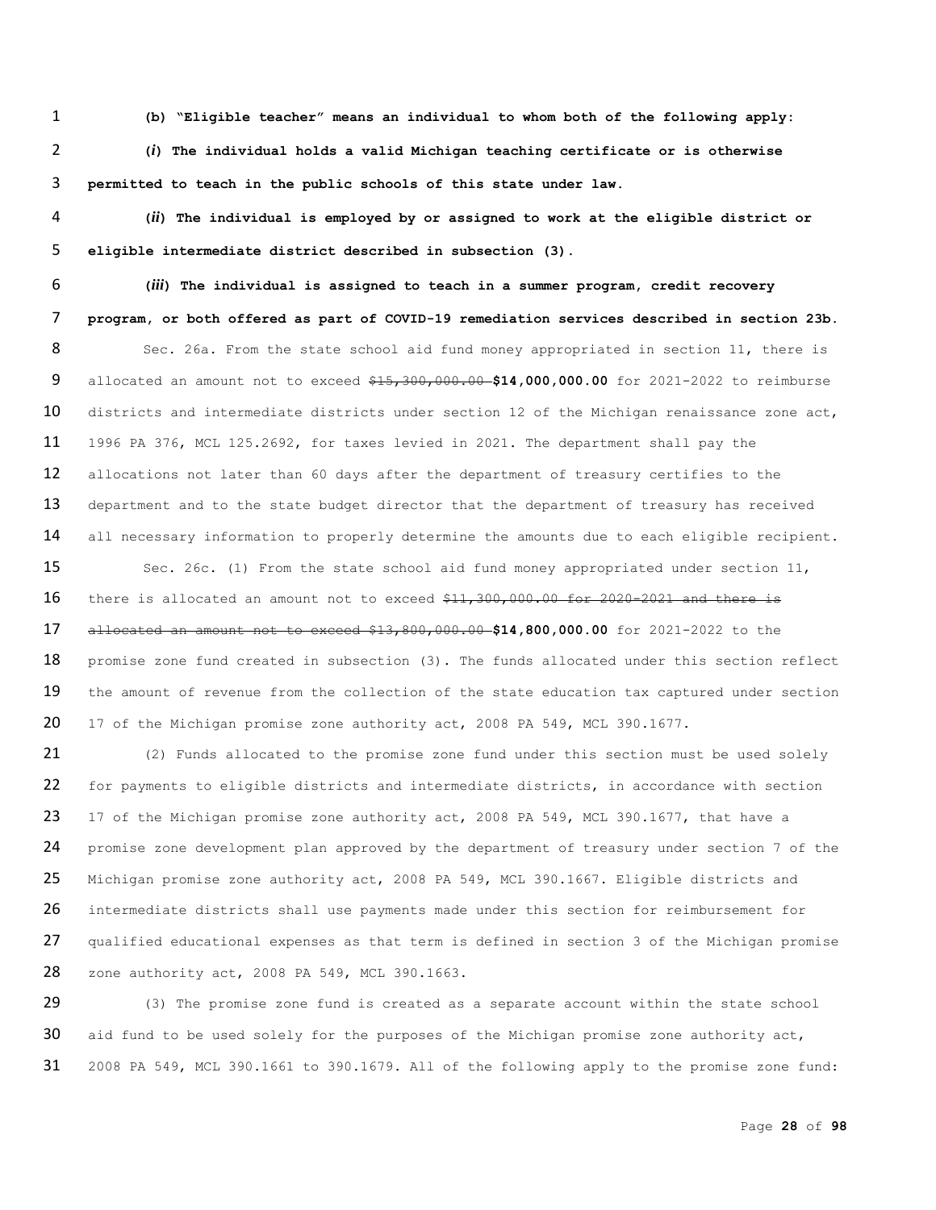**(b) "Eligible teacher" means an individual to whom both of the following apply:**

**(*i*) The individual holds a valid Michigan teaching certificate or is otherwise permitted to teach in the public schools of this state under law.**

**(*ii*) The individual is employed by or assigned to work at the eligible district or eligible intermediate district described in subsection (3).**

**(*iii*) The individual is assigned to teach in a summer program, credit recovery program, or both offered as part of COVID-19 remediation services described in section 23b.**

Sec. 26a. From the state school aid fund money appropriated in section 11, there is allocated an amount not to exceed ~~$15,300,000.00~~ **$14,000,000.00** for 2021-2022 to reimburse districts and intermediate districts under section 12 of the Michigan renaissance zone act, 1996 PA 376, MCL 125.2692, for taxes levied in 2021. The department shall pay the allocations not later than 60 days after the department of treasury certifies to the department and to the state budget director that the department of treasury has received all necessary information to properly determine the amounts due to each eligible recipient.

Sec. 26c. (1) From the state school aid fund money appropriated under section 11, there is allocated an amount not to exceed ~~$11,300,000.00 for 2020-2021 and there is allocated an amount not to exceed $13,800,000.00~~ **$14,800,000.00** for 2021-2022 to the promise zone fund created in subsection (3). The funds allocated under this section reflect the amount of revenue from the collection of the state education tax captured under section 17 of the Michigan promise zone authority act, 2008 PA 549, MCL 390.1677.

(2) Funds allocated to the promise zone fund under this section must be used solely for payments to eligible districts and intermediate districts, in accordance with section 17 of the Michigan promise zone authority act, 2008 PA 549, MCL 390.1677, that have a promise zone development plan approved by the department of treasury under section 7 of the Michigan promise zone authority act, 2008 PA 549, MCL 390.1667. Eligible districts and intermediate districts shall use payments made under this section for reimbursement for qualified educational expenses as that term is defined in section 3 of the Michigan promise zone authority act, 2008 PA 549, MCL 390.1663.

(3) The promise zone fund is created as a separate account within the state school aid fund to be used solely for the purposes of the Michigan promise zone authority act, 2008 PA 549, MCL 390.1661 to 390.1679. All of the following apply to the promise zone fund: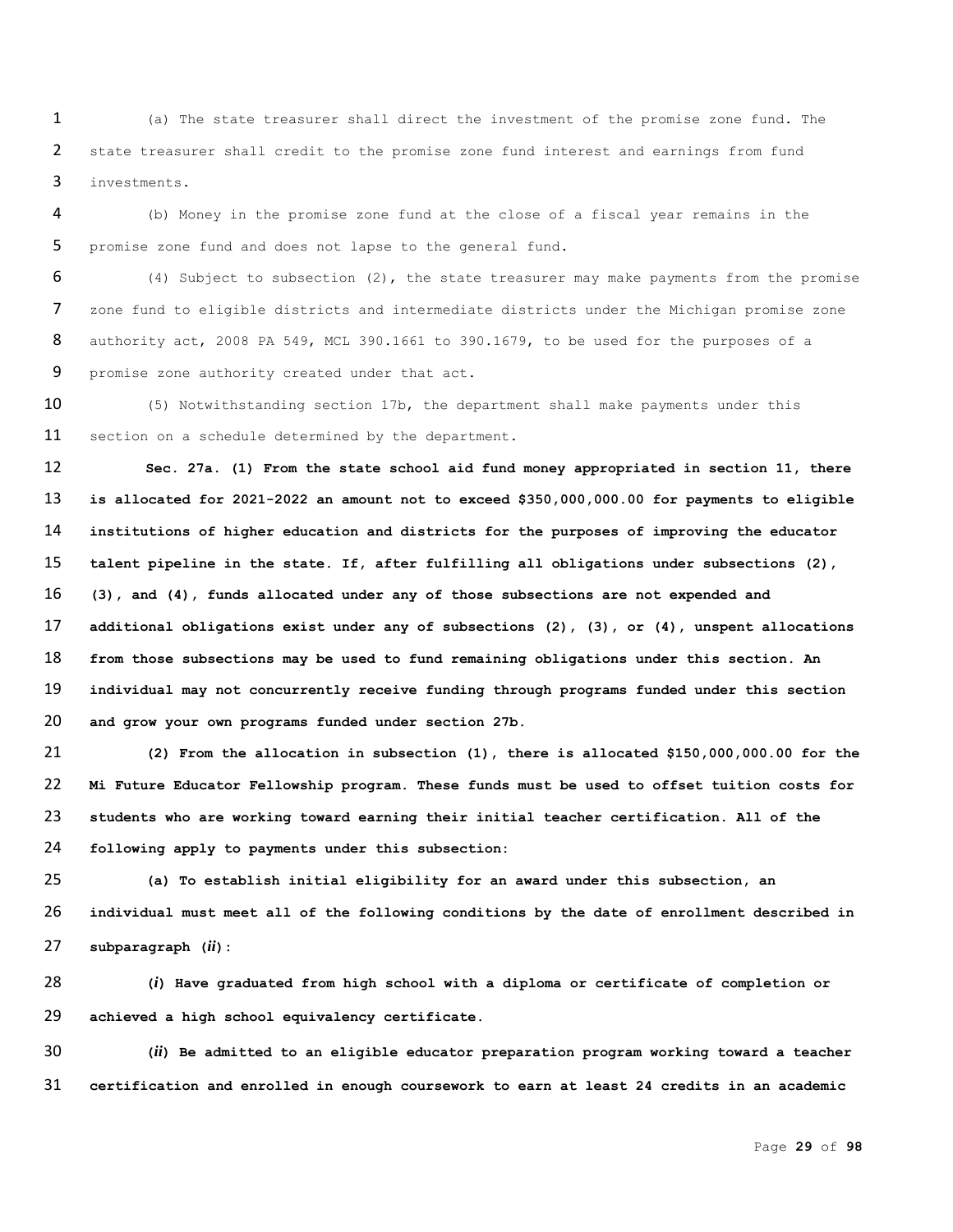(a) The state treasurer shall direct the investment of the promise zone fund. The state treasurer shall credit to the promise zone fund interest and earnings from fund investments.

(b) Money in the promise zone fund at the close of a fiscal year remains in the promise zone fund and does not lapse to the general fund.

(4) Subject to subsection (2), the state treasurer may make payments from the promise zone fund to eligible districts and intermediate districts under the Michigan promise zone authority act, 2008 PA 549, MCL 390.1661 to 390.1679, to be used for the purposes of a promise zone authority created under that act.

(5) Notwithstanding section 17b, the department shall make payments under this section on a schedule determined by the department.

**Sec. 27a. (1) From the state school aid fund money appropriated in section 11, there is allocated for 2021-2022 an amount not to exceed $350,000,000.00 for payments to eligible institutions of higher education and districts for the purposes of improving the educator talent pipeline in the state. If, after fulfilling all obligations under subsections (2), (3), and (4), funds allocated under any of those subsections are not expended and additional obligations exist under any of subsections (2), (3), or (4), unspent allocations from those subsections may be used to fund remaining obligations under this section. An individual may not concurrently receive funding through programs funded under this section and grow your own programs funded under section 27b.**

**(2) From the allocation in subsection (1), there is allocated $150,000,000.00 for the Mi Future Educator Fellowship program. These funds must be used to offset tuition costs for students who are working toward earning their initial teacher certification. All of the following apply to payments under this subsection:**

**(a) To establish initial eligibility for an award under this subsection, an individual must meet all of the following conditions by the date of enrollment described in subparagraph (*ii*):**

**(*i*) Have graduated from high school with a diploma or certificate of completion or achieved a high school equivalency certificate.**

**(*ii*) Be admitted to an eligible educator preparation program working toward a teacher certification and enrolled in enough coursework to earn at least 24 credits in an academic**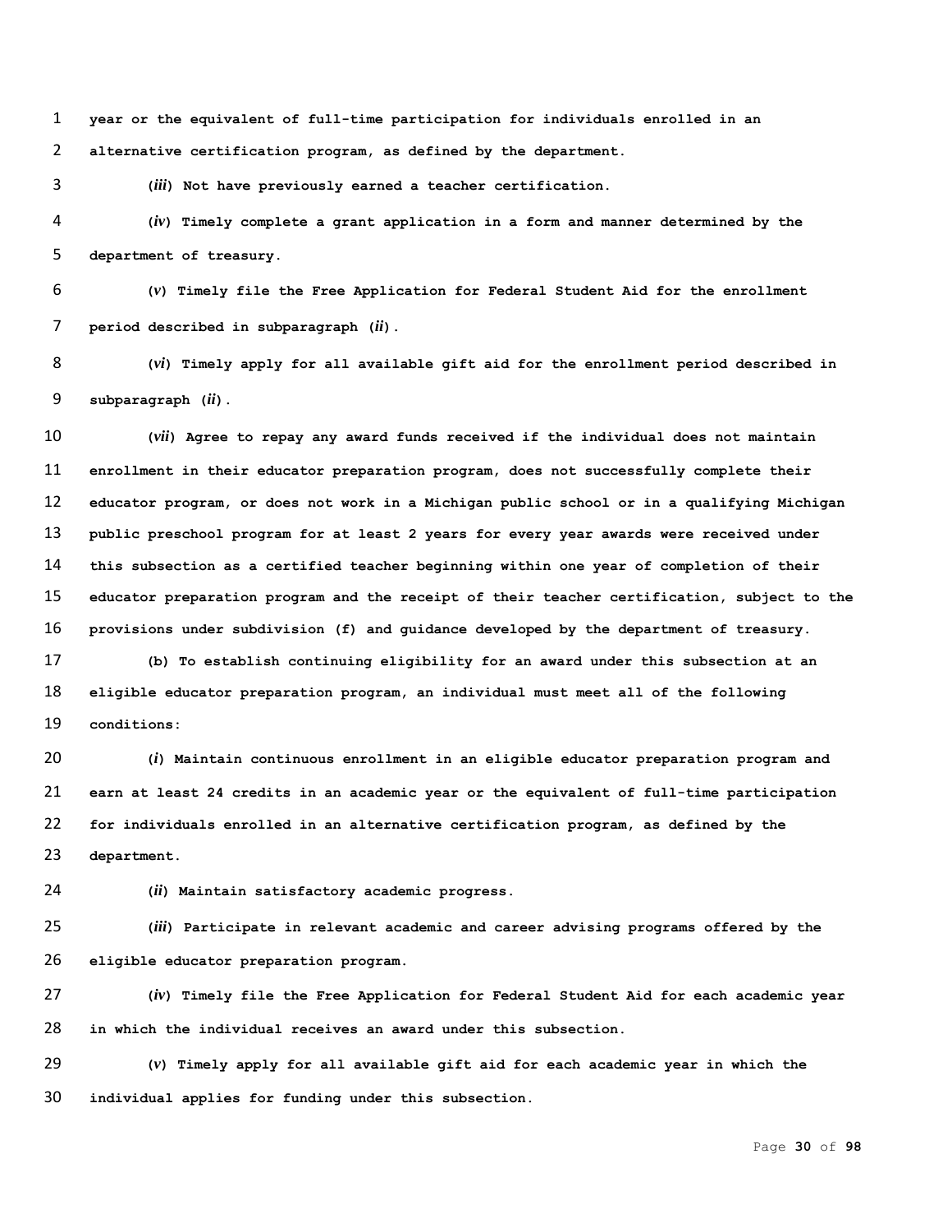**year or the equivalent of full-time participation for individuals enrolled in an alternative certification program, as defined by the department.**

**(*iii*) Not have previously earned a teacher certification.**

**(*iv*) Timely complete a grant application in a form and manner determined by the department of treasury.**

**(*v*) Timely file the Free Application for Federal Student Aid for the enrollment period described in subparagraph (*ii*).**

**(*vi*) Timely apply for all available gift aid for the enrollment period described in subparagraph (*ii*).**

**(*vii*) Agree to repay any award funds received if the individual does not maintain enrollment in their educator preparation program, does not successfully complete their educator program, or does not work in a Michigan public school or in a qualifying Michigan public preschool program for at least 2 years for every year awards were received under this subsection as a certified teacher beginning within one year of completion of their educator preparation program and the receipt of their teacher certification, subject to the provisions under subdivision (f) and guidance developed by the department of treasury.**

**(b) To establish continuing eligibility for an award under this subsection at an eligible educator preparation program, an individual must meet all of the following conditions:**

**(*i*) Maintain continuous enrollment in an eligible educator preparation program and earn at least 24 credits in an academic year or the equivalent of full-time participation for individuals enrolled in an alternative certification program, as defined by the department.**

**(*ii*) Maintain satisfactory academic progress.**

**(*iii*) Participate in relevant academic and career advising programs offered by the eligible educator preparation program.**

**(*iv*) Timely file the Free Application for Federal Student Aid for each academic year in which the individual receives an award under this subsection.**

**(*v*) Timely apply for all available gift aid for each academic year in which the individual applies for funding under this subsection.**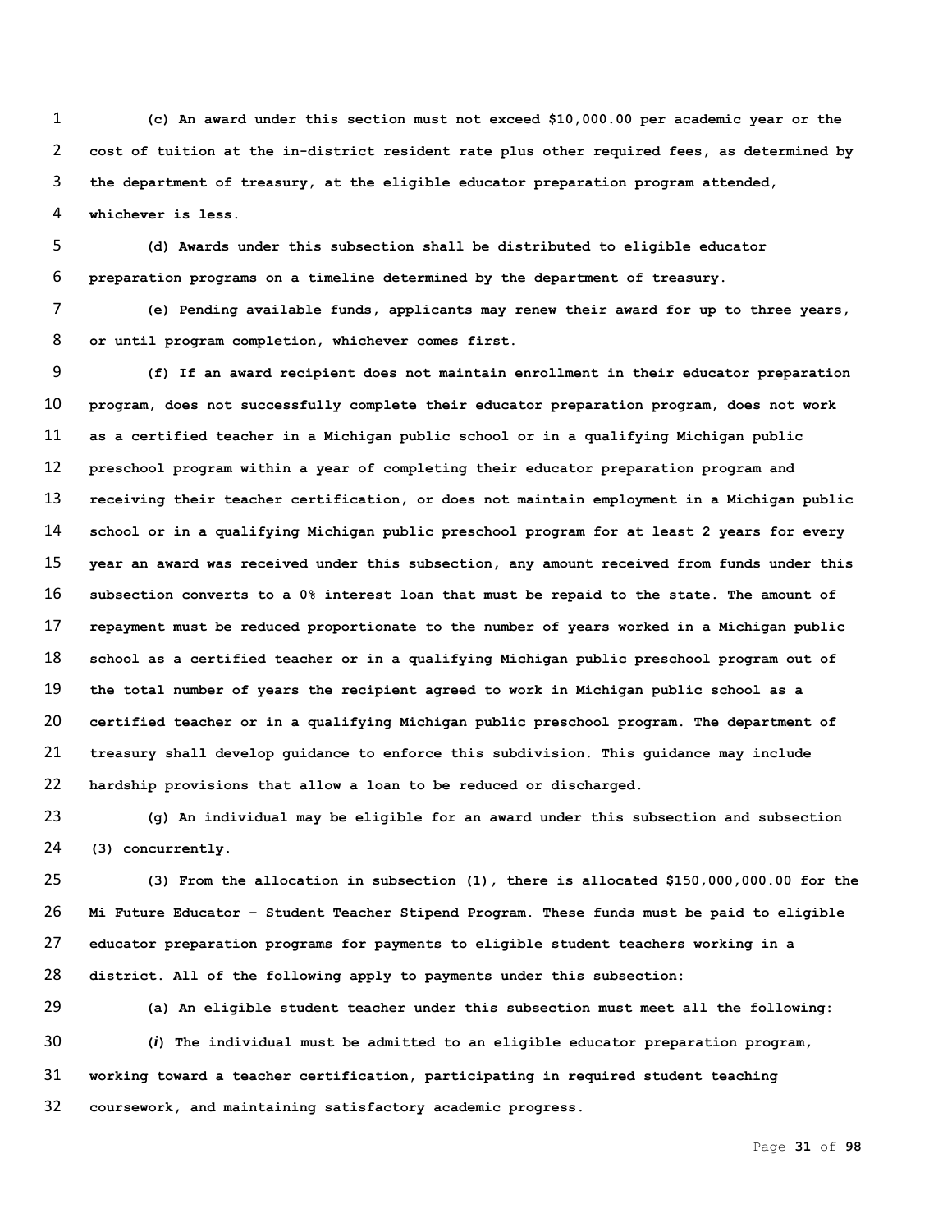**(c) An award under this section must not exceed $10,000.00 per academic year or the cost of tuition at the in-district resident rate plus other required fees, as determined by the department of treasury, at the eligible educator preparation program attended, whichever is less.**

**(d) Awards under this subsection shall be distributed to eligible educator preparation programs on a timeline determined by the department of treasury.**

**(e) Pending available funds, applicants may renew their award for up to three years, or until program completion, whichever comes first.**

**(f) If an award recipient does not maintain enrollment in their educator preparation program, does not successfully complete their educator preparation program, does not work as a certified teacher in a Michigan public school or in a qualifying Michigan public preschool program within a year of completing their educator preparation program and receiving their teacher certification, or does not maintain employment in a Michigan public school or in a qualifying Michigan public preschool program for at least 2 years for every year an award was received under this subsection, any amount received from funds under this subsection converts to a 0% interest loan that must be repaid to the state. The amount of repayment must be reduced proportionate to the number of years worked in a Michigan public school as a certified teacher or in a qualifying Michigan public preschool program out of the total number of years the recipient agreed to work in Michigan public school as a certified teacher or in a qualifying Michigan public preschool program. The department of treasury shall develop guidance to enforce this subdivision. This guidance may include hardship provisions that allow a loan to be reduced or discharged.**

**(g) An individual may be eligible for an award under this subsection and subsection (3) concurrently.**

**(3) From the allocation in subsection (1), there is allocated $150,000,000.00 for the Mi Future Educator – Student Teacher Stipend Program. These funds must be paid to eligible educator preparation programs for payments to eligible student teachers working in a district. All of the following apply to payments under this subsection:**

**(a) An eligible student teacher under this subsection must meet all the following:**

**(*i*) The individual must be admitted to an eligible educator preparation program, working toward a teacher certification, participating in required student teaching coursework, and maintaining satisfactory academic progress.**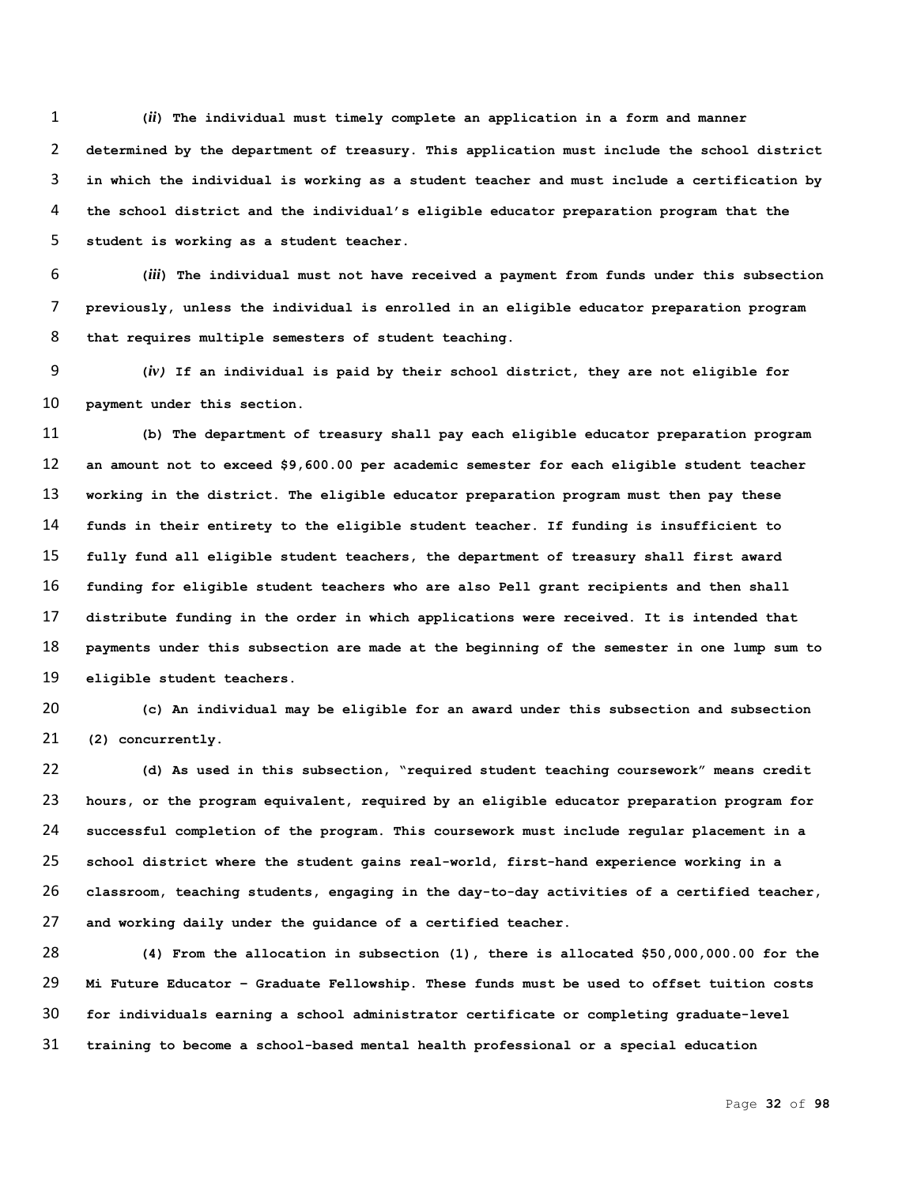(*ii*) The individual must timely complete an application in a form and manner determined by the department of treasury. This application must include the school district in which the individual is working as a student teacher and must include a certification by the school district and the individual's eligible educator preparation program that the student is working as a student teacher.

(*iii*) The individual must not have received a payment from funds under this subsection previously, unless the individual is enrolled in an eligible educator preparation program that requires multiple semesters of student teaching.

(*iv)* If an individual is paid by their school district, they are not eligible for payment under this section.

(b) The department of treasury shall pay each eligible educator preparation program an amount not to exceed $9,600.00 per academic semester for each eligible student teacher working in the district. The eligible educator preparation program must then pay these funds in their entirety to the eligible student teacher. If funding is insufficient to fully fund all eligible student teachers, the department of treasury shall first award funding for eligible student teachers who are also Pell grant recipients and then shall distribute funding in the order in which applications were received. It is intended that payments under this subsection are made at the beginning of the semester in one lump sum to eligible student teachers.

(c) An individual may be eligible for an award under this subsection and subsection (2) concurrently.

(d) As used in this subsection, "required student teaching coursework" means credit hours, or the program equivalent, required by an eligible educator preparation program for successful completion of the program. This coursework must include regular placement in a school district where the student gains real-world, first-hand experience working in a classroom, teaching students, engaging in the day-to-day activities of a certified teacher, and working daily under the guidance of a certified teacher.

(4) From the allocation in subsection (1), there is allocated $50,000,000.00 for the Mi Future Educator – Graduate Fellowship. These funds must be used to offset tuition costs for individuals earning a school administrator certificate or completing graduate-level training to become a school-based mental health professional or a special education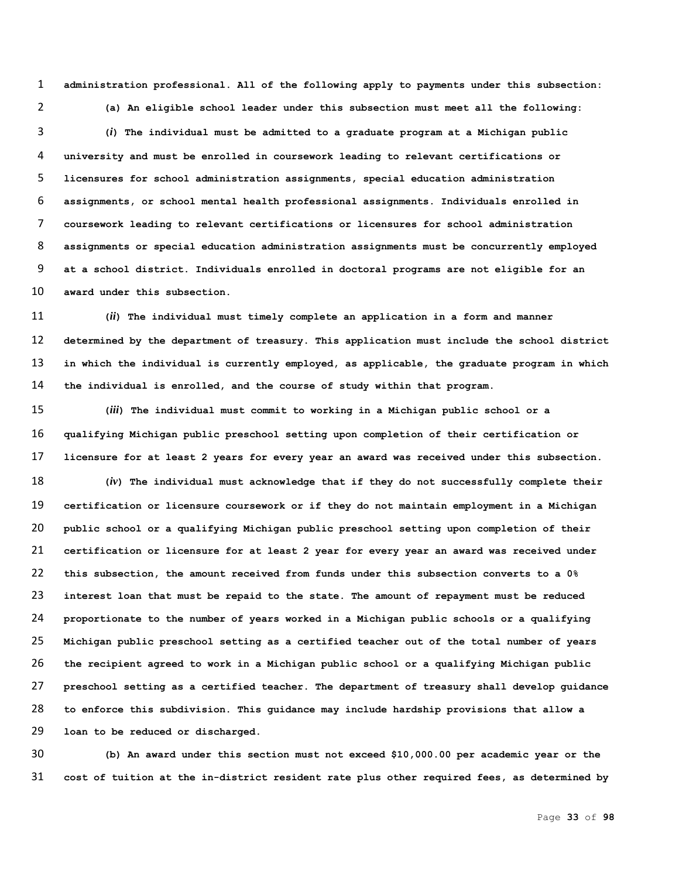**administration professional. All of the following apply to payments under this subsection:**

**(a) An eligible school leader under this subsection must meet all the following:**

**(*i*) The individual must be admitted to a graduate program at a Michigan public university and must be enrolled in coursework leading to relevant certifications or licensures for school administration assignments, special education administration assignments, or school mental health professional assignments. Individuals enrolled in coursework leading to relevant certifications or licensures for school administration assignments or special education administration assignments must be concurrently employed at a school district. Individuals enrolled in doctoral programs are not eligible for an award under this subsection.**

**(*ii*) The individual must timely complete an application in a form and manner determined by the department of treasury. This application must include the school district in which the individual is currently employed, as applicable, the graduate program in which the individual is enrolled, and the course of study within that program.**

**(*iii*) The individual must commit to working in a Michigan public school or a qualifying Michigan public preschool setting upon completion of their certification or licensure for at least 2 years for every year an award was received under this subsection.**

**(*iv*) The individual must acknowledge that if they do not successfully complete their certification or licensure coursework or if they do not maintain employment in a Michigan public school or a qualifying Michigan public preschool setting upon completion of their certification or licensure for at least 2 year for every year an award was received under this subsection, the amount received from funds under this subsection converts to a 0% interest loan that must be repaid to the state. The amount of repayment must be reduced proportionate to the number of years worked in a Michigan public schools or a qualifying Michigan public preschool setting as a certified teacher out of the total number of years the recipient agreed to work in a Michigan public school or a qualifying Michigan public preschool setting as a certified teacher. The department of treasury shall develop guidance to enforce this subdivision. This guidance may include hardship provisions that allow a loan to be reduced or discharged.**

**(b) An award under this section must not exceed $10,000.00 per academic year or the cost of tuition at the in-district resident rate plus other required fees, as determined by**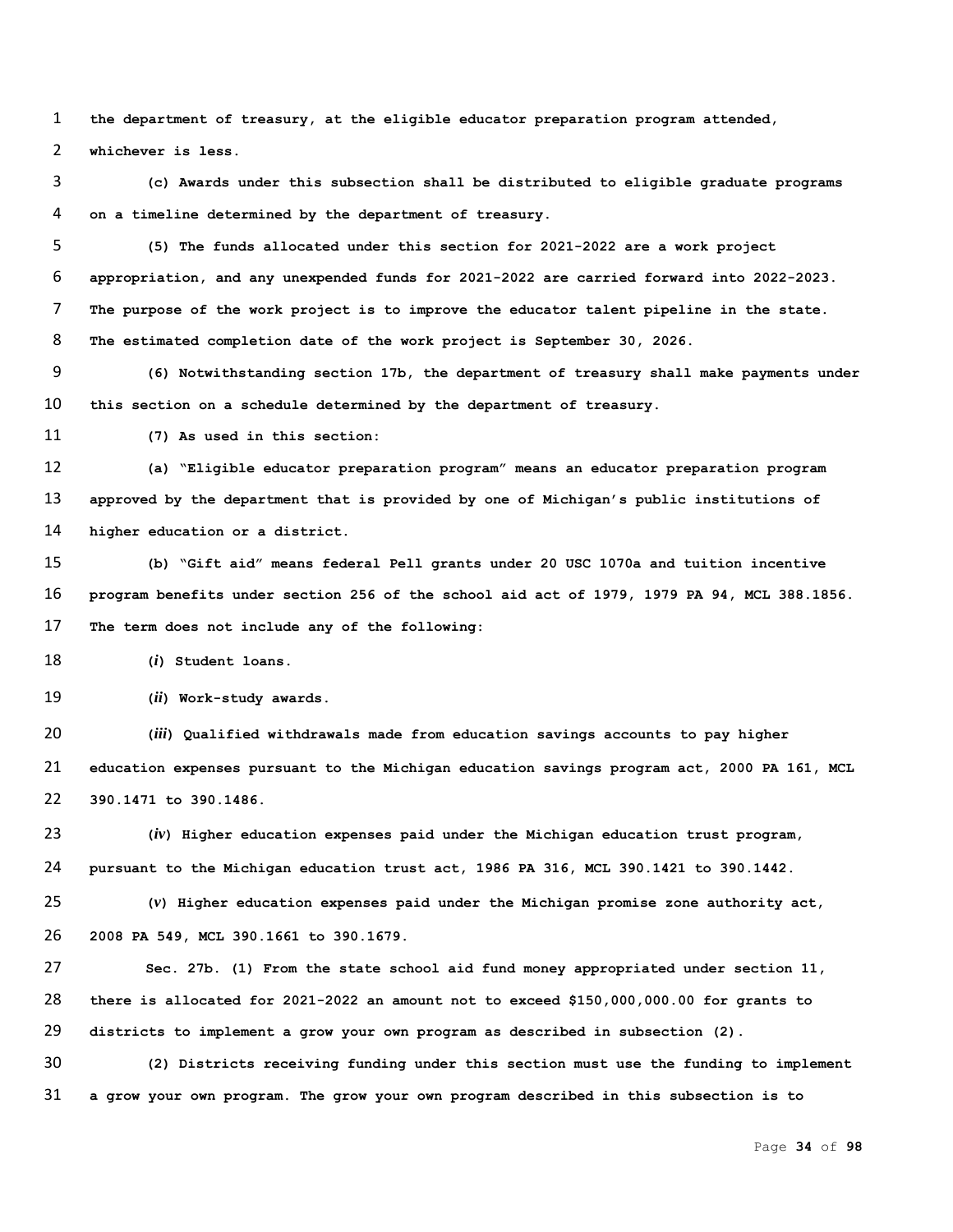**the department of treasury, at the eligible educator preparation program attended, whichever is less.**

**(c) Awards under this subsection shall be distributed to eligible graduate programs on a timeline determined by the department of treasury.**

**(5) The funds allocated under this section for 2021-2022 are a work project appropriation, and any unexpended funds for 2021-2022 are carried forward into 2022-2023. The purpose of the work project is to improve the educator talent pipeline in the state. The estimated completion date of the work project is September 30, 2026.**

**(6) Notwithstanding section 17b, the department of treasury shall make payments under this section on a schedule determined by the department of treasury.**

**(7) As used in this section:**

**(a) "Eligible educator preparation program" means an educator preparation program approved by the department that is provided by one of Michigan's public institutions of higher education or a district.**

**(b) "Gift aid" means federal Pell grants under 20 USC 1070a and tuition incentive program benefits under section 256 of the school aid act of 1979, 1979 PA 94, MCL 388.1856. The term does not include any of the following:**

**(*i*) Student loans.**

**(*ii*) Work-study awards.**

**(*iii*) Qualified withdrawals made from education savings accounts to pay higher education expenses pursuant to the Michigan education savings program act, 2000 PA 161, MCL 390.1471 to 390.1486.**

**(*iv*) Higher education expenses paid under the Michigan education trust program, pursuant to the Michigan education trust act, 1986 PA 316, MCL 390.1421 to 390.1442.**

**(*v*) Higher education expenses paid under the Michigan promise zone authority act, 2008 PA 549, MCL 390.1661 to 390.1679.**

**Sec. 27b. (1) From the state school aid fund money appropriated under section 11, there is allocated for 2021-2022 an amount not to exceed $150,000,000.00 for grants to districts to implement a grow your own program as described in subsection (2).**

**(2) Districts receiving funding under this section must use the funding to implement a grow your own program. The grow your own program described in this subsection is to**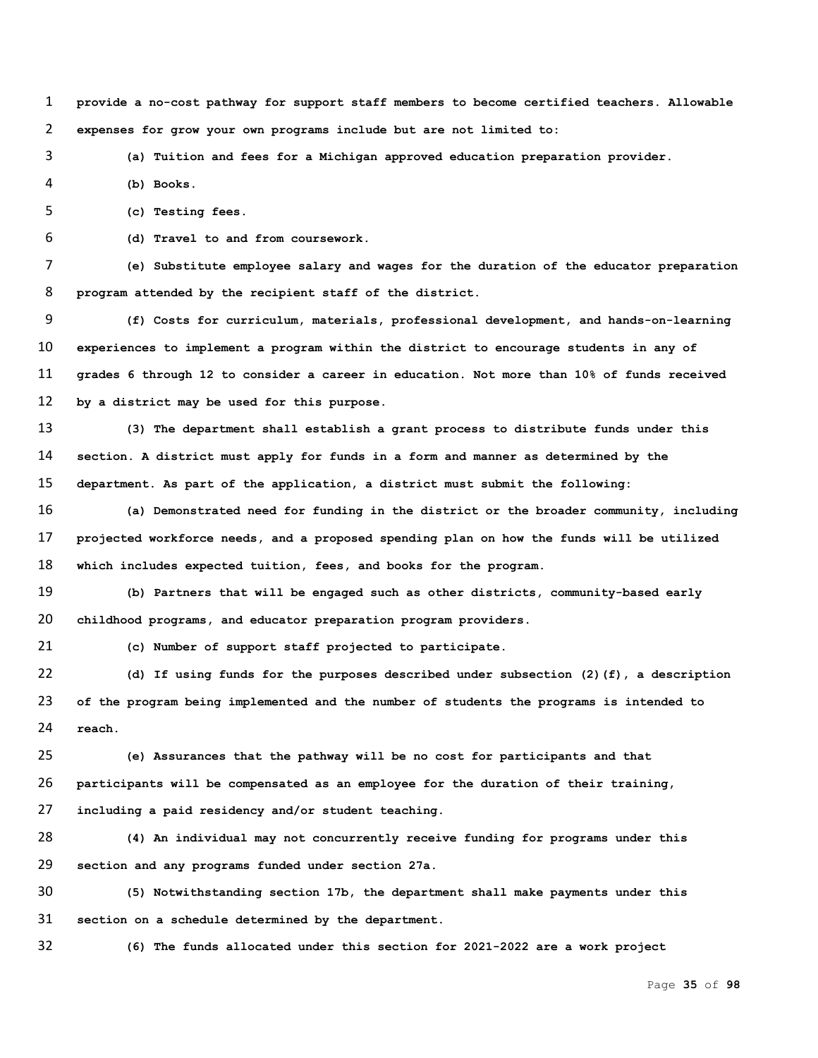**provide a no-cost pathway for support staff members to become certified teachers. Allowable expenses for grow your own programs include but are not limited to:**

**(a) Tuition and fees for a Michigan approved education preparation provider.**

**(b) Books.**

**(c) Testing fees.**

**(d) Travel to and from coursework.**

**(e) Substitute employee salary and wages for the duration of the educator preparation program attended by the recipient staff of the district.**

**(f) Costs for curriculum, materials, professional development, and hands-on-learning experiences to implement a program within the district to encourage students in any of grades 6 through 12 to consider a career in education. Not more than 10% of funds received by a district may be used for this purpose.**

**(3) The department shall establish a grant process to distribute funds under this section. A district must apply for funds in a form and manner as determined by the department. As part of the application, a district must submit the following:**

**(a) Demonstrated need for funding in the district or the broader community, including projected workforce needs, and a proposed spending plan on how the funds will be utilized which includes expected tuition, fees, and books for the program.**

**(b) Partners that will be engaged such as other districts, community-based early childhood programs, and educator preparation program providers.**

**(c) Number of support staff projected to participate.**

**(d) If using funds for the purposes described under subsection (2)(f), a description of the program being implemented and the number of students the programs is intended to reach.**

**(e) Assurances that the pathway will be no cost for participants and that participants will be compensated as an employee for the duration of their training, including a paid residency and/or student teaching.**

**(4) An individual may not concurrently receive funding for programs under this section and any programs funded under section 27a.**

**(5) Notwithstanding section 17b, the department shall make payments under this section on a schedule determined by the department.**

**(6) The funds allocated under this section for 2021-2022 are a work project**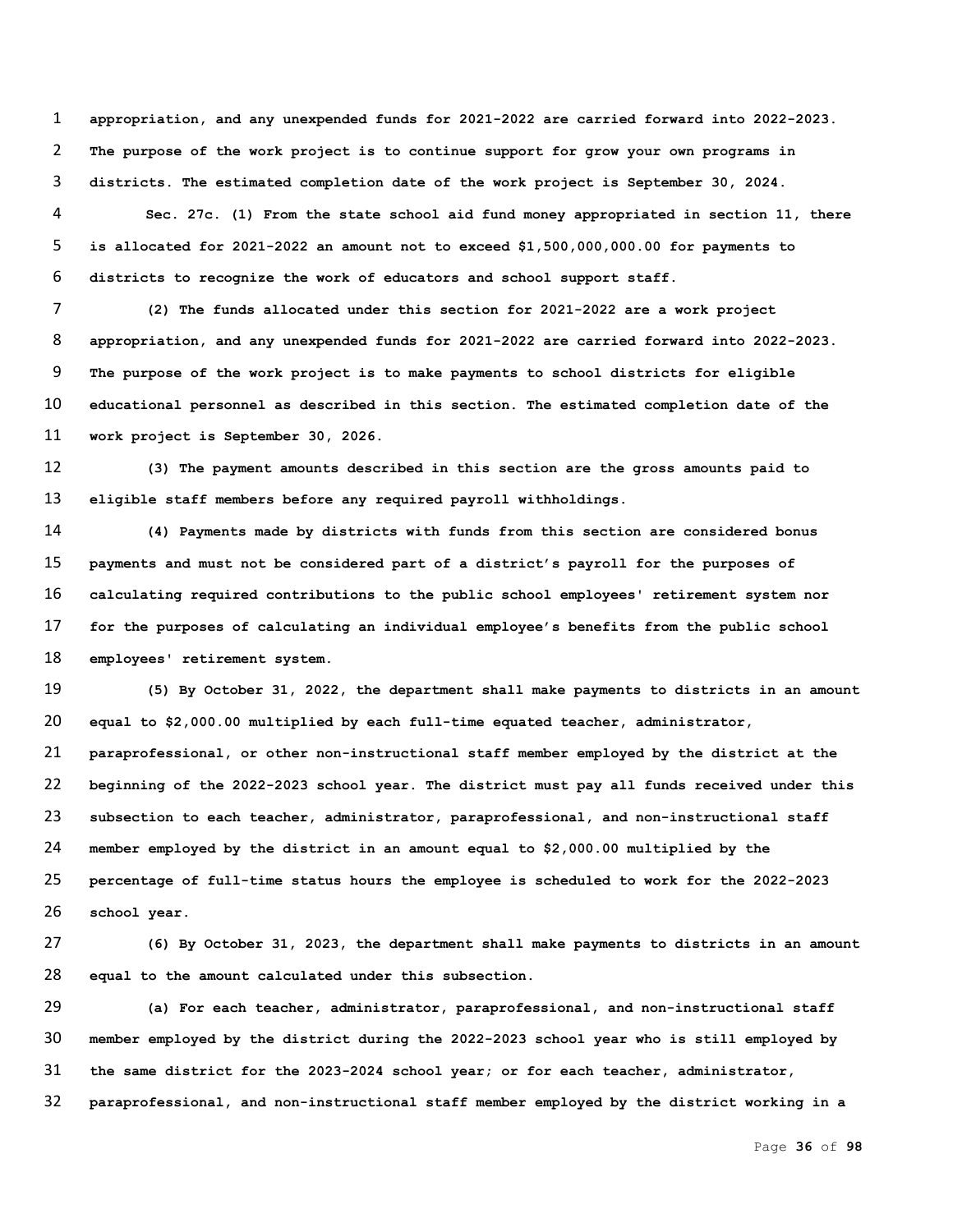appropriation, and any unexpended funds for 2021-2022 are carried forward into 2022-2023. The purpose of the work project is to continue support for grow your own programs in districts. The estimated completion date of the work project is September 30, 2024.

Sec. 27c. (1) From the state school aid fund money appropriated in section 11, there is allocated for 2021-2022 an amount not to exceed $1,500,000,000.00 for payments to districts to recognize the work of educators and school support staff.

(2) The funds allocated under this section for 2021-2022 are a work project appropriation, and any unexpended funds for 2021-2022 are carried forward into 2022-2023. The purpose of the work project is to make payments to school districts for eligible educational personnel as described in this section. The estimated completion date of the work project is September 30, 2026.

(3) The payment amounts described in this section are the gross amounts paid to eligible staff members before any required payroll withholdings.

(4) Payments made by districts with funds from this section are considered bonus payments and must not be considered part of a district's payroll for the purposes of calculating required contributions to the public school employees' retirement system nor for the purposes of calculating an individual employee's benefits from the public school employees' retirement system.

(5) By October 31, 2022, the department shall make payments to districts in an amount equal to $2,000.00 multiplied by each full-time equated teacher, administrator, paraprofessional, or other non-instructional staff member employed by the district at the beginning of the 2022-2023 school year. The district must pay all funds received under this subsection to each teacher, administrator, paraprofessional, and non-instructional staff member employed by the district in an amount equal to $2,000.00 multiplied by the percentage of full-time status hours the employee is scheduled to work for the 2022-2023 school year.

(6) By October 31, 2023, the department shall make payments to districts in an amount equal to the amount calculated under this subsection.

(a) For each teacher, administrator, paraprofessional, and non-instructional staff member employed by the district during the 2022-2023 school year who is still employed by the same district for the 2023-2024 school year; or for each teacher, administrator, paraprofessional, and non-instructional staff member employed by the district working in a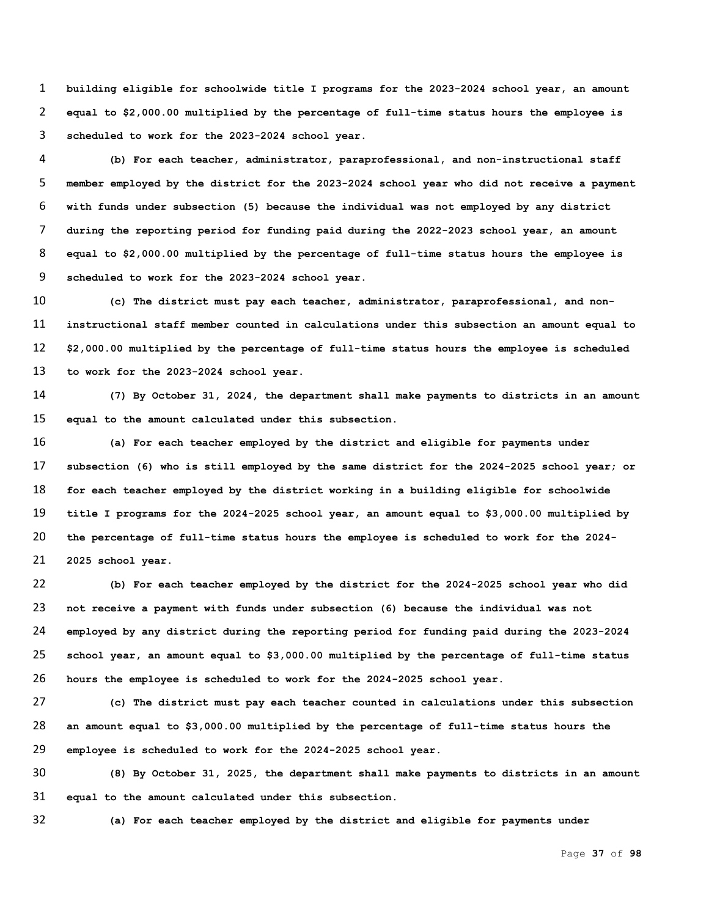**building eligible for schoolwide title I programs for the 2023-2024 school year, an amount equal to $2,000.00 multiplied by the percentage of full-time status hours the employee is scheduled to work for the 2023-2024 school year.**

**(b) For each teacher, administrator, paraprofessional, and non-instructional staff member employed by the district for the 2023-2024 school year who did not receive a payment with funds under subsection (5) because the individual was not employed by any district during the reporting period for funding paid during the 2022-2023 school year, an amount equal to $2,000.00 multiplied by the percentage of full-time status hours the employee is scheduled to work for the 2023-2024 school year.**

**(c) The district must pay each teacher, administrator, paraprofessional, and non-instructional staff member counted in calculations under this subsection an amount equal to $2,000.00 multiplied by the percentage of full-time status hours the employee is scheduled to work for the 2023-2024 school year.**

**(7) By October 31, 2024, the department shall make payments to districts in an amount equal to the amount calculated under this subsection.**

**(a) For each teacher employed by the district and eligible for payments under subsection (6) who is still employed by the same district for the 2024-2025 school year; or for each teacher employed by the district working in a building eligible for schoolwide title I programs for the 2024-2025 school year, an amount equal to $3,000.00 multiplied by the percentage of full-time status hours the employee is scheduled to work for the 2024-2025 school year.**

**(b) For each teacher employed by the district for the 2024-2025 school year who did not receive a payment with funds under subsection (6) because the individual was not employed by any district during the reporting period for funding paid during the 2023-2024 school year, an amount equal to $3,000.00 multiplied by the percentage of full-time status hours the employee is scheduled to work for the 2024-2025 school year.**

**(c) The district must pay each teacher counted in calculations under this subsection an amount equal to $3,000.00 multiplied by the percentage of full-time status hours the employee is scheduled to work for the 2024-2025 school year.**

**(8) By October 31, 2025, the department shall make payments to districts in an amount equal to the amount calculated under this subsection.**

**(a) For each teacher employed by the district and eligible for payments under**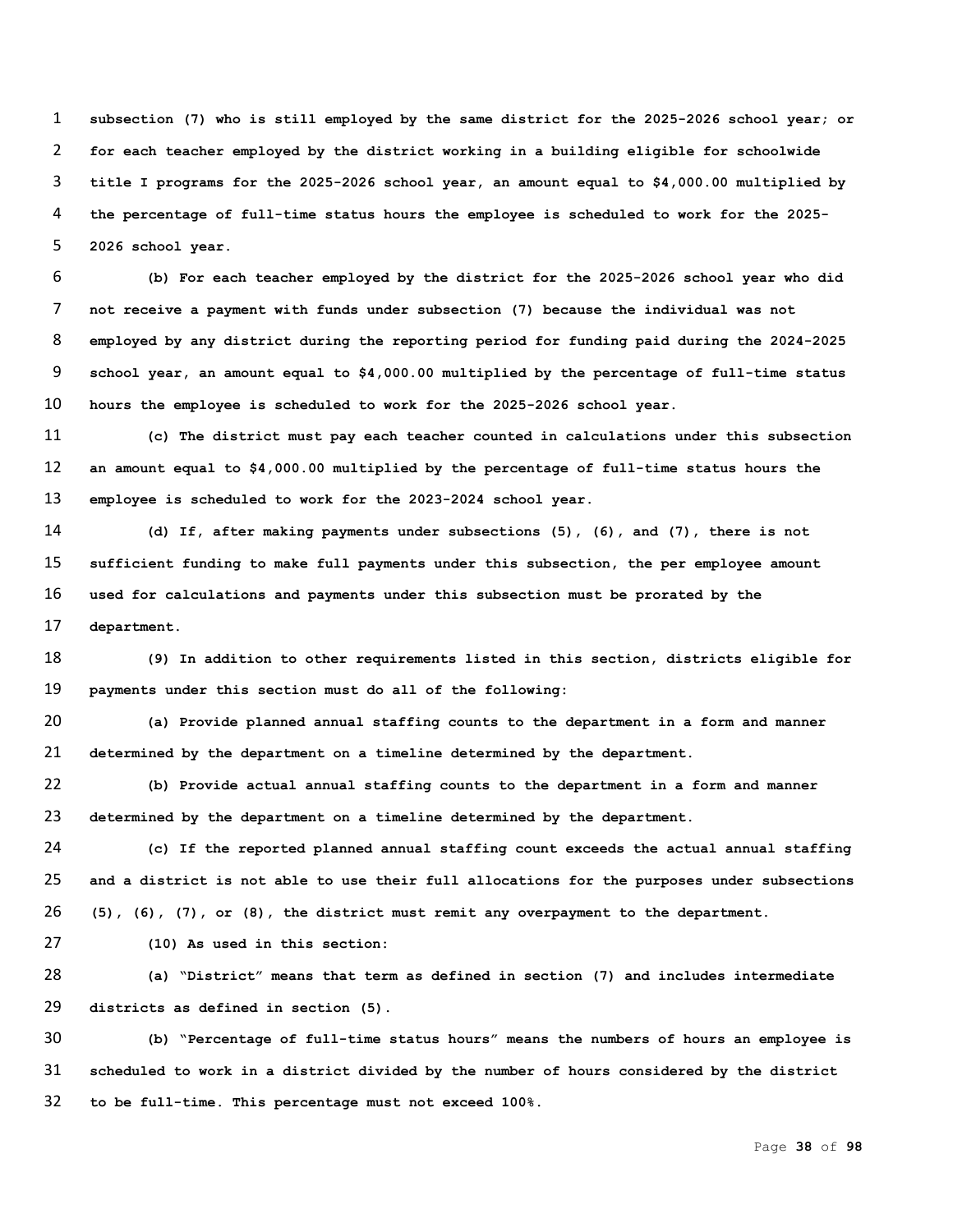**subsection (7) who is still employed by the same district for the 2025-2026 school year; or for each teacher employed by the district working in a building eligible for schoolwide title I programs for the 2025-2026 school year, an amount equal to $4,000.00 multiplied by the percentage of full-time status hours the employee is scheduled to work for the 2025-2026 school year.**

**(b) For each teacher employed by the district for the 2025-2026 school year who did not receive a payment with funds under subsection (7) because the individual was not employed by any district during the reporting period for funding paid during the 2024-2025 school year, an amount equal to $4,000.00 multiplied by the percentage of full-time status hours the employee is scheduled to work for the 2025-2026 school year.**

**(c) The district must pay each teacher counted in calculations under this subsection an amount equal to $4,000.00 multiplied by the percentage of full-time status hours the employee is scheduled to work for the 2023-2024 school year.**

**(d) If, after making payments under subsections (5), (6), and (7), there is not sufficient funding to make full payments under this subsection, the per employee amount used for calculations and payments under this subsection must be prorated by the department.**

**(9) In addition to other requirements listed in this section, districts eligible for payments under this section must do all of the following:**

**(a) Provide planned annual staffing counts to the department in a form and manner determined by the department on a timeline determined by the department.**

**(b) Provide actual annual staffing counts to the department in a form and manner determined by the department on a timeline determined by the department.**

**(c) If the reported planned annual staffing count exceeds the actual annual staffing and a district is not able to use their full allocations for the purposes under subsections (5), (6), (7), or (8), the district must remit any overpayment to the department.**

**(10) As used in this section:**

**(a) "District" means that term as defined in section (7) and includes intermediate districts as defined in section (5).**

**(b) "Percentage of full-time status hours" means the numbers of hours an employee is scheduled to work in a district divided by the number of hours considered by the district to be full-time. This percentage must not exceed 100%.**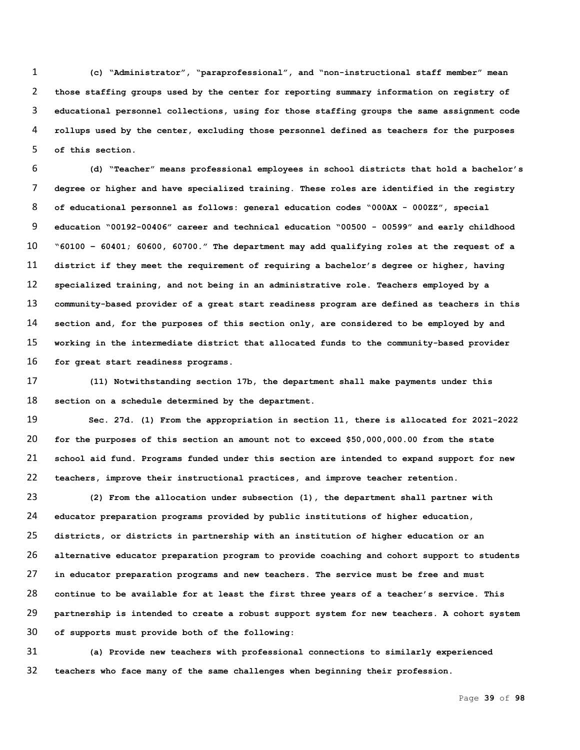(c) "Administrator", "paraprofessional", and "non-instructional staff member" mean those staffing groups used by the center for reporting summary information on registry of educational personnel collections, using for those staffing groups the same assignment code rollups used by the center, excluding those personnel defined as teachers for the purposes of this section.

(d) "Teacher" means professional employees in school districts that hold a bachelor's degree or higher and have specialized training. These roles are identified in the registry of educational personnel as follows: general education codes "000AX - 000ZZ", special education "00192-00406" career and technical education "00500 - 00599" and early childhood "60100 – 60401; 60600, 60700." The department may add qualifying roles at the request of a district if they meet the requirement of requiring a bachelor's degree or higher, having specialized training, and not being in an administrative role. Teachers employed by a community-based provider of a great start readiness program are defined as teachers in this section and, for the purposes of this section only, are considered to be employed by and working in the intermediate district that allocated funds to the community-based provider for great start readiness programs.

(11) Notwithstanding section 17b, the department shall make payments under this section on a schedule determined by the department.

Sec. 27d. (1) From the appropriation in section 11, there is allocated for 2021-2022 for the purposes of this section an amount not to exceed $50,000,000.00 from the state school aid fund. Programs funded under this section are intended to expand support for new teachers, improve their instructional practices, and improve teacher retention.

(2) From the allocation under subsection (1), the department shall partner with educator preparation programs provided by public institutions of higher education, districts, or districts in partnership with an institution of higher education or an alternative educator preparation program to provide coaching and cohort support to students in educator preparation programs and new teachers. The service must be free and must continue to be available for at least the first three years of a teacher's service. This partnership is intended to create a robust support system for new teachers. A cohort system of supports must provide both of the following:

(a) Provide new teachers with professional connections to similarly experienced teachers who face many of the same challenges when beginning their profession.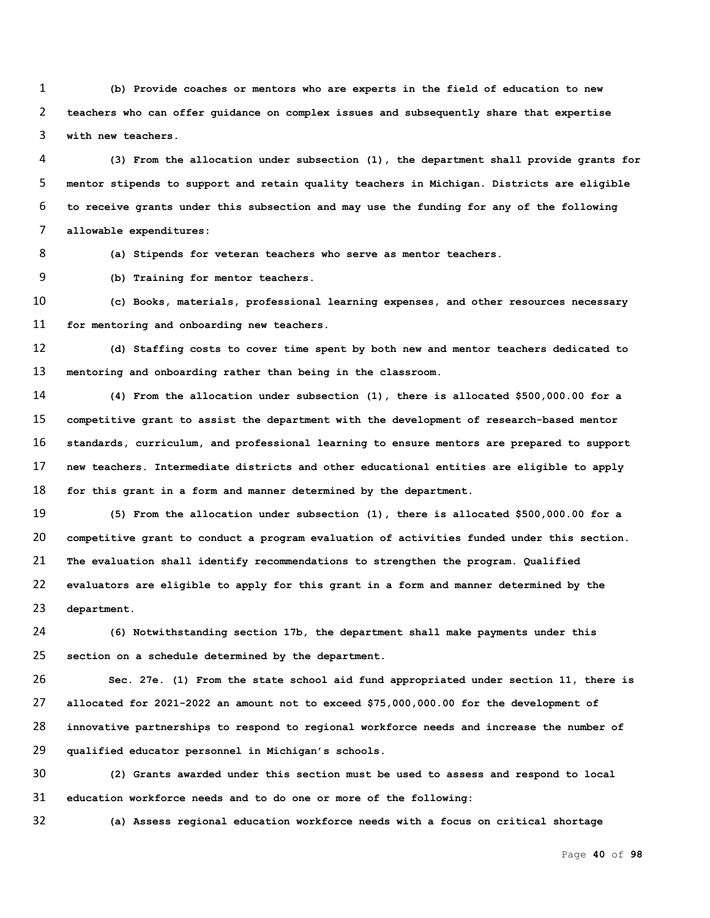**(b) Provide coaches or mentors who are experts in the field of education to new teachers who can offer guidance on complex issues and subsequently share that expertise with new teachers.**

**(3) From the allocation under subsection (1), the department shall provide grants for mentor stipends to support and retain quality teachers in Michigan. Districts are eligible to receive grants under this subsection and may use the funding for any of the following allowable expenditures:**

**(a) Stipends for veteran teachers who serve as mentor teachers.**

**(b) Training for mentor teachers.**

**(c) Books, materials, professional learning expenses, and other resources necessary for mentoring and onboarding new teachers.**

**(d) Staffing costs to cover time spent by both new and mentor teachers dedicated to mentoring and onboarding rather than being in the classroom.**

**(4) From the allocation under subsection (1), there is allocated $500,000.00 for a competitive grant to assist the department with the development of research-based mentor standards, curriculum, and professional learning to ensure mentors are prepared to support new teachers. Intermediate districts and other educational entities are eligible to apply for this grant in a form and manner determined by the department.**

**(5) From the allocation under subsection (1), there is allocated $500,000.00 for a competitive grant to conduct a program evaluation of activities funded under this section. The evaluation shall identify recommendations to strengthen the program. Qualified evaluators are eligible to apply for this grant in a form and manner determined by the department.**

**(6) Notwithstanding section 17b, the department shall make payments under this section on a schedule determined by the department.**

**Sec. 27e. (1) From the state school aid fund appropriated under section 11, there is allocated for 2021-2022 an amount not to exceed $75,000,000.00 for the development of innovative partnerships to respond to regional workforce needs and increase the number of qualified educator personnel in Michigan's schools.**

**(2) Grants awarded under this section must be used to assess and respond to local education workforce needs and to do one or more of the following:**

**(a) Assess regional education workforce needs with a focus on critical shortage**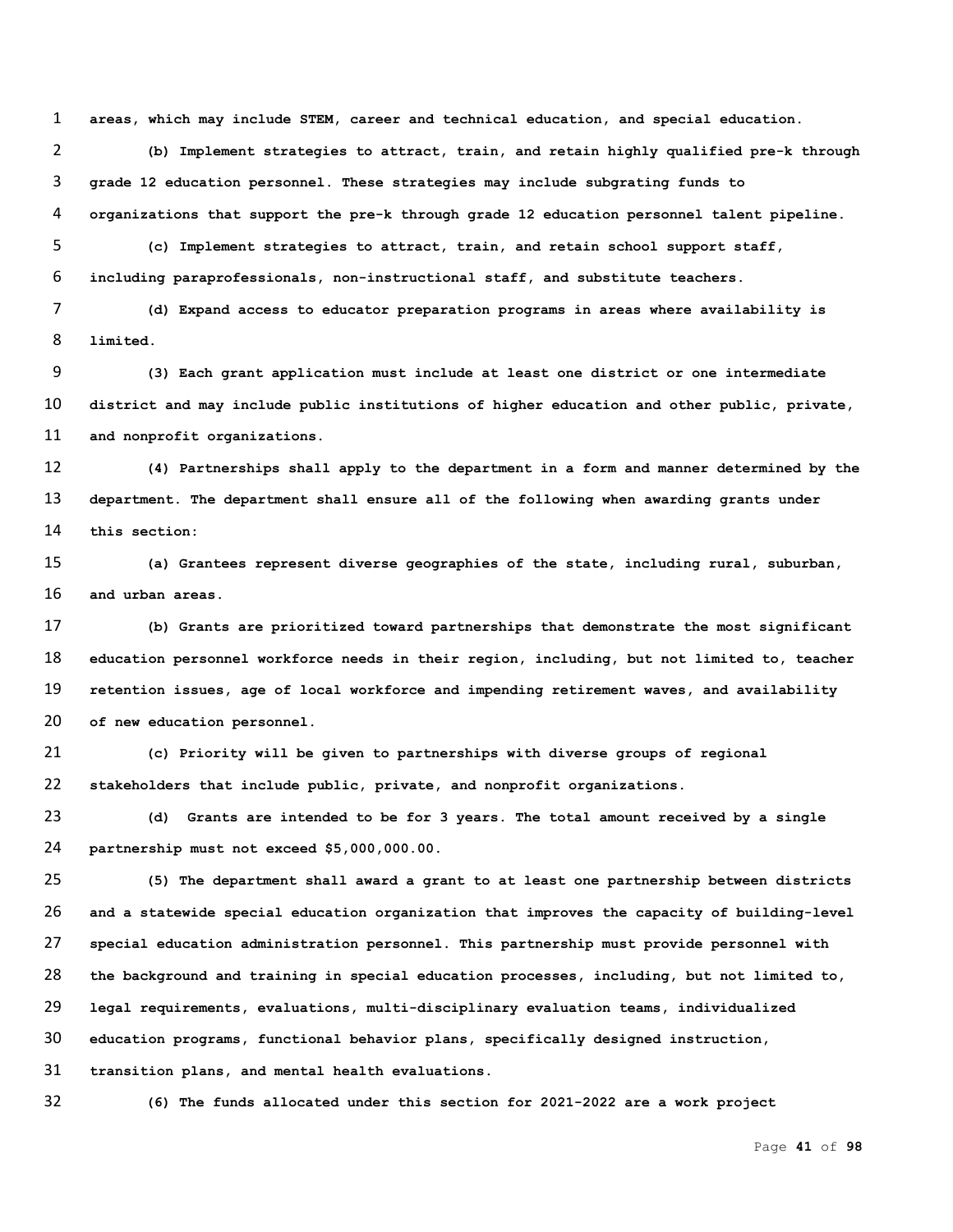**areas, which may include STEM, career and technical education, and special education.**

**(b) Implement strategies to attract, train, and retain highly qualified pre-k through grade 12 education personnel. These strategies may include subgrating funds to organizations that support the pre-k through grade 12 education personnel talent pipeline.**

**(c) Implement strategies to attract, train, and retain school support staff, including paraprofessionals, non-instructional staff, and substitute teachers.**

**(d) Expand access to educator preparation programs in areas where availability is limited.**

**(3) Each grant application must include at least one district or one intermediate district and may include public institutions of higher education and other public, private, and nonprofit organizations.**

**(4) Partnerships shall apply to the department in a form and manner determined by the department. The department shall ensure all of the following when awarding grants under this section:**

**(a) Grantees represent diverse geographies of the state, including rural, suburban, and urban areas.**

**(b) Grants are prioritized toward partnerships that demonstrate the most significant education personnel workforce needs in their region, including, but not limited to, teacher retention issues, age of local workforce and impending retirement waves, and availability of new education personnel.**

**(c) Priority will be given to partnerships with diverse groups of regional stakeholders that include public, private, and nonprofit organizations.**

**(d) Grants are intended to be for 3 years. The total amount received by a single partnership must not exceed $5,000,000.00.**

**(5) The department shall award a grant to at least one partnership between districts and a statewide special education organization that improves the capacity of building-level special education administration personnel. This partnership must provide personnel with the background and training in special education processes, including, but not limited to, legal requirements, evaluations, multi-disciplinary evaluation teams, individualized education programs, functional behavior plans, specifically designed instruction, transition plans, and mental health evaluations.**

**(6) The funds allocated under this section for 2021-2022 are a work project**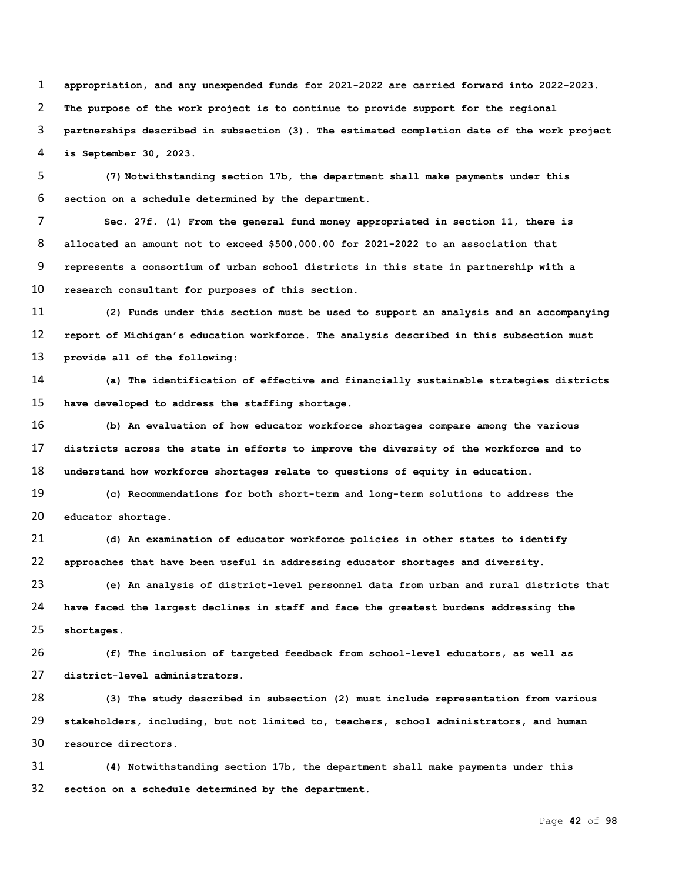**appropriation, and any unexpended funds for 2021-2022 are carried forward into 2022-2023. The purpose of the work project is to continue to provide support for the regional partnerships described in subsection (3). The estimated completion date of the work project is September 30, 2023.**

**(7) Notwithstanding section 17b, the department shall make payments under this section on a schedule determined by the department.**

**Sec. 27f. (1) From the general fund money appropriated in section 11, there is allocated an amount not to exceed $500,000.00 for 2021-2022 to an association that represents a consortium of urban school districts in this state in partnership with a research consultant for purposes of this section.**

**(2) Funds under this section must be used to support an analysis and an accompanying report of Michigan's education workforce. The analysis described in this subsection must provide all of the following:**

**(a) The identification of effective and financially sustainable strategies districts have developed to address the staffing shortage.**

**(b) An evaluation of how educator workforce shortages compare among the various districts across the state in efforts to improve the diversity of the workforce and to understand how workforce shortages relate to questions of equity in education.**

**(c) Recommendations for both short-term and long-term solutions to address the educator shortage.**

**(d) An examination of educator workforce policies in other states to identify approaches that have been useful in addressing educator shortages and diversity.**

**(e) An analysis of district-level personnel data from urban and rural districts that have faced the largest declines in staff and face the greatest burdens addressing the shortages.**

**(f) The inclusion of targeted feedback from school-level educators, as well as district-level administrators.**

**(3) The study described in subsection (2) must include representation from various stakeholders, including, but not limited to, teachers, school administrators, and human resource directors.**

**(4) Notwithstanding section 17b, the department shall make payments under this section on a schedule determined by the department.**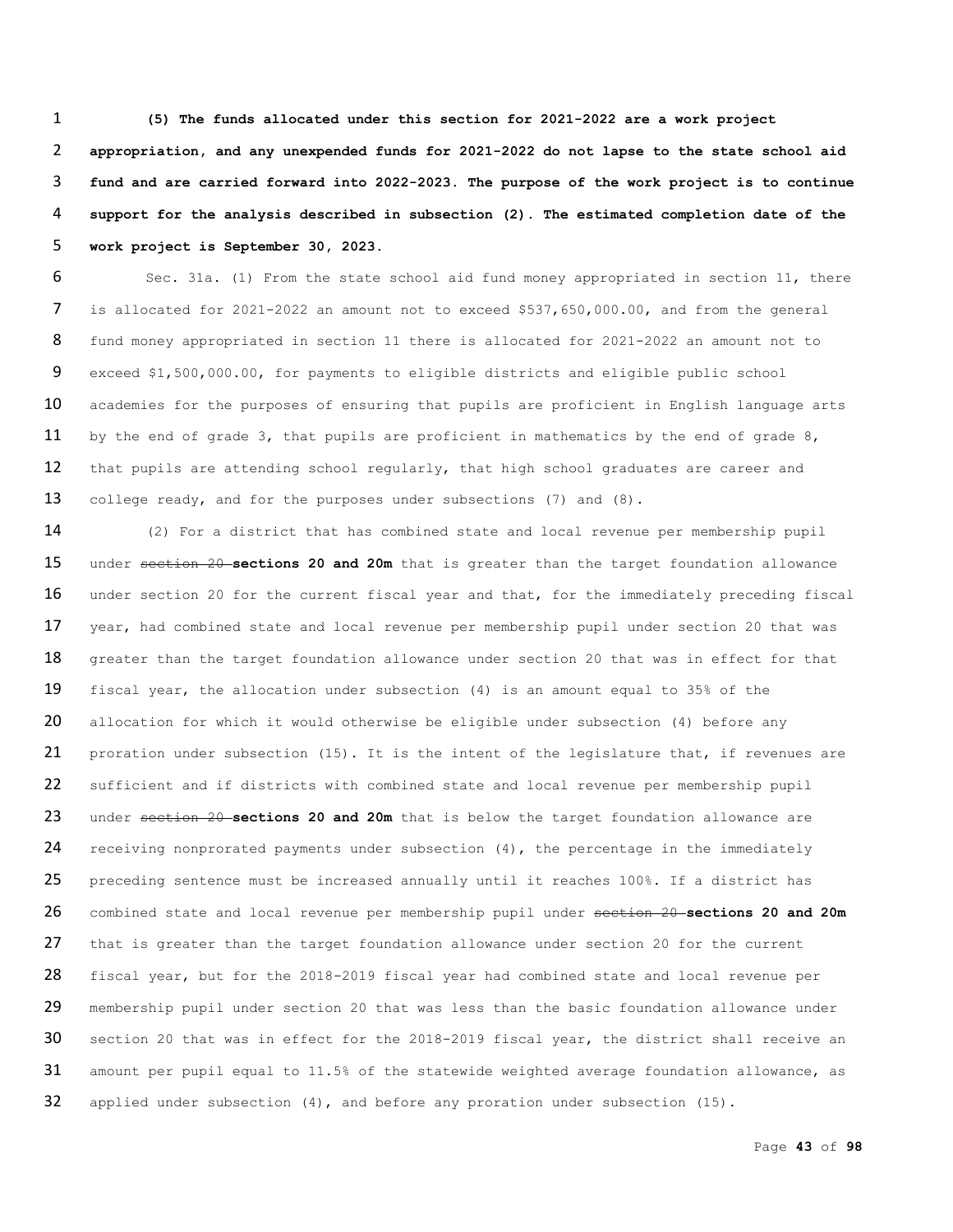**(5) The funds allocated under this section for 2021-2022 are a work project appropriation, and any unexpended funds for 2021-2022 do not lapse to the state school aid fund and are carried forward into 2022-2023. The purpose of the work project is to continue support for the analysis described in subsection (2). The estimated completion date of the work project is September 30, 2023.**

Sec. 31a. (1) From the state school aid fund money appropriated in section 11, there is allocated for 2021-2022 an amount not to exceed $537,650,000.00, and from the general fund money appropriated in section 11 there is allocated for 2021-2022 an amount not to exceed $1,500,000.00, for payments to eligible districts and eligible public school academies for the purposes of ensuring that pupils are proficient in English language arts by the end of grade 3, that pupils are proficient in mathematics by the end of grade 8, that pupils are attending school regularly, that high school graduates are career and college ready, and for the purposes under subsections (7) and (8).

(2) For a district that has combined state and local revenue per membership pupil under ~~section 20~~ **sections 20 and 20m** that is greater than the target foundation allowance under section 20 for the current fiscal year and that, for the immediately preceding fiscal year, had combined state and local revenue per membership pupil under section 20 that was greater than the target foundation allowance under section 20 that was in effect for that fiscal year, the allocation under subsection (4) is an amount equal to 35% of the allocation for which it would otherwise be eligible under subsection (4) before any proration under subsection (15). It is the intent of the legislature that, if revenues are sufficient and if districts with combined state and local revenue per membership pupil under ~~section 20~~ **sections 20 and 20m** that is below the target foundation allowance are receiving nonprorated payments under subsection (4), the percentage in the immediately preceding sentence must be increased annually until it reaches 100%. If a district has combined state and local revenue per membership pupil under ~~section 20~~ **sections 20 and 20m** that is greater than the target foundation allowance under section 20 for the current fiscal year, but for the 2018-2019 fiscal year had combined state and local revenue per membership pupil under section 20 that was less than the basic foundation allowance under section 20 that was in effect for the 2018-2019 fiscal year, the district shall receive an amount per pupil equal to 11.5% of the statewide weighted average foundation allowance, as applied under subsection (4), and before any proration under subsection (15).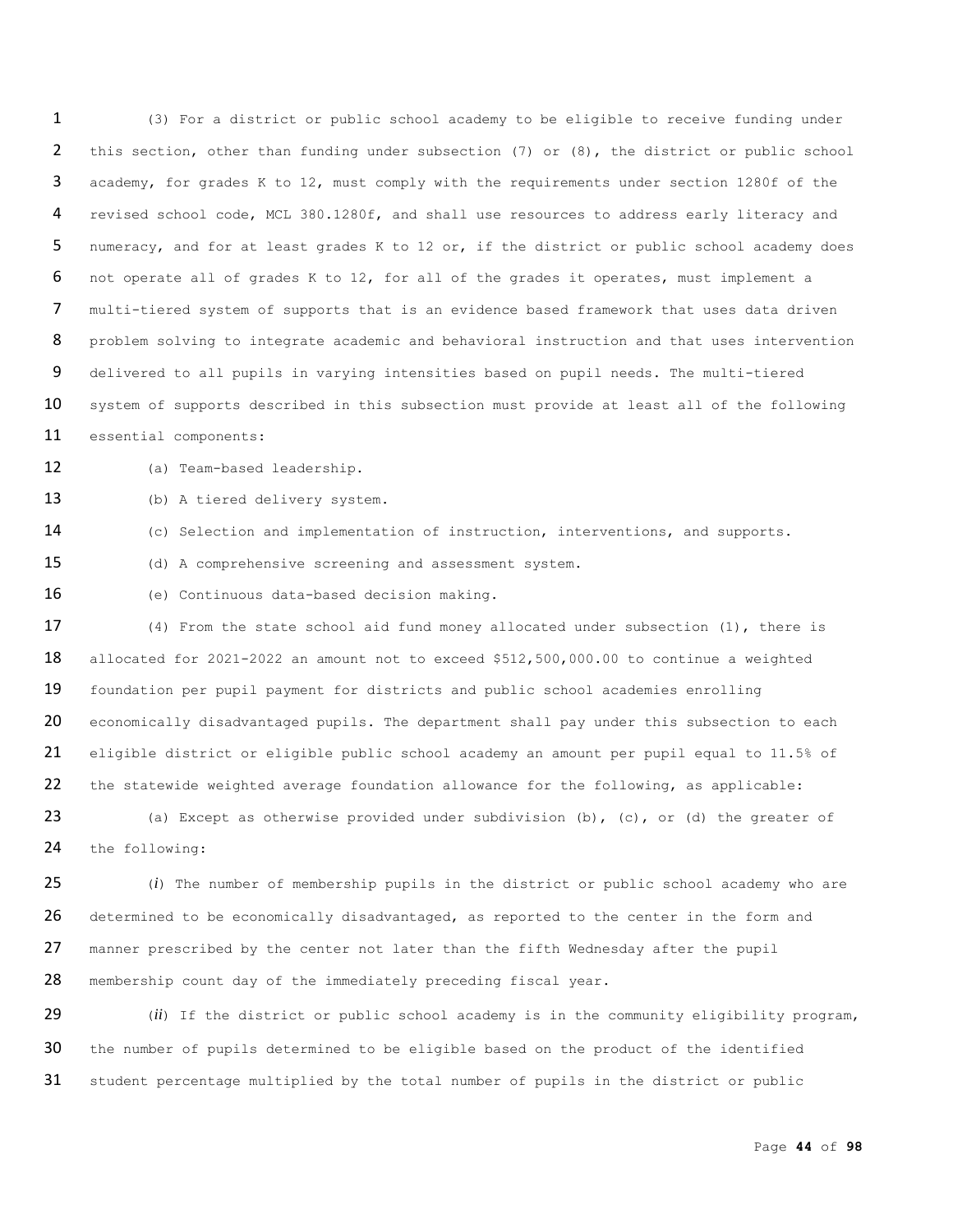(3) For a district or public school academy to be eligible to receive funding under this section, other than funding under subsection (7) or (8), the district or public school academy, for grades K to 12, must comply with the requirements under section 1280f of the revised school code, MCL 380.1280f, and shall use resources to address early literacy and numeracy, and for at least grades K to 12 or, if the district or public school academy does not operate all of grades K to 12, for all of the grades it operates, must implement a multi-tiered system of supports that is an evidence based framework that uses data driven problem solving to integrate academic and behavioral instruction and that uses intervention delivered to all pupils in varying intensities based on pupil needs. The multi-tiered system of supports described in this subsection must provide at least all of the following essential components:

(a) Team-based leadership.

(b) A tiered delivery system.

(c) Selection and implementation of instruction, interventions, and supports.

(d) A comprehensive screening and assessment system.

(e) Continuous data-based decision making.

(4) From the state school aid fund money allocated under subsection (1), there is allocated for 2021-2022 an amount not to exceed $512,500,000.00 to continue a weighted foundation per pupil payment for districts and public school academies enrolling economically disadvantaged pupils. The department shall pay under this subsection to each eligible district or eligible public school academy an amount per pupil equal to 11.5% of the statewide weighted average foundation allowance for the following, as applicable:

(a) Except as otherwise provided under subdivision (b), (c), or (d) the greater of the following:

(*i*) The number of membership pupils in the district or public school academy who are determined to be economically disadvantaged, as reported to the center in the form and manner prescribed by the center not later than the fifth Wednesday after the pupil membership count day of the immediately preceding fiscal year.

(*ii*) If the district or public school academy is in the community eligibility program, the number of pupils determined to be eligible based on the product of the identified student percentage multiplied by the total number of pupils in the district or public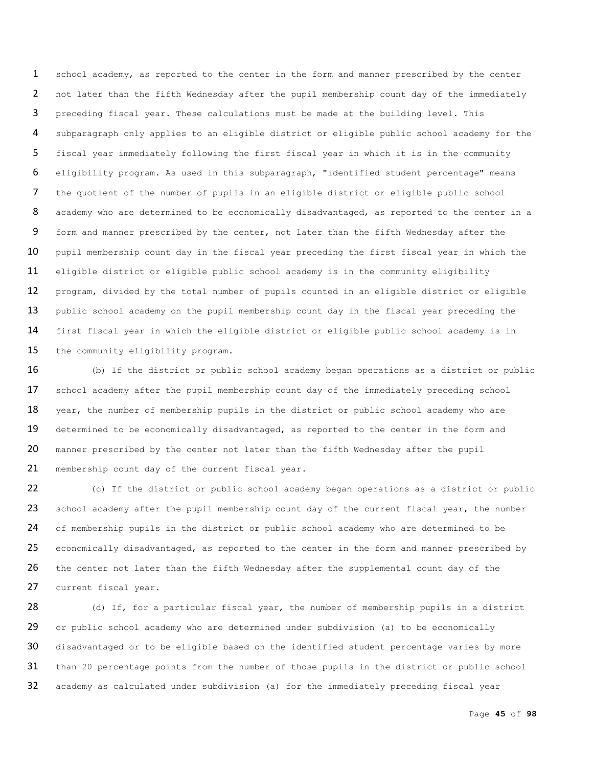school academy, as reported to the center in the form and manner prescribed by the center not later than the fifth Wednesday after the pupil membership count day of the immediately preceding fiscal year. These calculations must be made at the building level. This subparagraph only applies to an eligible district or eligible public school academy for the fiscal year immediately following the first fiscal year in which it is in the community eligibility program. As used in this subparagraph, "identified student percentage" means the quotient of the number of pupils in an eligible district or eligible public school academy who are determined to be economically disadvantaged, as reported to the center in a form and manner prescribed by the center, not later than the fifth Wednesday after the pupil membership count day in the fiscal year preceding the first fiscal year in which the eligible district or eligible public school academy is in the community eligibility program, divided by the total number of pupils counted in an eligible district or eligible public school academy on the pupil membership count day in the fiscal year preceding the first fiscal year in which the eligible district or eligible public school academy is in the community eligibility program.

(b) If the district or public school academy began operations as a district or public school academy after the pupil membership count day of the immediately preceding school year, the number of membership pupils in the district or public school academy who are determined to be economically disadvantaged, as reported to the center in the form and manner prescribed by the center not later than the fifth Wednesday after the pupil membership count day of the current fiscal year.

(c) If the district or public school academy began operations as a district or public school academy after the pupil membership count day of the current fiscal year, the number of membership pupils in the district or public school academy who are determined to be economically disadvantaged, as reported to the center in the form and manner prescribed by the center not later than the fifth Wednesday after the supplemental count day of the current fiscal year.

(d) If, for a particular fiscal year, the number of membership pupils in a district or public school academy who are determined under subdivision (a) to be economically disadvantaged or to be eligible based on the identified student percentage varies by more than 20 percentage points from the number of those pupils in the district or public school academy as calculated under subdivision (a) for the immediately preceding fiscal year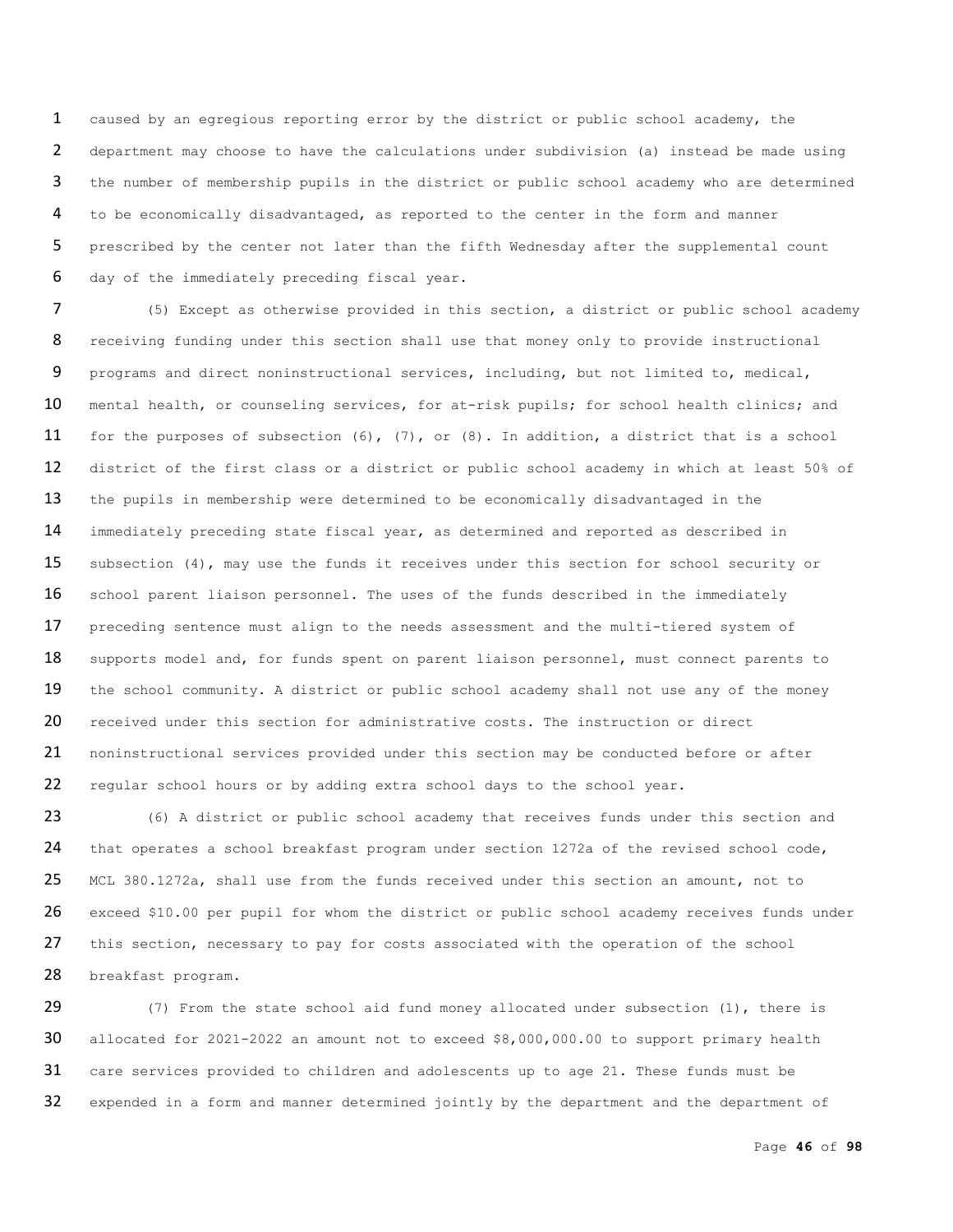caused by an egregious reporting error by the district or public school academy, the department may choose to have the calculations under subdivision (a) instead be made using the number of membership pupils in the district or public school academy who are determined to be economically disadvantaged, as reported to the center in the form and manner prescribed by the center not later than the fifth Wednesday after the supplemental count day of the immediately preceding fiscal year.

(5) Except as otherwise provided in this section, a district or public school academy receiving funding under this section shall use that money only to provide instructional programs and direct noninstructional services, including, but not limited to, medical, mental health, or counseling services, for at-risk pupils; for school health clinics; and for the purposes of subsection (6), (7), or (8). In addition, a district that is a school district of the first class or a district or public school academy in which at least 50% of the pupils in membership were determined to be economically disadvantaged in the immediately preceding state fiscal year, as determined and reported as described in subsection (4), may use the funds it receives under this section for school security or school parent liaison personnel. The uses of the funds described in the immediately preceding sentence must align to the needs assessment and the multi-tiered system of supports model and, for funds spent on parent liaison personnel, must connect parents to the school community. A district or public school academy shall not use any of the money received under this section for administrative costs. The instruction or direct noninstructional services provided under this section may be conducted before or after regular school hours or by adding extra school days to the school year.

(6) A district or public school academy that receives funds under this section and that operates a school breakfast program under section 1272a of the revised school code, MCL 380.1272a, shall use from the funds received under this section an amount, not to exceed $10.00 per pupil for whom the district or public school academy receives funds under this section, necessary to pay for costs associated with the operation of the school breakfast program.

(7) From the state school aid fund money allocated under subsection (1), there is allocated for 2021-2022 an amount not to exceed $8,000,000.00 to support primary health care services provided to children and adolescents up to age 21. These funds must be expended in a form and manner determined jointly by the department and the department of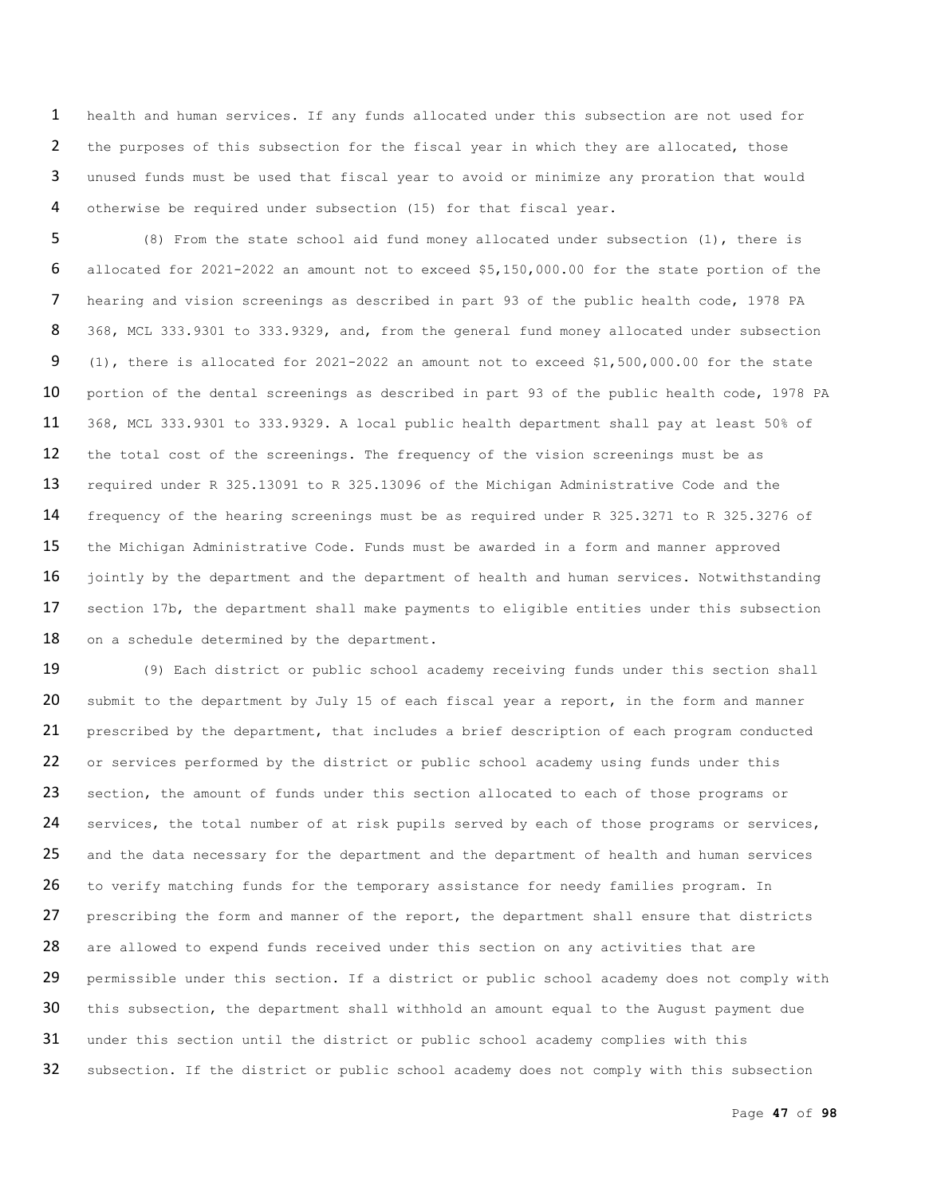health and human services. If any funds allocated under this subsection are not used for the purposes of this subsection for the fiscal year in which they are allocated, those unused funds must be used that fiscal year to avoid or minimize any proration that would otherwise be required under subsection (15) for that fiscal year.

(8) From the state school aid fund money allocated under subsection (1), there is allocated for 2021-2022 an amount not to exceed $5,150,000.00 for the state portion of the hearing and vision screenings as described in part 93 of the public health code, 1978 PA 368, MCL 333.9301 to 333.9329, and, from the general fund money allocated under subsection (1), there is allocated for 2021-2022 an amount not to exceed $1,500,000.00 for the state portion of the dental screenings as described in part 93 of the public health code, 1978 PA 368, MCL 333.9301 to 333.9329. A local public health department shall pay at least 50% of the total cost of the screenings. The frequency of the vision screenings must be as required under R 325.13091 to R 325.13096 of the Michigan Administrative Code and the frequency of the hearing screenings must be as required under R 325.3271 to R 325.3276 of the Michigan Administrative Code. Funds must be awarded in a form and manner approved jointly by the department and the department of health and human services. Notwithstanding section 17b, the department shall make payments to eligible entities under this subsection on a schedule determined by the department.

(9) Each district or public school academy receiving funds under this section shall submit to the department by July 15 of each fiscal year a report, in the form and manner prescribed by the department, that includes a brief description of each program conducted or services performed by the district or public school academy using funds under this section, the amount of funds under this section allocated to each of those programs or services, the total number of at risk pupils served by each of those programs or services, and the data necessary for the department and the department of health and human services to verify matching funds for the temporary assistance for needy families program. In prescribing the form and manner of the report, the department shall ensure that districts are allowed to expend funds received under this section on any activities that are permissible under this section. If a district or public school academy does not comply with this subsection, the department shall withhold an amount equal to the August payment due under this section until the district or public school academy complies with this subsection. If the district or public school academy does not comply with this subsection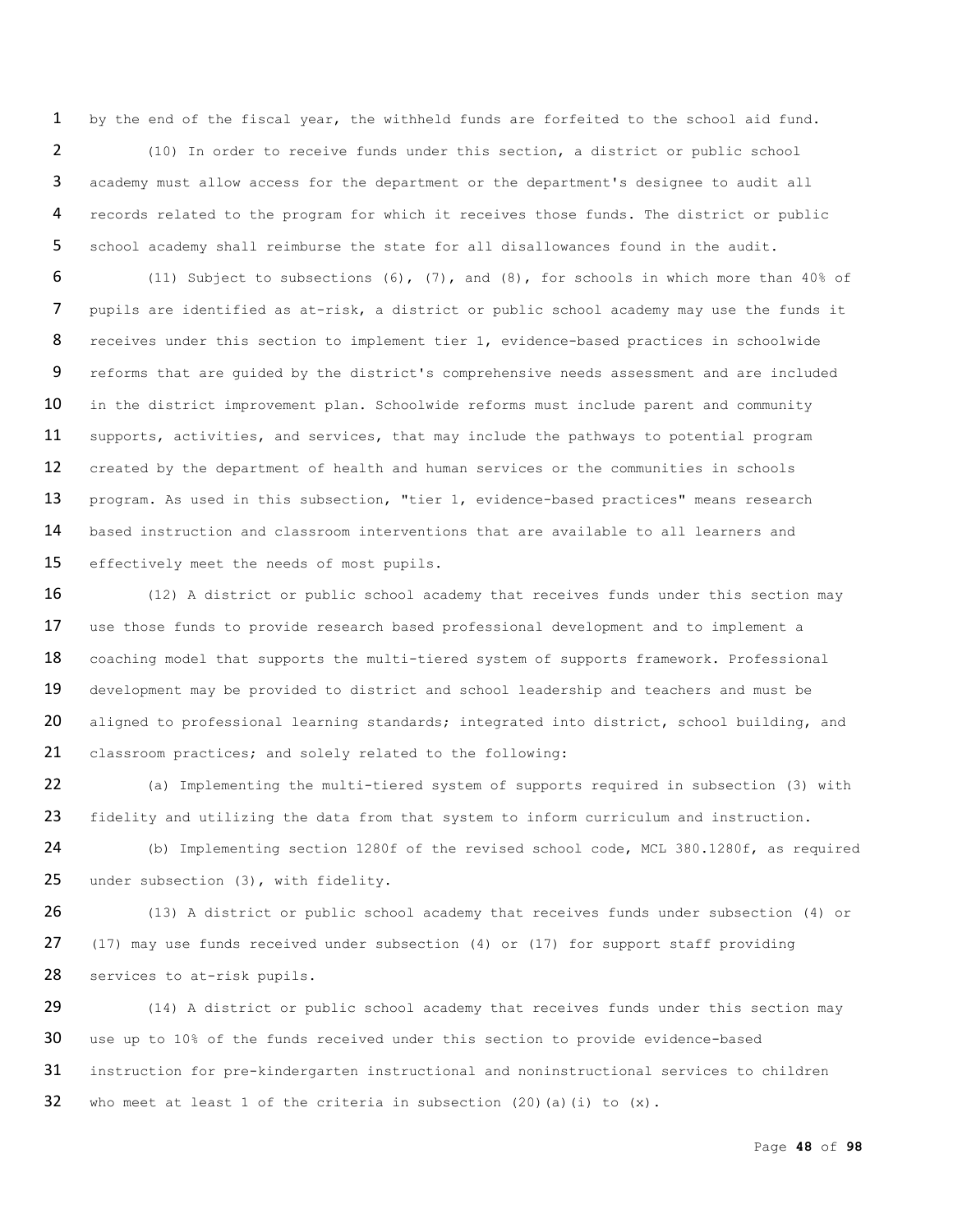by the end of the fiscal year, the withheld funds are forfeited to the school aid fund.

(10) In order to receive funds under this section, a district or public school academy must allow access for the department or the department's designee to audit all records related to the program for which it receives those funds. The district or public school academy shall reimburse the state for all disallowances found in the audit.

(11) Subject to subsections (6), (7), and (8), for schools in which more than 40% of pupils are identified as at-risk, a district or public school academy may use the funds it receives under this section to implement tier 1, evidence-based practices in schoolwide reforms that are guided by the district's comprehensive needs assessment and are included in the district improvement plan. Schoolwide reforms must include parent and community supports, activities, and services, that may include the pathways to potential program created by the department of health and human services or the communities in schools program. As used in this subsection, "tier 1, evidence-based practices" means research based instruction and classroom interventions that are available to all learners and effectively meet the needs of most pupils.

(12) A district or public school academy that receives funds under this section may use those funds to provide research based professional development and to implement a coaching model that supports the multi-tiered system of supports framework. Professional development may be provided to district and school leadership and teachers and must be aligned to professional learning standards; integrated into district, school building, and classroom practices; and solely related to the following:

(a) Implementing the multi-tiered system of supports required in subsection (3) with fidelity and utilizing the data from that system to inform curriculum and instruction.

(b) Implementing section 1280f of the revised school code, MCL 380.1280f, as required under subsection (3), with fidelity.

(13) A district or public school academy that receives funds under subsection (4) or (17) may use funds received under subsection (4) or (17) for support staff providing services to at-risk pupils.

(14) A district or public school academy that receives funds under this section may use up to 10% of the funds received under this section to provide evidence-based instruction for pre-kindergarten instructional and noninstructional services to children who meet at least 1 of the criteria in subsection (20)(a)(i) to (x).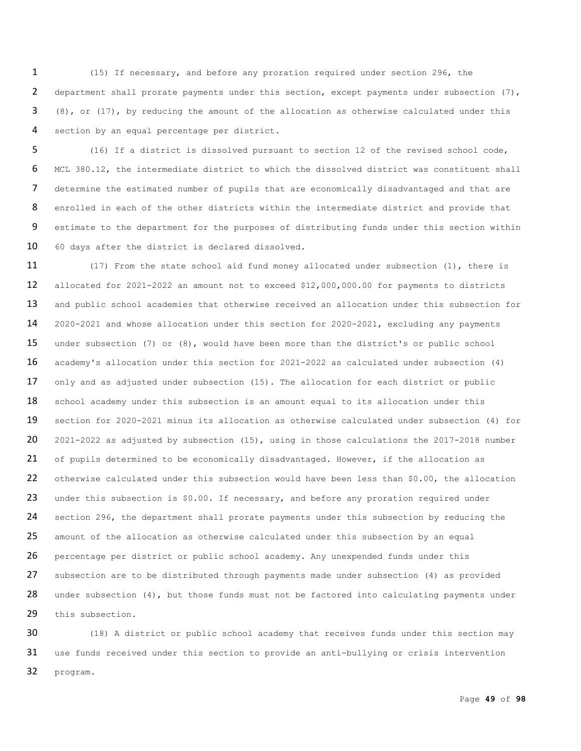(15) If necessary, and before any proration required under section 296, the department shall prorate payments under this section, except payments under subsection (7), (8), or (17), by reducing the amount of the allocation as otherwise calculated under this section by an equal percentage per district.

(16) If a district is dissolved pursuant to section 12 of the revised school code, MCL 380.12, the intermediate district to which the dissolved district was constituent shall determine the estimated number of pupils that are economically disadvantaged and that are enrolled in each of the other districts within the intermediate district and provide that estimate to the department for the purposes of distributing funds under this section within 60 days after the district is declared dissolved.

(17) From the state school aid fund money allocated under subsection (1), there is allocated for 2021-2022 an amount not to exceed $12,000,000.00 for payments to districts and public school academies that otherwise received an allocation under this subsection for 2020-2021 and whose allocation under this section for 2020-2021, excluding any payments under subsection (7) or (8), would have been more than the district's or public school academy's allocation under this section for 2021-2022 as calculated under subsection (4) only and as adjusted under subsection (15). The allocation for each district or public school academy under this subsection is an amount equal to its allocation under this section for 2020-2021 minus its allocation as otherwise calculated under subsection (4) for 2021-2022 as adjusted by subsection (15), using in those calculations the 2017-2018 number of pupils determined to be economically disadvantaged. However, if the allocation as otherwise calculated under this subsection would have been less than $0.00, the allocation under this subsection is $0.00. If necessary, and before any proration required under section 296, the department shall prorate payments under this subsection by reducing the amount of the allocation as otherwise calculated under this subsection by an equal percentage per district or public school academy. Any unexpended funds under this subsection are to be distributed through payments made under subsection (4) as provided under subsection (4), but those funds must not be factored into calculating payments under this subsection.

(18) A district or public school academy that receives funds under this section may use funds received under this section to provide an anti-bullying or crisis intervention program.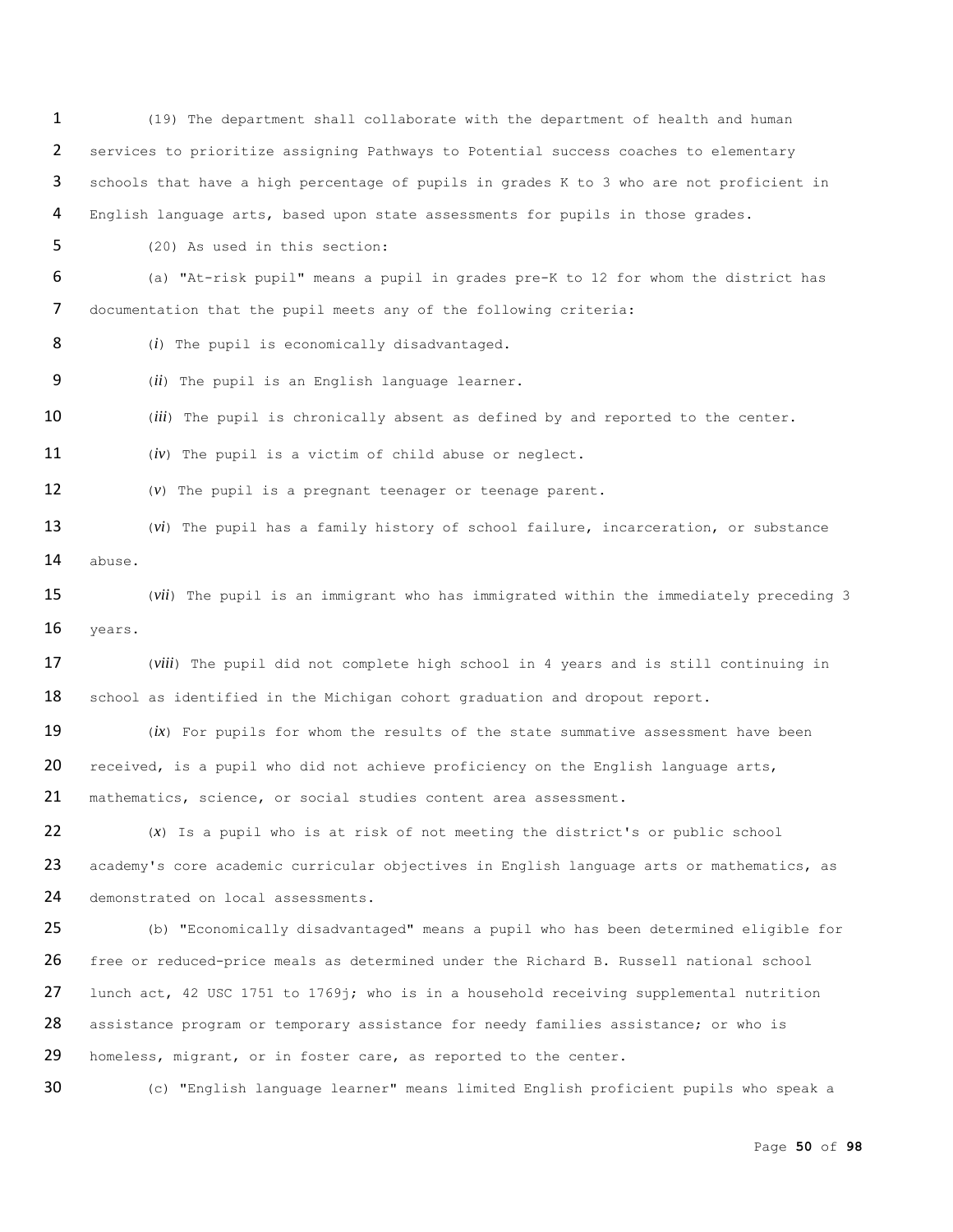(19) The department shall collaborate with the department of health and human services to prioritize assigning Pathways to Potential success coaches to elementary schools that have a high percentage of pupils in grades K to 3 who are not proficient in English language arts, based upon state assessments for pupils in those grades.

(20) As used in this section:

(a) "At-risk pupil" means a pupil in grades pre-K to 12 for whom the district has documentation that the pupil meets any of the following criteria:

(*i*) The pupil is economically disadvantaged.

(*ii*) The pupil is an English language learner.

(*iii*) The pupil is chronically absent as defined by and reported to the center.

(*iv*) The pupil is a victim of child abuse or neglect.

(*v*) The pupil is a pregnant teenager or teenage parent.

(*vi*) The pupil has a family history of school failure, incarceration, or substance abuse.

(*vii*) The pupil is an immigrant who has immigrated within the immediately preceding 3 years.

(*viii*) The pupil did not complete high school in 4 years and is still continuing in school as identified in the Michigan cohort graduation and dropout report.

(*ix*) For pupils for whom the results of the state summative assessment have been received, is a pupil who did not achieve proficiency on the English language arts, mathematics, science, or social studies content area assessment.

(*x*) Is a pupil who is at risk of not meeting the district's or public school academy's core academic curricular objectives in English language arts or mathematics, as demonstrated on local assessments.

(b) "Economically disadvantaged" means a pupil who has been determined eligible for free or reduced-price meals as determined under the Richard B. Russell national school lunch act, 42 USC 1751 to 1769j; who is in a household receiving supplemental nutrition assistance program or temporary assistance for needy families assistance; or who is homeless, migrant, or in foster care, as reported to the center.

(c) "English language learner" means limited English proficient pupils who speak a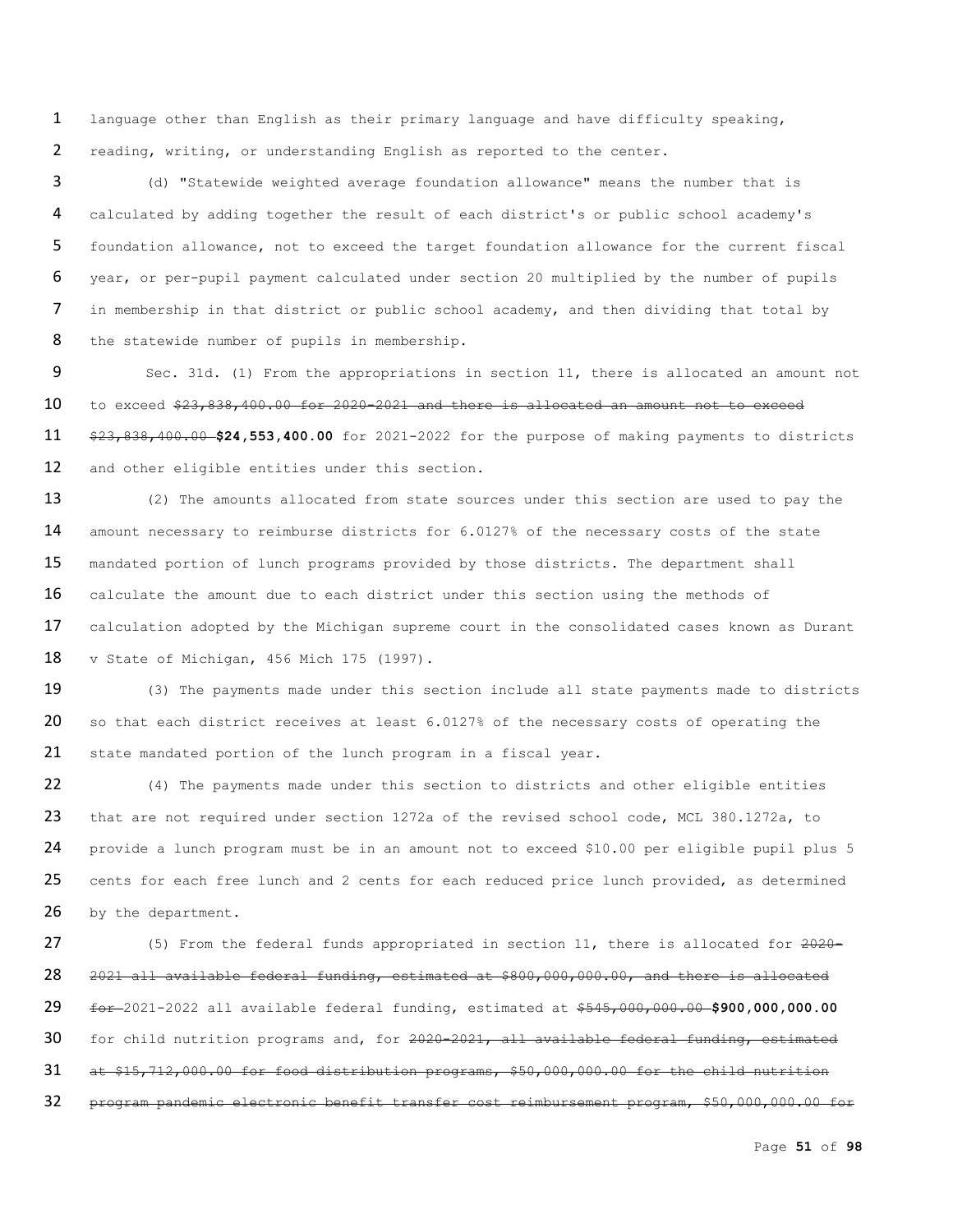language other than English as their primary language and have difficulty speaking, reading, writing, or understanding English as reported to the center.

(d) "Statewide weighted average foundation allowance" means the number that is calculated by adding together the result of each district's or public school academy's foundation allowance, not to exceed the target foundation allowance for the current fiscal year, or per-pupil payment calculated under section 20 multiplied by the number of pupils in membership in that district or public school academy, and then dividing that total by the statewide number of pupils in membership.

Sec. 31d. (1) From the appropriations in section 11, there is allocated an amount not to exceed ~~$23,838,400.00 for 2020-2021 and there is allocated an amount not to exceed $23,838,400.00~~ **$24,553,400.00** for 2021-2022 for the purpose of making payments to districts and other eligible entities under this section.

(2) The amounts allocated from state sources under this section are used to pay the amount necessary to reimburse districts for 6.0127% of the necessary costs of the state mandated portion of lunch programs provided by those districts. The department shall calculate the amount due to each district under this section using the methods of calculation adopted by the Michigan supreme court in the consolidated cases known as Durant v State of Michigan, 456 Mich 175 (1997).

(3) The payments made under this section include all state payments made to districts so that each district receives at least 6.0127% of the necessary costs of operating the state mandated portion of the lunch program in a fiscal year.

(4) The payments made under this section to districts and other eligible entities that are not required under section 1272a of the revised school code, MCL 380.1272a, to provide a lunch program must be in an amount not to exceed $10.00 per eligible pupil plus 5 cents for each free lunch and 2 cents for each reduced price lunch provided, as determined by the department.

(5) From the federal funds appropriated in section 11, there is allocated for ~~2020-2021 all available federal funding, estimated at $800,000,000.00, and there is allocated for~~ 2021-2022 all available federal funding, estimated at ~~$545,000,000.00~~ **$900,000,000.00** for child nutrition programs and, for ~~2020-2021, all available federal funding, estimated at $15,712,000.00 for food distribution programs, $50,000,000.00 for the child nutrition program pandemic electronic benefit transfer cost reimbursement program, $50,000,000.00 for~~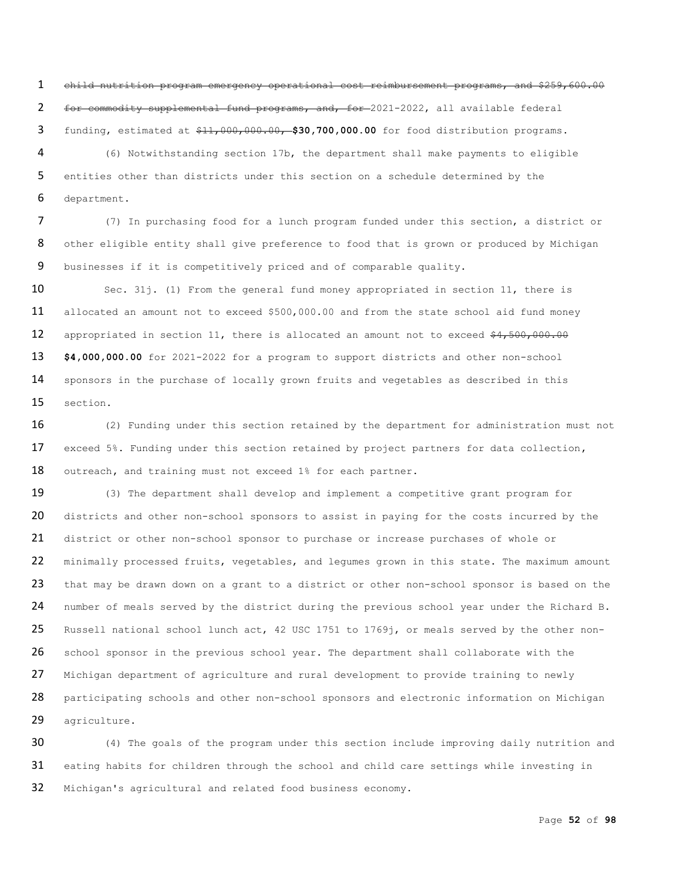~~child nutrition program emergency operational cost reimbursement programs, and $259,600.00 for commodity supplemental fund programs, and, for~~ 2021-2022, all available federal funding, estimated at ~~$11,000,000.00,~~ **$30,700,000.00** for food distribution programs.

(6) Notwithstanding section 17b, the department shall make payments to eligible entities other than districts under this section on a schedule determined by the department.

(7) In purchasing food for a lunch program funded under this section, a district or other eligible entity shall give preference to food that is grown or produced by Michigan businesses if it is competitively priced and of comparable quality.

Sec. 31j. (1) From the general fund money appropriated in section 11, there is allocated an amount not to exceed $500,000.00 and from the state school aid fund money appropriated in section 11, there is allocated an amount not to exceed ~~$4,500,000.00~~ **$4,000,000.00** for 2021-2022 for a program to support districts and other non-school sponsors in the purchase of locally grown fruits and vegetables as described in this section.

(2) Funding under this section retained by the department for administration must not exceed 5%. Funding under this section retained by project partners for data collection, outreach, and training must not exceed 1% for each partner.

(3) The department shall develop and implement a competitive grant program for districts and other non-school sponsors to assist in paying for the costs incurred by the district or other non-school sponsor to purchase or increase purchases of whole or minimally processed fruits, vegetables, and legumes grown in this state. The maximum amount that may be drawn down on a grant to a district or other non-school sponsor is based on the number of meals served by the district during the previous school year under the Richard B. Russell national school lunch act, 42 USC 1751 to 1769j, or meals served by the other non-school sponsor in the previous school year. The department shall collaborate with the Michigan department of agriculture and rural development to provide training to newly participating schools and other non-school sponsors and electronic information on Michigan agriculture.

(4) The goals of the program under this section include improving daily nutrition and eating habits for children through the school and child care settings while investing in Michigan's agricultural and related food business economy.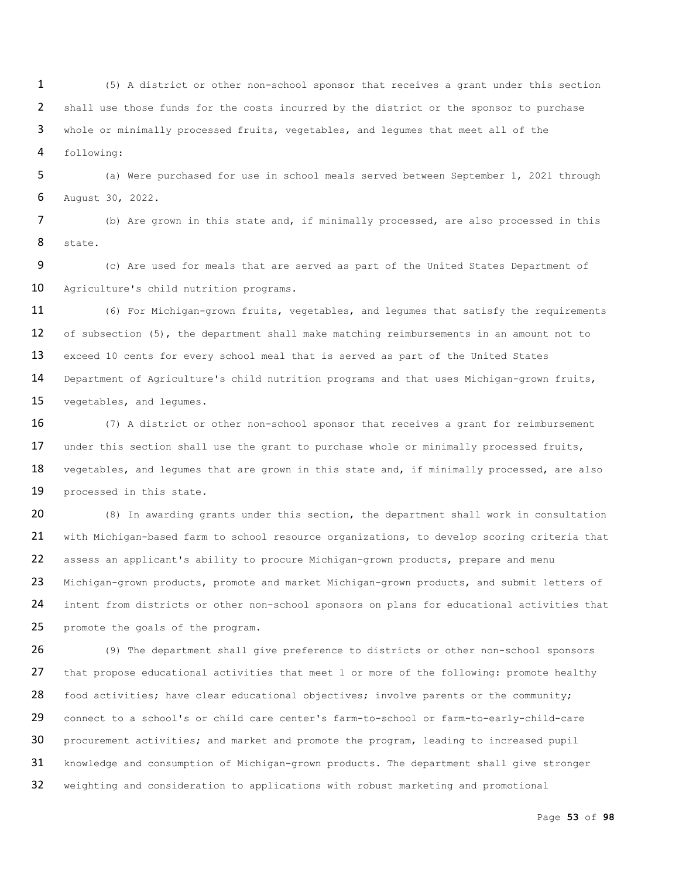(5) A district or other non-school sponsor that receives a grant under this section shall use those funds for the costs incurred by the district or the sponsor to purchase whole or minimally processed fruits, vegetables, and legumes that meet all of the following:

(a) Were purchased for use in school meals served between September 1, 2021 through August 30, 2022.

(b) Are grown in this state and, if minimally processed, are also processed in this state.

(c) Are used for meals that are served as part of the United States Department of Agriculture's child nutrition programs.

(6) For Michigan-grown fruits, vegetables, and legumes that satisfy the requirements of subsection (5), the department shall make matching reimbursements in an amount not to exceed 10 cents for every school meal that is served as part of the United States Department of Agriculture's child nutrition programs and that uses Michigan-grown fruits, vegetables, and legumes.

(7) A district or other non-school sponsor that receives a grant for reimbursement under this section shall use the grant to purchase whole or minimally processed fruits, vegetables, and legumes that are grown in this state and, if minimally processed, are also processed in this state.

(8) In awarding grants under this section, the department shall work in consultation with Michigan-based farm to school resource organizations, to develop scoring criteria that assess an applicant's ability to procure Michigan-grown products, prepare and menu Michigan-grown products, promote and market Michigan-grown products, and submit letters of intent from districts or other non-school sponsors on plans for educational activities that promote the goals of the program.

(9) The department shall give preference to districts or other non-school sponsors that propose educational activities that meet 1 or more of the following: promote healthy food activities; have clear educational objectives; involve parents or the community; connect to a school's or child care center's farm-to-school or farm-to-early-child-care procurement activities; and market and promote the program, leading to increased pupil knowledge and consumption of Michigan-grown products. The department shall give stronger weighting and consideration to applications with robust marketing and promotional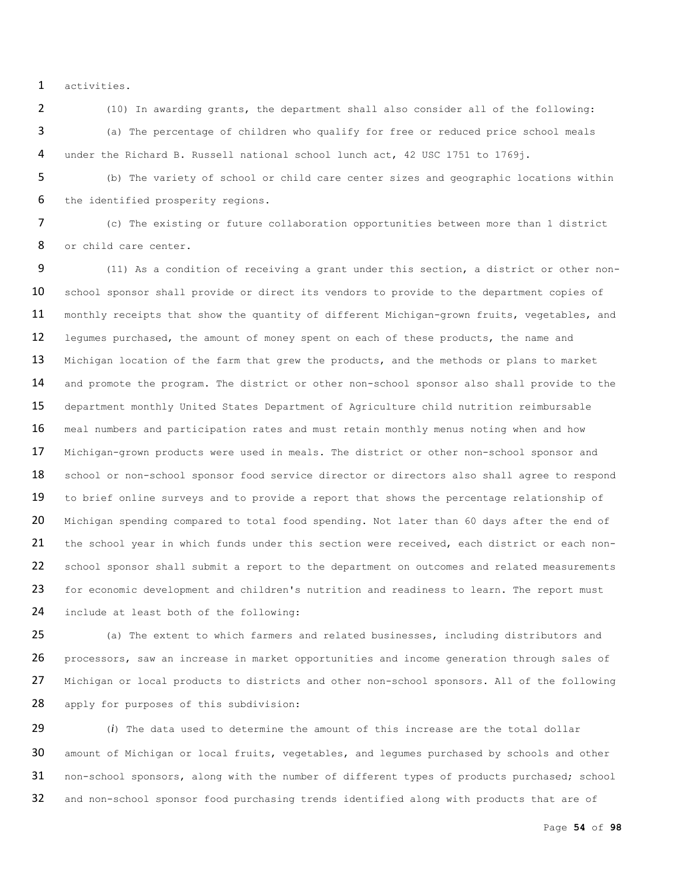activities.

(10) In awarding grants, the department shall also consider all of the following:

(a) The percentage of children who qualify for free or reduced price school meals under the Richard B. Russell national school lunch act, 42 USC 1751 to 1769j.

(b) The variety of school or child care center sizes and geographic locations within the identified prosperity regions.

(c) The existing or future collaboration opportunities between more than 1 district or child care center.

(11) As a condition of receiving a grant under this section, a district or other non-school sponsor shall provide or direct its vendors to provide to the department copies of monthly receipts that show the quantity of different Michigan-grown fruits, vegetables, and legumes purchased, the amount of money spent on each of these products, the name and Michigan location of the farm that grew the products, and the methods or plans to market and promote the program. The district or other non-school sponsor also shall provide to the department monthly United States Department of Agriculture child nutrition reimbursable meal numbers and participation rates and must retain monthly menus noting when and how Michigan-grown products were used in meals. The district or other non-school sponsor and school or non-school sponsor food service director or directors also shall agree to respond to brief online surveys and to provide a report that shows the percentage relationship of Michigan spending compared to total food spending. Not later than 60 days after the end of the school year in which funds under this section were received, each district or each non-school sponsor shall submit a report to the department on outcomes and related measurements for economic development and children's nutrition and readiness to learn. The report must include at least both of the following:

(a) The extent to which farmers and related businesses, including distributors and processors, saw an increase in market opportunities and income generation through sales of Michigan or local products to districts and other non-school sponsors. All of the following apply for purposes of this subdivision:

(*i*) The data used to determine the amount of this increase are the total dollar amount of Michigan or local fruits, vegetables, and legumes purchased by schools and other non-school sponsors, along with the number of different types of products purchased; school and non-school sponsor food purchasing trends identified along with products that are of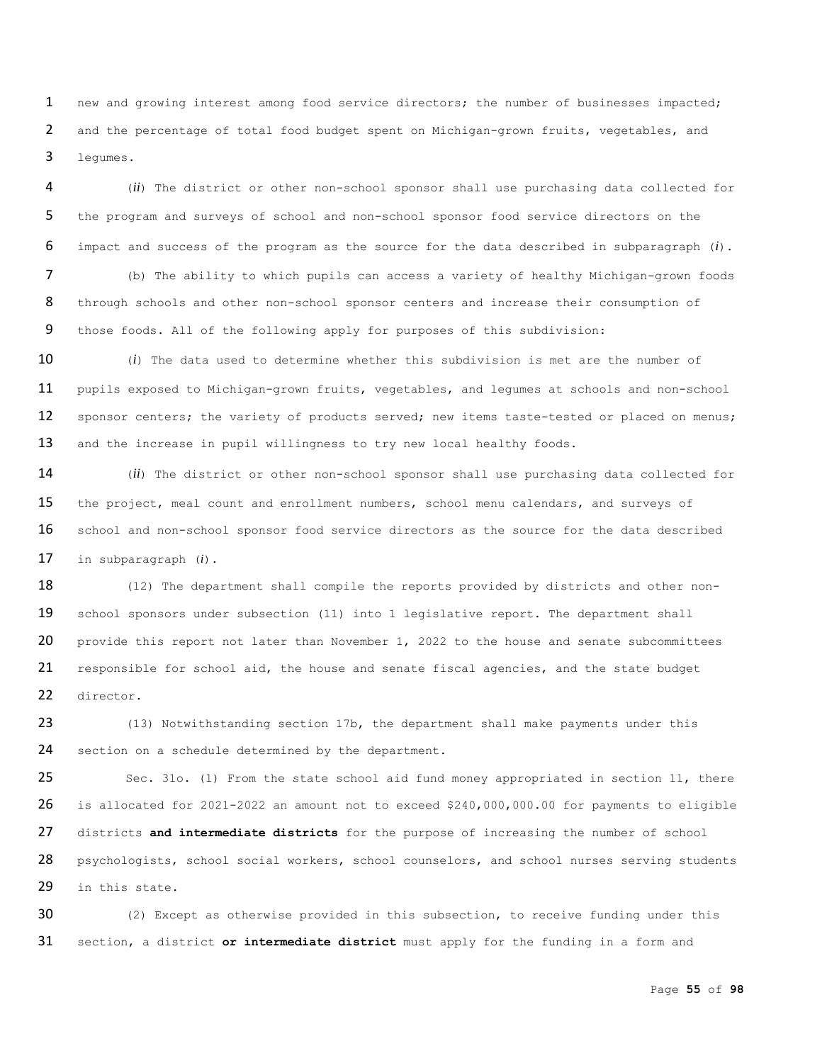new and growing interest among food service directors; the number of businesses impacted; and the percentage of total food budget spent on Michigan-grown fruits, vegetables, and legumes.

(*ii*) The district or other non-school sponsor shall use purchasing data collected for the program and surveys of school and non-school sponsor food service directors on the impact and success of the program as the source for the data described in subparagraph (*i*).

(b) The ability to which pupils can access a variety of healthy Michigan-grown foods through schools and other non-school sponsor centers and increase their consumption of those foods. All of the following apply for purposes of this subdivision:

(*i*) The data used to determine whether this subdivision is met are the number of pupils exposed to Michigan-grown fruits, vegetables, and legumes at schools and non-school sponsor centers; the variety of products served; new items taste-tested or placed on menus; and the increase in pupil willingness to try new local healthy foods.

(*ii*) The district or other non-school sponsor shall use purchasing data collected for the project, meal count and enrollment numbers, school menu calendars, and surveys of school and non-school sponsor food service directors as the source for the data described in subparagraph (*i*).

(12) The department shall compile the reports provided by districts and other non-school sponsors under subsection (11) into 1 legislative report. The department shall provide this report not later than November 1, 2022 to the house and senate subcommittees responsible for school aid, the house and senate fiscal agencies, and the state budget director.

(13) Notwithstanding section 17b, the department shall make payments under this section on a schedule determined by the department.

Sec. 31o. (1) From the state school aid fund money appropriated in section 11, there is allocated for 2021-2022 an amount not to exceed $240,000,000.00 for payments to eligible districts **and intermediate districts** for the purpose of increasing the number of school psychologists, school social workers, school counselors, and school nurses serving students in this state.

(2) Except as otherwise provided in this subsection, to receive funding under this section, a district **or intermediate district** must apply for the funding in a form and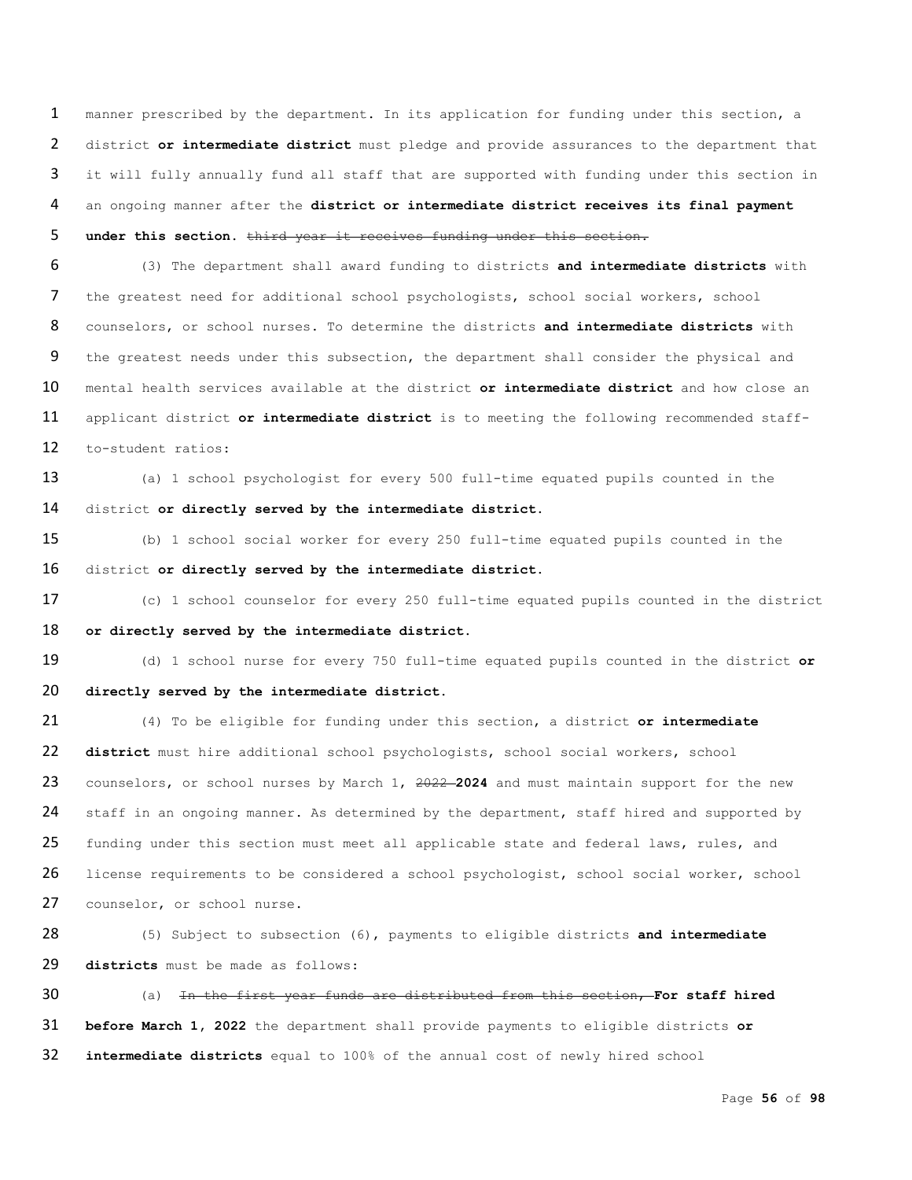manner prescribed by the department. In its application for funding under this section, a district **or intermediate district** must pledge and provide assurances to the department that it will fully annually fund all staff that are supported with funding under this section in an ongoing manner after the **district or intermediate district receives its final payment under this section.** ~~third year it receives funding under this section.~~

(3) The department shall award funding to districts **and intermediate districts** with the greatest need for additional school psychologists, school social workers, school counselors, or school nurses. To determine the districts **and intermediate districts** with the greatest needs under this subsection, the department shall consider the physical and mental health services available at the district **or intermediate district** and how close an applicant district **or intermediate district** is to meeting the following recommended staff-to-student ratios:

(a) 1 school psychologist for every 500 full-time equated pupils counted in the district **or directly served by the intermediate district.**

(b) 1 school social worker for every 250 full-time equated pupils counted in the district **or directly served by the intermediate district.**

(c) 1 school counselor for every 250 full-time equated pupils counted in the district **or directly served by the intermediate district.**

(d) 1 school nurse for every 750 full-time equated pupils counted in the district **or directly served by the intermediate district.**

(4) To be eligible for funding under this section, a district **or intermediate district** must hire additional school psychologists, school social workers, school counselors, or school nurses by March 1, ~~2022~~ **2024** and must maintain support for the new staff in an ongoing manner. As determined by the department, staff hired and supported by funding under this section must meet all applicable state and federal laws, rules, and license requirements to be considered a school psychologist, school social worker, school counselor, or school nurse.

(5) Subject to subsection (6), payments to eligible districts **and intermediate districts** must be made as follows:

(a) ~~In the first year funds are distributed from this section,~~ **For staff hired before March 1, 2022** the department shall provide payments to eligible districts **or intermediate districts** equal to 100% of the annual cost of newly hired school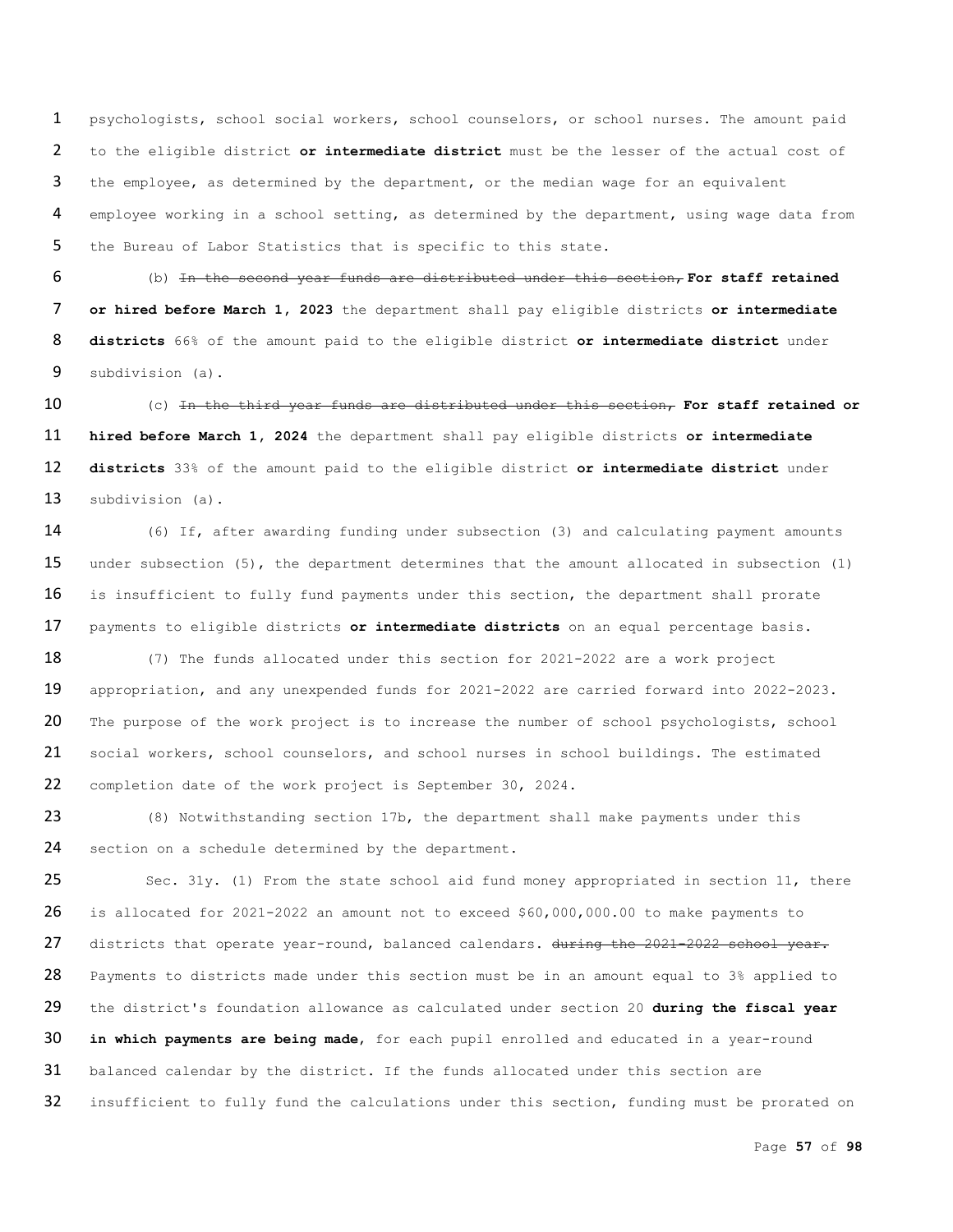psychologists, school social workers, school counselors, or school nurses. The amount paid to the eligible district **or intermediate district** must be the lesser of the actual cost of the employee, as determined by the department, or the median wage for an equivalent employee working in a school setting, as determined by the department, using wage data from the Bureau of Labor Statistics that is specific to this state.

(b) ~~In the second year funds are distributed under this section,~~ **For staff retained or hired before March 1, 2023** the department shall pay eligible districts **or intermediate districts** 66% of the amount paid to the eligible district **or intermediate district** under subdivision (a).

(c) ~~In the third year funds are distributed under this section,~~ **For staff retained or hired before March 1, 2024** the department shall pay eligible districts **or intermediate districts** 33% of the amount paid to the eligible district **or intermediate district** under subdivision (a).

(6) If, after awarding funding under subsection (3) and calculating payment amounts under subsection (5), the department determines that the amount allocated in subsection (1) is insufficient to fully fund payments under this section, the department shall prorate payments to eligible districts **or intermediate districts** on an equal percentage basis.

(7) The funds allocated under this section for 2021-2022 are a work project appropriation, and any unexpended funds for 2021-2022 are carried forward into 2022-2023. The purpose of the work project is to increase the number of school psychologists, school social workers, school counselors, and school nurses in school buildings. The estimated completion date of the work project is September 30, 2024.

(8) Notwithstanding section 17b, the department shall make payments under this section on a schedule determined by the department.

Sec. 31y. (1) From the state school aid fund money appropriated in section 11, there is allocated for 2021-2022 an amount not to exceed $60,000,000.00 to make payments to districts that operate year-round, balanced calendars. ~~during the 2021-2022 school year.~~ Payments to districts made under this section must be in an amount equal to 3% applied to the district's foundation allowance as calculated under section 20 **during the fiscal year in which payments are being made**, for each pupil enrolled and educated in a year-round balanced calendar by the district. If the funds allocated under this section are insufficient to fully fund the calculations under this section, funding must be prorated on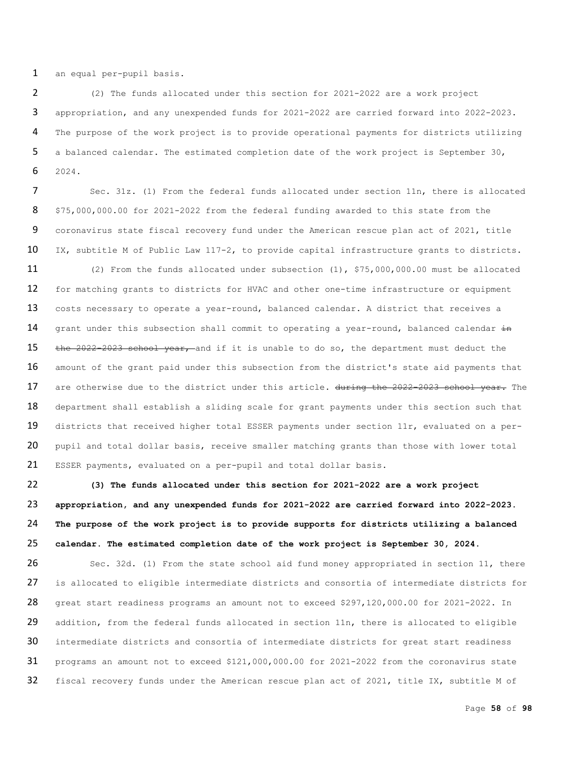an equal per-pupil basis.

(2) The funds allocated under this section for 2021-2022 are a work project appropriation, and any unexpended funds for 2021-2022 are carried forward into 2022-2023. The purpose of the work project is to provide operational payments for districts utilizing a balanced calendar. The estimated completion date of the work project is September 30, 2024.

Sec. 31z. (1) From the federal funds allocated under section 11n, there is allocated \$75,000,000.00 for 2021-2022 from the federal funding awarded to this state from the coronavirus state fiscal recovery fund under the American rescue plan act of 2021, title IX, subtitle M of Public Law 117-2, to provide capital infrastructure grants to districts.

(2) From the funds allocated under subsection (1), \$75,000,000.00 must be allocated for matching grants to districts for HVAC and other one-time infrastructure or equipment costs necessary to operate a year-round, balanced calendar. A district that receives a grant under this subsection shall commit to operating a year-round, balanced calendar ~~in the 2022-2023 school year,~~ and if it is unable to do so, the department must deduct the amount of the grant paid under this subsection from the district's state aid payments that are otherwise due to the district under this article. ~~during the 2022-2023 school year.~~ The department shall establish a sliding scale for grant payments under this section such that districts that received higher total ESSER payments under section 11r, evaluated on a per-pupil and total dollar basis, receive smaller matching grants than those with lower total ESSER payments, evaluated on a per-pupil and total dollar basis.

**(3) The funds allocated under this section for 2021-2022 are a work project appropriation, and any unexpended funds for 2021-2022 are carried forward into 2022-2023. The purpose of the work project is to provide supports for districts utilizing a balanced calendar. The estimated completion date of the work project is September 30, 2024.**

Sec. 32d. (1) From the state school aid fund money appropriated in section 11, there is allocated to eligible intermediate districts and consortia of intermediate districts for great start readiness programs an amount not to exceed \$297,120,000.00 for 2021-2022. In addition, from the federal funds allocated in section 11n, there is allocated to eligible intermediate districts and consortia of intermediate districts for great start readiness programs an amount not to exceed \$121,000,000.00 for 2021-2022 from the coronavirus state fiscal recovery funds under the American rescue plan act of 2021, title IX, subtitle M of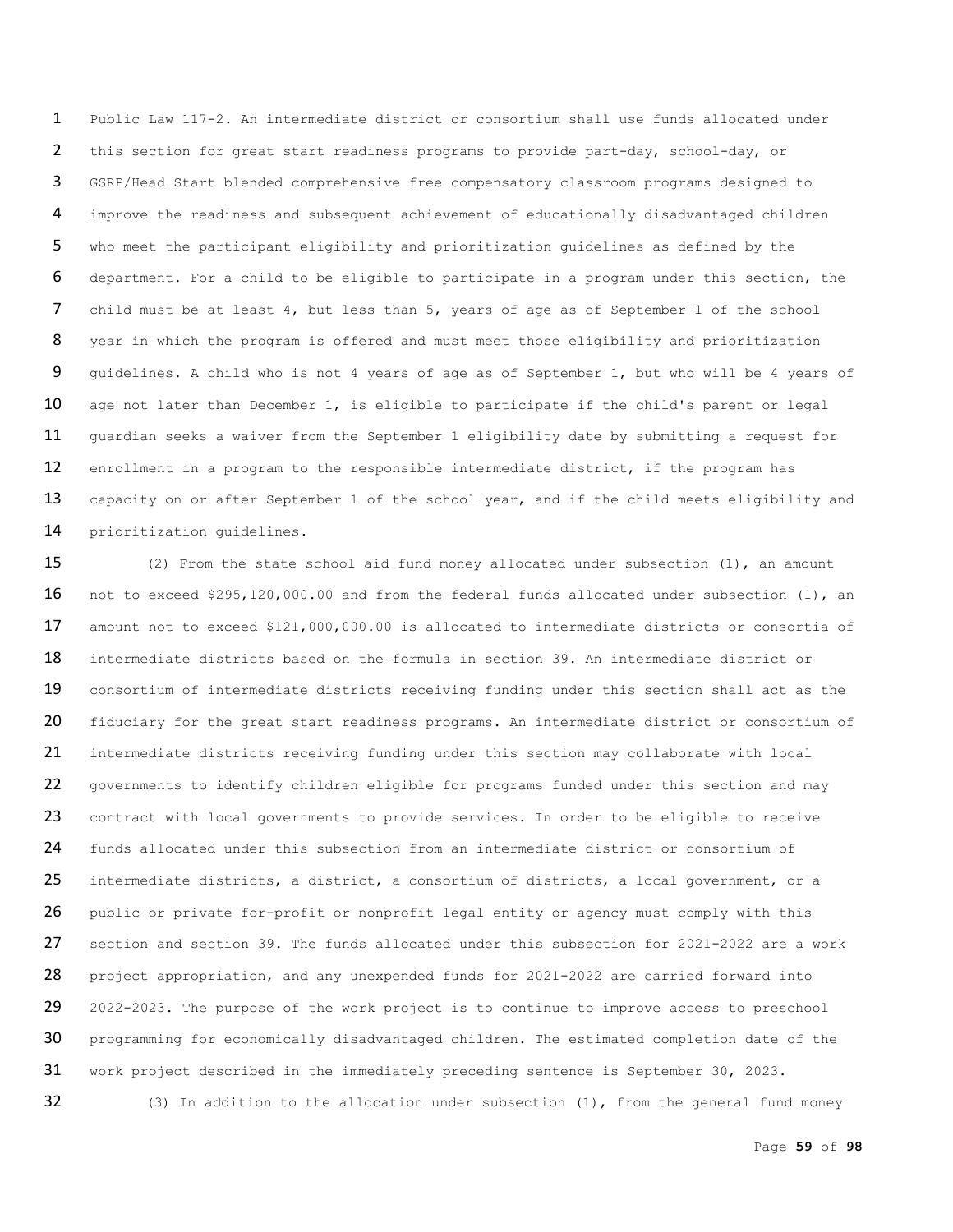Public Law 117-2. An intermediate district or consortium shall use funds allocated under this section for great start readiness programs to provide part-day, school-day, or GSRP/Head Start blended comprehensive free compensatory classroom programs designed to improve the readiness and subsequent achievement of educationally disadvantaged children who meet the participant eligibility and prioritization guidelines as defined by the department. For a child to be eligible to participate in a program under this section, the child must be at least 4, but less than 5, years of age as of September 1 of the school year in which the program is offered and must meet those eligibility and prioritization guidelines. A child who is not 4 years of age as of September 1, but who will be 4 years of age not later than December 1, is eligible to participate if the child's parent or legal guardian seeks a waiver from the September 1 eligibility date by submitting a request for enrollment in a program to the responsible intermediate district, if the program has capacity on or after September 1 of the school year, and if the child meets eligibility and prioritization guidelines.

(2) From the state school aid fund money allocated under subsection (1), an amount not to exceed $295,120,000.00 and from the federal funds allocated under subsection (1), an amount not to exceed $121,000,000.00 is allocated to intermediate districts or consortia of intermediate districts based on the formula in section 39. An intermediate district or consortium of intermediate districts receiving funding under this section shall act as the fiduciary for the great start readiness programs. An intermediate district or consortium of intermediate districts receiving funding under this section may collaborate with local governments to identify children eligible for programs funded under this section and may contract with local governments to provide services. In order to be eligible to receive funds allocated under this subsection from an intermediate district or consortium of intermediate districts, a district, a consortium of districts, a local government, or a public or private for-profit or nonprofit legal entity or agency must comply with this section and section 39. The funds allocated under this subsection for 2021-2022 are a work project appropriation, and any unexpended funds for 2021-2022 are carried forward into 2022-2023. The purpose of the work project is to continue to improve access to preschool programming for economically disadvantaged children. The estimated completion date of the work project described in the immediately preceding sentence is September 30, 2023.

(3) In addition to the allocation under subsection (1), from the general fund money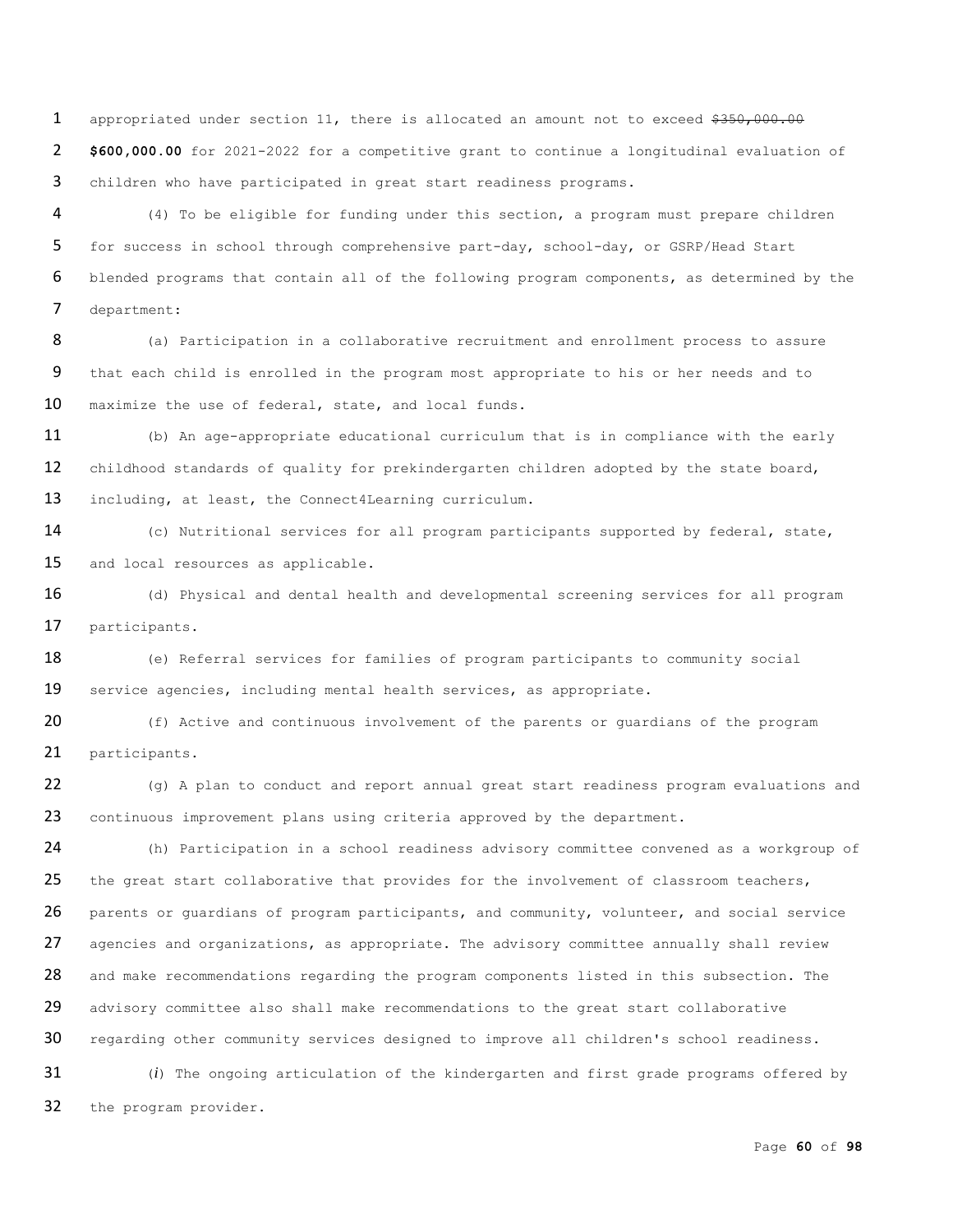appropriated under section 11, there is allocated an amount not to exceed ~~$350,000.00~~ **$600,000.00** for 2021-2022 for a competitive grant to continue a longitudinal evaluation of children who have participated in great start readiness programs.

(4) To be eligible for funding under this section, a program must prepare children for success in school through comprehensive part-day, school-day, or GSRP/Head Start blended programs that contain all of the following program components, as determined by the department:

(a) Participation in a collaborative recruitment and enrollment process to assure that each child is enrolled in the program most appropriate to his or her needs and to maximize the use of federal, state, and local funds.

(b) An age-appropriate educational curriculum that is in compliance with the early childhood standards of quality for prekindergarten children adopted by the state board, including, at least, the Connect4Learning curriculum.

(c) Nutritional services for all program participants supported by federal, state, and local resources as applicable.

(d) Physical and dental health and developmental screening services for all program participants.

(e) Referral services for families of program participants to community social service agencies, including mental health services, as appropriate.

(f) Active and continuous involvement of the parents or guardians of the program participants.

(g) A plan to conduct and report annual great start readiness program evaluations and continuous improvement plans using criteria approved by the department.

(h) Participation in a school readiness advisory committee convened as a workgroup of the great start collaborative that provides for the involvement of classroom teachers, parents or guardians of program participants, and community, volunteer, and social service agencies and organizations, as appropriate. The advisory committee annually shall review and make recommendations regarding the program components listed in this subsection. The advisory committee also shall make recommendations to the great start collaborative regarding other community services designed to improve all children's school readiness.

(*i*) The ongoing articulation of the kindergarten and first grade programs offered by the program provider.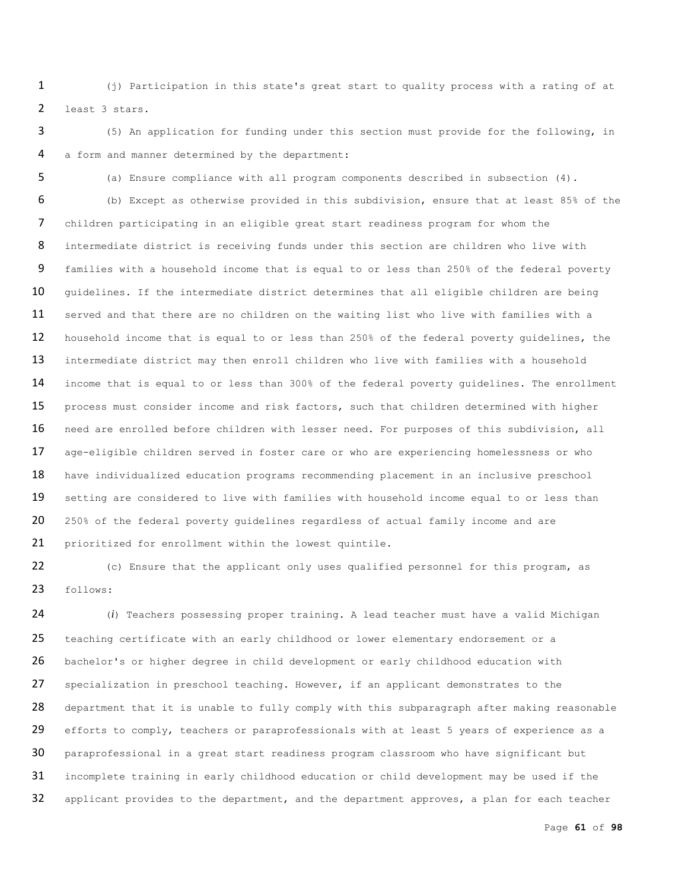(j) Participation in this state's great start to quality process with a rating of at least 3 stars.

(5) An application for funding under this section must provide for the following, in a form and manner determined by the department:

(a) Ensure compliance with all program components described in subsection (4).

(b) Except as otherwise provided in this subdivision, ensure that at least 85% of the children participating in an eligible great start readiness program for whom the intermediate district is receiving funds under this section are children who live with families with a household income that is equal to or less than 250% of the federal poverty guidelines. If the intermediate district determines that all eligible children are being served and that there are no children on the waiting list who live with families with a household income that is equal to or less than 250% of the federal poverty guidelines, the intermediate district may then enroll children who live with families with a household income that is equal to or less than 300% of the federal poverty guidelines. The enrollment process must consider income and risk factors, such that children determined with higher need are enrolled before children with lesser need. For purposes of this subdivision, all age-eligible children served in foster care or who are experiencing homelessness or who have individualized education programs recommending placement in an inclusive preschool setting are considered to live with families with household income equal to or less than 250% of the federal poverty guidelines regardless of actual family income and are prioritized for enrollment within the lowest quintile.

(c) Ensure that the applicant only uses qualified personnel for this program, as follows:

(*i*) Teachers possessing proper training. A lead teacher must have a valid Michigan teaching certificate with an early childhood or lower elementary endorsement or a bachelor's or higher degree in child development or early childhood education with specialization in preschool teaching. However, if an applicant demonstrates to the department that it is unable to fully comply with this subparagraph after making reasonable efforts to comply, teachers or paraprofessionals with at least 5 years of experience as a paraprofessional in a great start readiness program classroom who have significant but incomplete training in early childhood education or child development may be used if the applicant provides to the department, and the department approves, a plan for each teacher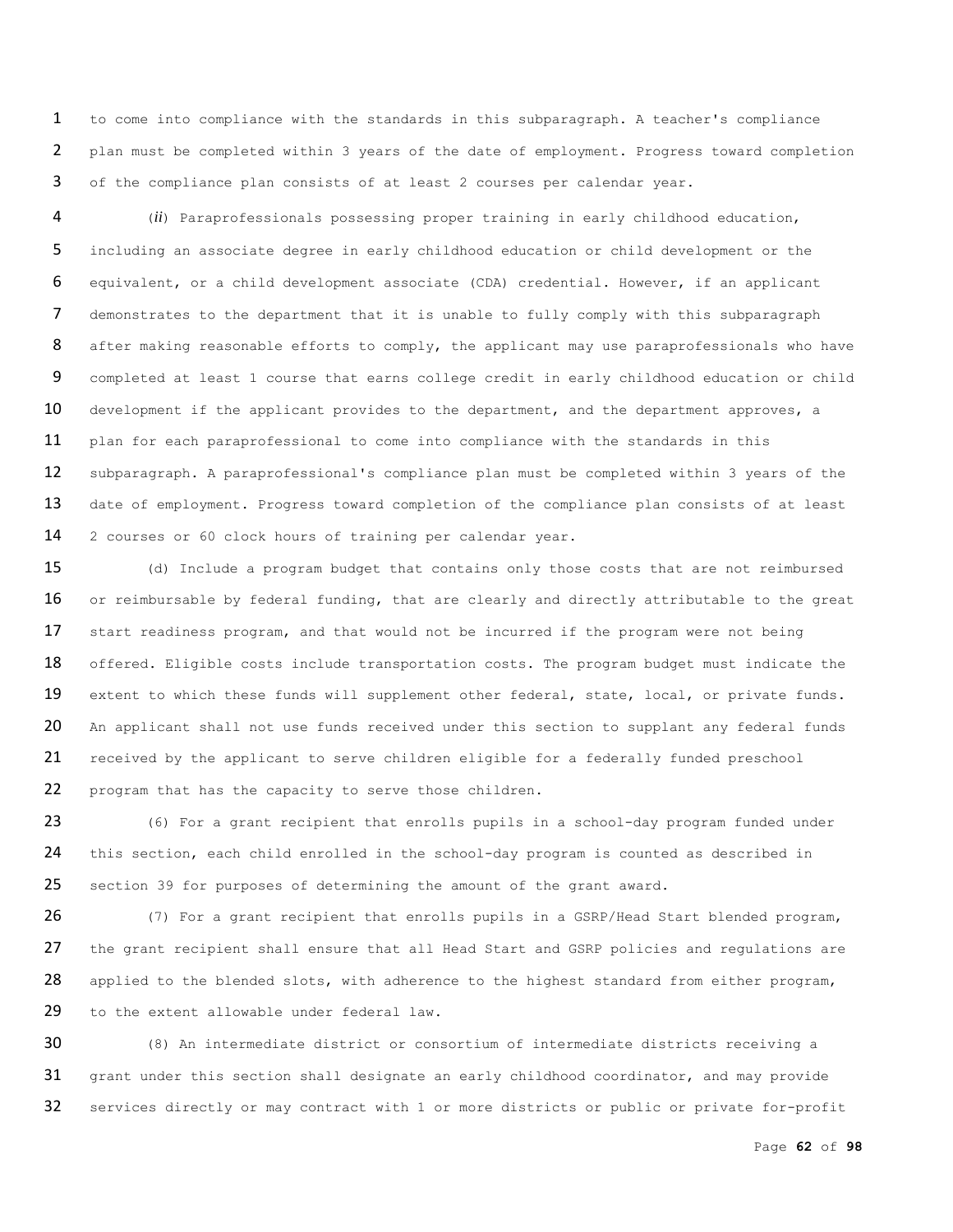to come into compliance with the standards in this subparagraph. A teacher's compliance plan must be completed within 3 years of the date of employment. Progress toward completion of the compliance plan consists of at least 2 courses per calendar year.

(*ii*) Paraprofessionals possessing proper training in early childhood education, including an associate degree in early childhood education or child development or the equivalent, or a child development associate (CDA) credential. However, if an applicant demonstrates to the department that it is unable to fully comply with this subparagraph after making reasonable efforts to comply, the applicant may use paraprofessionals who have completed at least 1 course that earns college credit in early childhood education or child development if the applicant provides to the department, and the department approves, a plan for each paraprofessional to come into compliance with the standards in this subparagraph. A paraprofessional's compliance plan must be completed within 3 years of the date of employment. Progress toward completion of the compliance plan consists of at least 2 courses or 60 clock hours of training per calendar year.

(d) Include a program budget that contains only those costs that are not reimbursed or reimbursable by federal funding, that are clearly and directly attributable to the great start readiness program, and that would not be incurred if the program were not being offered. Eligible costs include transportation costs. The program budget must indicate the extent to which these funds will supplement other federal, state, local, or private funds. An applicant shall not use funds received under this section to supplant any federal funds received by the applicant to serve children eligible for a federally funded preschool program that has the capacity to serve those children.

(6) For a grant recipient that enrolls pupils in a school-day program funded under this section, each child enrolled in the school-day program is counted as described in section 39 for purposes of determining the amount of the grant award.

(7) For a grant recipient that enrolls pupils in a GSRP/Head Start blended program, the grant recipient shall ensure that all Head Start and GSRP policies and regulations are applied to the blended slots, with adherence to the highest standard from either program, to the extent allowable under federal law.

(8) An intermediate district or consortium of intermediate districts receiving a grant under this section shall designate an early childhood coordinator, and may provide services directly or may contract with 1 or more districts or public or private for-profit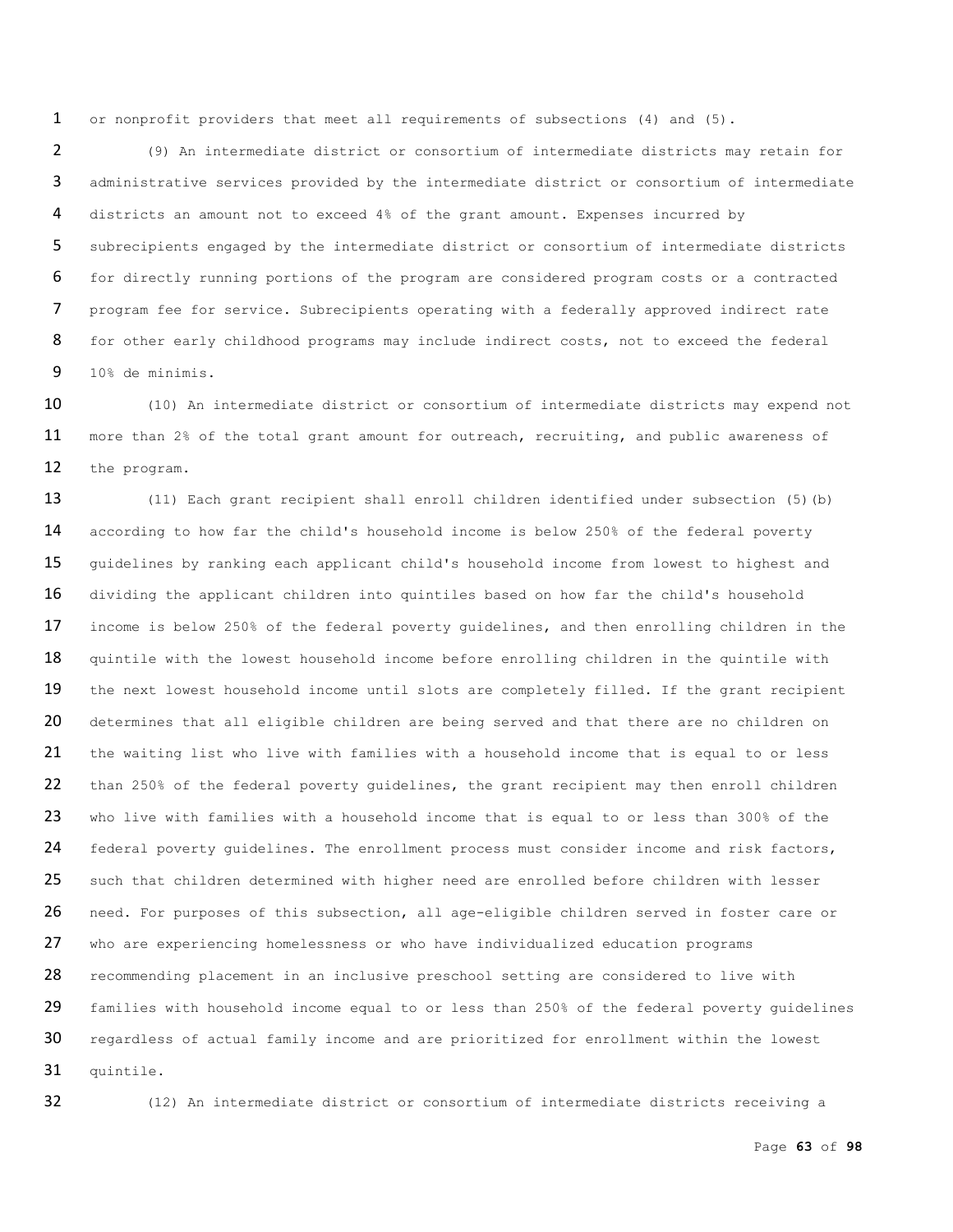or nonprofit providers that meet all requirements of subsections (4) and (5).

(9) An intermediate district or consortium of intermediate districts may retain for administrative services provided by the intermediate district or consortium of intermediate districts an amount not to exceed 4% of the grant amount. Expenses incurred by subrecipients engaged by the intermediate district or consortium of intermediate districts for directly running portions of the program are considered program costs or a contracted program fee for service. Subrecipients operating with a federally approved indirect rate for other early childhood programs may include indirect costs, not to exceed the federal 10% de minimis.

(10) An intermediate district or consortium of intermediate districts may expend not more than 2% of the total grant amount for outreach, recruiting, and public awareness of the program.

(11) Each grant recipient shall enroll children identified under subsection (5)(b) according to how far the child's household income is below 250% of the federal poverty guidelines by ranking each applicant child's household income from lowest to highest and dividing the applicant children into quintiles based on how far the child's household income is below 250% of the federal poverty guidelines, and then enrolling children in the quintile with the lowest household income before enrolling children in the quintile with the next lowest household income until slots are completely filled. If the grant recipient determines that all eligible children are being served and that there are no children on the waiting list who live with families with a household income that is equal to or less than 250% of the federal poverty guidelines, the grant recipient may then enroll children who live with families with a household income that is equal to or less than 300% of the federal poverty guidelines. The enrollment process must consider income and risk factors, such that children determined with higher need are enrolled before children with lesser need. For purposes of this subsection, all age-eligible children served in foster care or who are experiencing homelessness or who have individualized education programs recommending placement in an inclusive preschool setting are considered to live with families with household income equal to or less than 250% of the federal poverty guidelines regardless of actual family income and are prioritized for enrollment within the lowest quintile.

(12) An intermediate district or consortium of intermediate districts receiving a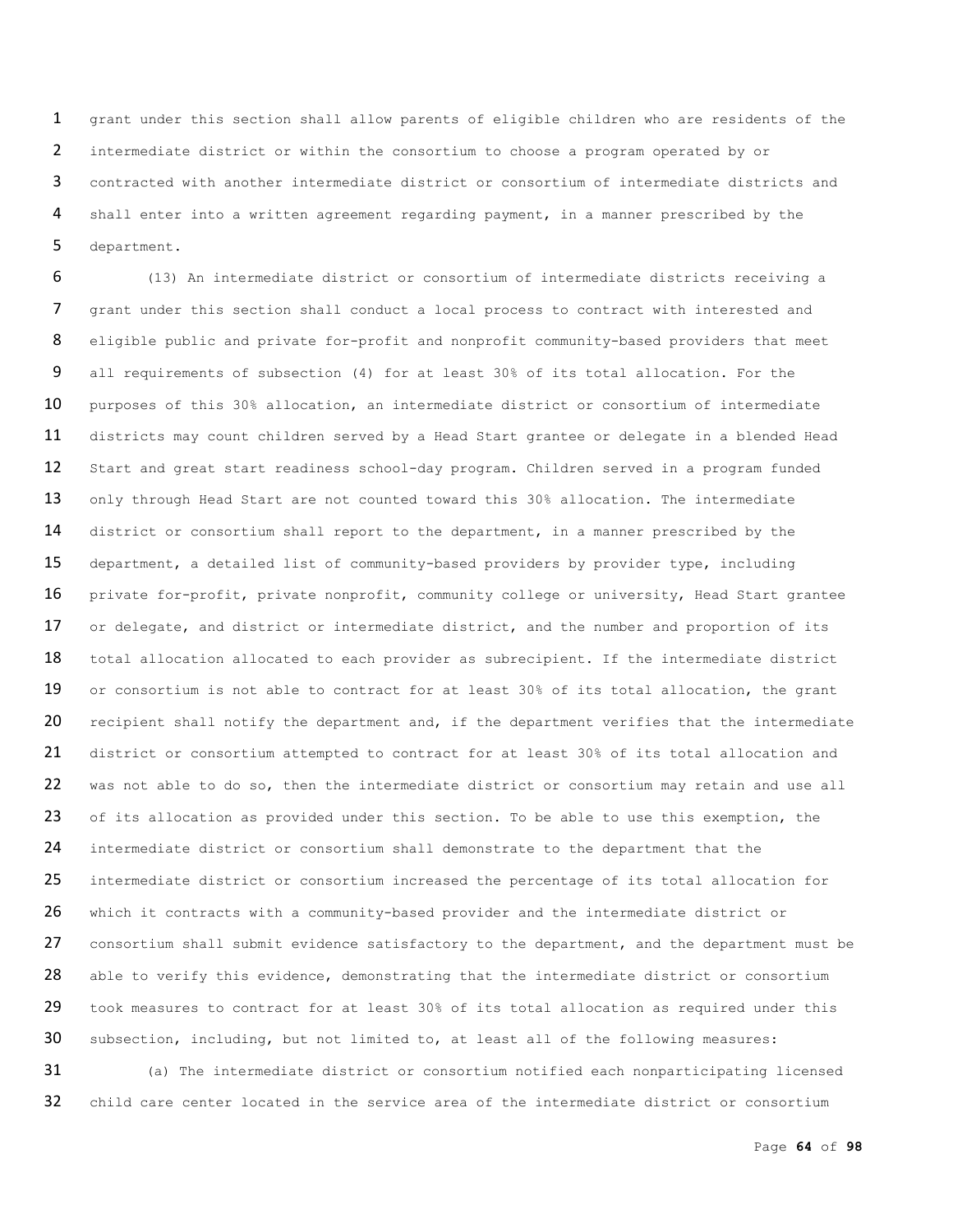grant under this section shall allow parents of eligible children who are residents of the intermediate district or within the consortium to choose a program operated by or contracted with another intermediate district or consortium of intermediate districts and shall enter into a written agreement regarding payment, in a manner prescribed by the department.

(13) An intermediate district or consortium of intermediate districts receiving a grant under this section shall conduct a local process to contract with interested and eligible public and private for-profit and nonprofit community-based providers that meet all requirements of subsection (4) for at least 30% of its total allocation. For the purposes of this 30% allocation, an intermediate district or consortium of intermediate districts may count children served by a Head Start grantee or delegate in a blended Head Start and great start readiness school-day program. Children served in a program funded only through Head Start are not counted toward this 30% allocation. The intermediate district or consortium shall report to the department, in a manner prescribed by the department, a detailed list of community-based providers by provider type, including private for-profit, private nonprofit, community college or university, Head Start grantee or delegate, and district or intermediate district, and the number and proportion of its total allocation allocated to each provider as subrecipient. If the intermediate district or consortium is not able to contract for at least 30% of its total allocation, the grant recipient shall notify the department and, if the department verifies that the intermediate district or consortium attempted to contract for at least 30% of its total allocation and was not able to do so, then the intermediate district or consortium may retain and use all of its allocation as provided under this section. To be able to use this exemption, the intermediate district or consortium shall demonstrate to the department that the intermediate district or consortium increased the percentage of its total allocation for which it contracts with a community-based provider and the intermediate district or consortium shall submit evidence satisfactory to the department, and the department must be able to verify this evidence, demonstrating that the intermediate district or consortium took measures to contract for at least 30% of its total allocation as required under this subsection, including, but not limited to, at least all of the following measures:

(a) The intermediate district or consortium notified each nonparticipating licensed child care center located in the service area of the intermediate district or consortium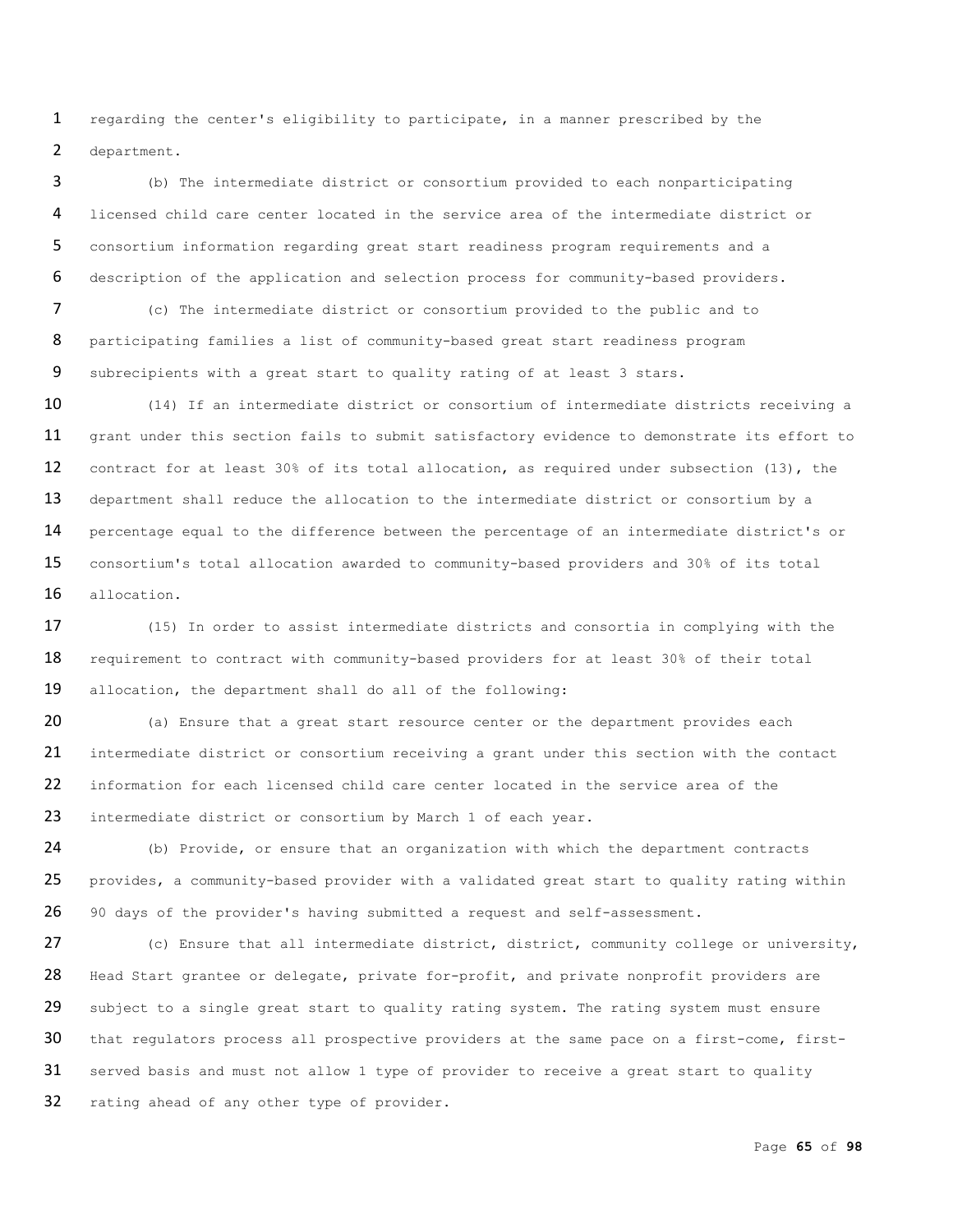regarding the center's eligibility to participate, in a manner prescribed by the department.

(b) The intermediate district or consortium provided to each nonparticipating licensed child care center located in the service area of the intermediate district or consortium information regarding great start readiness program requirements and a description of the application and selection process for community-based providers.

(c) The intermediate district or consortium provided to the public and to participating families a list of community-based great start readiness program subrecipients with a great start to quality rating of at least 3 stars.

(14) If an intermediate district or consortium of intermediate districts receiving a grant under this section fails to submit satisfactory evidence to demonstrate its effort to contract for at least 30% of its total allocation, as required under subsection (13), the department shall reduce the allocation to the intermediate district or consortium by a percentage equal to the difference between the percentage of an intermediate district's or consortium's total allocation awarded to community-based providers and 30% of its total allocation.

(15) In order to assist intermediate districts and consortia in complying with the requirement to contract with community-based providers for at least 30% of their total allocation, the department shall do all of the following:

(a) Ensure that a great start resource center or the department provides each intermediate district or consortium receiving a grant under this section with the contact information for each licensed child care center located in the service area of the intermediate district or consortium by March 1 of each year.

(b) Provide, or ensure that an organization with which the department contracts provides, a community-based provider with a validated great start to quality rating within 90 days of the provider's having submitted a request and self-assessment.

(c) Ensure that all intermediate district, district, community college or university, Head Start grantee or delegate, private for-profit, and private nonprofit providers are subject to a single great start to quality rating system. The rating system must ensure that regulators process all prospective providers at the same pace on a first-come, first-served basis and must not allow 1 type of provider to receive a great start to quality rating ahead of any other type of provider.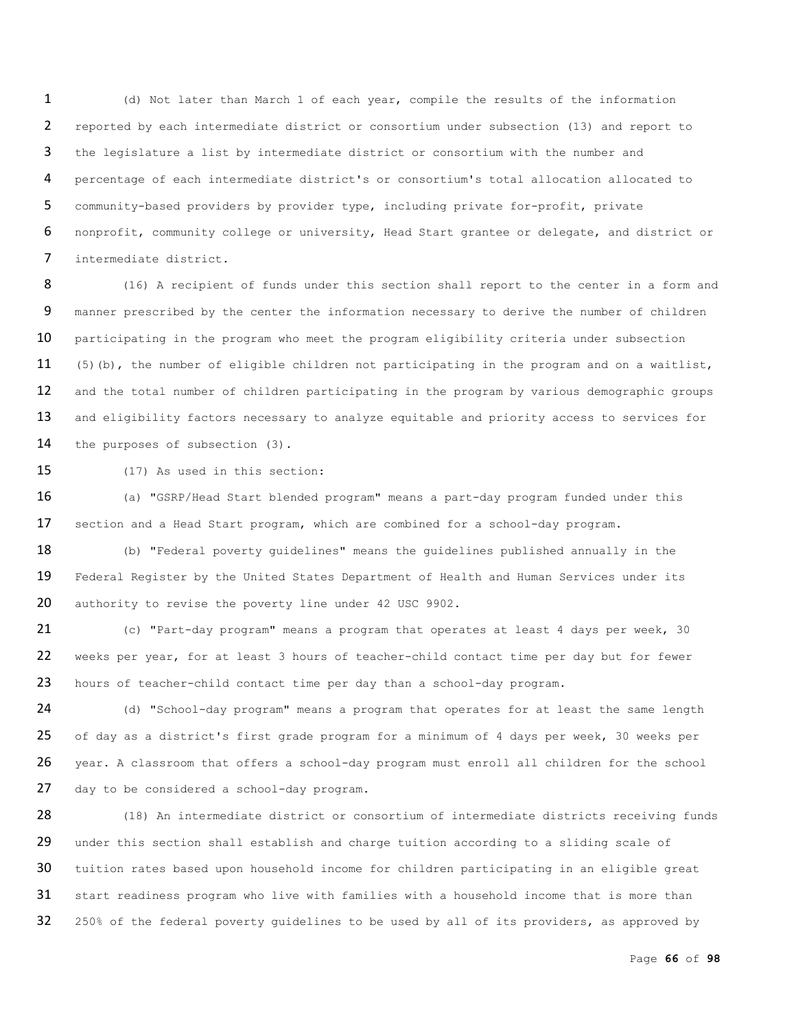(d) Not later than March 1 of each year, compile the results of the information reported by each intermediate district or consortium under subsection (13) and report to the legislature a list by intermediate district or consortium with the number and percentage of each intermediate district's or consortium's total allocation allocated to community-based providers by provider type, including private for-profit, private nonprofit, community college or university, Head Start grantee or delegate, and district or intermediate district.

(16) A recipient of funds under this section shall report to the center in a form and manner prescribed by the center the information necessary to derive the number of children participating in the program who meet the program eligibility criteria under subsection (5)(b), the number of eligible children not participating in the program and on a waitlist, and the total number of children participating in the program by various demographic groups and eligibility factors necessary to analyze equitable and priority access to services for the purposes of subsection (3).

(17) As used in this section:

(a) "GSRP/Head Start blended program" means a part-day program funded under this section and a Head Start program, which are combined for a school-day program.

(b) "Federal poverty guidelines" means the guidelines published annually in the Federal Register by the United States Department of Health and Human Services under its authority to revise the poverty line under 42 USC 9902.

(c) "Part-day program" means a program that operates at least 4 days per week, 30 weeks per year, for at least 3 hours of teacher-child contact time per day but for fewer hours of teacher-child contact time per day than a school-day program.

(d) "School-day program" means a program that operates for at least the same length of day as a district's first grade program for a minimum of 4 days per week, 30 weeks per year. A classroom that offers a school-day program must enroll all children for the school day to be considered a school-day program.

(18) An intermediate district or consortium of intermediate districts receiving funds under this section shall establish and charge tuition according to a sliding scale of tuition rates based upon household income for children participating in an eligible great start readiness program who live with families with a household income that is more than 250% of the federal poverty guidelines to be used by all of its providers, as approved by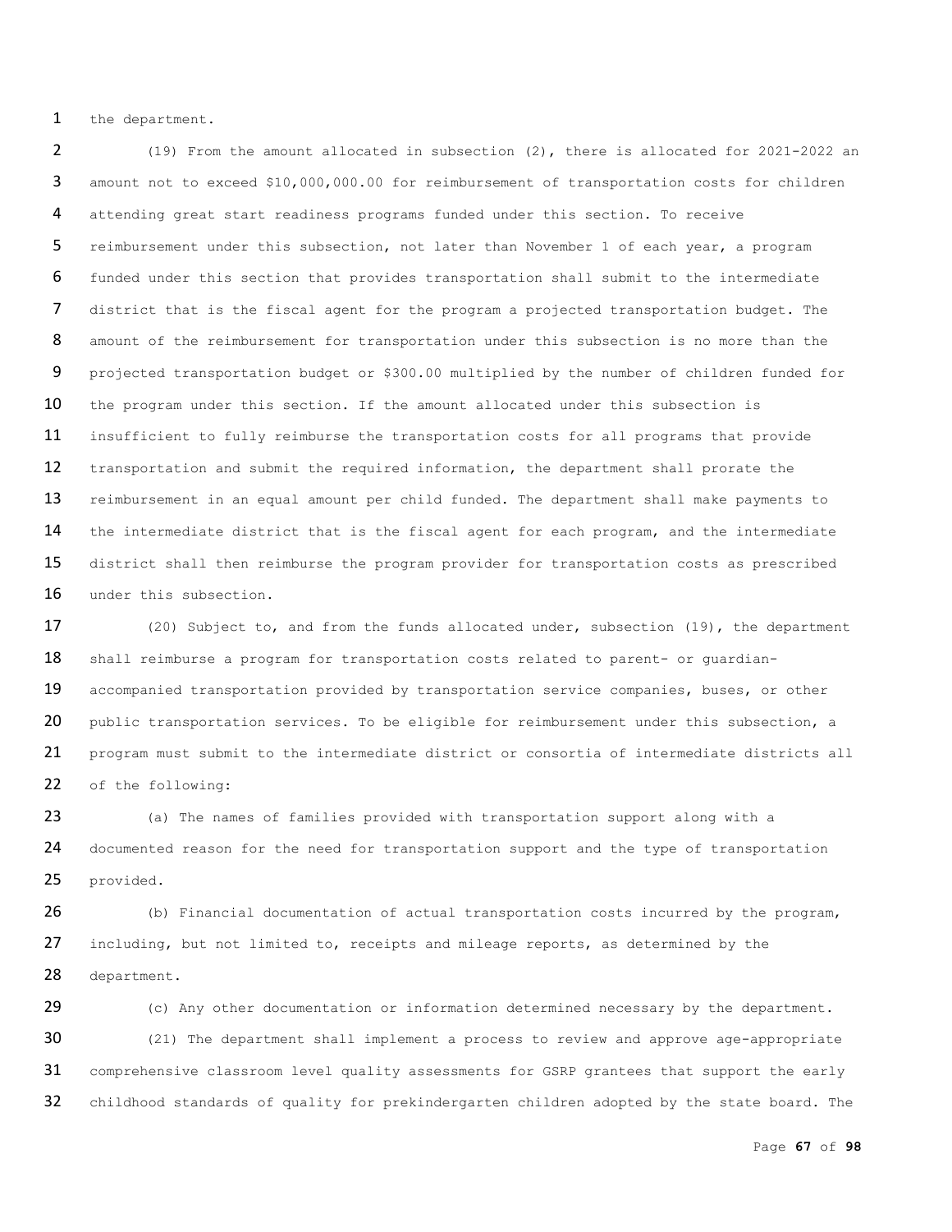the department.

(19) From the amount allocated in subsection (2), there is allocated for 2021-2022 an amount not to exceed $10,000,000.00 for reimbursement of transportation costs for children attending great start readiness programs funded under this section. To receive reimbursement under this subsection, not later than November 1 of each year, a program funded under this section that provides transportation shall submit to the intermediate district that is the fiscal agent for the program a projected transportation budget. The amount of the reimbursement for transportation under this subsection is no more than the projected transportation budget or $300.00 multiplied by the number of children funded for the program under this section. If the amount allocated under this subsection is insufficient to fully reimburse the transportation costs for all programs that provide transportation and submit the required information, the department shall prorate the reimbursement in an equal amount per child funded. The department shall make payments to the intermediate district that is the fiscal agent for each program, and the intermediate district shall then reimburse the program provider for transportation costs as prescribed under this subsection.

(20) Subject to, and from the funds allocated under, subsection (19), the department shall reimburse a program for transportation costs related to parent- or guardian-accompanied transportation provided by transportation service companies, buses, or other public transportation services. To be eligible for reimbursement under this subsection, a program must submit to the intermediate district or consortia of intermediate districts all of the following:

(a) The names of families provided with transportation support along with a documented reason for the need for transportation support and the type of transportation provided.

(b) Financial documentation of actual transportation costs incurred by the program, including, but not limited to, receipts and mileage reports, as determined by the department.

(c) Any other documentation or information determined necessary by the department.

(21) The department shall implement a process to review and approve age-appropriate comprehensive classroom level quality assessments for GSRP grantees that support the early childhood standards of quality for prekindergarten children adopted by the state board. The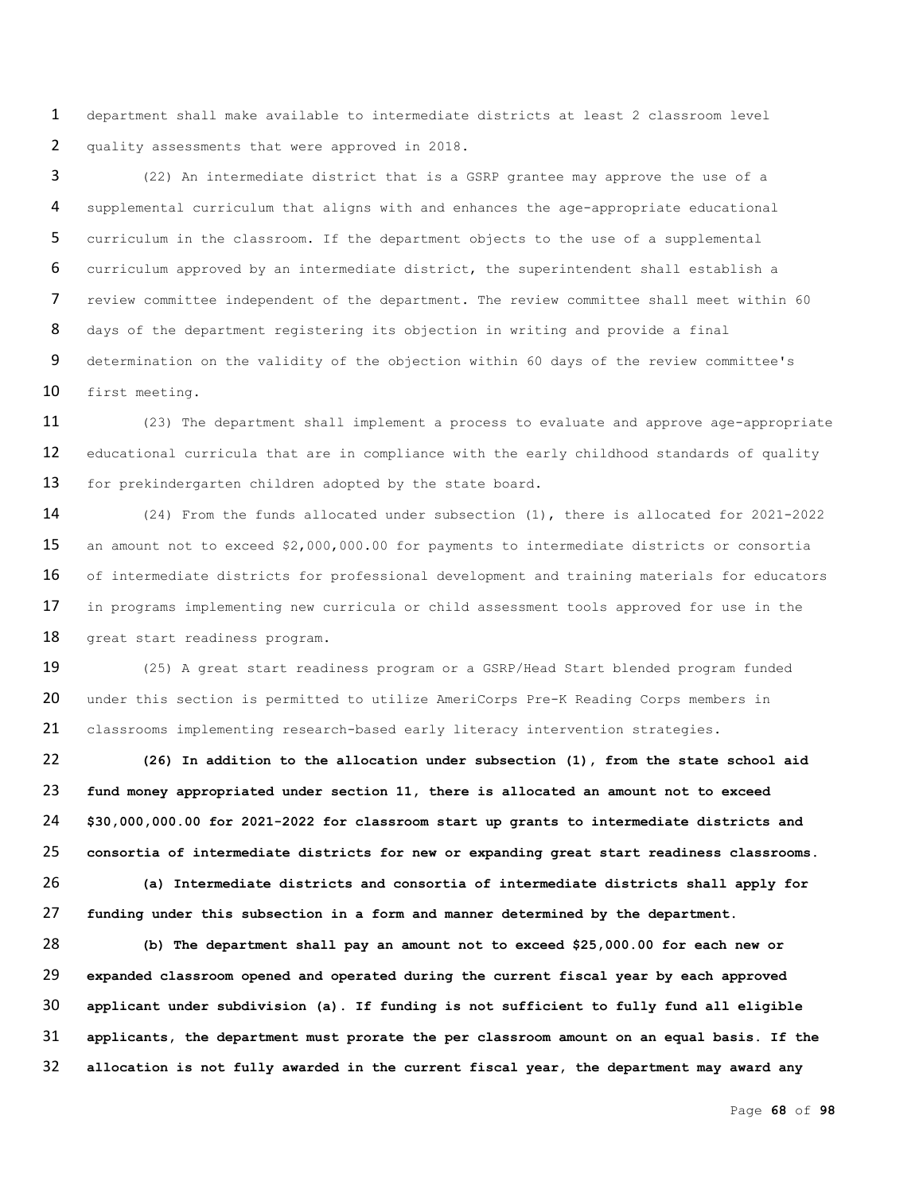department shall make available to intermediate districts at least 2 classroom level quality assessments that were approved in 2018.

(22) An intermediate district that is a GSRP grantee may approve the use of a supplemental curriculum that aligns with and enhances the age-appropriate educational curriculum in the classroom. If the department objects to the use of a supplemental curriculum approved by an intermediate district, the superintendent shall establish a review committee independent of the department. The review committee shall meet within 60 days of the department registering its objection in writing and provide a final determination on the validity of the objection within 60 days of the review committee's first meeting.

(23) The department shall implement a process to evaluate and approve age-appropriate educational curricula that are in compliance with the early childhood standards of quality for prekindergarten children adopted by the state board.

(24) From the funds allocated under subsection (1), there is allocated for 2021-2022 an amount not to exceed $2,000,000.00 for payments to intermediate districts or consortia of intermediate districts for professional development and training materials for educators in programs implementing new curricula or child assessment tools approved for use in the great start readiness program.

(25) A great start readiness program or a GSRP/Head Start blended program funded under this section is permitted to utilize AmeriCorps Pre-K Reading Corps members in classrooms implementing research-based early literacy intervention strategies.

**(26) In addition to the allocation under subsection (1), from the state school aid fund money appropriated under section 11, there is allocated an amount not to exceed $30,000,000.00 for 2021-2022 for classroom start up grants to intermediate districts and consortia of intermediate districts for new or expanding great start readiness classrooms.**

**(a) Intermediate districts and consortia of intermediate districts shall apply for funding under this subsection in a form and manner determined by the department.**

**(b) The department shall pay an amount not to exceed $25,000.00 for each new or expanded classroom opened and operated during the current fiscal year by each approved applicant under subdivision (a). If funding is not sufficient to fully fund all eligible applicants, the department must prorate the per classroom amount on an equal basis. If the allocation is not fully awarded in the current fiscal year, the department may award any**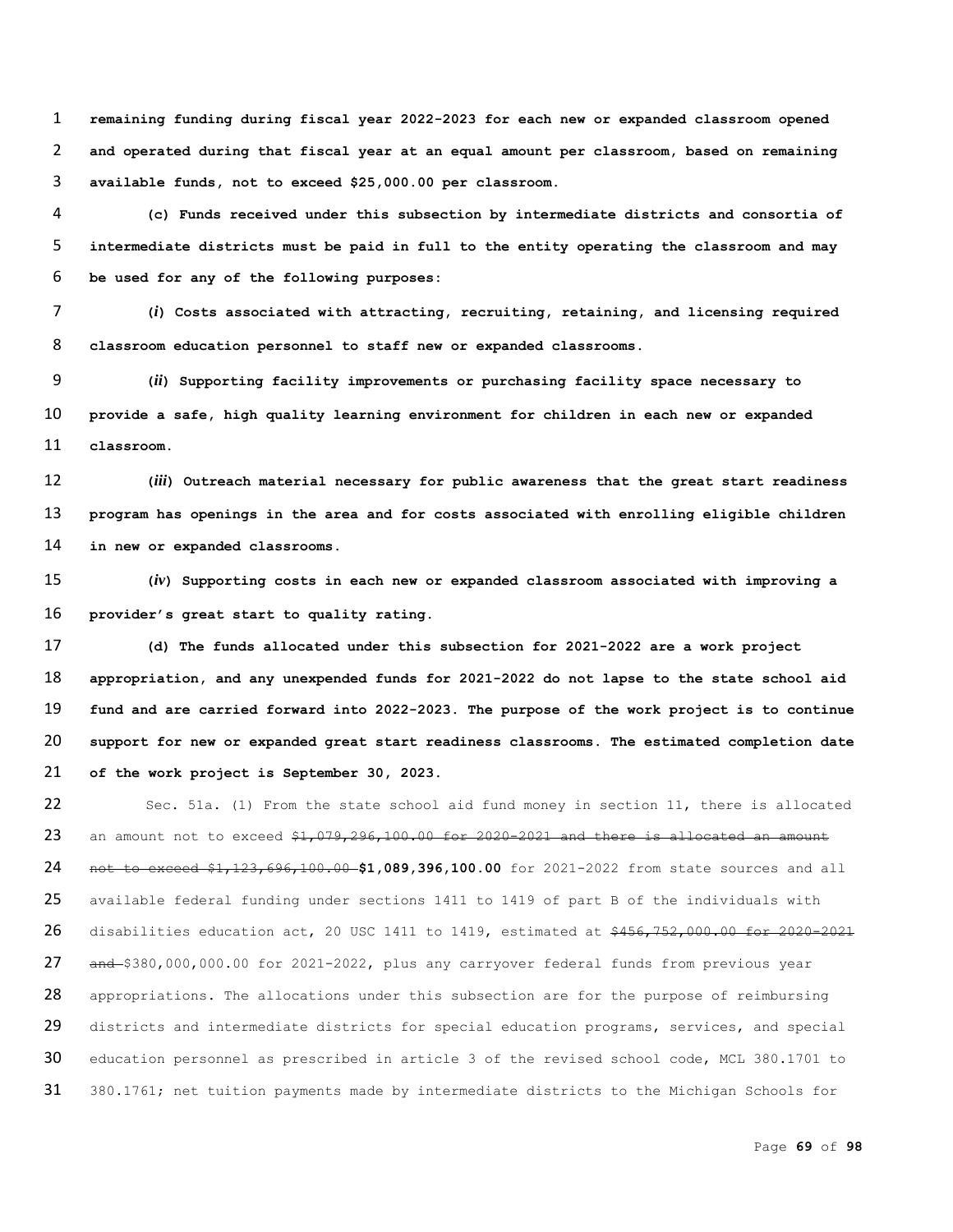**remaining funding during fiscal year 2022-2023 for each new or expanded classroom opened and operated during that fiscal year at an equal amount per classroom, based on remaining available funds, not to exceed $25,000.00 per classroom.**

**(c) Funds received under this subsection by intermediate districts and consortia of intermediate districts must be paid in full to the entity operating the classroom and may be used for any of the following purposes:**

**(*i*) Costs associated with attracting, recruiting, retaining, and licensing required classroom education personnel to staff new or expanded classrooms.**

**(*ii*) Supporting facility improvements or purchasing facility space necessary to provide a safe, high quality learning environment for children in each new or expanded classroom.**

**(*iii*) Outreach material necessary for public awareness that the great start readiness program has openings in the area and for costs associated with enrolling eligible children in new or expanded classrooms.**

**(*iv*) Supporting costs in each new or expanded classroom associated with improving a provider's great start to quality rating.**

**(d) The funds allocated under this subsection for 2021-2022 are a work project appropriation, and any unexpended funds for 2021-2022 do not lapse to the state school aid fund and are carried forward into 2022-2023. The purpose of the work project is to continue support for new or expanded great start readiness classrooms. The estimated completion date of the work project is September 30, 2023.**

Sec. 51a. (1) From the state school aid fund money in section 11, there is allocated an amount not to exceed ~~$1,079,296,100.00 for 2020-2021 and there is allocated an amount not to exceed $1,123,696,100.00~~ **$1,089,396,100.00** for 2021-2022 from state sources and all available federal funding under sections 1411 to 1419 of part B of the individuals with disabilities education act, 20 USC 1411 to 1419, estimated at ~~$456,752,000.00 for 2020-2021 and~~ $380,000,000.00 for 2021-2022, plus any carryover federal funds from previous year appropriations. The allocations under this subsection are for the purpose of reimbursing districts and intermediate districts for special education programs, services, and special education personnel as prescribed in article 3 of the revised school code, MCL 380.1701 to 380.1761; net tuition payments made by intermediate districts to the Michigan Schools for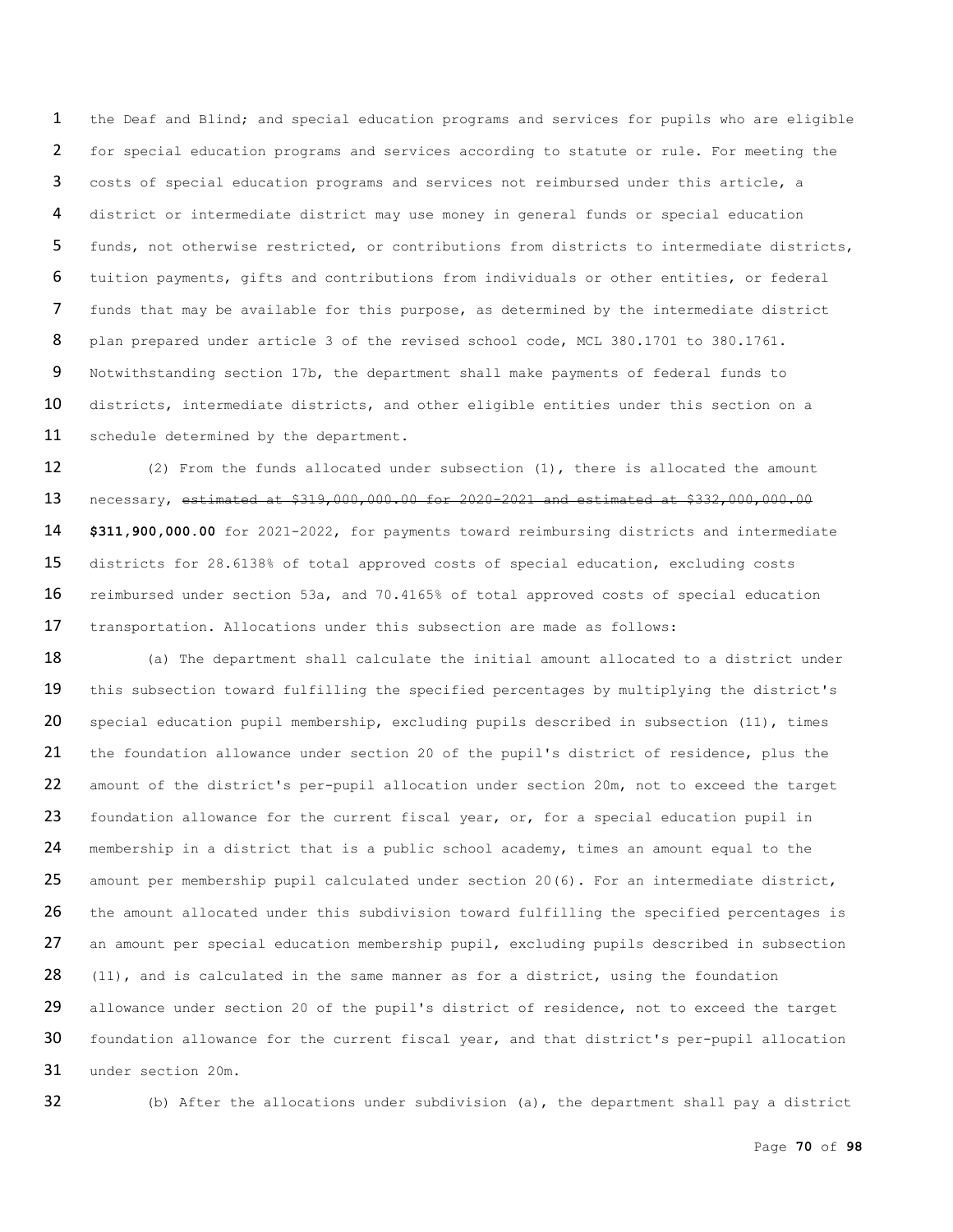the Deaf and Blind; and special education programs and services for pupils who are eligible for special education programs and services according to statute or rule. For meeting the costs of special education programs and services not reimbursed under this article, a district or intermediate district may use money in general funds or special education funds, not otherwise restricted, or contributions from districts to intermediate districts, tuition payments, gifts and contributions from individuals or other entities, or federal funds that may be available for this purpose, as determined by the intermediate district plan prepared under article 3 of the revised school code, MCL 380.1701 to 380.1761. Notwithstanding section 17b, the department shall make payments of federal funds to districts, intermediate districts, and other eligible entities under this section on a schedule determined by the department.

(2) From the funds allocated under subsection (1), there is allocated the amount necessary, ~~estimated at $319,000,000.00 for 2020-2021 and estimated at $332,000,000.00~~ **$311,900,000.00** for 2021-2022, for payments toward reimbursing districts and intermediate districts for 28.6138% of total approved costs of special education, excluding costs reimbursed under section 53a, and 70.4165% of total approved costs of special education transportation. Allocations under this subsection are made as follows:

(a) The department shall calculate the initial amount allocated to a district under this subsection toward fulfilling the specified percentages by multiplying the district's special education pupil membership, excluding pupils described in subsection (11), times the foundation allowance under section 20 of the pupil's district of residence, plus the amount of the district's per-pupil allocation under section 20m, not to exceed the target foundation allowance for the current fiscal year, or, for a special education pupil in membership in a district that is a public school academy, times an amount equal to the amount per membership pupil calculated under section 20(6). For an intermediate district, the amount allocated under this subdivision toward fulfilling the specified percentages is an amount per special education membership pupil, excluding pupils described in subsection (11), and is calculated in the same manner as for a district, using the foundation allowance under section 20 of the pupil's district of residence, not to exceed the target foundation allowance for the current fiscal year, and that district's per-pupil allocation under section 20m.

(b) After the allocations under subdivision (a), the department shall pay a district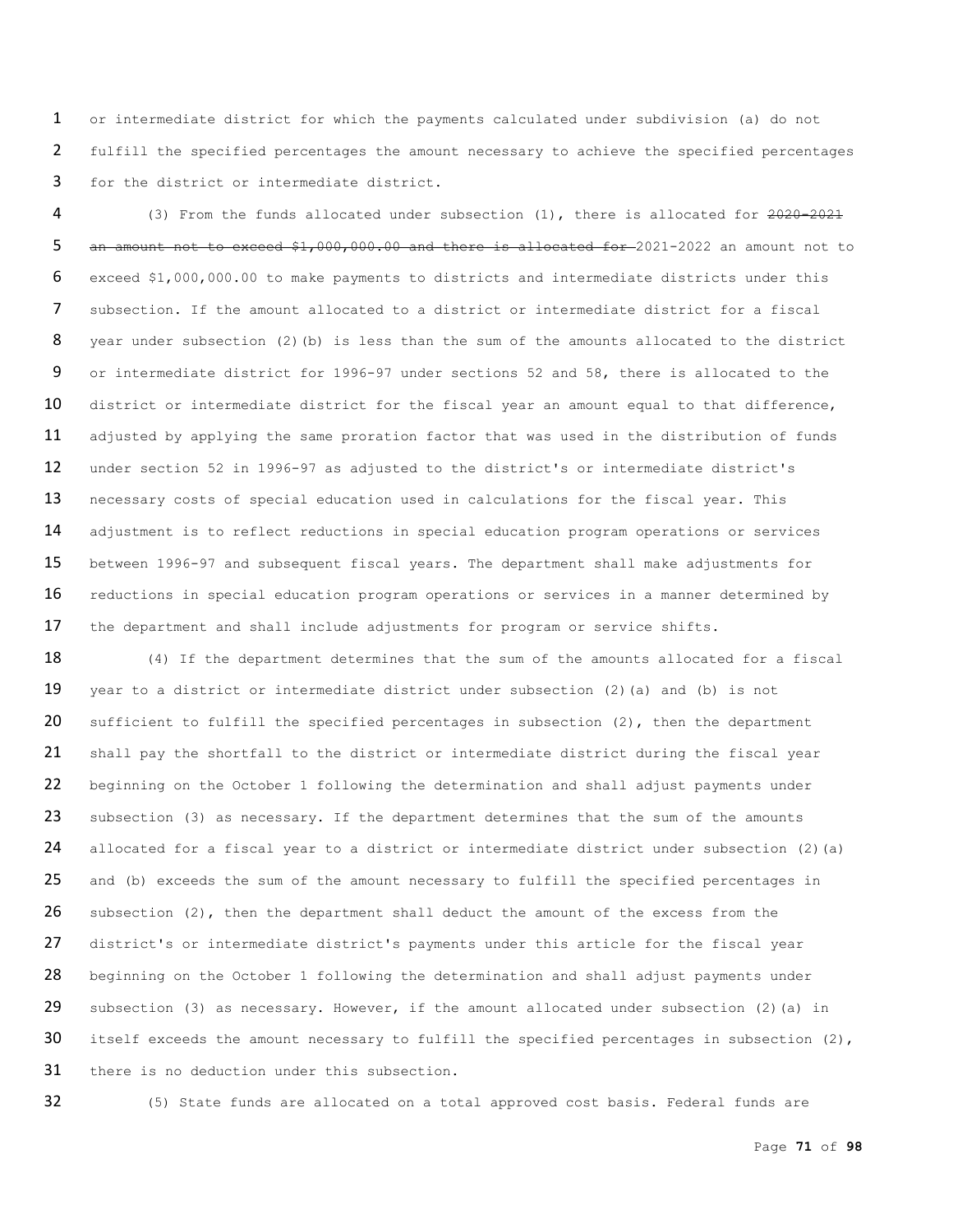or intermediate district for which the payments calculated under subdivision (a) do not fulfill the specified percentages the amount necessary to achieve the specified percentages for the district or intermediate district.

(3) From the funds allocated under subsection (1), there is allocated for ~~2020-2021 an amount not to exceed $1,000,000.00 and there is allocated for~~ 2021-2022 an amount not to exceed $1,000,000.00 to make payments to districts and intermediate districts under this subsection. If the amount allocated to a district or intermediate district for a fiscal year under subsection (2)(b) is less than the sum of the amounts allocated to the district or intermediate district for 1996-97 under sections 52 and 58, there is allocated to the district or intermediate district for the fiscal year an amount equal to that difference, adjusted by applying the same proration factor that was used in the distribution of funds under section 52 in 1996-97 as adjusted to the district's or intermediate district's necessary costs of special education used in calculations for the fiscal year. This adjustment is to reflect reductions in special education program operations or services between 1996-97 and subsequent fiscal years. The department shall make adjustments for reductions in special education program operations or services in a manner determined by the department and shall include adjustments for program or service shifts.

(4) If the department determines that the sum of the amounts allocated for a fiscal year to a district or intermediate district under subsection (2)(a) and (b) is not sufficient to fulfill the specified percentages in subsection (2), then the department shall pay the shortfall to the district or intermediate district during the fiscal year beginning on the October 1 following the determination and shall adjust payments under subsection (3) as necessary. If the department determines that the sum of the amounts allocated for a fiscal year to a district or intermediate district under subsection (2)(a) and (b) exceeds the sum of the amount necessary to fulfill the specified percentages in subsection (2), then the department shall deduct the amount of the excess from the district's or intermediate district's payments under this article for the fiscal year beginning on the October 1 following the determination and shall adjust payments under subsection (3) as necessary. However, if the amount allocated under subsection (2)(a) in itself exceeds the amount necessary to fulfill the specified percentages in subsection (2), there is no deduction under this subsection.

(5) State funds are allocated on a total approved cost basis. Federal funds are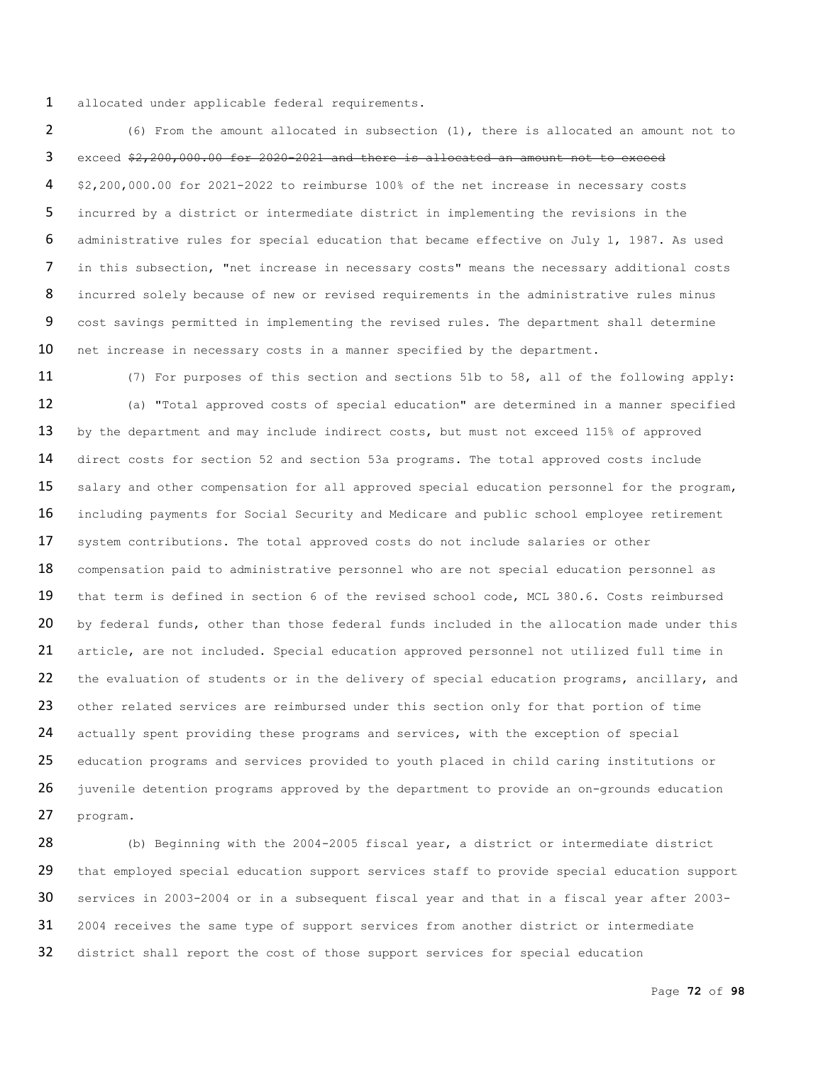allocated under applicable federal requirements.

(6) From the amount allocated in subsection (1), there is allocated an amount not to exceed ~~$2,200,000.00 for 2020-2021 and there is allocated an amount not to exceed~~ $2,200,000.00 for 2021-2022 to reimburse 100% of the net increase in necessary costs incurred by a district or intermediate district in implementing the revisions in the administrative rules for special education that became effective on July 1, 1987. As used in this subsection, "net increase in necessary costs" means the necessary additional costs incurred solely because of new or revised requirements in the administrative rules minus cost savings permitted in implementing the revised rules. The department shall determine net increase in necessary costs in a manner specified by the department.

(7) For purposes of this section and sections 51b to 58, all of the following apply:

(a) "Total approved costs of special education" are determined in a manner specified by the department and may include indirect costs, but must not exceed 115% of approved direct costs for section 52 and section 53a programs. The total approved costs include salary and other compensation for all approved special education personnel for the program, including payments for Social Security and Medicare and public school employee retirement system contributions. The total approved costs do not include salaries or other compensation paid to administrative personnel who are not special education personnel as that term is defined in section 6 of the revised school code, MCL 380.6. Costs reimbursed by federal funds, other than those federal funds included in the allocation made under this article, are not included. Special education approved personnel not utilized full time in the evaluation of students or in the delivery of special education programs, ancillary, and other related services are reimbursed under this section only for that portion of time actually spent providing these programs and services, with the exception of special education programs and services provided to youth placed in child caring institutions or juvenile detention programs approved by the department to provide an on-grounds education program.

(b) Beginning with the 2004-2005 fiscal year, a district or intermediate district that employed special education support services staff to provide special education support services in 2003-2004 or in a subsequent fiscal year and that in a fiscal year after 2003-2004 receives the same type of support services from another district or intermediate district shall report the cost of those support services for special education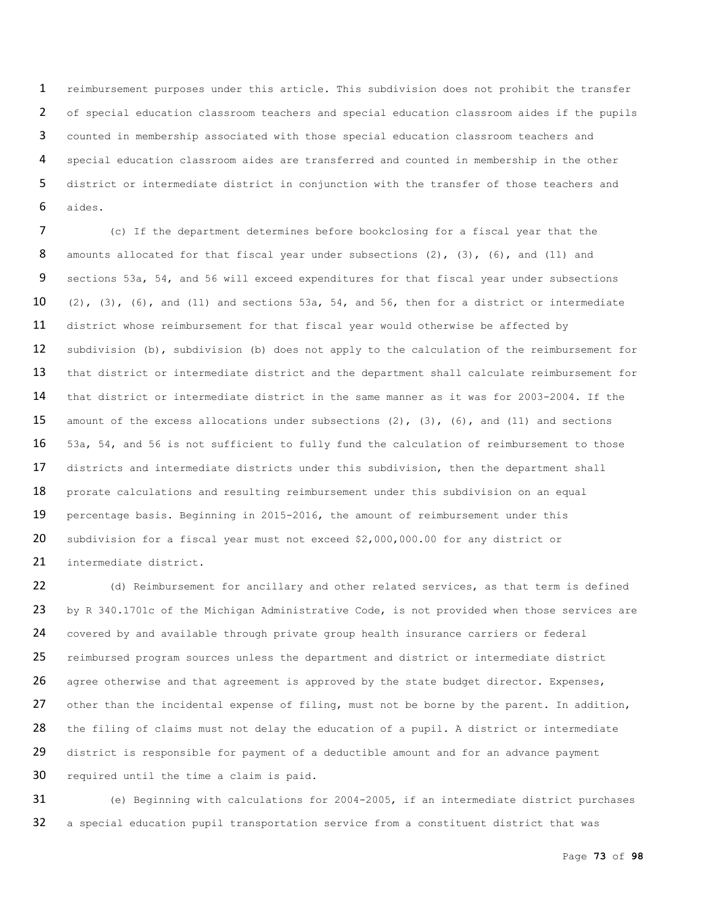reimbursement purposes under this article. This subdivision does not prohibit the transfer of special education classroom teachers and special education classroom aides if the pupils counted in membership associated with those special education classroom teachers and special education classroom aides are transferred and counted in membership in the other district or intermediate district in conjunction with the transfer of those teachers and aides.

(c) If the department determines before bookclosing for a fiscal year that the amounts allocated for that fiscal year under subsections (2), (3), (6), and (11) and sections 53a, 54, and 56 will exceed expenditures for that fiscal year under subsections (2), (3), (6), and (11) and sections 53a, 54, and 56, then for a district or intermediate district whose reimbursement for that fiscal year would otherwise be affected by subdivision (b), subdivision (b) does not apply to the calculation of the reimbursement for that district or intermediate district and the department shall calculate reimbursement for that district or intermediate district in the same manner as it was for 2003-2004. If the amount of the excess allocations under subsections (2), (3), (6), and (11) and sections 53a, 54, and 56 is not sufficient to fully fund the calculation of reimbursement to those districts and intermediate districts under this subdivision, then the department shall prorate calculations and resulting reimbursement under this subdivision on an equal percentage basis. Beginning in 2015-2016, the amount of reimbursement under this subdivision for a fiscal year must not exceed $2,000,000.00 for any district or intermediate district.

(d) Reimbursement for ancillary and other related services, as that term is defined by R 340.1701c of the Michigan Administrative Code, is not provided when those services are covered by and available through private group health insurance carriers or federal reimbursed program sources unless the department and district or intermediate district agree otherwise and that agreement is approved by the state budget director. Expenses, other than the incidental expense of filing, must not be borne by the parent. In addition, the filing of claims must not delay the education of a pupil. A district or intermediate district is responsible for payment of a deductible amount and for an advance payment required until the time a claim is paid.

(e) Beginning with calculations for 2004-2005, if an intermediate district purchases a special education pupil transportation service from a constituent district that was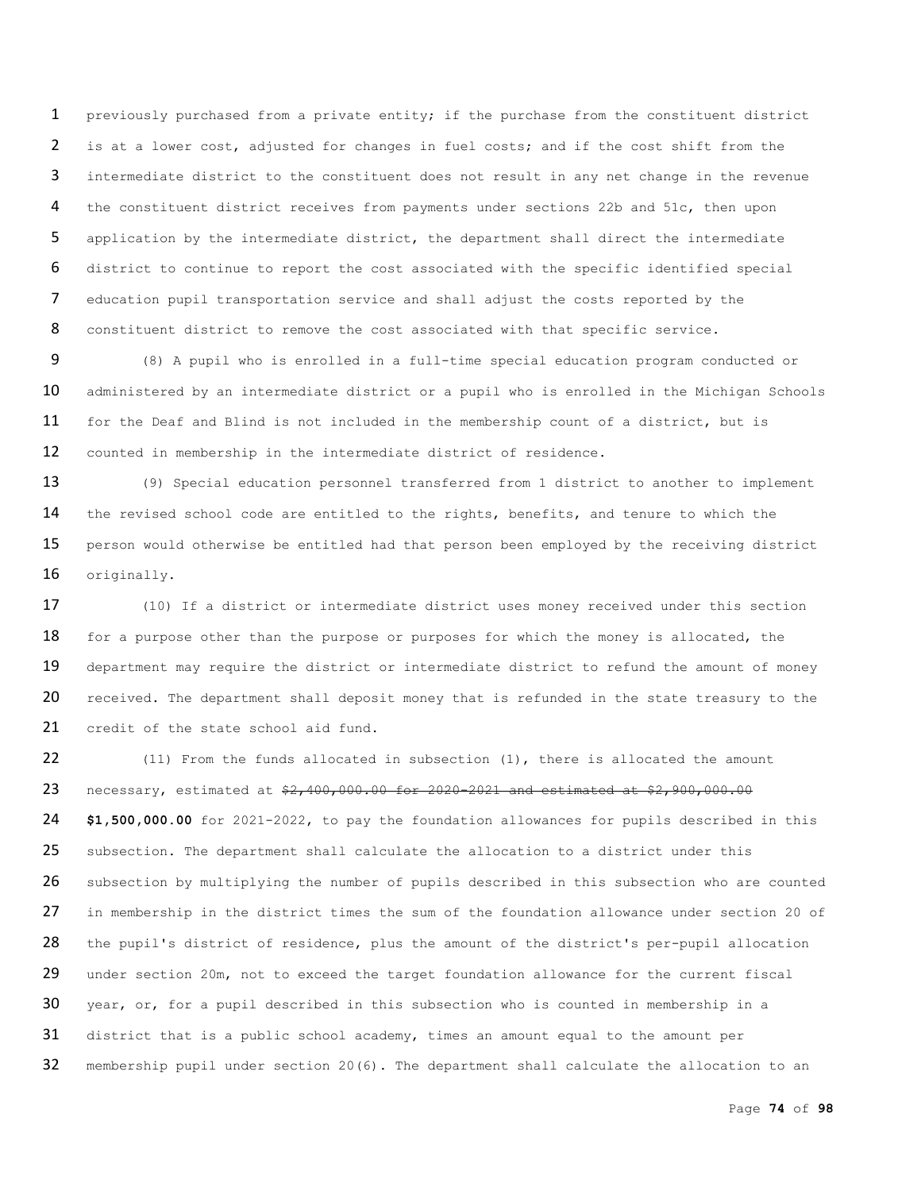previously purchased from a private entity; if the purchase from the constituent district is at a lower cost, adjusted for changes in fuel costs; and if the cost shift from the intermediate district to the constituent does not result in any net change in the revenue the constituent district receives from payments under sections 22b and 51c, then upon application by the intermediate district, the department shall direct the intermediate district to continue to report the cost associated with the specific identified special education pupil transportation service and shall adjust the costs reported by the constituent district to remove the cost associated with that specific service.

(8) A pupil who is enrolled in a full-time special education program conducted or administered by an intermediate district or a pupil who is enrolled in the Michigan Schools for the Deaf and Blind is not included in the membership count of a district, but is counted in membership in the intermediate district of residence.

(9) Special education personnel transferred from 1 district to another to implement the revised school code are entitled to the rights, benefits, and tenure to which the person would otherwise be entitled had that person been employed by the receiving district originally.

(10) If a district or intermediate district uses money received under this section for a purpose other than the purpose or purposes for which the money is allocated, the department may require the district or intermediate district to refund the amount of money received. The department shall deposit money that is refunded in the state treasury to the credit of the state school aid fund.

(11) From the funds allocated in subsection (1), there is allocated the amount necessary, estimated at ~~$2,400,000.00 for 2020-2021 and estimated at $2,900,000.00~~ **$1,500,000.00** for 2021-2022, to pay the foundation allowances for pupils described in this subsection. The department shall calculate the allocation to a district under this subsection by multiplying the number of pupils described in this subsection who are counted in membership in the district times the sum of the foundation allowance under section 20 of the pupil's district of residence, plus the amount of the district's per-pupil allocation under section 20m, not to exceed the target foundation allowance for the current fiscal year, or, for a pupil described in this subsection who is counted in membership in a district that is a public school academy, times an amount equal to the amount per membership pupil under section 20(6). The department shall calculate the allocation to an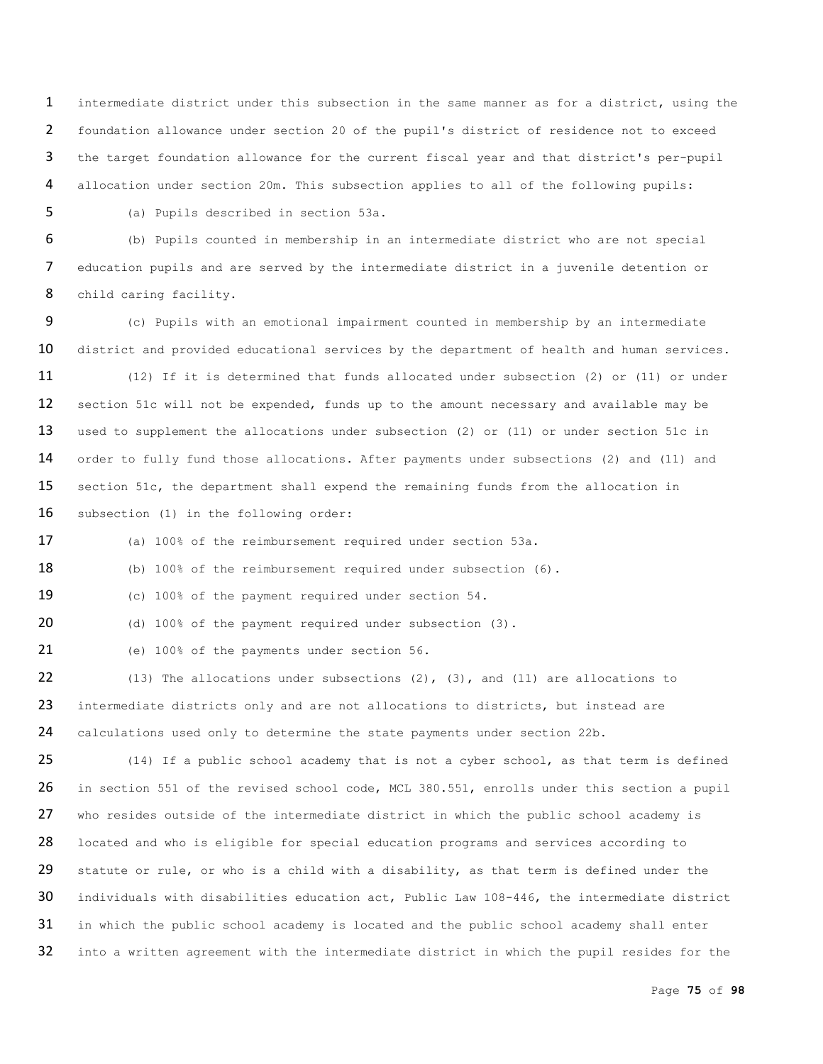intermediate district under this subsection in the same manner as for a district, using the foundation allowance under section 20 of the pupil's district of residence not to exceed the target foundation allowance for the current fiscal year and that district's per-pupil allocation under section 20m. This subsection applies to all of the following pupils:

(a) Pupils described in section 53a.

(b) Pupils counted in membership in an intermediate district who are not special education pupils and are served by the intermediate district in a juvenile detention or child caring facility.

(c) Pupils with an emotional impairment counted in membership by an intermediate district and provided educational services by the department of health and human services.

(12) If it is determined that funds allocated under subsection (2) or (11) or under section 51c will not be expended, funds up to the amount necessary and available may be used to supplement the allocations under subsection (2) or (11) or under section 51c in order to fully fund those allocations. After payments under subsections (2) and (11) and section 51c, the department shall expend the remaining funds from the allocation in subsection (1) in the following order:

(a) 100% of the reimbursement required under section 53a.

(b) 100% of the reimbursement required under subsection (6).

(c) 100% of the payment required under section 54.

(d) 100% of the payment required under subsection (3).

(e) 100% of the payments under section 56.

(13) The allocations under subsections (2), (3), and (11) are allocations to intermediate districts only and are not allocations to districts, but instead are calculations used only to determine the state payments under section 22b.

(14) If a public school academy that is not a cyber school, as that term is defined in section 551 of the revised school code, MCL 380.551, enrolls under this section a pupil who resides outside of the intermediate district in which the public school academy is located and who is eligible for special education programs and services according to statute or rule, or who is a child with a disability, as that term is defined under the individuals with disabilities education act, Public Law 108-446, the intermediate district in which the public school academy is located and the public school academy shall enter into a written agreement with the intermediate district in which the pupil resides for the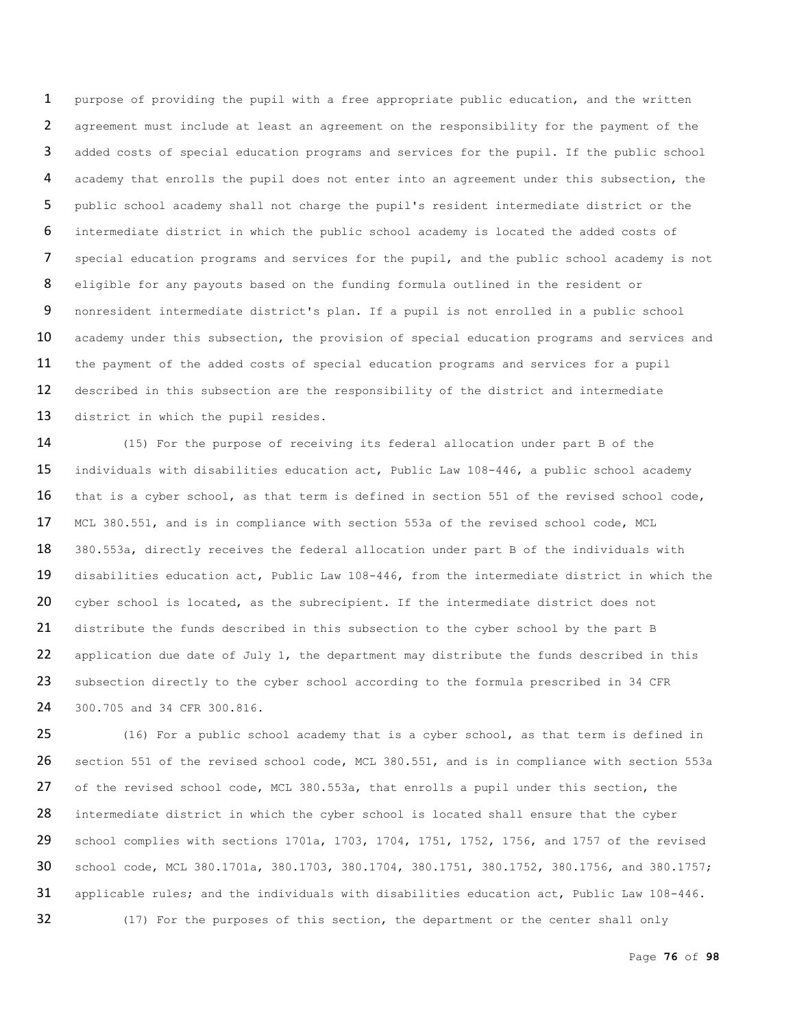purpose of providing the pupil with a free appropriate public education, and the written agreement must include at least an agreement on the responsibility for the payment of the added costs of special education programs and services for the pupil. If the public school academy that enrolls the pupil does not enter into an agreement under this subsection, the public school academy shall not charge the pupil's resident intermediate district or the intermediate district in which the public school academy is located the added costs of special education programs and services for the pupil, and the public school academy is not eligible for any payouts based on the funding formula outlined in the resident or nonresident intermediate district's plan. If a pupil is not enrolled in a public school academy under this subsection, the provision of special education programs and services and the payment of the added costs of special education programs and services for a pupil described in this subsection are the responsibility of the district and intermediate district in which the pupil resides.

(15) For the purpose of receiving its federal allocation under part B of the individuals with disabilities education act, Public Law 108-446, a public school academy that is a cyber school, as that term is defined in section 551 of the revised school code, MCL 380.551, and is in compliance with section 553a of the revised school code, MCL 380.553a, directly receives the federal allocation under part B of the individuals with disabilities education act, Public Law 108-446, from the intermediate district in which the cyber school is located, as the subrecipient. If the intermediate district does not distribute the funds described in this subsection to the cyber school by the part B application due date of July 1, the department may distribute the funds described in this subsection directly to the cyber school according to the formula prescribed in 34 CFR 300.705 and 34 CFR 300.816.

(16) For a public school academy that is a cyber school, as that term is defined in section 551 of the revised school code, MCL 380.551, and is in compliance with section 553a of the revised school code, MCL 380.553a, that enrolls a pupil under this section, the intermediate district in which the cyber school is located shall ensure that the cyber school complies with sections 1701a, 1703, 1704, 1751, 1752, 1756, and 1757 of the revised school code, MCL 380.1701a, 380.1703, 380.1704, 380.1751, 380.1752, 380.1756, and 380.1757; applicable rules; and the individuals with disabilities education act, Public Law 108-446.

(17) For the purposes of this section, the department or the center shall only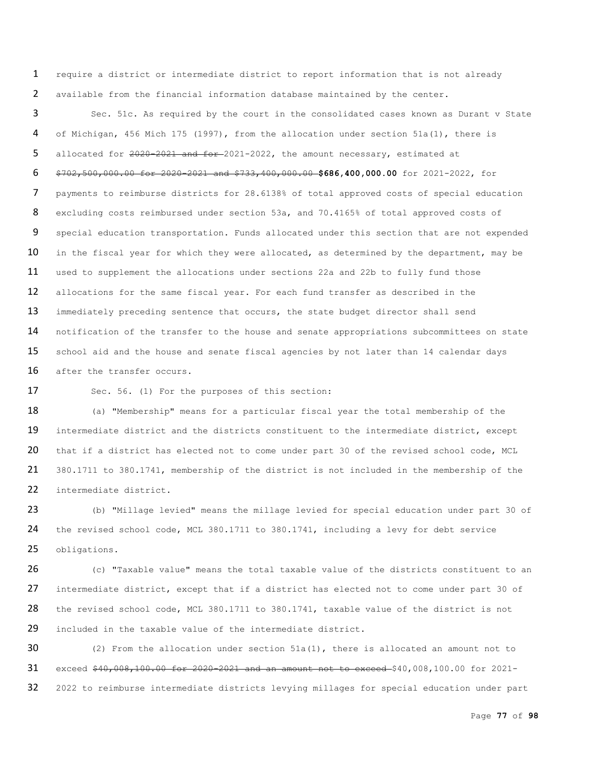require a district or intermediate district to report information that is not already available from the financial information database maintained by the center.

Sec. 51c. As required by the court in the consolidated cases known as Durant v State of Michigan, 456 Mich 175 (1997), from the allocation under section 51a(1), there is allocated for ~~2020-2021 and for~~ 2021-2022, the amount necessary, estimated at ~~$702,500,000.00 for 2020-2021 and $733,400,000.00~~ **$686,400,000.00** for 2021-2022, for payments to reimburse districts for 28.6138% of total approved costs of special education excluding costs reimbursed under section 53a, and 70.4165% of total approved costs of special education transportation. Funds allocated under this section that are not expended in the fiscal year for which they were allocated, as determined by the department, may be used to supplement the allocations under sections 22a and 22b to fully fund those allocations for the same fiscal year. For each fund transfer as described in the immediately preceding sentence that occurs, the state budget director shall send notification of the transfer to the house and senate appropriations subcommittees on state school aid and the house and senate fiscal agencies by not later than 14 calendar days after the transfer occurs.

Sec. 56. (1) For the purposes of this section:

(a) "Membership" means for a particular fiscal year the total membership of the intermediate district and the districts constituent to the intermediate district, except that if a district has elected not to come under part 30 of the revised school code, MCL 380.1711 to 380.1741, membership of the district is not included in the membership of the intermediate district.

(b) "Millage levied" means the millage levied for special education under part 30 of the revised school code, MCL 380.1711 to 380.1741, including a levy for debt service obligations.

(c) "Taxable value" means the total taxable value of the districts constituent to an intermediate district, except that if a district has elected not to come under part 30 of the revised school code, MCL 380.1711 to 380.1741, taxable value of the district is not included in the taxable value of the intermediate district.

(2) From the allocation under section 51a(1), there is allocated an amount not to exceed ~~$40,008,100.00 for 2020-2021 and an amount not to exceed~~ $40,008,100.00 for 2021-2022 to reimburse intermediate districts levying millages for special education under part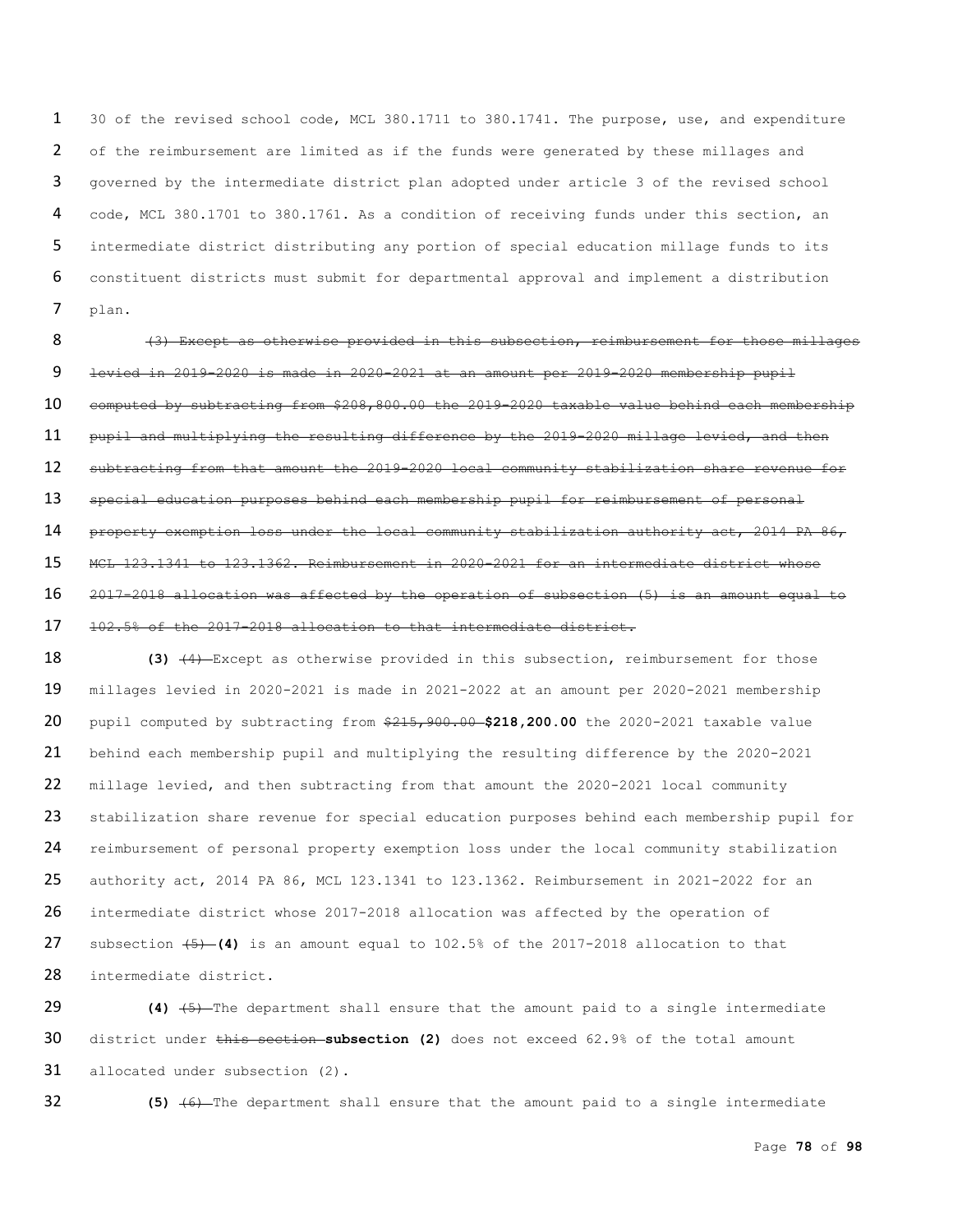30 of the revised school code, MCL 380.1711 to 380.1741. The purpose, use, and expenditure of the reimbursement are limited as if the funds were generated by these millages and governed by the intermediate district plan adopted under article 3 of the revised school code, MCL 380.1701 to 380.1761. As a condition of receiving funds under this section, an intermediate district distributing any portion of special education millage funds to its constituent districts must submit for departmental approval and implement a distribution plan.

~~(3) Except as otherwise provided in this subsection, reimbursement for those millages levied in 2019-2020 is made in 2020-2021 at an amount per 2019-2020 membership pupil computed by subtracting from $208,800.00 the 2019-2020 taxable value behind each membership pupil and multiplying the resulting difference by the 2019-2020 millage levied, and then subtracting from that amount the 2019-2020 local community stabilization share revenue for special education purposes behind each membership pupil for reimbursement of personal property exemption loss under the local community stabilization authority act, 2014 PA 86, MCL 123.1341 to 123.1362. Reimbursement in 2020-2021 for an intermediate district whose 2017-2018 allocation was affected by the operation of subsection (5) is an amount equal to 102.5% of the 2017-2018 allocation to that intermediate district.~~

**(3)** ~~(4)~~ Except as otherwise provided in this subsection, reimbursement for those millages levied in 2020-2021 is made in 2021-2022 at an amount per 2020-2021 membership pupil computed by subtracting from ~~$215,900.00~~ **$218,200.00** the 2020-2021 taxable value behind each membership pupil and multiplying the resulting difference by the 2020-2021 millage levied, and then subtracting from that amount the 2020-2021 local community stabilization share revenue for special education purposes behind each membership pupil for reimbursement of personal property exemption loss under the local community stabilization authority act, 2014 PA 86, MCL 123.1341 to 123.1362. Reimbursement in 2021-2022 for an intermediate district whose 2017-2018 allocation was affected by the operation of subsection ~~(5)~~ **(4)** is an amount equal to 102.5% of the 2017-2018 allocation to that intermediate district.

**(4)** ~~(5)~~ The department shall ensure that the amount paid to a single intermediate district under ~~this section~~ **subsection (2)** does not exceed 62.9% of the total amount allocated under subsection (2).

**(5)** ~~(6)~~ The department shall ensure that the amount paid to a single intermediate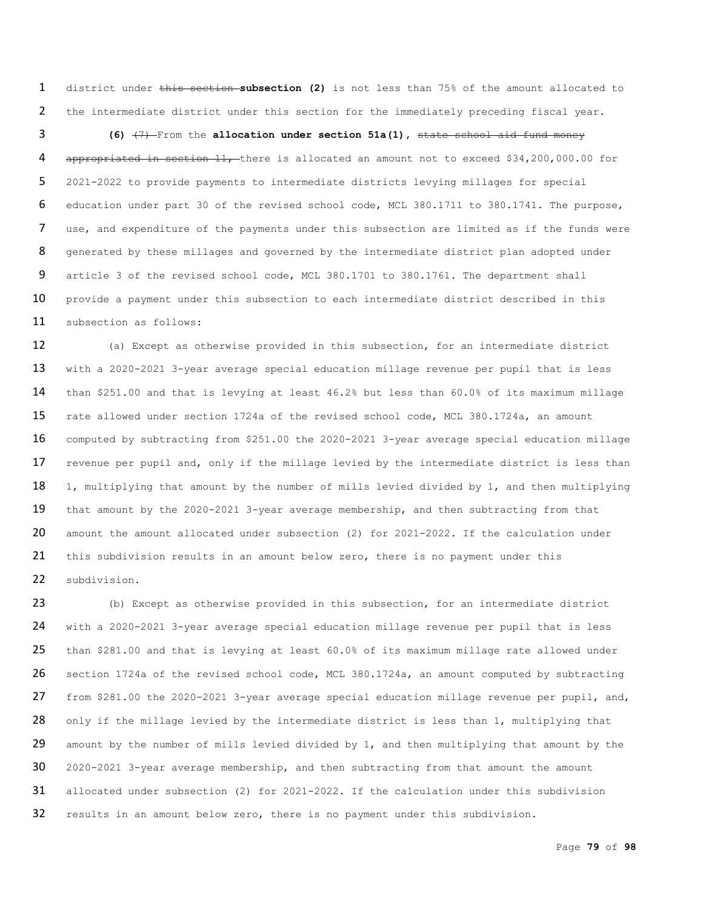district under ~~this section~~ **subsection (2)** is not less than 75% of the amount allocated to the intermediate district under this section for the immediately preceding fiscal year.

**(6)** ~~(7)~~ From the **allocation under section 51a(1)**, ~~state school aid fund money appropriated in section 11,~~ there is allocated an amount not to exceed $34,200,000.00 for 2021-2022 to provide payments to intermediate districts levying millages for special education under part 30 of the revised school code, MCL 380.1711 to 380.1741. The purpose, use, and expenditure of the payments under this subsection are limited as if the funds were generated by these millages and governed by the intermediate district plan adopted under article 3 of the revised school code, MCL 380.1701 to 380.1761. The department shall provide a payment under this subsection to each intermediate district described in this subsection as follows:

(a) Except as otherwise provided in this subsection, for an intermediate district with a 2020-2021 3-year average special education millage revenue per pupil that is less than $251.00 and that is levying at least 46.2% but less than 60.0% of its maximum millage rate allowed under section 1724a of the revised school code, MCL 380.1724a, an amount computed by subtracting from $251.00 the 2020-2021 3-year average special education millage revenue per pupil and, only if the millage levied by the intermediate district is less than 1, multiplying that amount by the number of mills levied divided by 1, and then multiplying that amount by the 2020-2021 3-year average membership, and then subtracting from that amount the amount allocated under subsection (2) for 2021-2022. If the calculation under this subdivision results in an amount below zero, there is no payment under this subdivision.

(b) Except as otherwise provided in this subsection, for an intermediate district with a 2020-2021 3-year average special education millage revenue per pupil that is less than $281.00 and that is levying at least 60.0% of its maximum millage rate allowed under section 1724a of the revised school code, MCL 380.1724a, an amount computed by subtracting from $281.00 the 2020-2021 3-year average special education millage revenue per pupil, and, only if the millage levied by the intermediate district is less than 1, multiplying that amount by the number of mills levied divided by 1, and then multiplying that amount by the 2020-2021 3-year average membership, and then subtracting from that amount the amount allocated under subsection (2) for 2021-2022. If the calculation under this subdivision results in an amount below zero, there is no payment under this subdivision.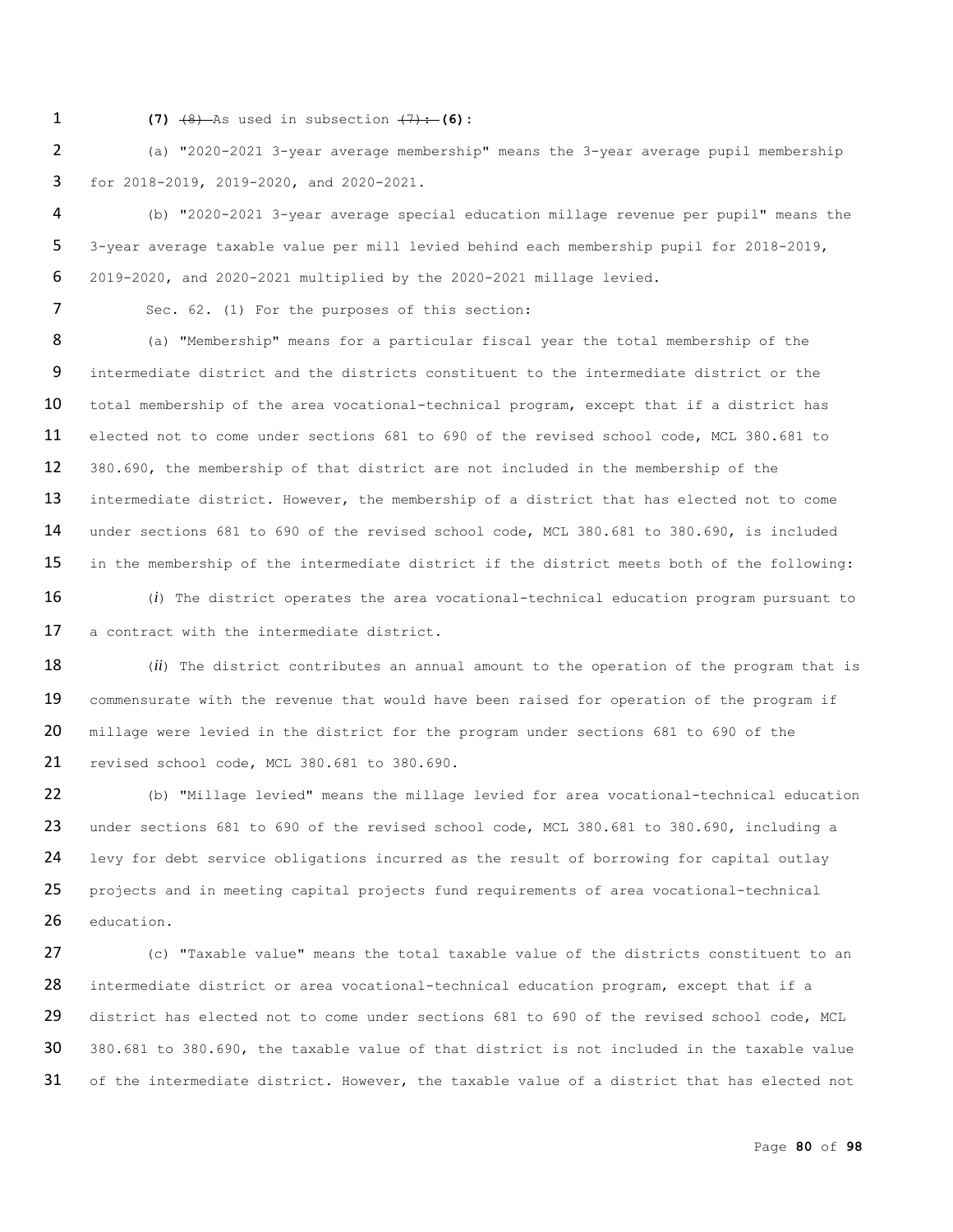**(7)** ~~(8)~~ As used in subsection ~~(7):~~ **(6):**

(a) "2020-2021 3-year average membership" means the 3-year average pupil membership for 2018-2019, 2019-2020, and 2020-2021.

(b) "2020-2021 3-year average special education millage revenue per pupil" means the 3-year average taxable value per mill levied behind each membership pupil for 2018-2019, 2019-2020, and 2020-2021 multiplied by the 2020-2021 millage levied.

Sec. 62. (1) For the purposes of this section:

(a) "Membership" means for a particular fiscal year the total membership of the intermediate district and the districts constituent to the intermediate district or the total membership of the area vocational-technical program, except that if a district has elected not to come under sections 681 to 690 of the revised school code, MCL 380.681 to 380.690, the membership of that district are not included in the membership of the intermediate district. However, the membership of a district that has elected not to come under sections 681 to 690 of the revised school code, MCL 380.681 to 380.690, is included in the membership of the intermediate district if the district meets both of the following:

(*i*) The district operates the area vocational-technical education program pursuant to a contract with the intermediate district.

(*ii*) The district contributes an annual amount to the operation of the program that is commensurate with the revenue that would have been raised for operation of the program if millage were levied in the district for the program under sections 681 to 690 of the revised school code, MCL 380.681 to 380.690.

(b) "Millage levied" means the millage levied for area vocational-technical education under sections 681 to 690 of the revised school code, MCL 380.681 to 380.690, including a levy for debt service obligations incurred as the result of borrowing for capital outlay projects and in meeting capital projects fund requirements of area vocational-technical education.

(c) "Taxable value" means the total taxable value of the districts constituent to an intermediate district or area vocational-technical education program, except that if a district has elected not to come under sections 681 to 690 of the revised school code, MCL 380.681 to 380.690, the taxable value of that district is not included in the taxable value of the intermediate district. However, the taxable value of a district that has elected not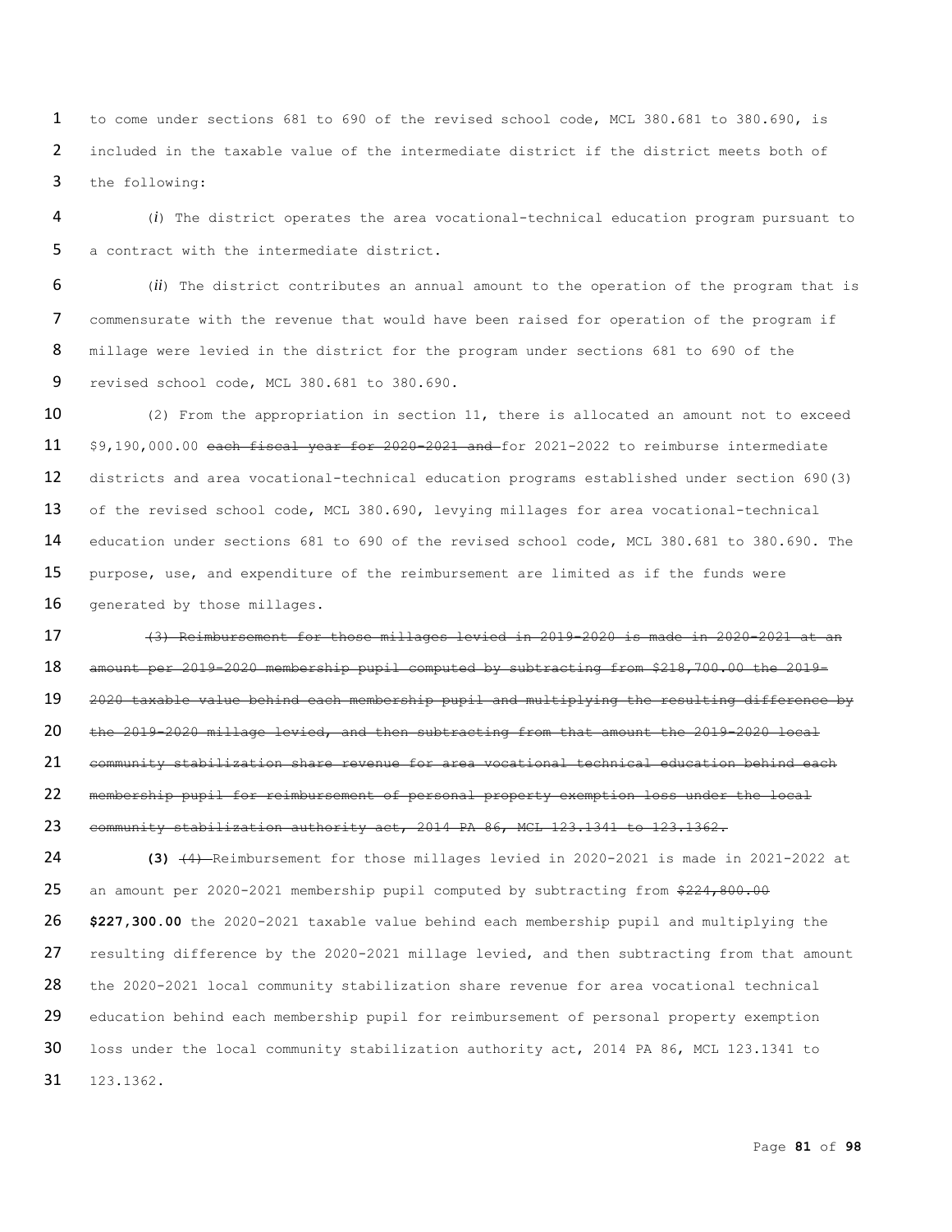to come under sections 681 to 690 of the revised school code, MCL 380.681 to 380.690, is included in the taxable value of the intermediate district if the district meets both of the following:

(*i*) The district operates the area vocational-technical education program pursuant to a contract with the intermediate district.

(*ii*) The district contributes an annual amount to the operation of the program that is commensurate with the revenue that would have been raised for operation of the program if millage were levied in the district for the program under sections 681 to 690 of the revised school code, MCL 380.681 to 380.690.

(2) From the appropriation in section 11, there is allocated an amount not to exceed \$9,190,000.00 ~~each fiscal year for 2020-2021 and~~ for 2021-2022 to reimburse intermediate districts and area vocational-technical education programs established under section 690(3) of the revised school code, MCL 380.690, levying millages for area vocational-technical education under sections 681 to 690 of the revised school code, MCL 380.681 to 380.690. The purpose, use, and expenditure of the reimbursement are limited as if the funds were generated by those millages.

~~(3) Reimbursement for those millages levied in 2019-2020 is made in 2020-2021 at an amount per 2019-2020 membership pupil computed by subtracting from \$218,700.00 the 2019-2020 taxable value behind each membership pupil and multiplying the resulting difference by the 2019-2020 millage levied, and then subtracting from that amount the 2019-2020 local community stabilization share revenue for area vocational technical education behind each membership pupil for reimbursement of personal property exemption loss under the local community stabilization authority act, 2014 PA 86, MCL 123.1341 to 123.1362.~~

**(3)** ~~(4)~~ Reimbursement for those millages levied in 2020-2021 is made in 2021-2022 at an amount per 2020-2021 membership pupil computed by subtracting from ~~\$224,800.00~~ **\$227,300.00** the 2020-2021 taxable value behind each membership pupil and multiplying the resulting difference by the 2020-2021 millage levied, and then subtracting from that amount the 2020-2021 local community stabilization share revenue for area vocational technical education behind each membership pupil for reimbursement of personal property exemption loss under the local community stabilization authority act, 2014 PA 86, MCL 123.1341 to 123.1362.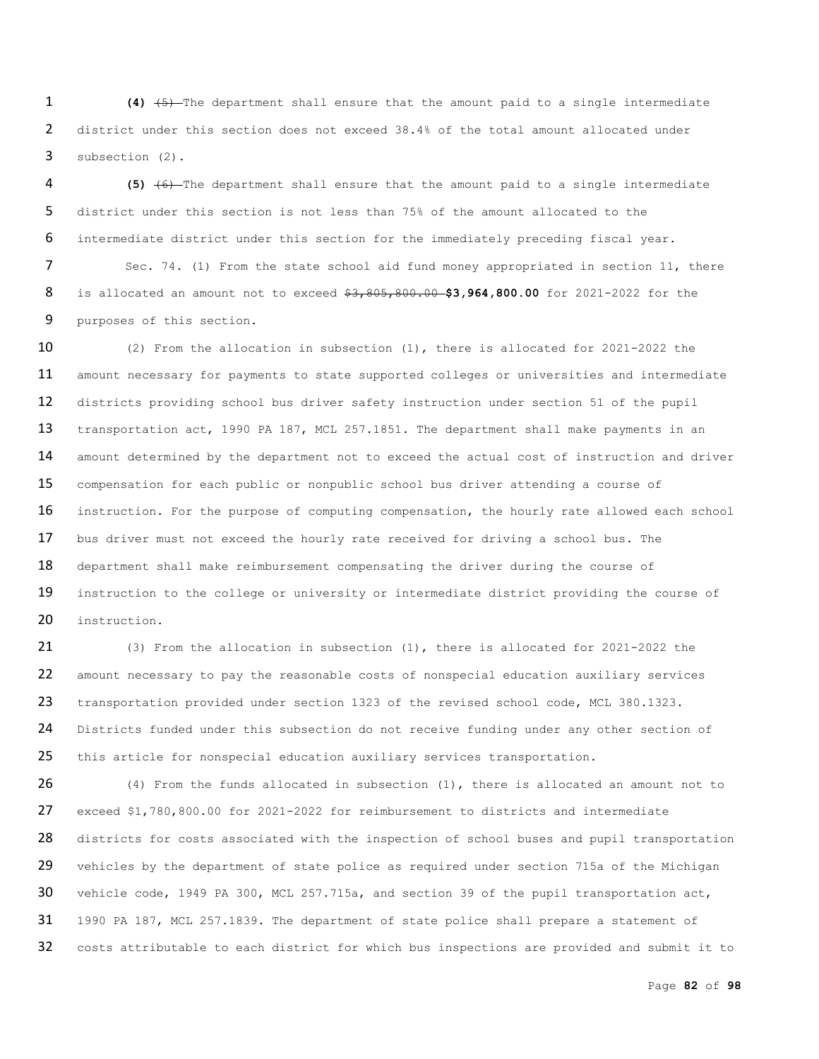**(4)** ~~(5)~~ The department shall ensure that the amount paid to a single intermediate district under this section does not exceed 38.4% of the total amount allocated under subsection (2).

**(5)** ~~(6)~~ The department shall ensure that the amount paid to a single intermediate district under this section is not less than 75% of the amount allocated to the intermediate district under this section for the immediately preceding fiscal year.

Sec. 74. (1) From the state school aid fund money appropriated in section 11, there is allocated an amount not to exceed ~~$3,805,800.00~~ **$3,964,800.00** for 2021-2022 for the purposes of this section.

(2) From the allocation in subsection (1), there is allocated for 2021-2022 the amount necessary for payments to state supported colleges or universities and intermediate districts providing school bus driver safety instruction under section 51 of the pupil transportation act, 1990 PA 187, MCL 257.1851. The department shall make payments in an amount determined by the department not to exceed the actual cost of instruction and driver compensation for each public or nonpublic school bus driver attending a course of instruction. For the purpose of computing compensation, the hourly rate allowed each school bus driver must not exceed the hourly rate received for driving a school bus. The department shall make reimbursement compensating the driver during the course of instruction to the college or university or intermediate district providing the course of instruction.

(3) From the allocation in subsection (1), there is allocated for 2021-2022 the amount necessary to pay the reasonable costs of nonspecial education auxiliary services transportation provided under section 1323 of the revised school code, MCL 380.1323. Districts funded under this subsection do not receive funding under any other section of this article for nonspecial education auxiliary services transportation.

(4) From the funds allocated in subsection (1), there is allocated an amount not to exceed $1,780,800.00 for 2021-2022 for reimbursement to districts and intermediate districts for costs associated with the inspection of school buses and pupil transportation vehicles by the department of state police as required under section 715a of the Michigan vehicle code, 1949 PA 300, MCL 257.715a, and section 39 of the pupil transportation act, 1990 PA 187, MCL 257.1839. The department of state police shall prepare a statement of costs attributable to each district for which bus inspections are provided and submit it to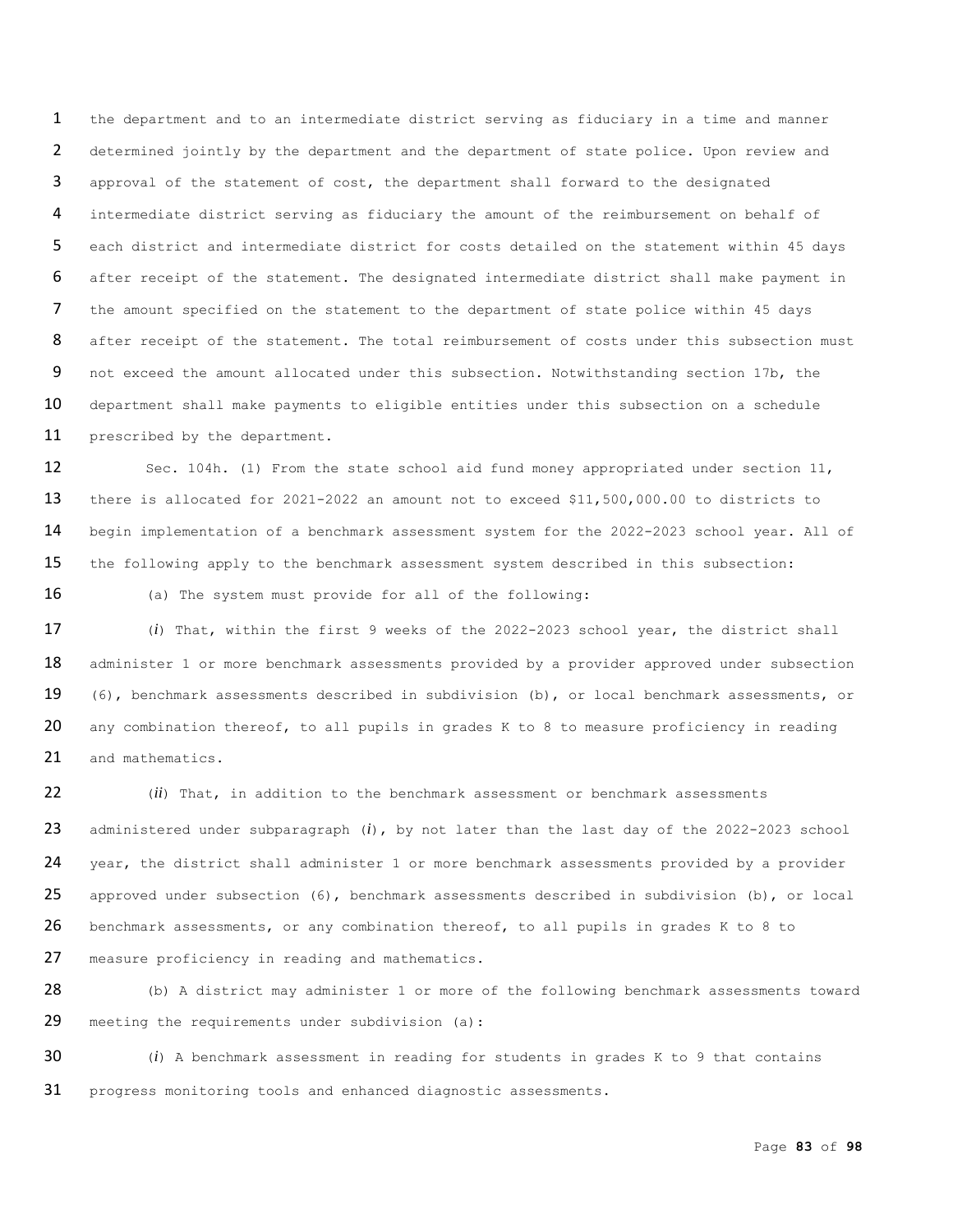the department and to an intermediate district serving as fiduciary in a time and manner determined jointly by the department and the department of state police. Upon review and approval of the statement of cost, the department shall forward to the designated intermediate district serving as fiduciary the amount of the reimbursement on behalf of each district and intermediate district for costs detailed on the statement within 45 days after receipt of the statement. The designated intermediate district shall make payment in the amount specified on the statement to the department of state police within 45 days after receipt of the statement. The total reimbursement of costs under this subsection must not exceed the amount allocated under this subsection. Notwithstanding section 17b, the department shall make payments to eligible entities under this subsection on a schedule prescribed by the department.

Sec. 104h. (1) From the state school aid fund money appropriated under section 11, there is allocated for 2021-2022 an amount not to exceed $11,500,000.00 to districts to begin implementation of a benchmark assessment system for the 2022-2023 school year. All of the following apply to the benchmark assessment system described in this subsection:

(a) The system must provide for all of the following:

(*i*) That, within the first 9 weeks of the 2022-2023 school year, the district shall administer 1 or more benchmark assessments provided by a provider approved under subsection (6), benchmark assessments described in subdivision (b), or local benchmark assessments, or any combination thereof, to all pupils in grades K to 8 to measure proficiency in reading and mathematics.

(*ii*) That, in addition to the benchmark assessment or benchmark assessments administered under subparagraph (*i*), by not later than the last day of the 2022-2023 school year, the district shall administer 1 or more benchmark assessments provided by a provider approved under subsection (6), benchmark assessments described in subdivision (b), or local benchmark assessments, or any combination thereof, to all pupils in grades K to 8 to measure proficiency in reading and mathematics.

(b) A district may administer 1 or more of the following benchmark assessments toward meeting the requirements under subdivision (a):

(*i*) A benchmark assessment in reading for students in grades K to 9 that contains progress monitoring tools and enhanced diagnostic assessments.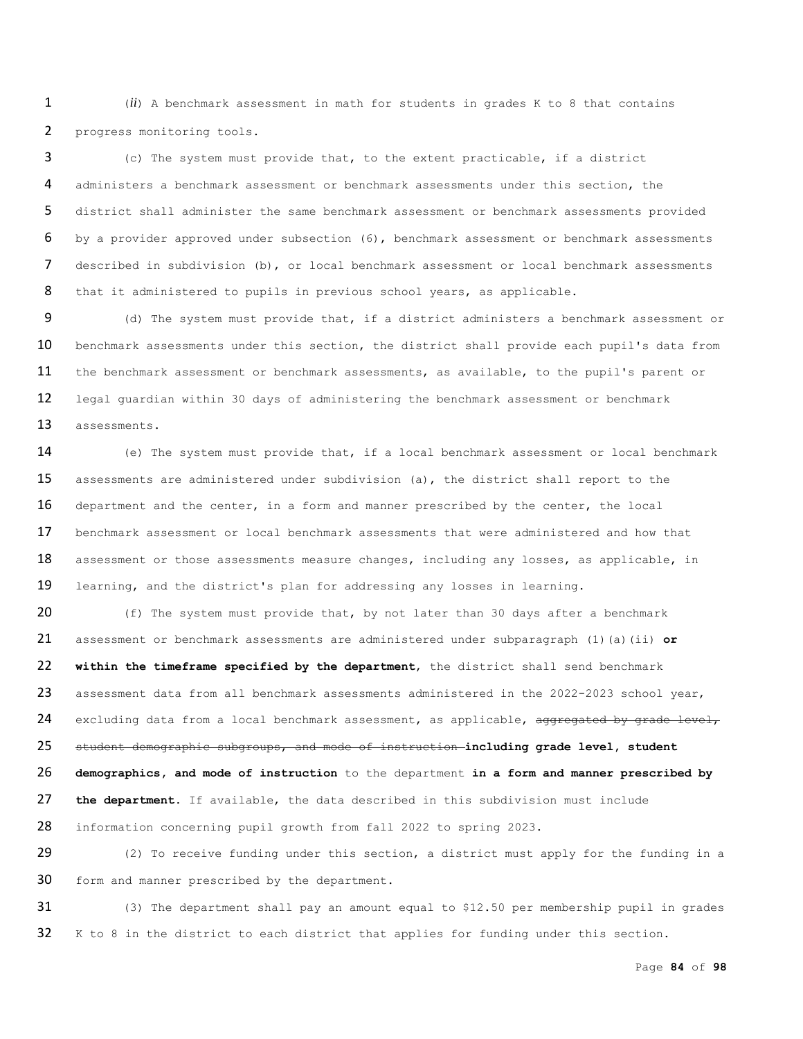(*ii*) A benchmark assessment in math for students in grades K to 8 that contains progress monitoring tools.

(c) The system must provide that, to the extent practicable, if a district administers a benchmark assessment or benchmark assessments under this section, the district shall administer the same benchmark assessment or benchmark assessments provided by a provider approved under subsection (6), benchmark assessment or benchmark assessments described in subdivision (b), or local benchmark assessment or local benchmark assessments that it administered to pupils in previous school years, as applicable.

(d) The system must provide that, if a district administers a benchmark assessment or benchmark assessments under this section, the district shall provide each pupil's data from the benchmark assessment or benchmark assessments, as available, to the pupil's parent or legal guardian within 30 days of administering the benchmark assessment or benchmark assessments.

(e) The system must provide that, if a local benchmark assessment or local benchmark assessments are administered under subdivision (a), the district shall report to the department and the center, in a form and manner prescribed by the center, the local benchmark assessment or local benchmark assessments that were administered and how that assessment or those assessments measure changes, including any losses, as applicable, in learning, and the district's plan for addressing any losses in learning.

(f) The system must provide that, by not later than 30 days after a benchmark assessment or benchmark assessments are administered under subparagraph (1)(a)(ii) **or within the timeframe specified by the department**, the district shall send benchmark assessment data from all benchmark assessments administered in the 2022-2023 school year, excluding data from a local benchmark assessment, as applicable, ~~aggregated by grade level, student demographic subgroups, and mode of instruction~~ **including grade level, student demographics, and mode of instruction** to the department **in a form and manner prescribed by the department**. If available, the data described in this subdivision must include information concerning pupil growth from fall 2022 to spring 2023.

(2) To receive funding under this section, a district must apply for the funding in a form and manner prescribed by the department.

(3) The department shall pay an amount equal to $12.50 per membership pupil in grades K to 8 in the district to each district that applies for funding under this section.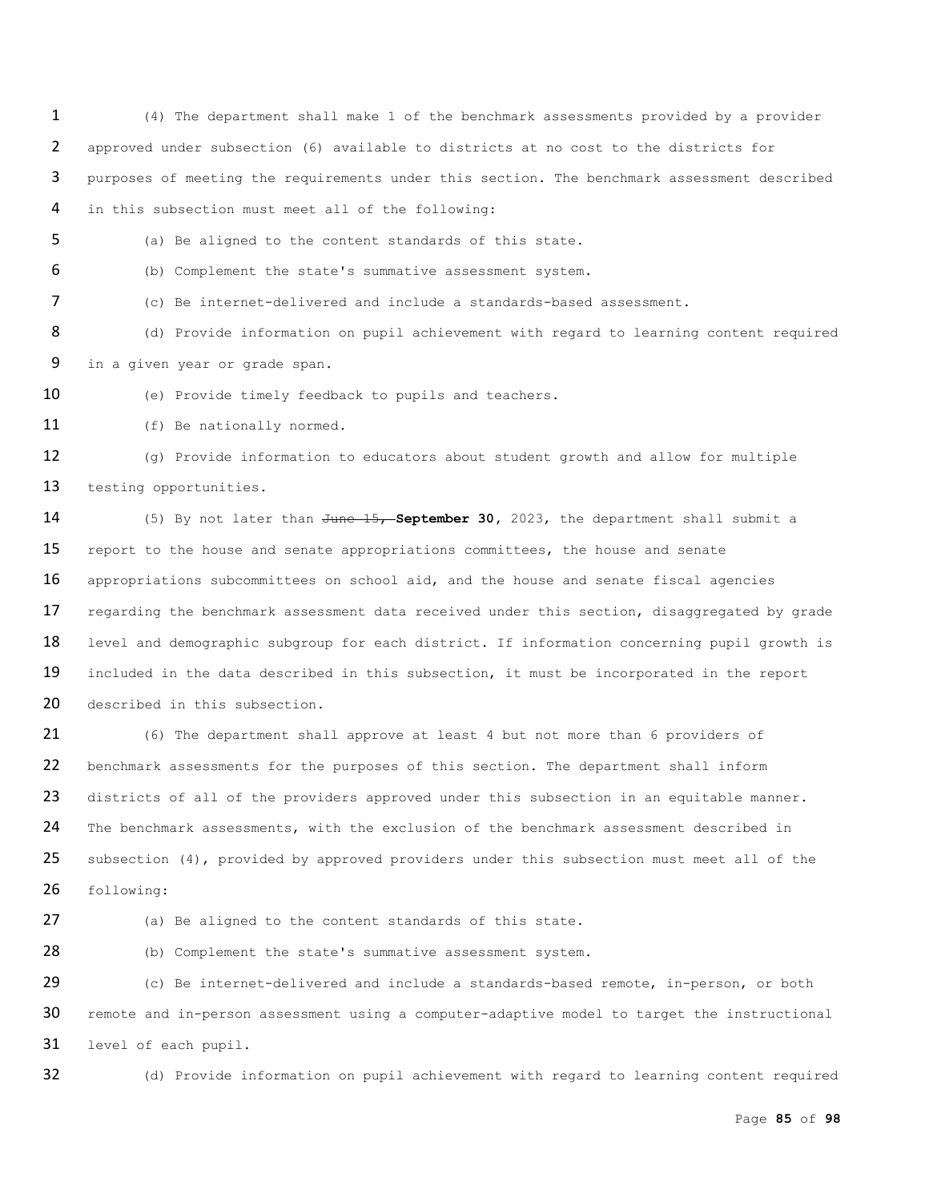(4) The department shall make 1 of the benchmark assessments provided by a provider approved under subsection (6) available to districts at no cost to the districts for purposes of meeting the requirements under this section. The benchmark assessment described in this subsection must meet all of the following:

(a) Be aligned to the content standards of this state.

(b) Complement the state's summative assessment system.

(c) Be internet-delivered and include a standards-based assessment.

(d) Provide information on pupil achievement with regard to learning content required in a given year or grade span.

(e) Provide timely feedback to pupils and teachers.

(f) Be nationally normed.

(g) Provide information to educators about student growth and allow for multiple testing opportunities.

(5) By not later than ~~June 15,~~ **September 30,** 2023, the department shall submit a report to the house and senate appropriations committees, the house and senate appropriations subcommittees on school aid, and the house and senate fiscal agencies regarding the benchmark assessment data received under this section, disaggregated by grade level and demographic subgroup for each district. If information concerning pupil growth is included in the data described in this subsection, it must be incorporated in the report described in this subsection.

(6) The department shall approve at least 4 but not more than 6 providers of benchmark assessments for the purposes of this section. The department shall inform districts of all of the providers approved under this subsection in an equitable manner. The benchmark assessments, with the exclusion of the benchmark assessment described in subsection (4), provided by approved providers under this subsection must meet all of the following:

(a) Be aligned to the content standards of this state.

(b) Complement the state's summative assessment system.

(c) Be internet-delivered and include a standards-based remote, in-person, or both remote and in-person assessment using a computer-adaptive model to target the instructional level of each pupil.

(d) Provide information on pupil achievement with regard to learning content required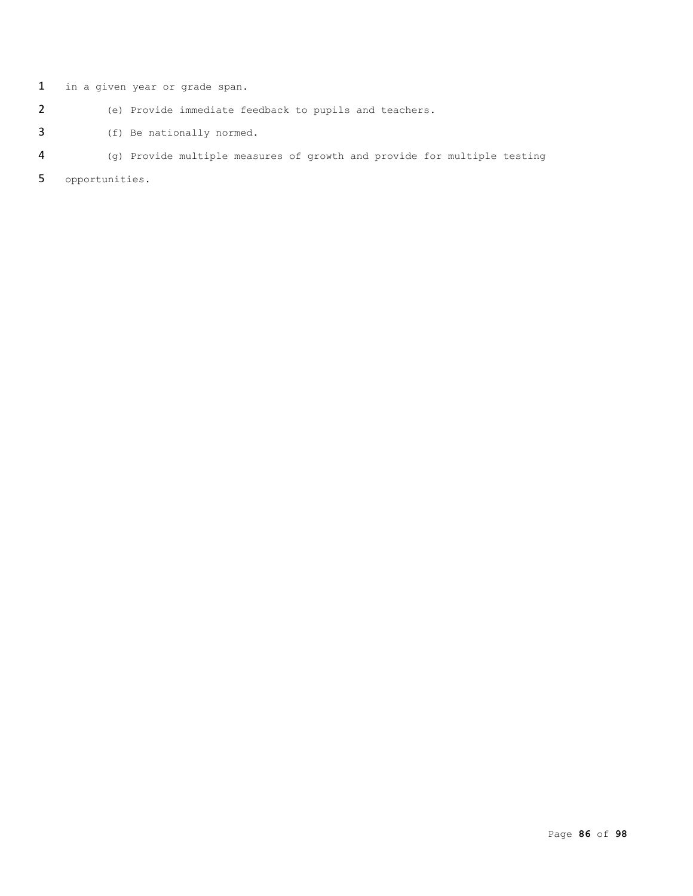in a given year or grade span.

(e) Provide immediate feedback to pupils and teachers.

(f) Be nationally normed.

(g) Provide multiple measures of growth and provide for multiple testing opportunities.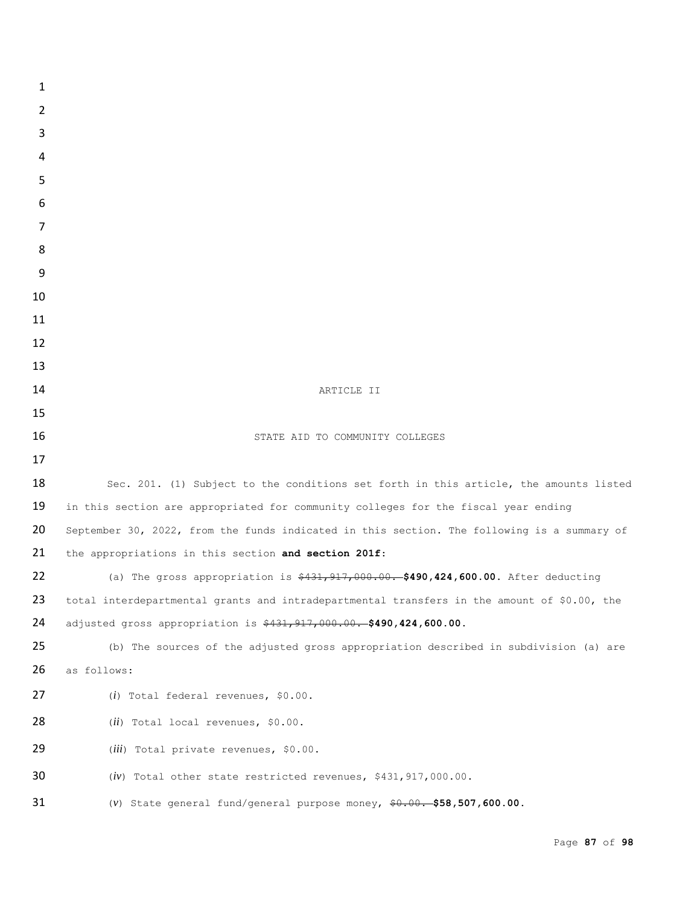ARTICLE II

STATE AID TO COMMUNITY COLLEGES

Sec. 201. (1) Subject to the conditions set forth in this article, the amounts listed in this section are appropriated for community colleges for the fiscal year ending September 30, 2022, from the funds indicated in this section. The following is a summary of the appropriations in this section **and section 201f**:

(a) The gross appropriation is ~~$431,917,000.00.~~ **$490,424,600.00.** After deducting total interdepartmental grants and intradepartmental transfers in the amount of $0.00, the adjusted gross appropriation is ~~$431,917,000.00.~~ **$490,424,600.00.**

(b) The sources of the adjusted gross appropriation described in subdivision (a) are as follows:

(*i*) Total federal revenues, $0.00.

(*ii*) Total local revenues, $0.00.

(*iii*) Total private revenues, $0.00.

(*iv*) Total other state restricted revenues, $431,917,000.00.

(*v*) State general fund/general purpose money, ~~$0.00.~~ **$58,507,600.00.**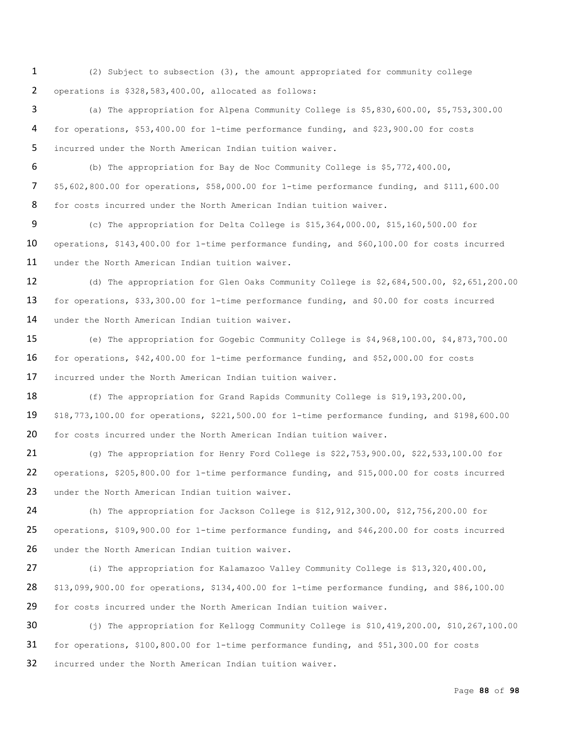(2) Subject to subsection (3), the amount appropriated for community college operations is $328,583,400.00, allocated as follows:

(a) The appropriation for Alpena Community College is $5,830,600.00, $5,753,300.00 for operations, $53,400.00 for 1-time performance funding, and $23,900.00 for costs incurred under the North American Indian tuition waiver.

(b) The appropriation for Bay de Noc Community College is $5,772,400.00, $5,602,800.00 for operations, $58,000.00 for 1-time performance funding, and $111,600.00 for costs incurred under the North American Indian tuition waiver.

(c) The appropriation for Delta College is $15,364,000.00, $15,160,500.00 for operations, $143,400.00 for 1-time performance funding, and $60,100.00 for costs incurred under the North American Indian tuition waiver.

(d) The appropriation for Glen Oaks Community College is $2,684,500.00, $2,651,200.00 for operations, $33,300.00 for 1-time performance funding, and $0.00 for costs incurred under the North American Indian tuition waiver.

(e) The appropriation for Gogebic Community College is $4,968,100.00, $4,873,700.00 for operations, $42,400.00 for 1-time performance funding, and $52,000.00 for costs incurred under the North American Indian tuition waiver.

(f) The appropriation for Grand Rapids Community College is $19,193,200.00, $18,773,100.00 for operations, $221,500.00 for 1-time performance funding, and $198,600.00 for costs incurred under the North American Indian tuition waiver.

(g) The appropriation for Henry Ford College is $22,753,900.00, $22,533,100.00 for operations, $205,800.00 for 1-time performance funding, and $15,000.00 for costs incurred under the North American Indian tuition waiver.

(h) The appropriation for Jackson College is $12,912,300.00, $12,756,200.00 for operations, $109,900.00 for 1-time performance funding, and $46,200.00 for costs incurred under the North American Indian tuition waiver.

(i) The appropriation for Kalamazoo Valley Community College is $13,320,400.00, $13,099,900.00 for operations, $134,400.00 for 1-time performance funding, and $86,100.00 for costs incurred under the North American Indian tuition waiver.

(j) The appropriation for Kellogg Community College is $10,419,200.00, $10,267,100.00 for operations, $100,800.00 for 1-time performance funding, and $51,300.00 for costs incurred under the North American Indian tuition waiver.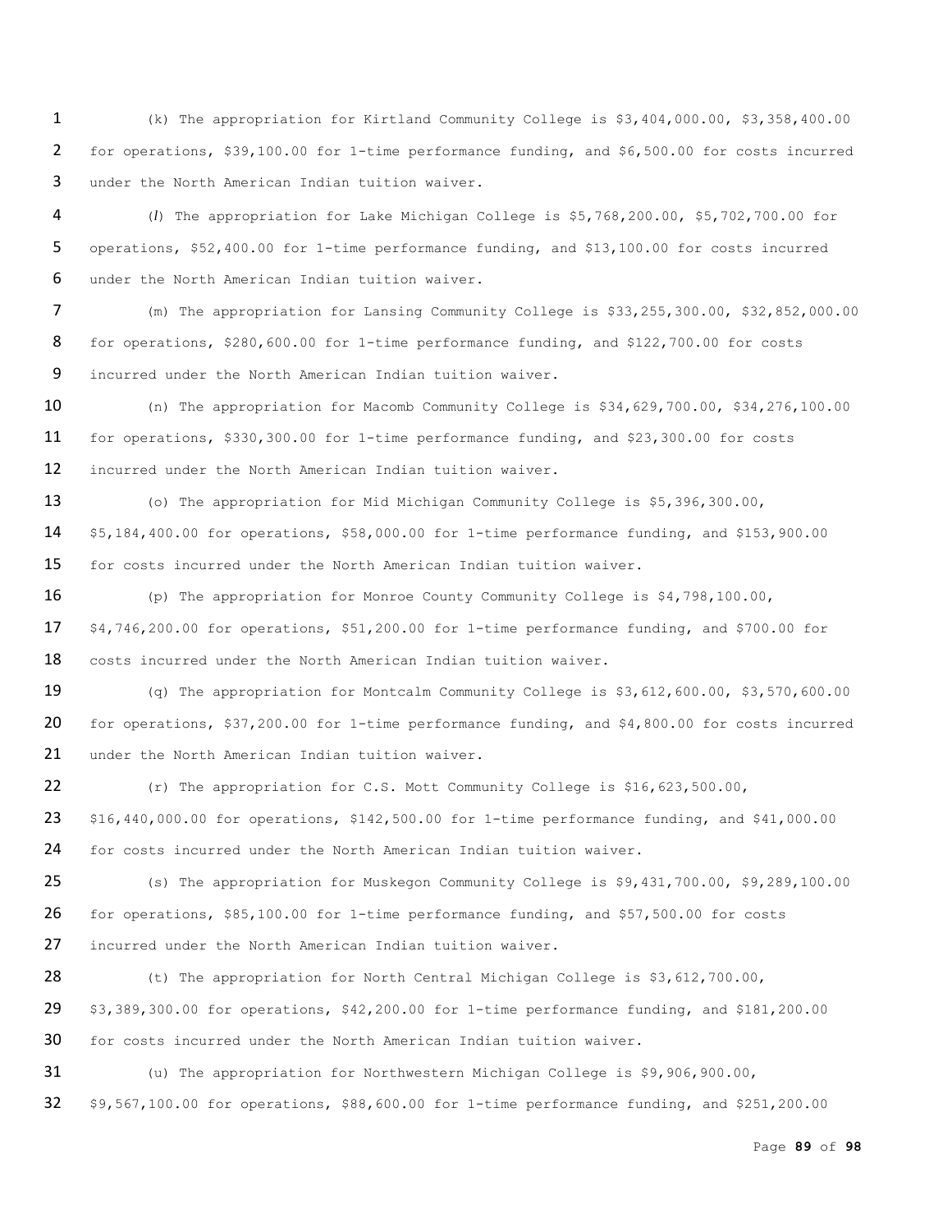(k) The appropriation for Kirtland Community College is $3,404,000.00, $3,358,400.00 for operations, $39,100.00 for 1-time performance funding, and $6,500.00 for costs incurred under the North American Indian tuition waiver.

(*l*) The appropriation for Lake Michigan College is $5,768,200.00, $5,702,700.00 for operations, $52,400.00 for 1-time performance funding, and $13,100.00 for costs incurred under the North American Indian tuition waiver.

(m) The appropriation for Lansing Community College is $33,255,300.00, $32,852,000.00 for operations, $280,600.00 for 1-time performance funding, and $122,700.00 for costs incurred under the North American Indian tuition waiver.

(n) The appropriation for Macomb Community College is $34,629,700.00, $34,276,100.00 for operations, $330,300.00 for 1-time performance funding, and $23,300.00 for costs incurred under the North American Indian tuition waiver.

(o) The appropriation for Mid Michigan Community College is $5,396,300.00, $5,184,400.00 for operations, $58,000.00 for 1-time performance funding, and $153,900.00 for costs incurred under the North American Indian tuition waiver.

(p) The appropriation for Monroe County Community College is $4,798,100.00, $4,746,200.00 for operations, $51,200.00 for 1-time performance funding, and $700.00 for costs incurred under the North American Indian tuition waiver.

(q) The appropriation for Montcalm Community College is $3,612,600.00, $3,570,600.00 for operations, $37,200.00 for 1-time performance funding, and $4,800.00 for costs incurred under the North American Indian tuition waiver.

(r) The appropriation for C.S. Mott Community College is $16,623,500.00, $16,440,000.00 for operations, $142,500.00 for 1-time performance funding, and $41,000.00 for costs incurred under the North American Indian tuition waiver.

(s) The appropriation for Muskegon Community College is $9,431,700.00, $9,289,100.00 for operations, $85,100.00 for 1-time performance funding, and $57,500.00 for costs incurred under the North American Indian tuition waiver.

(t) The appropriation for North Central Michigan College is $3,612,700.00, $3,389,300.00 for operations, $42,200.00 for 1-time performance funding, and $181,200.00 for costs incurred under the North American Indian tuition waiver.

(u) The appropriation for Northwestern Michigan College is $9,906,900.00, $9,567,100.00 for operations, $88,600.00 for 1-time performance funding, and $251,200.00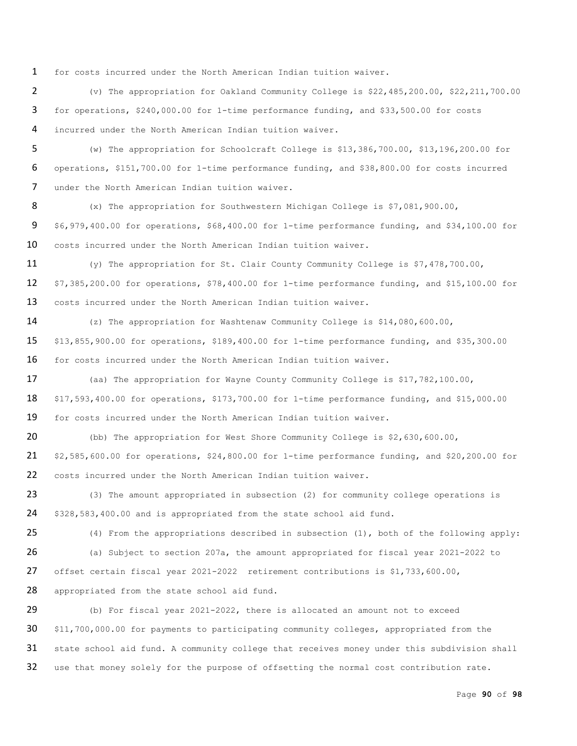for costs incurred under the North American Indian tuition waiver.

(v) The appropriation for Oakland Community College is $22,485,200.00, $22,211,700.00 for operations, $240,000.00 for 1-time performance funding, and $33,500.00 for costs incurred under the North American Indian tuition waiver.

(w) The appropriation for Schoolcraft College is $13,386,700.00, $13,196,200.00 for operations, $151,700.00 for 1-time performance funding, and $38,800.00 for costs incurred under the North American Indian tuition waiver.

(x) The appropriation for Southwestern Michigan College is $7,081,900.00, $6,979,400.00 for operations, $68,400.00 for 1-time performance funding, and $34,100.00 for costs incurred under the North American Indian tuition waiver.

(y) The appropriation for St. Clair County Community College is $7,478,700.00, $7,385,200.00 for operations, $78,400.00 for 1-time performance funding, and $15,100.00 for costs incurred under the North American Indian tuition waiver.

(z) The appropriation for Washtenaw Community College is $14,080,600.00, $13,855,900.00 for operations, $189,400.00 for 1-time performance funding, and $35,300.00 for costs incurred under the North American Indian tuition waiver.

(aa) The appropriation for Wayne County Community College is $17,782,100.00, $17,593,400.00 for operations, $173,700.00 for 1-time performance funding, and $15,000.00 for costs incurred under the North American Indian tuition waiver.

(bb) The appropriation for West Shore Community College is $2,630,600.00, $2,585,600.00 for operations, $24,800.00 for 1-time performance funding, and $20,200.00 for costs incurred under the North American Indian tuition waiver.

(3) The amount appropriated in subsection (2) for community college operations is $328,583,400.00 and is appropriated from the state school aid fund.

(4) From the appropriations described in subsection (1), both of the following apply:

(a) Subject to section 207a, the amount appropriated for fiscal year 2021-2022 to offset certain fiscal year 2021-2022 retirement contributions is $1,733,600.00, appropriated from the state school aid fund.

(b) For fiscal year 2021-2022, there is allocated an amount not to exceed $11,700,000.00 for payments to participating community colleges, appropriated from the state school aid fund. A community college that receives money under this subdivision shall use that money solely for the purpose of offsetting the normal cost contribution rate.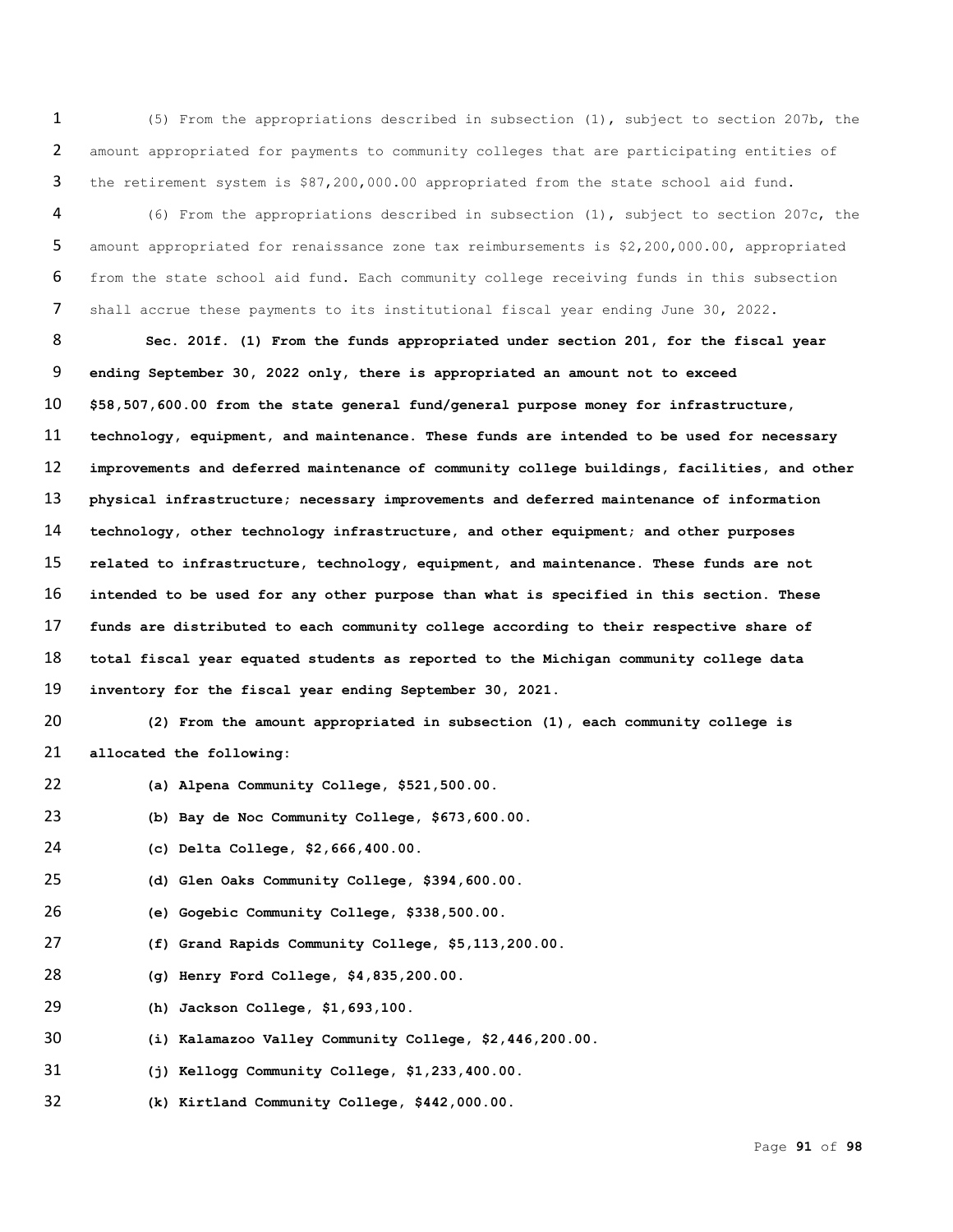(5) From the appropriations described in subsection (1), subject to section 207b, the amount appropriated for payments to community colleges that are participating entities of the retirement system is $87,200,000.00 appropriated from the state school aid fund.

(6) From the appropriations described in subsection (1), subject to section 207c, the amount appropriated for renaissance zone tax reimbursements is $2,200,000.00, appropriated from the state school aid fund. Each community college receiving funds in this subsection shall accrue these payments to its institutional fiscal year ending June 30, 2022.

**Sec. 201f. (1) From the funds appropriated under section 201, for the fiscal year ending September 30, 2022 only, there is appropriated an amount not to exceed $58,507,600.00 from the state general fund/general purpose money for infrastructure, technology, equipment, and maintenance. These funds are intended to be used for necessary improvements and deferred maintenance of community college buildings, facilities, and other physical infrastructure; necessary improvements and deferred maintenance of information technology, other technology infrastructure, and other equipment; and other purposes related to infrastructure, technology, equipment, and maintenance. These funds are not intended to be used for any other purpose than what is specified in this section. These funds are distributed to each community college according to their respective share of total fiscal year equated students as reported to the Michigan community college data inventory for the fiscal year ending September 30, 2021.**

**(2) From the amount appropriated in subsection (1), each community college is allocated the following:**

**(a) Alpena Community College, $521,500.00.**

**(b) Bay de Noc Community College, $673,600.00.**

**(c) Delta College, $2,666,400.00.**

**(d) Glen Oaks Community College, $394,600.00.**

**(e) Gogebic Community College, $338,500.00.**

**(f) Grand Rapids Community College, $5,113,200.00.**

**(g) Henry Ford College, $4,835,200.00.**

**(h) Jackson College, $1,693,100.**

**(i) Kalamazoo Valley Community College, $2,446,200.00.**

**(j) Kellogg Community College, $1,233,400.00.**

**(k) Kirtland Community College, $442,000.00.**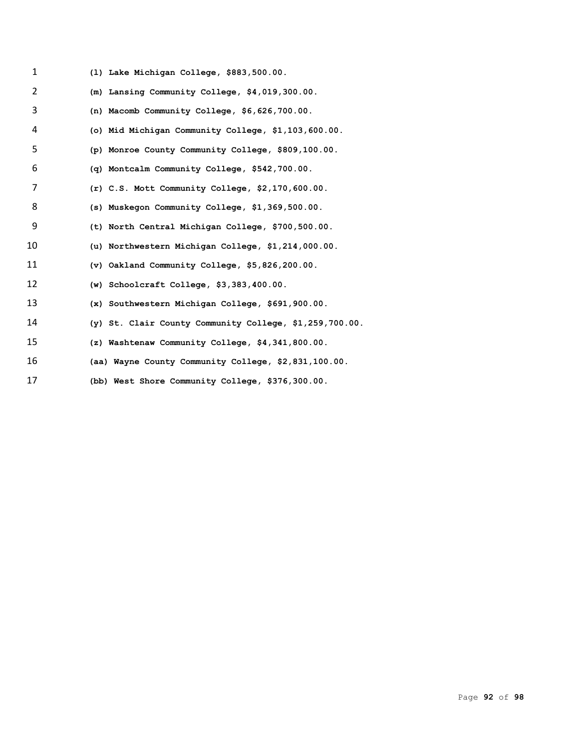(l) Lake Michigan College, $883,500.00.

(m) Lansing Community College, $4,019,300.00.

(n) Macomb Community College, $6,626,700.00.

(o) Mid Michigan Community College, $1,103,600.00.

(p) Monroe County Community College, $809,100.00.

(q) Montcalm Community College, $542,700.00.

(r) C.S. Mott Community College, $2,170,600.00.

(s) Muskegon Community College, $1,369,500.00.

(t) North Central Michigan College, $700,500.00.

(u) Northwestern Michigan College, $1,214,000.00.

(v) Oakland Community College, $5,826,200.00.

(w) Schoolcraft College, $3,383,400.00.

(x) Southwestern Michigan College, $691,900.00.

(y) St. Clair County Community College, $1,259,700.00.

(z) Washtenaw Community College, $4,341,800.00.

(aa) Wayne County Community College, $2,831,100.00.

(bb) West Shore Community College, $376,300.00.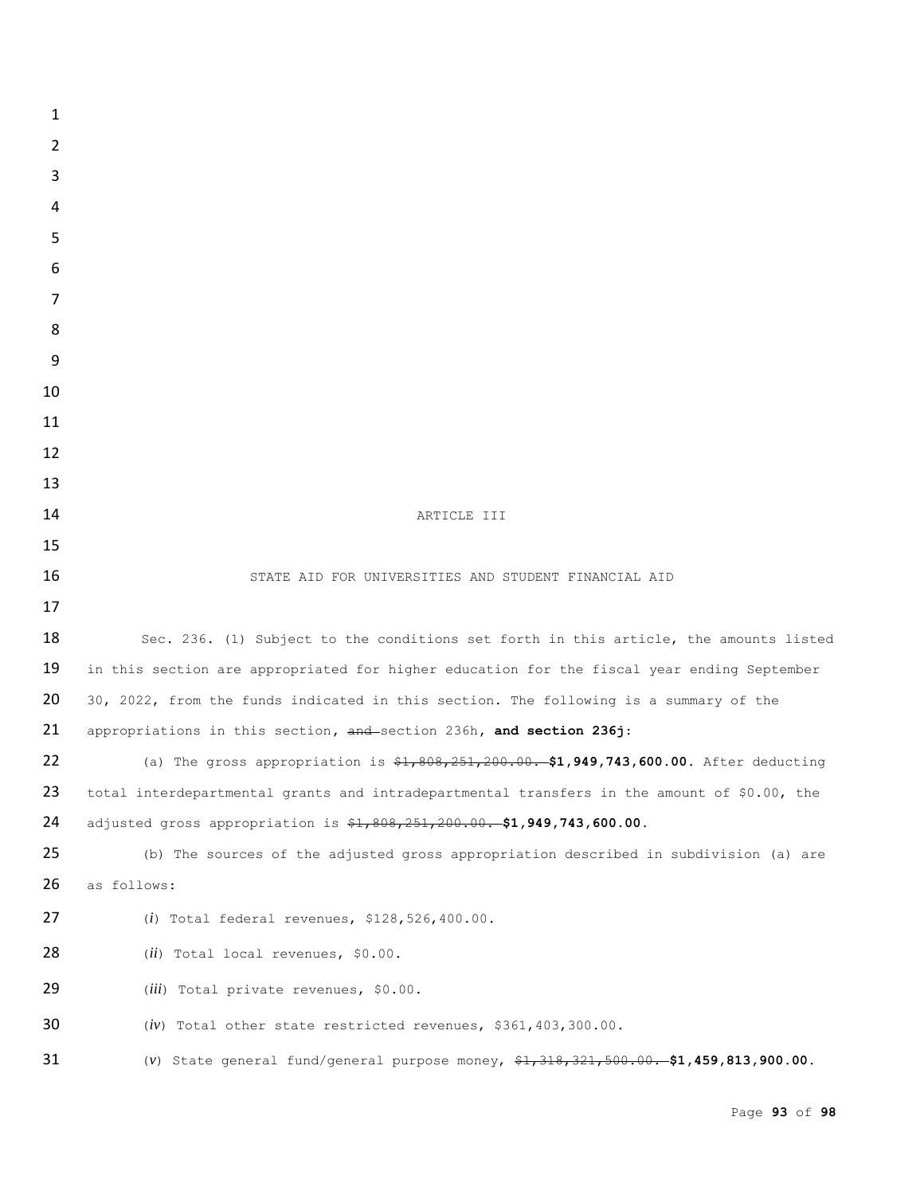ARTICLE III

STATE AID FOR UNIVERSITIES AND STUDENT FINANCIAL AID

Sec. 236. (1) Subject to the conditions set forth in this article, the amounts listed in this section are appropriated for higher education for the fiscal year ending September 30, 2022, from the funds indicated in this section. The following is a summary of the appropriations in this section, ~~and~~ section 236h, **and section 236j:**

(a) The gross appropriation is ~~$1,808,251,200.00.~~ **$1,949,743,600.00.** After deducting total interdepartmental grants and intradepartmental transfers in the amount of $0.00, the adjusted gross appropriation is ~~$1,808,251,200.00.~~ **$1,949,743,600.00.**

(b) The sources of the adjusted gross appropriation described in subdivision (a) are as follows:

(*i*) Total federal revenues, $128,526,400.00.

(*ii*) Total local revenues, $0.00.

(*iii*) Total private revenues, $0.00.

(*iv*) Total other state restricted revenues, $361,403,300.00.

(*v*) State general fund/general purpose money, ~~$1,318,321,500.00.~~ **$1,459,813,900.00.**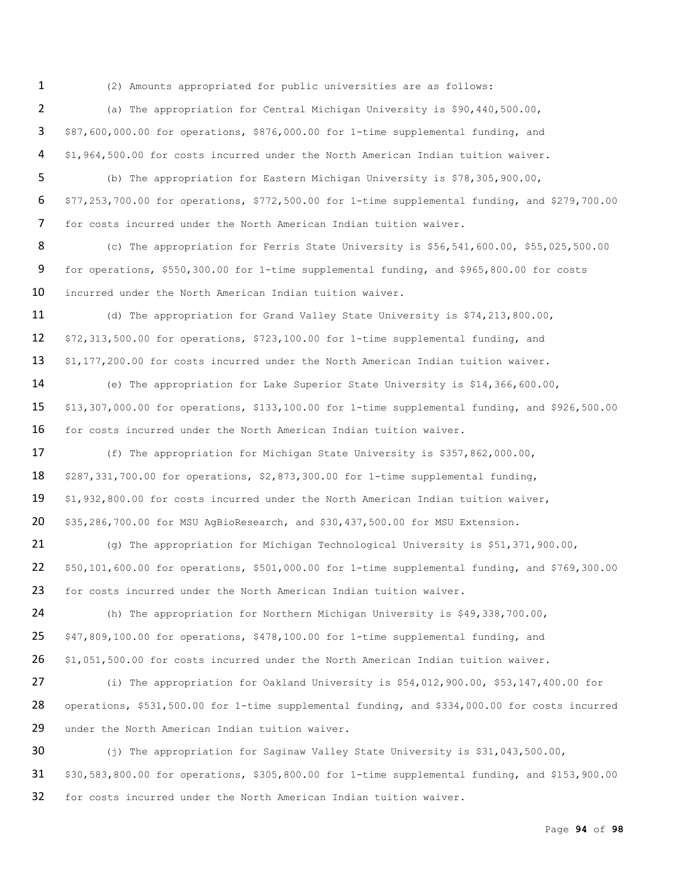(2) Amounts appropriated for public universities are as follows:

(a) The appropriation for Central Michigan University is $90,440,500.00, $87,600,000.00 for operations, $876,000.00 for 1-time supplemental funding, and $1,964,500.00 for costs incurred under the North American Indian tuition waiver.

(b) The appropriation for Eastern Michigan University is $78,305,900.00, $77,253,700.00 for operations, $772,500.00 for 1-time supplemental funding, and $279,700.00 for costs incurred under the North American Indian tuition waiver.

(c) The appropriation for Ferris State University is $56,541,600.00, $55,025,500.00 for operations, $550,300.00 for 1-time supplemental funding, and $965,800.00 for costs incurred under the North American Indian tuition waiver.

(d) The appropriation for Grand Valley State University is $74,213,800.00, $72,313,500.00 for operations, $723,100.00 for 1-time supplemental funding, and $1,177,200.00 for costs incurred under the North American Indian tuition waiver.

(e) The appropriation for Lake Superior State University is $14,366,600.00, $13,307,000.00 for operations, $133,100.00 for 1-time supplemental funding, and $926,500.00 for costs incurred under the North American Indian tuition waiver.

(f) The appropriation for Michigan State University is $357,862,000.00, $287,331,700.00 for operations, $2,873,300.00 for 1-time supplemental funding, $1,932,800.00 for costs incurred under the North American Indian tuition waiver, $35,286,700.00 for MSU AgBioResearch, and $30,437,500.00 for MSU Extension.

(g) The appropriation for Michigan Technological University is $51,371,900.00, $50,101,600.00 for operations, $501,000.00 for 1-time supplemental funding, and $769,300.00 for costs incurred under the North American Indian tuition waiver.

(h) The appropriation for Northern Michigan University is $49,338,700.00, $47,809,100.00 for operations, $478,100.00 for 1-time supplemental funding, and $1,051,500.00 for costs incurred under the North American Indian tuition waiver.

(i) The appropriation for Oakland University is $54,012,900.00, $53,147,400.00 for operations, $531,500.00 for 1-time supplemental funding, and $334,000.00 for costs incurred under the North American Indian tuition waiver.

(j) The appropriation for Saginaw Valley State University is $31,043,500.00, $30,583,800.00 for operations, $305,800.00 for 1-time supplemental funding, and $153,900.00 for costs incurred under the North American Indian tuition waiver.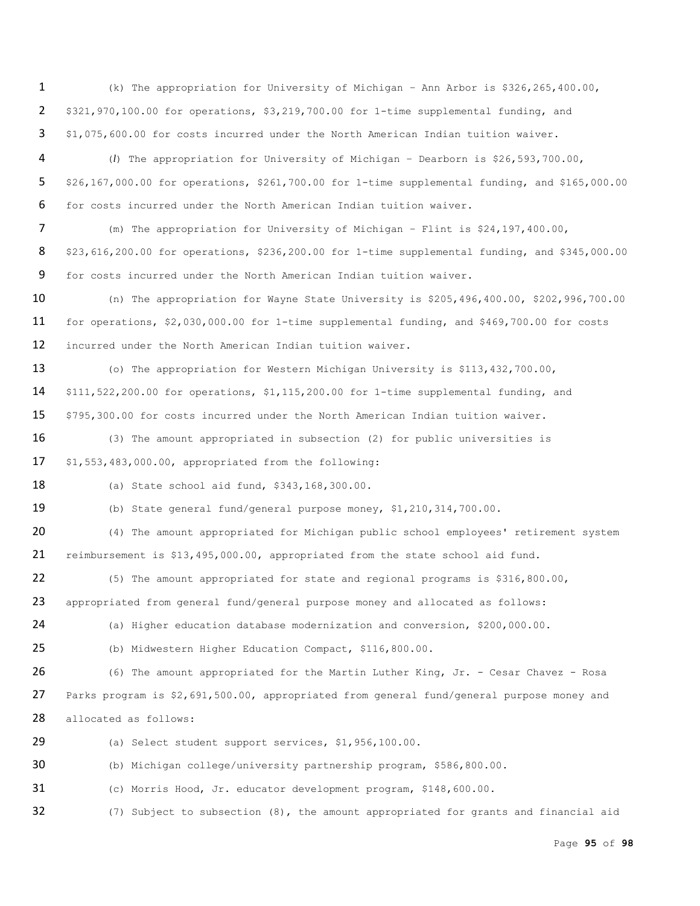(k) The appropriation for University of Michigan - Ann Arbor is $326,265,400.00, $321,970,100.00 for operations, $3,219,700.00 for 1-time supplemental funding, and $1,075,600.00 for costs incurred under the North American Indian tuition waiver.

(*l*) The appropriation for University of Michigan - Dearborn is $26,593,700.00, $26,167,000.00 for operations, $261,700.00 for 1-time supplemental funding, and $165,000.00 for costs incurred under the North American Indian tuition waiver.

(m) The appropriation for University of Michigan - Flint is $24,197,400.00, $23,616,200.00 for operations, $236,200.00 for 1-time supplemental funding, and $345,000.00 for costs incurred under the North American Indian tuition waiver.

(n) The appropriation for Wayne State University is $205,496,400.00, $202,996,700.00 for operations, $2,030,000.00 for 1-time supplemental funding, and $469,700.00 for costs incurred under the North American Indian tuition waiver.

(o) The appropriation for Western Michigan University is $113,432,700.00, $111,522,200.00 for operations, $1,115,200.00 for 1-time supplemental funding, and $795,300.00 for costs incurred under the North American Indian tuition waiver.

(3) The amount appropriated in subsection (2) for public universities is $1,553,483,000.00, appropriated from the following:

(a) State school aid fund, $343,168,300.00.

(b) State general fund/general purpose money, $1,210,314,700.00.

(4) The amount appropriated for Michigan public school employees' retirement system reimbursement is $13,495,000.00, appropriated from the state school aid fund.

(5) The amount appropriated for state and regional programs is $316,800.00, appropriated from general fund/general purpose money and allocated as follows:

(a) Higher education database modernization and conversion, $200,000.00.

(b) Midwestern Higher Education Compact, $116,800.00.

(6) The amount appropriated for the Martin Luther King, Jr. - Cesar Chavez - Rosa Parks program is $2,691,500.00, appropriated from general fund/general purpose money and allocated as follows:

(a) Select student support services, $1,956,100.00.

(b) Michigan college/university partnership program, $586,800.00.

(c) Morris Hood, Jr. educator development program, $148,600.00.

(7) Subject to subsection (8), the amount appropriated for grants and financial aid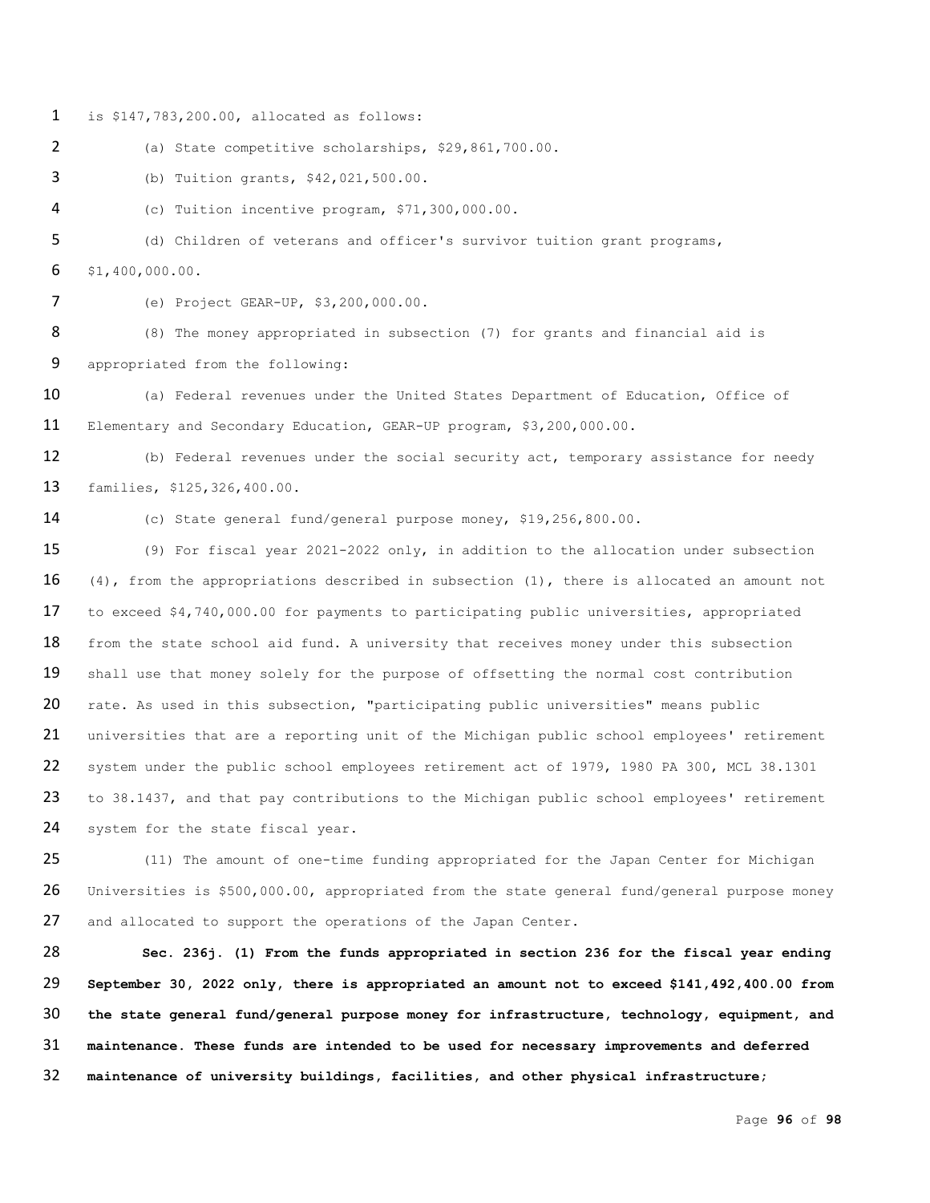is $147,783,200.00, allocated as follows:

(a) State competitive scholarships, $29,861,700.00.

(b) Tuition grants, $42,021,500.00.

(c) Tuition incentive program, $71,300,000.00.

(d) Children of veterans and officer's survivor tuition grant programs, $1,400,000.00.

(e) Project GEAR-UP, $3,200,000.00.

(8) The money appropriated in subsection (7) for grants and financial aid is appropriated from the following:

(a) Federal revenues under the United States Department of Education, Office of Elementary and Secondary Education, GEAR-UP program, $3,200,000.00.

(b) Federal revenues under the social security act, temporary assistance for needy families, $125,326,400.00.

(c) State general fund/general purpose money, $19,256,800.00.

(9) For fiscal year 2021-2022 only, in addition to the allocation under subsection (4), from the appropriations described in subsection (1), there is allocated an amount not to exceed $4,740,000.00 for payments to participating public universities, appropriated from the state school aid fund. A university that receives money under this subsection shall use that money solely for the purpose of offsetting the normal cost contribution rate. As used in this subsection, "participating public universities" means public universities that are a reporting unit of the Michigan public school employees' retirement system under the public school employees retirement act of 1979, 1980 PA 300, MCL 38.1301 to 38.1437, and that pay contributions to the Michigan public school employees' retirement system for the state fiscal year.

(11) The amount of one-time funding appropriated for the Japan Center for Michigan Universities is $500,000.00, appropriated from the state general fund/general purpose money and allocated to support the operations of the Japan Center.

**Sec. 236j. (1) From the funds appropriated in section 236 for the fiscal year ending September 30, 2022 only, there is appropriated an amount not to exceed $141,492,400.00 from the state general fund/general purpose money for infrastructure, technology, equipment, and maintenance. These funds are intended to be used for necessary improvements and deferred maintenance of university buildings, facilities, and other physical infrastructure;**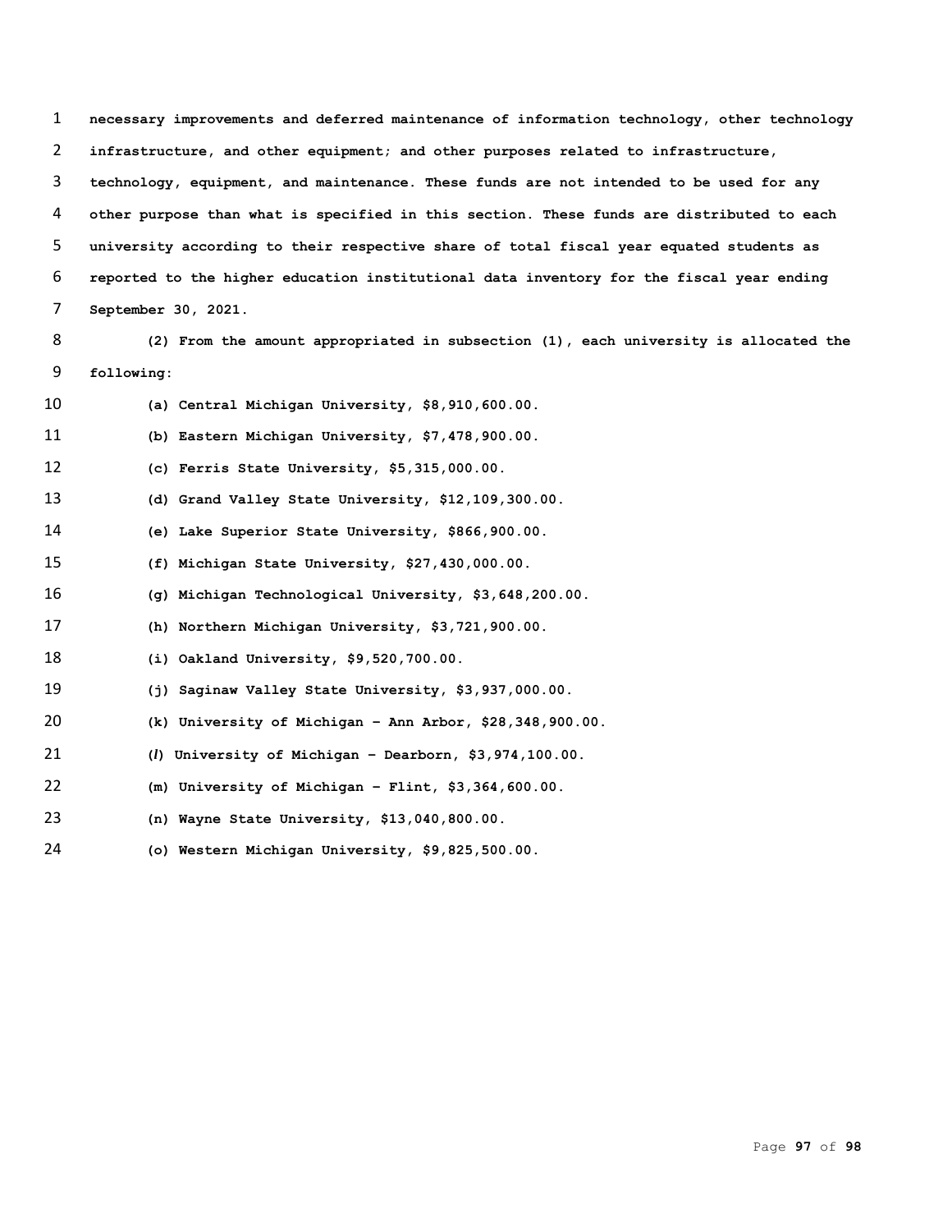**necessary improvements and deferred maintenance of information technology, other technology infrastructure, and other equipment; and other purposes related to infrastructure, technology, equipment, and maintenance. These funds are not intended to be used for any other purpose than what is specified in this section. These funds are distributed to each university according to their respective share of total fiscal year equated students as reported to the higher education institutional data inventory for the fiscal year ending September 30, 2021.**

**(2) From the amount appropriated in subsection (1), each university is allocated the following:**

**(a) Central Michigan University, $8,910,600.00.**

**(b) Eastern Michigan University, $7,478,900.00.**

**(c) Ferris State University, $5,315,000.00.**

**(d) Grand Valley State University, $12,109,300.00.**

**(e) Lake Superior State University, $866,900.00.**

**(f) Michigan State University, $27,430,000.00.**

**(g) Michigan Technological University, $3,648,200.00.**

**(h) Northern Michigan University, $3,721,900.00.**

**(i) Oakland University, $9,520,700.00.**

**(j) Saginaw Valley State University, $3,937,000.00.**

**(k) University of Michigan - Ann Arbor, $28,348,900.00.**

**(*l*) University of Michigan - Dearborn, $3,974,100.00.**

**(m) University of Michigan - Flint, $3,364,600.00.**

**(n) Wayne State University, $13,040,800.00.**

**(o) Western Michigan University, $9,825,500.00.**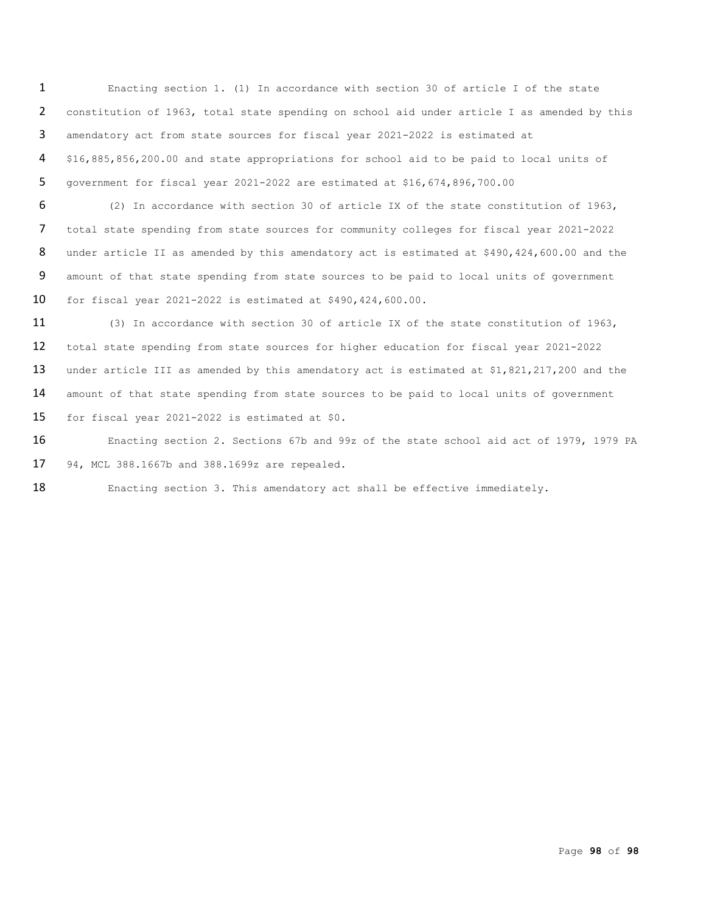Enacting section 1. (1) In accordance with section 30 of article I of the state constitution of 1963, total state spending on school aid under article I as amended by this amendatory act from state sources for fiscal year 2021-2022 is estimated at $16,885,856,200.00 and state appropriations for school aid to be paid to local units of government for fiscal year 2021-2022 are estimated at $16,674,896,700.00

(2) In accordance with section 30 of article IX of the state constitution of 1963, total state spending from state sources for community colleges for fiscal year 2021-2022 under article II as amended by this amendatory act is estimated at $490,424,600.00 and the amount of that state spending from state sources to be paid to local units of government for fiscal year 2021-2022 is estimated at $490,424,600.00.

(3) In accordance with section 30 of article IX of the state constitution of 1963, total state spending from state sources for higher education for fiscal year 2021-2022 under article III as amended by this amendatory act is estimated at $1,821,217,200 and the amount of that state spending from state sources to be paid to local units of government for fiscal year 2021-2022 is estimated at $0.

Enacting section 2. Sections 67b and 99z of the state school aid act of 1979, 1979 PA 94, MCL 388.1667b and 388.1699z are repealed.

Enacting section 3. This amendatory act shall be effective immediately.